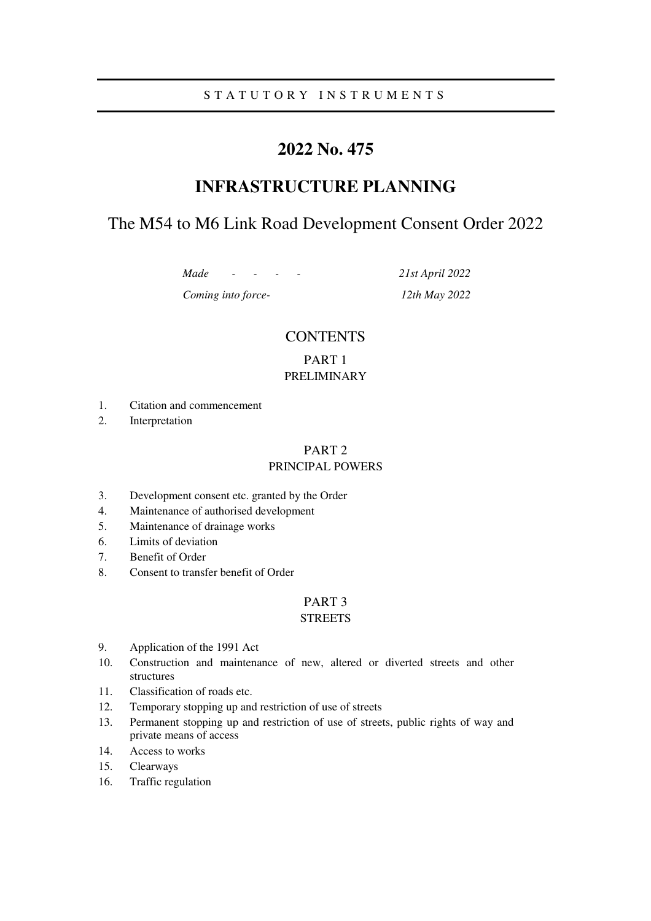STATUTORY INSTRUMENTS

# 2022 No. 475

# INFRASTRUCTURE PLANNING

## The M54 to M6 Link Road Development Consent Order 2022

*Made - - - -* *21st April 2022*

*Coming into force-* *12th May 2022*

## CONTENTS

### PART 1
### PRELIMINARY

1. Citation and commencement
2. Interpretation

### PART 2
### PRINCIPAL POWERS

3. Development consent etc. granted by the Order
4. Maintenance of authorised development
5. Maintenance of drainage works
6. Limits of deviation
7. Benefit of Order
8. Consent to transfer benefit of Order

### PART 3
### STREETS

9. Application of the 1991 Act
10. Construction and maintenance of new, altered or diverted streets and other structures
11. Classification of roads etc.
12. Temporary stopping up and restriction of use of streets
13. Permanent stopping up and restriction of use of streets, public rights of way and private means of access
14. Access to works
15. Clearways
16. Traffic regulation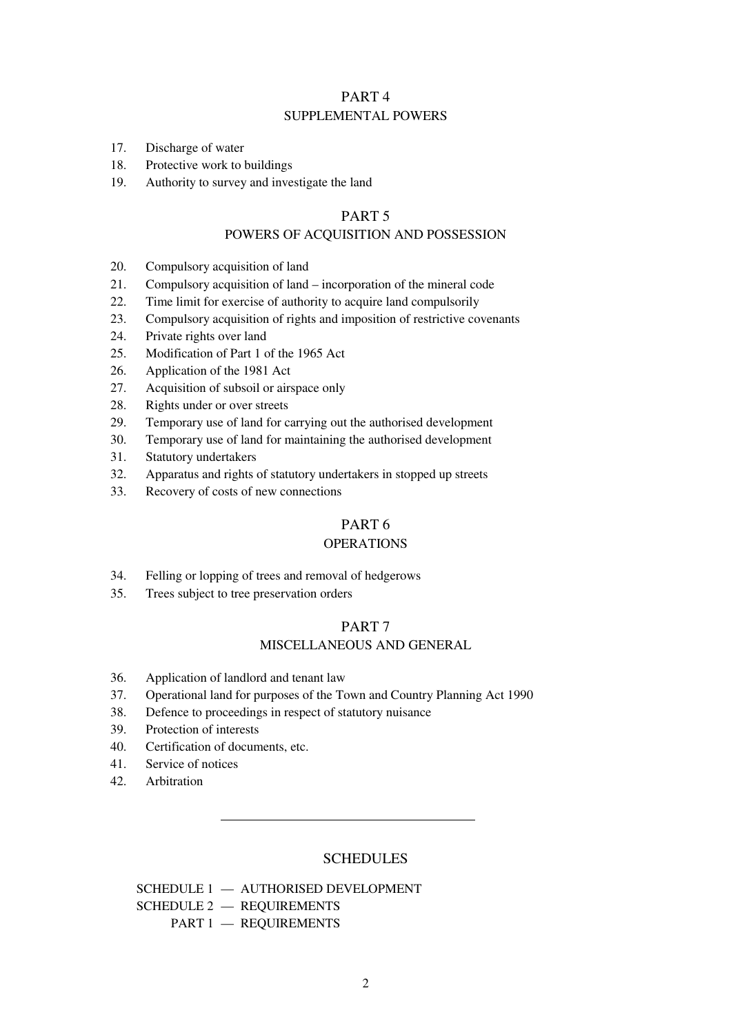## PART 4
### SUPPLEMENTAL POWERS

17. Discharge of water
18. Protective work to buildings
19. Authority to survey and investigate the land

## PART 5
### POWERS OF ACQUISITION AND POSSESSION

20. Compulsory acquisition of land
21. Compulsory acquisition of land – incorporation of the mineral code
22. Time limit for exercise of authority to acquire land compulsorily
23. Compulsory acquisition of rights and imposition of restrictive covenants
24. Private rights over land
25. Modification of Part 1 of the 1965 Act
26. Application of the 1981 Act
27. Acquisition of subsoil or airspace only
28. Rights under or over streets
29. Temporary use of land for carrying out the authorised development
30. Temporary use of land for maintaining the authorised development
31. Statutory undertakers
32. Apparatus and rights of statutory undertakers in stopped up streets
33. Recovery of costs of new connections

## PART 6
### OPERATIONS

34. Felling or lopping of trees and removal of hedgerows
35. Trees subject to tree preservation orders

## PART 7
### MISCELLANEOUS AND GENERAL

36. Application of landlord and tenant law
37. Operational land for purposes of the Town and Country Planning Act 1990
38. Defence to proceedings in respect of statutory nuisance
39. Protection of interests
40. Certification of documents, etc.
41. Service of notices
42. Arbitration

---

## SCHEDULES

SCHEDULE 1 — AUTHORISED DEVELOPMENT
SCHEDULE 2 — REQUIREMENTS
PART 1 — REQUIREMENTS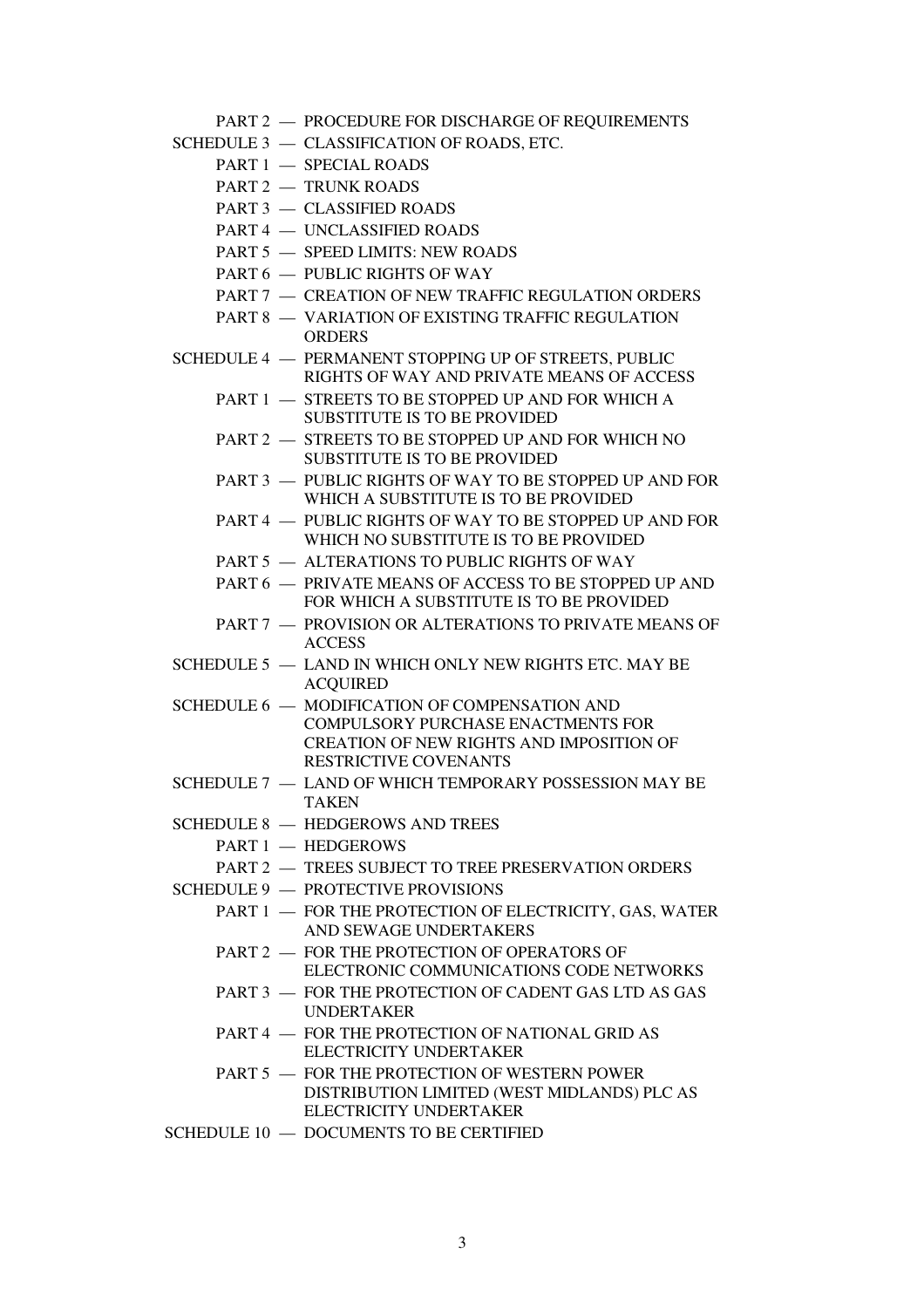PART 2 — PROCEDURE FOR DISCHARGE OF REQUIREMENTS

SCHEDULE 3 — CLASSIFICATION OF ROADS, ETC.

PART 1 — SPECIAL ROADS

PART 2 — TRUNK ROADS

PART 3 — CLASSIFIED ROADS

PART 4 — UNCLASSIFIED ROADS

PART 5 — SPEED LIMITS: NEW ROADS

PART 6 — PUBLIC RIGHTS OF WAY

PART 7 — CREATION OF NEW TRAFFIC REGULATION ORDERS

PART 8 — VARIATION OF EXISTING TRAFFIC REGULATION ORDERS

SCHEDULE 4 — PERMANENT STOPPING UP OF STREETS, PUBLIC RIGHTS OF WAY AND PRIVATE MEANS OF ACCESS

PART 1 — STREETS TO BE STOPPED UP AND FOR WHICH A SUBSTITUTE IS TO BE PROVIDED

PART 2 — STREETS TO BE STOPPED UP AND FOR WHICH NO SUBSTITUTE IS TO BE PROVIDED

PART 3 — PUBLIC RIGHTS OF WAY TO BE STOPPED UP AND FOR WHICH A SUBSTITUTE IS TO BE PROVIDED

PART 4 — PUBLIC RIGHTS OF WAY TO BE STOPPED UP AND FOR WHICH NO SUBSTITUTE IS TO BE PROVIDED

PART 5 — ALTERATIONS TO PUBLIC RIGHTS OF WAY

PART 6 — PRIVATE MEANS OF ACCESS TO BE STOPPED UP AND FOR WHICH A SUBSTITUTE IS TO BE PROVIDED

PART 7 — PROVISION OR ALTERATIONS TO PRIVATE MEANS OF ACCESS

SCHEDULE 5 — LAND IN WHICH ONLY NEW RIGHTS ETC. MAY BE ACQUIRED

SCHEDULE 6 — MODIFICATION OF COMPENSATION AND COMPULSORY PURCHASE ENACTMENTS FOR CREATION OF NEW RIGHTS AND IMPOSITION OF RESTRICTIVE COVENANTS

SCHEDULE 7 — LAND OF WHICH TEMPORARY POSSESSION MAY BE TAKEN

SCHEDULE 8 — HEDGEROWS AND TREES

PART 1 — HEDGEROWS

PART 2 — TREES SUBJECT TO TREE PRESERVATION ORDERS

SCHEDULE 9 — PROTECTIVE PROVISIONS

PART 1 — FOR THE PROTECTION OF ELECTRICITY, GAS, WATER AND SEWAGE UNDERTAKERS

PART 2 — FOR THE PROTECTION OF OPERATORS OF ELECTRONIC COMMUNICATIONS CODE NETWORKS

PART 3 — FOR THE PROTECTION OF CADENT GAS LTD AS GAS UNDERTAKER

PART 4 — FOR THE PROTECTION OF NATIONAL GRID AS ELECTRICITY UNDERTAKER

PART 5 — FOR THE PROTECTION OF WESTERN POWER DISTRIBUTION LIMITED (WEST MIDLANDS) PLC AS ELECTRICITY UNDERTAKER

SCHEDULE 10 — DOCUMENTS TO BE CERTIFIED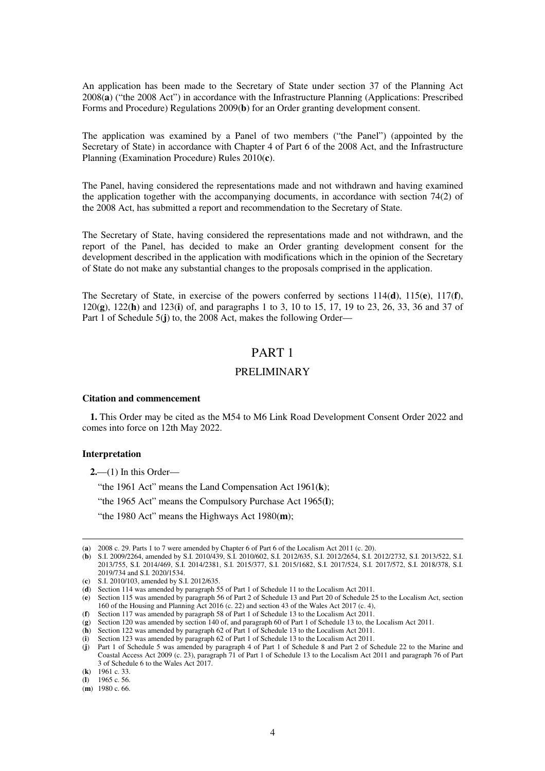An application has been made to the Secretary of State under section 37 of the Planning Act 2008(**a**) ("the 2008 Act") in accordance with the Infrastructure Planning (Applications: Prescribed Forms and Procedure) Regulations 2009(**b**) for an Order granting development consent.

The application was examined by a Panel of two members ("the Panel") (appointed by the Secretary of State) in accordance with Chapter 4 of Part 6 of the 2008 Act, and the Infrastructure Planning (Examination Procedure) Rules 2010(**c**).

The Panel, having considered the representations made and not withdrawn and having examined the application together with the accompanying documents, in accordance with section 74(2) of the 2008 Act, has submitted a report and recommendation to the Secretary of State.

The Secretary of State, having considered the representations made and not withdrawn, and the report of the Panel, has decided to make an Order granting development consent for the development described in the application with modifications which in the opinion of the Secretary of State do not make any substantial changes to the proposals comprised in the application.

The Secretary of State, in exercise of the powers conferred by sections 114(**d**), 115(**e**), 117(**f**), 120(**g**), 122(**h**) and 123(**i**) of, and paragraphs 1 to 3, 10 to 15, 17, 19 to 23, 26, 33, 36 and 37 of Part 1 of Schedule 5(**j**) to, the 2008 Act, makes the following Order—

# PART 1

## PRELIMINARY

### Citation and commencement

**1.** This Order may be cited as the M54 to M6 Link Road Development Consent Order 2022 and comes into force on 12th May 2022.

### Interpretation

**2.**—(1) In this Order—

"the 1961 Act" means the Land Compensation Act 1961(**k**);

"the 1965 Act" means the Compulsory Purchase Act 1965(**l**);

"the 1980 Act" means the Highways Act 1980(**m**);

---

(**a**) 2008 c. 29. Parts 1 to 7 were amended by Chapter 6 of Part 6 of the Localism Act 2011 (c. 20).
(**b**) S.I. 2009/2264, amended by S.I. 2010/439, S.I. 2010/602, S.I. 2012/635, S.I. 2012/2654, S.I. 2012/2732, S.I. 2013/522, S.I. 2013/755, S.I. 2014/469, S.I. 2014/2381, S.I. 2015/377, S.I. 2015/1682, S.I. 2017/524, S.I. 2017/572, S.I. 2018/378, S.I. 2019/734 and S.I. 2020/1534.
(**c**) S.I. 2010/103, amended by S.I. 2012/635.
(**d**) Section 114 was amended by paragraph 55 of Part 1 of Schedule 11 to the Localism Act 2011.
(**e**) Section 115 was amended by paragraph 56 of Part 2 of Schedule 13 and Part 20 of Schedule 25 to the Localism Act, section 160 of the Housing and Planning Act 2016 (c. 22) and section 43 of the Wales Act 2017 (c. 4),
(**f**) Section 117 was amended by paragraph 58 of Part 1 of Schedule 13 to the Localism Act 2011.
(**g**) Section 120 was amended by section 140 of, and paragraph 60 of Part 1 of Schedule 13 to, the Localism Act 2011.
(**h**) Section 122 was amended by paragraph 62 of Part 1 of Schedule 13 to the Localism Act 2011.
(**i**) Section 123 was amended by paragraph 62 of Part 1 of Schedule 13 to the Localism Act 2011.
(**j**) Part 1 of Schedule 5 was amended by paragraph 4 of Part 1 of Schedule 8 and Part 2 of Schedule 22 to the Marine and Coastal Access Act 2009 (c. 23), paragraph 71 of Part 1 of Schedule 13 to the Localism Act 2011 and paragraph 76 of Part 3 of Schedule 6 to the Wales Act 2017.
(**k**) 1961 c. 33.
(**l**) 1965 c. 56.
(**m**) 1980 c. 66.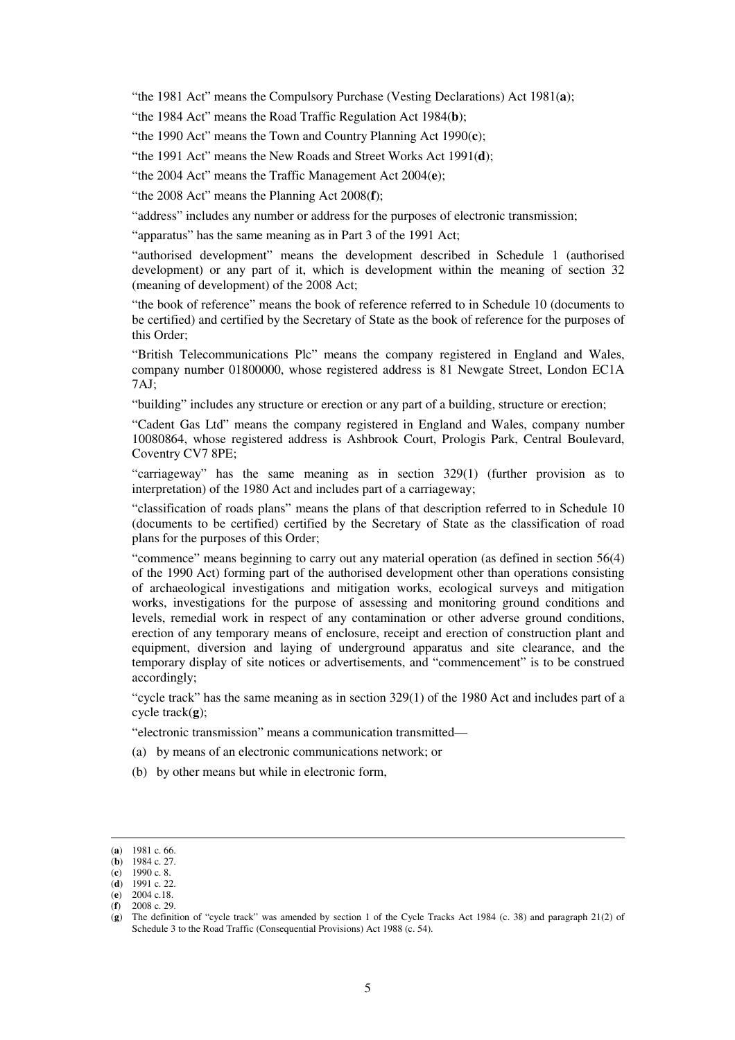"the 1981 Act" means the Compulsory Purchase (Vesting Declarations) Act 1981([a]);

"the 1984 Act" means the Road Traffic Regulation Act 1984([b]);

"the 1990 Act" means the Town and Country Planning Act 1990([c]);

"the 1991 Act" means the New Roads and Street Works Act 1991([d]);

"the 2004 Act" means the Traffic Management Act 2004([e]);

"the 2008 Act" means the Planning Act 2008([f]);

"address" includes any number or address for the purposes of electronic transmission;

"apparatus" has the same meaning as in Part 3 of the 1991 Act;

"authorised development" means the development described in Schedule 1 (authorised development) or any part of it, which is development within the meaning of section 32 (meaning of development) of the 2008 Act;

"the book of reference" means the book of reference referred to in Schedule 10 (documents to be certified) and certified by the Secretary of State as the book of reference for the purposes of this Order;

"British Telecommunications Plc" means the company registered in England and Wales, company number 01800000, whose registered address is 81 Newgate Street, London EC1A 7AJ;

"building" includes any structure or erection or any part of a building, structure or erection;

"Cadent Gas Ltd" means the company registered in England and Wales, company number 10080864, whose registered address is Ashbrook Court, Prologis Park, Central Boulevard, Coventry CV7 8PE;

"carriageway" has the same meaning as in section 329(1) (further provision as to interpretation) of the 1980 Act and includes part of a carriageway;

"classification of roads plans" means the plans of that description referred to in Schedule 10 (documents to be certified) certified by the Secretary of State as the classification of road plans for the purposes of this Order;

"commence" means beginning to carry out any material operation (as defined in section 56(4) of the 1990 Act) forming part of the authorised development other than operations consisting of archaeological investigations and mitigation works, ecological surveys and mitigation works, investigations for the purpose of assessing and monitoring ground conditions and levels, remedial work in respect of any contamination or other adverse ground conditions, erection of any temporary means of enclosure, receipt and erection of construction plant and equipment, diversion and laying of underground apparatus and site clearance, and the temporary display of site notices or advertisements, and "commencement" is to be construed accordingly;

"cycle track" has the same meaning as in section 329(1) of the 1980 Act and includes part of a cycle track([g]);

"electronic transmission" means a communication transmitted—

(a) by means of an electronic communications network; or

(b) by other means but while in electronic form,

---

([a]) 1981 c. 66.
([b]) 1984 c. 27.
([c]) 1990 c. 8.
([d]) 1991 c. 22.
([e]) 2004 c.18.
([f]) 2008 c. 29.
([g]) The definition of "cycle track" was amended by section 1 of the Cycle Tracks Act 1984 (c. 38) and paragraph 21(2) of Schedule 3 to the Road Traffic (Consequential Provisions) Act 1988 (c. 54).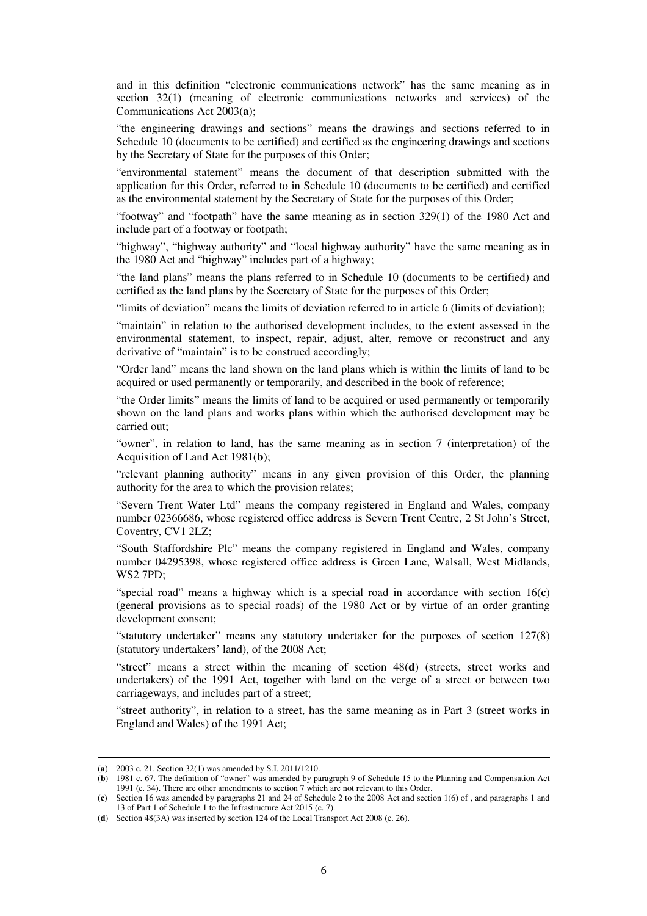and in this definition "electronic communications network" has the same meaning as in section 32(1) (meaning of electronic communications networks and services) of the Communications Act 2003(**a**);

"the engineering drawings and sections" means the drawings and sections referred to in Schedule 10 (documents to be certified) and certified as the engineering drawings and sections by the Secretary of State for the purposes of this Order;

"environmental statement" means the document of that description submitted with the application for this Order, referred to in Schedule 10 (documents to be certified) and certified as the environmental statement by the Secretary of State for the purposes of this Order;

"footway" and "footpath" have the same meaning as in section 329(1) of the 1980 Act and include part of a footway or footpath;

"highway", "highway authority" and "local highway authority" have the same meaning as in the 1980 Act and "highway" includes part of a highway;

"the land plans" means the plans referred to in Schedule 10 (documents to be certified) and certified as the land plans by the Secretary of State for the purposes of this Order;

"limits of deviation" means the limits of deviation referred to in article 6 (limits of deviation);

"maintain" in relation to the authorised development includes, to the extent assessed in the environmental statement, to inspect, repair, adjust, alter, remove or reconstruct and any derivative of "maintain" is to be construed accordingly;

"Order land" means the land shown on the land plans which is within the limits of land to be acquired or used permanently or temporarily, and described in the book of reference;

"the Order limits" means the limits of land to be acquired or used permanently or temporarily shown on the land plans and works plans within which the authorised development may be carried out;

"owner", in relation to land, has the same meaning as in section 7 (interpretation) of the Acquisition of Land Act 1981(**b**);

"relevant planning authority" means in any given provision of this Order, the planning authority for the area to which the provision relates;

"Severn Trent Water Ltd" means the company registered in England and Wales, company number 02366686, whose registered office address is Severn Trent Centre, 2 St John's Street, Coventry, CV1 2LZ;

"South Staffordshire Plc" means the company registered in England and Wales, company number 04295398, whose registered office address is Green Lane, Walsall, West Midlands, WS2 7PD;

"special road" means a highway which is a special road in accordance with section 16(**c**) (general provisions as to special roads) of the 1980 Act or by virtue of an order granting development consent;

"statutory undertaker" means any statutory undertaker for the purposes of section 127(8) (statutory undertakers' land), of the 2008 Act;

"street" means a street within the meaning of section 48(**d**) (streets, street works and undertakers) of the 1991 Act, together with land on the verge of a street or between two carriageways, and includes part of a street;

"street authority", in relation to a street, has the same meaning as in Part 3 (street works in England and Wales) of the 1991 Act;

---

(**a**) 2003 c. 21. Section 32(1) was amended by S.I. 2011/1210.

(**b**) 1981 c. 67. The definition of "owner" was amended by paragraph 9 of Schedule 15 to the Planning and Compensation Act 1991 (c. 34). There are other amendments to section 7 which are not relevant to this Order.

(**c**) Section 16 was amended by paragraphs 21 and 24 of Schedule 2 to the 2008 Act and section 1(6) of , and paragraphs 1 and 13 of Part 1 of Schedule 1 to the Infrastructure Act 2015 (c. 7).

(**d**) Section 48(3A) was inserted by section 124 of the Local Transport Act 2008 (c. 26).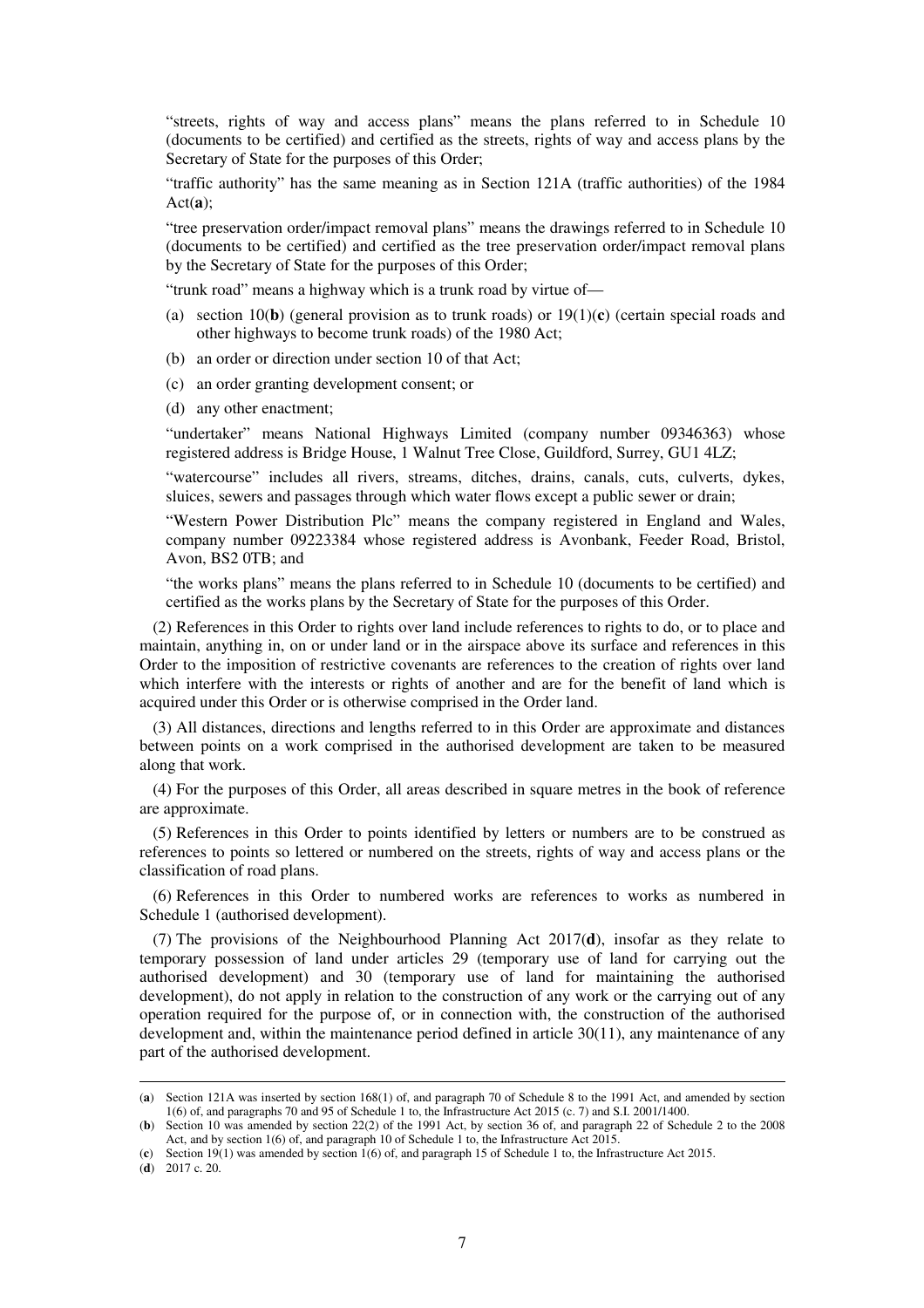"streets, rights of way and access plans" means the plans referred to in Schedule 10 (documents to be certified) and certified as the streets, rights of way and access plans by the Secretary of State for the purposes of this Order;

"traffic authority" has the same meaning as in Section 121A (traffic authorities) of the 1984 Act(**a**);

"tree preservation order/impact removal plans" means the drawings referred to in Schedule 10 (documents to be certified) and certified as the tree preservation order/impact removal plans by the Secretary of State for the purposes of this Order;

"trunk road" means a highway which is a trunk road by virtue of—

(a) section 10(**b**) (general provision as to trunk roads) or 19(1)(**c**) (certain special roads and other highways to become trunk roads) of the 1980 Act;

(b) an order or direction under section 10 of that Act;

(c) an order granting development consent; or

(d) any other enactment;

"undertaker" means National Highways Limited (company number 09346363) whose registered address is Bridge House, 1 Walnut Tree Close, Guildford, Surrey, GU1 4LZ;

"watercourse" includes all rivers, streams, ditches, drains, canals, cuts, culverts, dykes, sluices, sewers and passages through which water flows except a public sewer or drain;

"Western Power Distribution Plc" means the company registered in England and Wales, company number 09223384 whose registered address is Avonbank, Feeder Road, Bristol, Avon, BS2 0TB; and

"the works plans" means the plans referred to in Schedule 10 (documents to be certified) and certified as the works plans by the Secretary of State for the purposes of this Order.

(2) References in this Order to rights over land include references to rights to do, or to place and maintain, anything in, on or under land or in the airspace above its surface and references in this Order to the imposition of restrictive covenants are references to the creation of rights over land which interfere with the interests or rights of another and are for the benefit of land which is acquired under this Order or is otherwise comprised in the Order land.

(3) All distances, directions and lengths referred to in this Order are approximate and distances between points on a work comprised in the authorised development are taken to be measured along that work.

(4) For the purposes of this Order, all areas described in square metres in the book of reference are approximate.

(5) References in this Order to points identified by letters or numbers are to be construed as references to points so lettered or numbered on the streets, rights of way and access plans or the classification of road plans.

(6) References in this Order to numbered works are references to works as numbered in Schedule 1 (authorised development).

(7) The provisions of the Neighbourhood Planning Act 2017(**d**), insofar as they relate to temporary possession of land under articles 29 (temporary use of land for carrying out the authorised development) and 30 (temporary use of land for maintaining the authorised development), do not apply in relation to the construction of any work or the carrying out of any operation required for the purpose of, or in connection with, the construction of the authorised development and, within the maintenance period defined in article 30(11), any maintenance of any part of the authorised development.

---

(**a**) Section 121A was inserted by section 168(1) of, and paragraph 70 of Schedule 8 to the 1991 Act, and amended by section 1(6) of, and paragraphs 70 and 95 of Schedule 1 to, the Infrastructure Act 2015 (c. 7) and S.I. 2001/1400.

(**b**) Section 10 was amended by section 22(2) of the 1991 Act, by section 36 of, and paragraph 22 of Schedule 2 to the 2008 Act, and by section 1(6) of, and paragraph 10 of Schedule 1 to, the Infrastructure Act 2015.

(**c**) Section 19(1) was amended by section 1(6) of, and paragraph 15 of Schedule 1 to, the Infrastructure Act 2015.

(**d**) 2017 c. 20.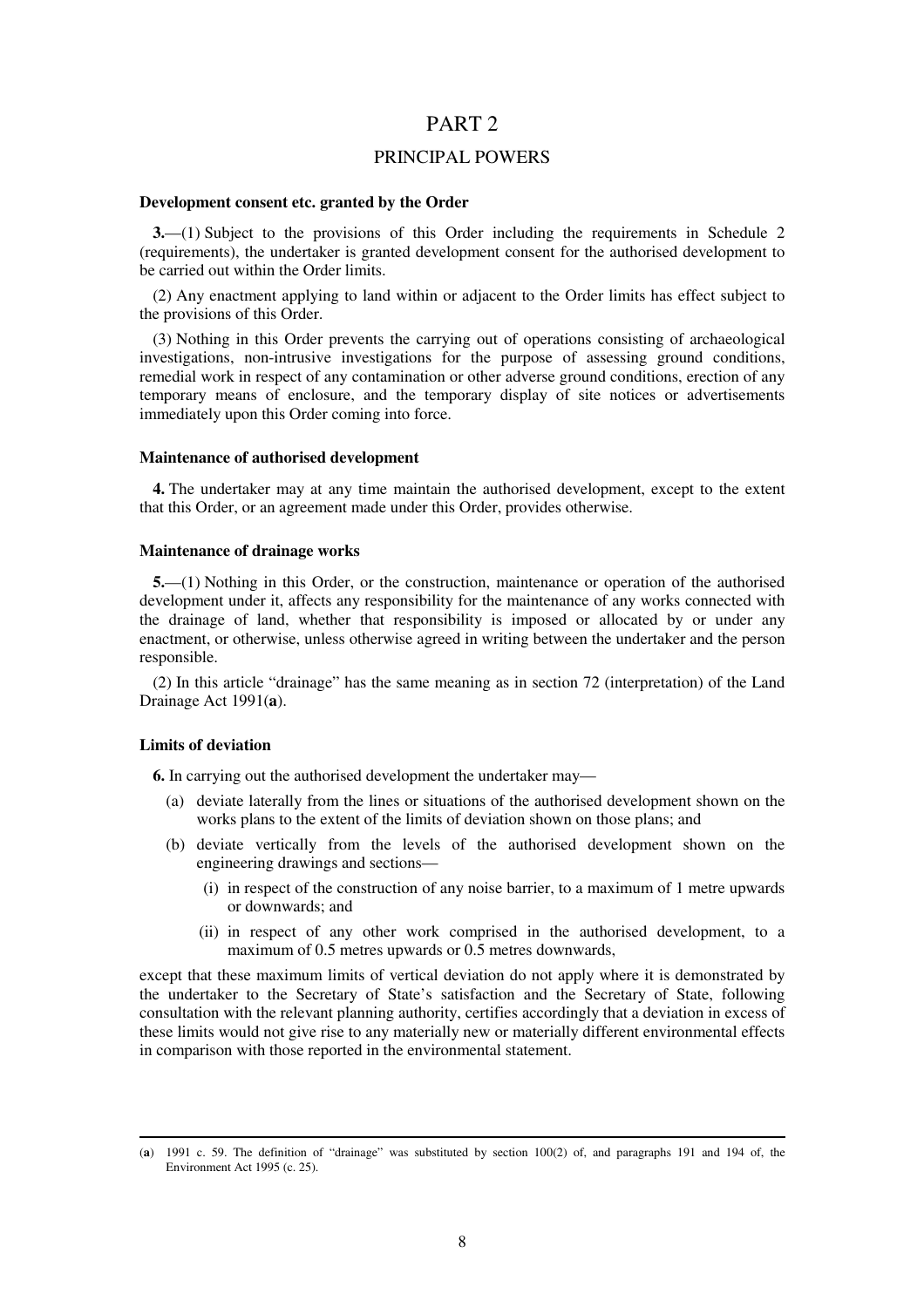# PART 2

## PRINCIPAL POWERS

**Development consent etc. granted by the Order**

**3.**—(1) Subject to the provisions of this Order including the requirements in Schedule 2 (requirements), the undertaker is granted development consent for the authorised development to be carried out within the Order limits.

(2) Any enactment applying to land within or adjacent to the Order limits has effect subject to the provisions of this Order.

(3) Nothing in this Order prevents the carrying out of operations consisting of archaeological investigations, non-intrusive investigations for the purpose of assessing ground conditions, remedial work in respect of any contamination or other adverse ground conditions, erection of any temporary means of enclosure, and the temporary display of site notices or advertisements immediately upon this Order coming into force.

**Maintenance of authorised development**

**4.** The undertaker may at any time maintain the authorised development, except to the extent that this Order, or an agreement made under this Order, provides otherwise.

**Maintenance of drainage works**

**5.**—(1) Nothing in this Order, or the construction, maintenance or operation of the authorised development under it, affects any responsibility for the maintenance of any works connected with the drainage of land, whether that responsibility is imposed or allocated by or under any enactment, or otherwise, unless otherwise agreed in writing between the undertaker and the person responsible.

(2) In this article "drainage" has the same meaning as in section 72 (interpretation) of the Land Drainage Act 1991(**a**).

**Limits of deviation**

**6.** In carrying out the authorised development the undertaker may—

(a) deviate laterally from the lines or situations of the authorised development shown on the works plans to the extent of the limits of deviation shown on those plans; and

(b) deviate vertically from the levels of the authorised development shown on the engineering drawings and sections—

  (i) in respect of the construction of any noise barrier, to a maximum of 1 metre upwards or downwards; and

  (ii) in respect of any other work comprised in the authorised development, to a maximum of 0.5 metres upwards or 0.5 metres downwards,

except that these maximum limits of vertical deviation do not apply where it is demonstrated by the undertaker to the Secretary of State's satisfaction and the Secretary of State, following consultation with the relevant planning authority, certifies accordingly that a deviation in excess of these limits would not give rise to any materially new or materially different environmental effects in comparison with those reported in the environmental statement.

---

(**a**) 1991 c. 59. The definition of "drainage" was substituted by section 100(2) of, and paragraphs 191 and 194 of, the Environment Act 1995 (c. 25).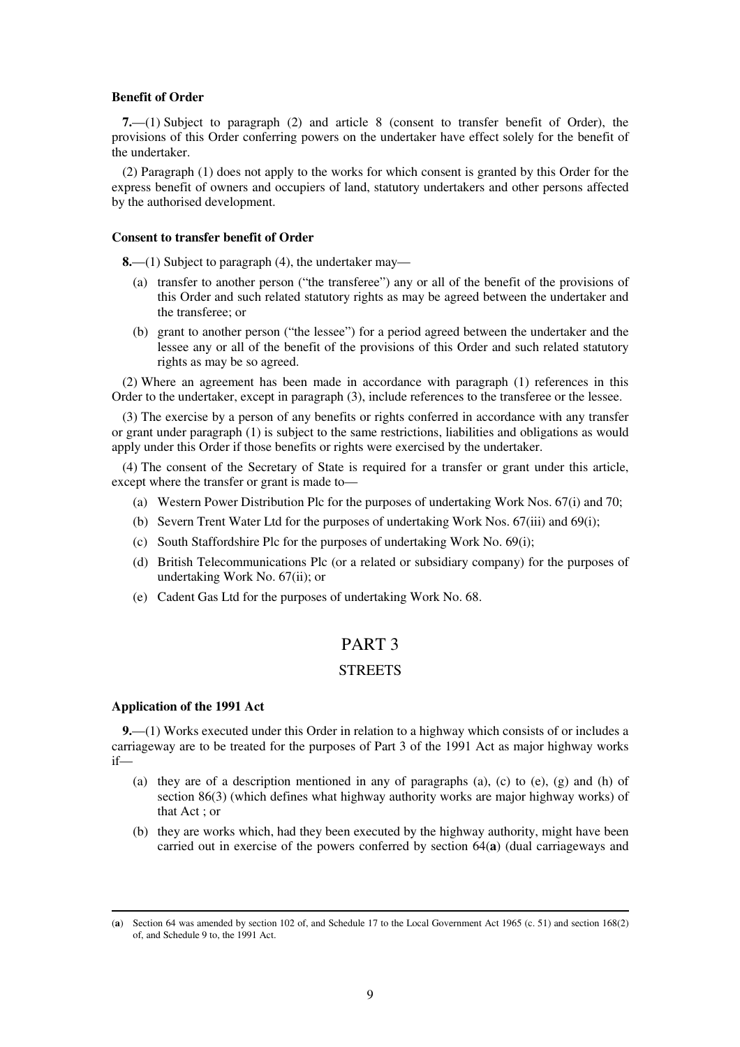**Benefit of Order**

**7.**—(1) Subject to paragraph (2) and article 8 (consent to transfer benefit of Order), the provisions of this Order conferring powers on the undertaker have effect solely for the benefit of the undertaker.

(2) Paragraph (1) does not apply to the works for which consent is granted by this Order for the express benefit of owners and occupiers of land, statutory undertakers and other persons affected by the authorised development.

**Consent to transfer benefit of Order**

**8.**—(1) Subject to paragraph (4), the undertaker may—

(a) transfer to another person ("the transferee") any or all of the benefit of the provisions of this Order and such related statutory rights as may be agreed between the undertaker and the transferee; or

(b) grant to another person ("the lessee") for a period agreed between the undertaker and the lessee any or all of the benefit of the provisions of this Order and such related statutory rights as may be so agreed.

(2) Where an agreement has been made in accordance with paragraph (1) references in this Order to the undertaker, except in paragraph (3), include references to the transferee or the lessee.

(3) The exercise by a person of any benefits or rights conferred in accordance with any transfer or grant under paragraph (1) is subject to the same restrictions, liabilities and obligations as would apply under this Order if those benefits or rights were exercised by the undertaker.

(4) The consent of the Secretary of State is required for a transfer or grant under this article, except where the transfer or grant is made to—

(a) Western Power Distribution Plc for the purposes of undertaking Work Nos. 67(i) and 70;

(b) Severn Trent Water Ltd for the purposes of undertaking Work Nos. 67(iii) and 69(i);

(c) South Staffordshire Plc for the purposes of undertaking Work No. 69(i);

(d) British Telecommunications Plc (or a related or subsidiary company) for the purposes of undertaking Work No. 67(ii); or

(e) Cadent Gas Ltd for the purposes of undertaking Work No. 68.

# PART 3

## STREETS

**Application of the 1991 Act**

**9.**—(1) Works executed under this Order in relation to a highway which consists of or includes a carriageway are to be treated for the purposes of Part 3 of the 1991 Act as major highway works if—

(a) they are of a description mentioned in any of paragraphs (a), (c) to (e), (g) and (h) of section 86(3) (which defines what highway authority works are major highway works) of that Act ; or

(b) they are works which, had they been executed by the highway authority, might have been carried out in exercise of the powers conferred by section 64(**a**) (dual carriageways and

---

(**a**) Section 64 was amended by section 102 of, and Schedule 17 to the Local Government Act 1965 (c. 51) and section 168(2) of, and Schedule 9 to, the 1991 Act.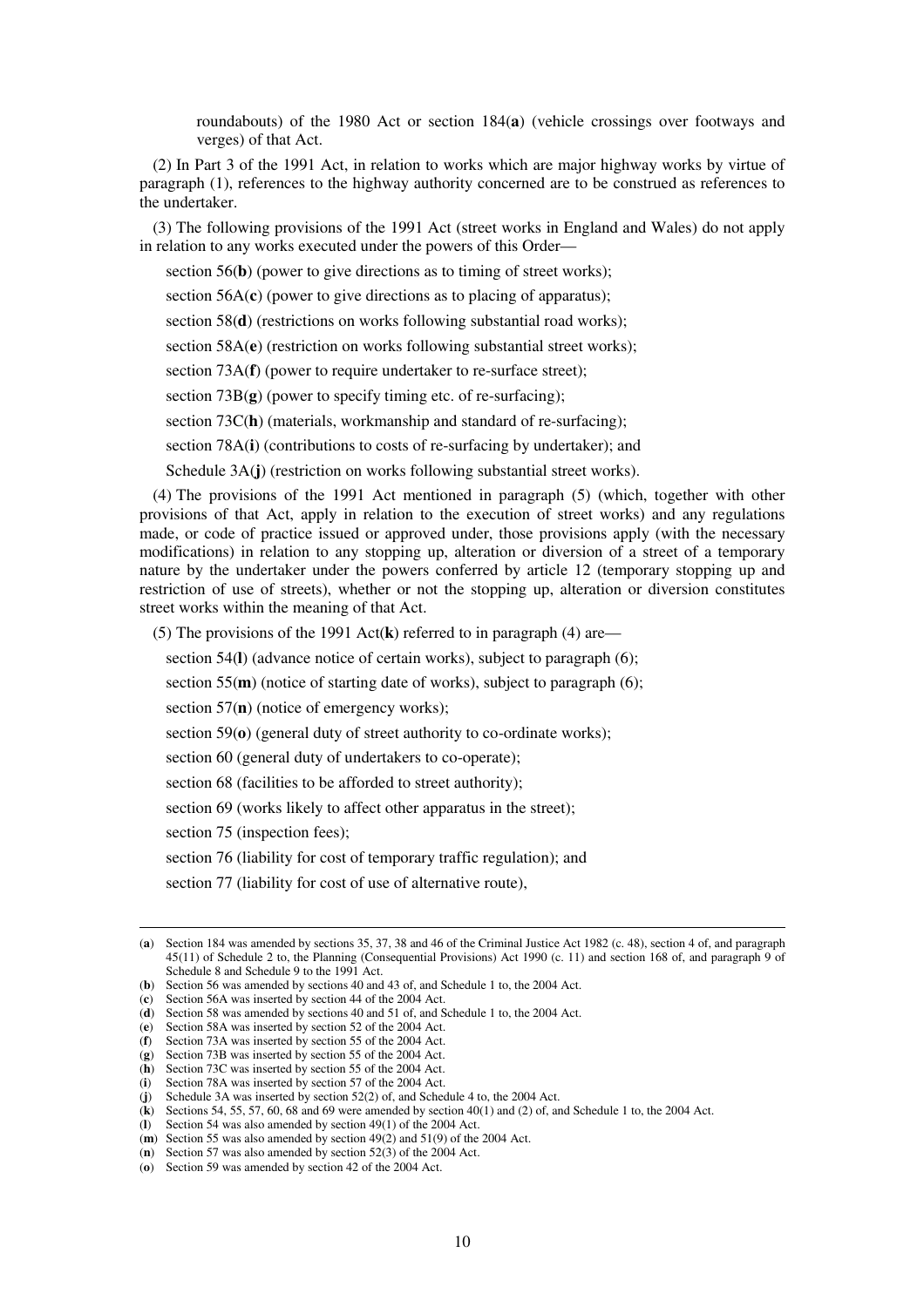roundabouts) of the 1980 Act or section 184(**a**) (vehicle crossings over footways and verges) of that Act.

(2) In Part 3 of the 1991 Act, in relation to works which are major highway works by virtue of paragraph (1), references to the highway authority concerned are to be construed as references to the undertaker.

(3) The following provisions of the 1991 Act (street works in England and Wales) do not apply in relation to any works executed under the powers of this Order—

section 56(**b**) (power to give directions as to timing of street works);

section 56A(**c**) (power to give directions as to placing of apparatus);

section 58(**d**) (restrictions on works following substantial road works);

section 58A(**e**) (restriction on works following substantial street works);

section 73A(**f**) (power to require undertaker to re-surface street);

section 73B(**g**) (power to specify timing etc. of re-surfacing);

section 73C(**h**) (materials, workmanship and standard of re-surfacing);

section 78A(**i**) (contributions to costs of re-surfacing by undertaker); and

Schedule 3A(**j**) (restriction on works following substantial street works).

(4) The provisions of the 1991 Act mentioned in paragraph (5) (which, together with other provisions of that Act, apply in relation to the execution of street works) and any regulations made, or code of practice issued or approved under, those provisions apply (with the necessary modifications) in relation to any stopping up, alteration or diversion of a street of a temporary nature by the undertaker under the powers conferred by article 12 (temporary stopping up and restriction of use of streets), whether or not the stopping up, alteration or diversion constitutes street works within the meaning of that Act.

(5) The provisions of the 1991 Act(**k**) referred to in paragraph (4) are—

section 54(**l**) (advance notice of certain works), subject to paragraph (6);

section 55(**m**) (notice of starting date of works), subject to paragraph (6);

section 57(**n**) (notice of emergency works);

section 59(**o**) (general duty of street authority to co-ordinate works);

section 60 (general duty of undertakers to co-operate);

section 68 (facilities to be afforded to street authority);

section 69 (works likely to affect other apparatus in the street);

section 75 (inspection fees);

section 76 (liability for cost of temporary traffic regulation); and

section 77 (liability for cost of use of alternative route),

---

(**a**) Section 184 was amended by sections 35, 37, 38 and 46 of the Criminal Justice Act 1982 (c. 48), section 4 of, and paragraph 45(11) of Schedule 2 to, the Planning (Consequential Provisions) Act 1990 (c. 11) and section 168 of, and paragraph 9 of Schedule 8 and Schedule 9 to the 1991 Act.
(**b**) Section 56 was amended by sections 40 and 43 of, and Schedule 1 to, the 2004 Act.
(**c**) Section 56A was inserted by section 44 of the 2004 Act.
(**d**) Section 58 was amended by sections 40 and 51 of, and Schedule 1 to, the 2004 Act.
(**e**) Section 58A was inserted by section 52 of the 2004 Act.
(**f**) Section 73A was inserted by section 55 of the 2004 Act.
(**g**) Section 73B was inserted by section 55 of the 2004 Act.
(**h**) Section 73C was inserted by section 55 of the 2004 Act.
(**i**) Section 78A was inserted by section 57 of the 2004 Act.
(**j**) Schedule 3A was inserted by section 52(2) of, and Schedule 4 to, the 2004 Act.
(**k**) Sections 54, 55, 57, 60, 68 and 69 were amended by section 40(1) and (2) of, and Schedule 1 to, the 2004 Act.
(**l**) Section 54 was also amended by section 49(1) of the 2004 Act.
(**m**) Section 55 was also amended by section 49(2) and 51(9) of the 2004 Act.
(**n**) Section 57 was also amended by section 52(3) of the 2004 Act.
(**o**) Section 59 was amended by section 42 of the 2004 Act.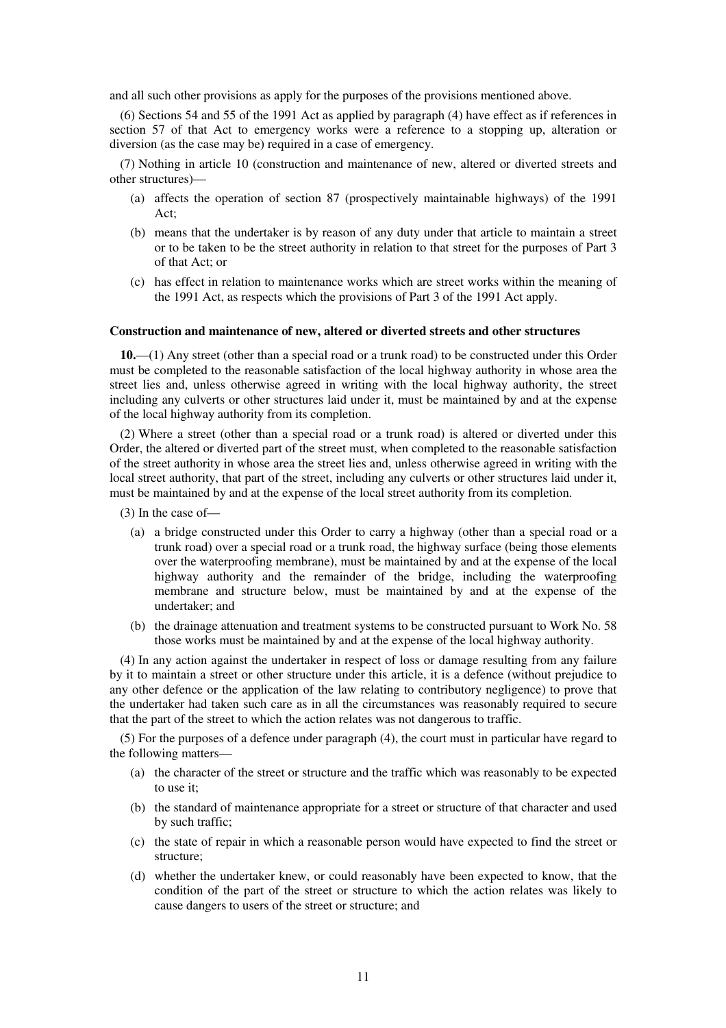and all such other provisions as apply for the purposes of the provisions mentioned above.

(6) Sections 54 and 55 of the 1991 Act as applied by paragraph (4) have effect as if references in section 57 of that Act to emergency works were a reference to a stopping up, alteration or diversion (as the case may be) required in a case of emergency.

(7) Nothing in article 10 (construction and maintenance of new, altered or diverted streets and other structures)—

- (a) affects the operation of section 87 (prospectively maintainable highways) of the 1991 Act;
- (b) means that the undertaker is by reason of any duty under that article to maintain a street or to be taken to be the street authority in relation to that street for the purposes of Part 3 of that Act; or
- (c) has effect in relation to maintenance works which are street works within the meaning of the 1991 Act, as respects which the provisions of Part 3 of the 1991 Act apply.

**Construction and maintenance of new, altered or diverted streets and other structures**

**10.**—(1) Any street (other than a special road or a trunk road) to be constructed under this Order must be completed to the reasonable satisfaction of the local highway authority in whose area the street lies and, unless otherwise agreed in writing with the local highway authority, the street including any culverts or other structures laid under it, must be maintained by and at the expense of the local highway authority from its completion.

(2) Where a street (other than a special road or a trunk road) is altered or diverted under this Order, the altered or diverted part of the street must, when completed to the reasonable satisfaction of the street authority in whose area the street lies and, unless otherwise agreed in writing with the local street authority, that part of the street, including any culverts or other structures laid under it, must be maintained by and at the expense of the local street authority from its completion.

(3) In the case of—

- (a) a bridge constructed under this Order to carry a highway (other than a special road or a trunk road) over a special road or a trunk road, the highway surface (being those elements over the waterproofing membrane), must be maintained by and at the expense of the local highway authority and the remainder of the bridge, including the waterproofing membrane and structure below, must be maintained by and at the expense of the undertaker; and
- (b) the drainage attenuation and treatment systems to be constructed pursuant to Work No. 58 those works must be maintained by and at the expense of the local highway authority.

(4) In any action against the undertaker in respect of loss or damage resulting from any failure by it to maintain a street or other structure under this article, it is a defence (without prejudice to any other defence or the application of the law relating to contributory negligence) to prove that the undertaker had taken such care as in all the circumstances was reasonably required to secure that the part of the street to which the action relates was not dangerous to traffic.

(5) For the purposes of a defence under paragraph (4), the court must in particular have regard to the following matters—

- (a) the character of the street or structure and the traffic which was reasonably to be expected to use it;
- (b) the standard of maintenance appropriate for a street or structure of that character and used by such traffic;
- (c) the state of repair in which a reasonable person would have expected to find the street or structure;
- (d) whether the undertaker knew, or could reasonably have been expected to know, that the condition of the part of the street or structure to which the action relates was likely to cause dangers to users of the street or structure; and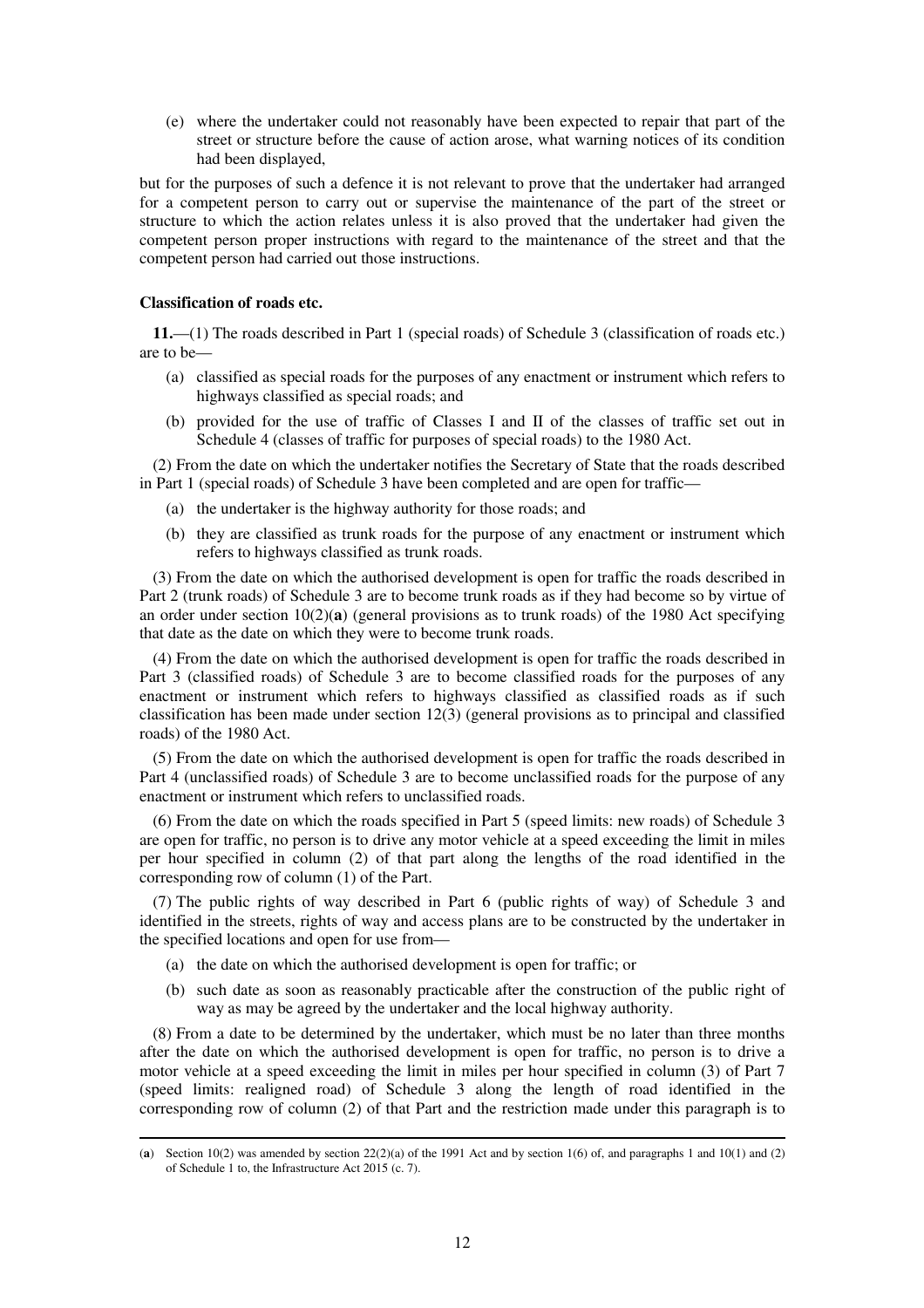(e) where the undertaker could not reasonably have been expected to repair that part of the street or structure before the cause of action arose, what warning notices of its condition had been displayed,

but for the purposes of such a defence it is not relevant to prove that the undertaker had arranged for a competent person to carry out or supervise the maintenance of the part of the street or structure to which the action relates unless it is also proved that the undertaker had given the competent person proper instructions with regard to the maintenance of the street and that the competent person had carried out those instructions.

**Classification of roads etc.**

**11.**—(1) The roads described in Part 1 (special roads) of Schedule 3 (classification of roads etc.) are to be—

(a) classified as special roads for the purposes of any enactment or instrument which refers to highways classified as special roads; and

(b) provided for the use of traffic of Classes I and II of the classes of traffic set out in Schedule 4 (classes of traffic for purposes of special roads) to the 1980 Act.

(2) From the date on which the undertaker notifies the Secretary of State that the roads described in Part 1 (special roads) of Schedule 3 have been completed and are open for traffic—

(a) the undertaker is the highway authority for those roads; and

(b) they are classified as trunk roads for the purpose of any enactment or instrument which refers to highways classified as trunk roads.

(3) From the date on which the authorised development is open for traffic the roads described in Part 2 (trunk roads) of Schedule 3 are to become trunk roads as if they had become so by virtue of an order under section 10(2)(**a**) (general provisions as to trunk roads) of the 1980 Act specifying that date as the date on which they were to become trunk roads.

(4) From the date on which the authorised development is open for traffic the roads described in Part 3 (classified roads) of Schedule 3 are to become classified roads for the purposes of any enactment or instrument which refers to highways classified as classified roads as if such classification has been made under section 12(3) (general provisions as to principal and classified roads) of the 1980 Act.

(5) From the date on which the authorised development is open for traffic the roads described in Part 4 (unclassified roads) of Schedule 3 are to become unclassified roads for the purpose of any enactment or instrument which refers to unclassified roads.

(6) From the date on which the roads specified in Part 5 (speed limits: new roads) of Schedule 3 are open for traffic, no person is to drive any motor vehicle at a speed exceeding the limit in miles per hour specified in column (2) of that part along the lengths of the road identified in the corresponding row of column (1) of the Part.

(7) The public rights of way described in Part 6 (public rights of way) of Schedule 3 and identified in the streets, rights of way and access plans are to be constructed by the undertaker in the specified locations and open for use from—

(a) the date on which the authorised development is open for traffic; or

(b) such date as soon as reasonably practicable after the construction of the public right of way as may be agreed by the undertaker and the local highway authority.

(8) From a date to be determined by the undertaker, which must be no later than three months after the date on which the authorised development is open for traffic, no person is to drive a motor vehicle at a speed exceeding the limit in miles per hour specified in column (3) of Part 7 (speed limits: realigned road) of Schedule 3 along the length of road identified in the corresponding row of column (2) of that Part and the restriction made under this paragraph is to

---

(**a**) Section 10(2) was amended by section 22(2)(a) of the 1991 Act and by section 1(6) of, and paragraphs 1 and 10(1) and (2) of Schedule 1 to, the Infrastructure Act 2015 (c. 7).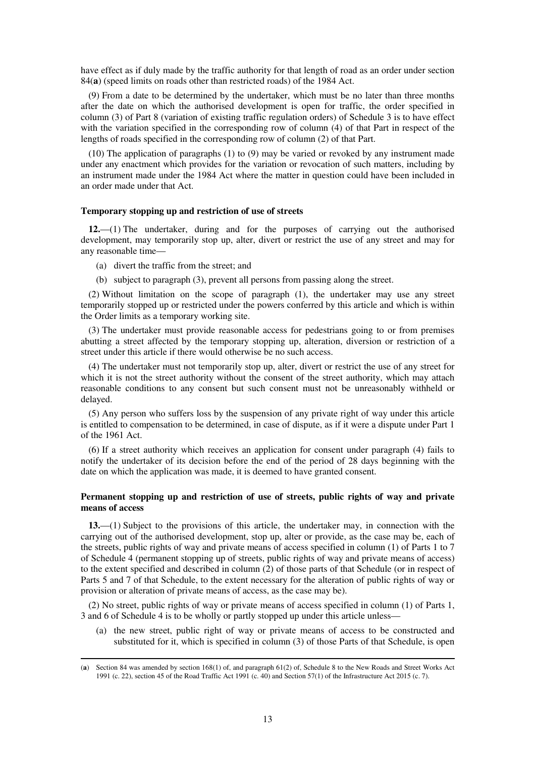have effect as if duly made by the traffic authority for that length of road as an order under section 84(**a**) (speed limits on roads other than restricted roads) of the 1984 Act.

(9) From a date to be determined by the undertaker, which must be no later than three months after the date on which the authorised development is open for traffic, the order specified in column (3) of Part 8 (variation of existing traffic regulation orders) of Schedule 3 is to have effect with the variation specified in the corresponding row of column (4) of that Part in respect of the lengths of roads specified in the corresponding row of column (2) of that Part.

(10) The application of paragraphs (1) to (9) may be varied or revoked by any instrument made under any enactment which provides for the variation or revocation of such matters, including by an instrument made under the 1984 Act where the matter in question could have been included in an order made under that Act.

**Temporary stopping up and restriction of use of streets**

**12.**—(1) The undertaker, during and for the purposes of carrying out the authorised development, may temporarily stop up, alter, divert or restrict the use of any street and may for any reasonable time—

(a) divert the traffic from the street; and

(b) subject to paragraph (3), prevent all persons from passing along the street.

(2) Without limitation on the scope of paragraph (1), the undertaker may use any street temporarily stopped up or restricted under the powers conferred by this article and which is within the Order limits as a temporary working site.

(3) The undertaker must provide reasonable access for pedestrians going to or from premises abutting a street affected by the temporary stopping up, alteration, diversion or restriction of a street under this article if there would otherwise be no such access.

(4) The undertaker must not temporarily stop up, alter, divert or restrict the use of any street for which it is not the street authority without the consent of the street authority, which may attach reasonable conditions to any consent but such consent must not be unreasonably withheld or delayed.

(5) Any person who suffers loss by the suspension of any private right of way under this article is entitled to compensation to be determined, in case of dispute, as if it were a dispute under Part 1 of the 1961 Act.

(6) If a street authority which receives an application for consent under paragraph (4) fails to notify the undertaker of its decision before the end of the period of 28 days beginning with the date on which the application was made, it is deemed to have granted consent.

**Permanent stopping up and restriction of use of streets, public rights of way and private means of access**

**13.**—(1) Subject to the provisions of this article, the undertaker may, in connection with the carrying out of the authorised development, stop up, alter or provide, as the case may be, each of the streets, public rights of way and private means of access specified in column (1) of Parts 1 to 7 of Schedule 4 (permanent stopping up of streets, public rights of way and private means of access) to the extent specified and described in column (2) of those parts of that Schedule (or in respect of Parts 5 and 7 of that Schedule, to the extent necessary for the alteration of public rights of way or provision or alteration of private means of access, as the case may be).

(2) No street, public rights of way or private means of access specified in column (1) of Parts 1, 3 and 6 of Schedule 4 is to be wholly or partly stopped up under this article unless—

(a) the new street, public right of way or private means of access to be constructed and substituted for it, which is specified in column (3) of those Parts of that Schedule, is open

(**a**) Section 84 was amended by section 168(1) of, and paragraph 61(2) of, Schedule 8 to the New Roads and Street Works Act 1991 (c. 22), section 45 of the Road Traffic Act 1991 (c. 40) and Section 57(1) of the Infrastructure Act 2015 (c. 7).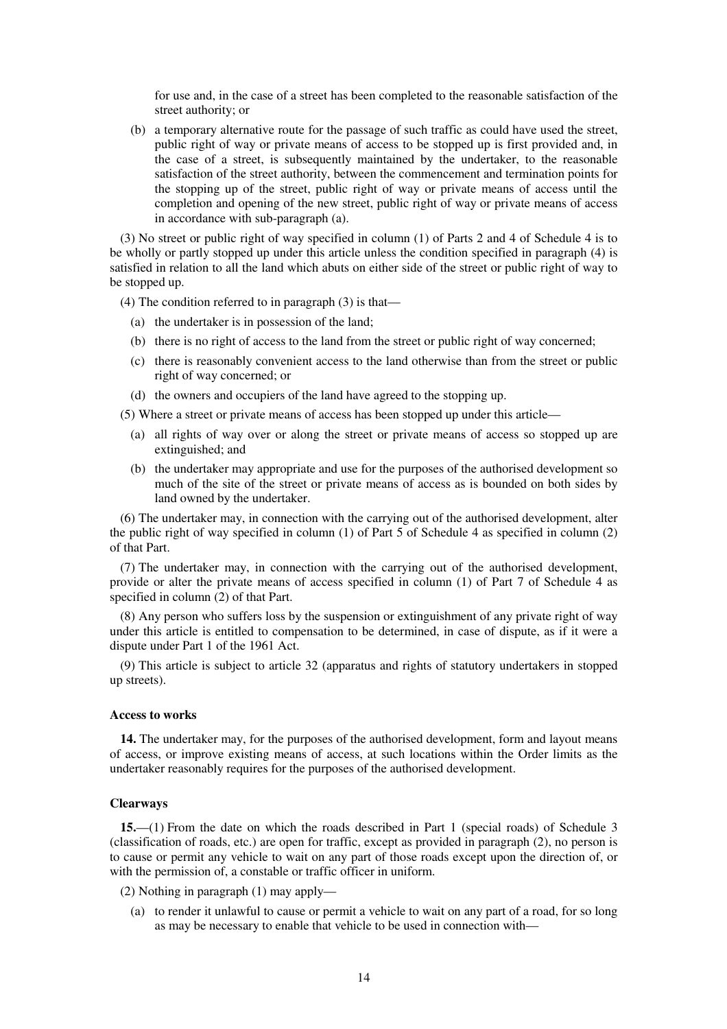for use and, in the case of a street has been completed to the reasonable satisfaction of the street authority; or

(b) a temporary alternative route for the passage of such traffic as could have used the street, public right of way or private means of access to be stopped up is first provided and, in the case of a street, is subsequently maintained by the undertaker, to the reasonable satisfaction of the street authority, between the commencement and termination points for the stopping up of the street, public right of way or private means of access until the completion and opening of the new street, public right of way or private means of access in accordance with sub-paragraph (a).

(3) No street or public right of way specified in column (1) of Parts 2 and 4 of Schedule 4 is to be wholly or partly stopped up under this article unless the condition specified in paragraph (4) is satisfied in relation to all the land which abuts on either side of the street or public right of way to be stopped up.

(4) The condition referred to in paragraph (3) is that—

(a) the undertaker is in possession of the land;

(b) there is no right of access to the land from the street or public right of way concerned;

(c) there is reasonably convenient access to the land otherwise than from the street or public right of way concerned; or

(d) the owners and occupiers of the land have agreed to the stopping up.

(5) Where a street or private means of access has been stopped up under this article—

(a) all rights of way over or along the street or private means of access so stopped up are extinguished; and

(b) the undertaker may appropriate and use for the purposes of the authorised development so much of the site of the street or private means of access as is bounded on both sides by land owned by the undertaker.

(6) The undertaker may, in connection with the carrying out of the authorised development, alter the public right of way specified in column (1) of Part 5 of Schedule 4 as specified in column (2) of that Part.

(7) The undertaker may, in connection with the carrying out of the authorised development, provide or alter the private means of access specified in column (1) of Part 7 of Schedule 4 as specified in column (2) of that Part.

(8) Any person who suffers loss by the suspension or extinguishment of any private right of way under this article is entitled to compensation to be determined, in case of dispute, as if it were a dispute under Part 1 of the 1961 Act.

(9) This article is subject to article 32 (apparatus and rights of statutory undertakers in stopped up streets).

**Access to works**

**14.** The undertaker may, for the purposes of the authorised development, form and layout means of access, or improve existing means of access, at such locations within the Order limits as the undertaker reasonably requires for the purposes of the authorised development.

**Clearways**

**15.**—(1) From the date on which the roads described in Part 1 (special roads) of Schedule 3 (classification of roads, etc.) are open for traffic, except as provided in paragraph (2), no person is to cause or permit any vehicle to wait on any part of those roads except upon the direction of, or with the permission of, a constable or traffic officer in uniform.

(2) Nothing in paragraph (1) may apply—

(a) to render it unlawful to cause or permit a vehicle to wait on any part of a road, for so long as may be necessary to enable that vehicle to be used in connection with—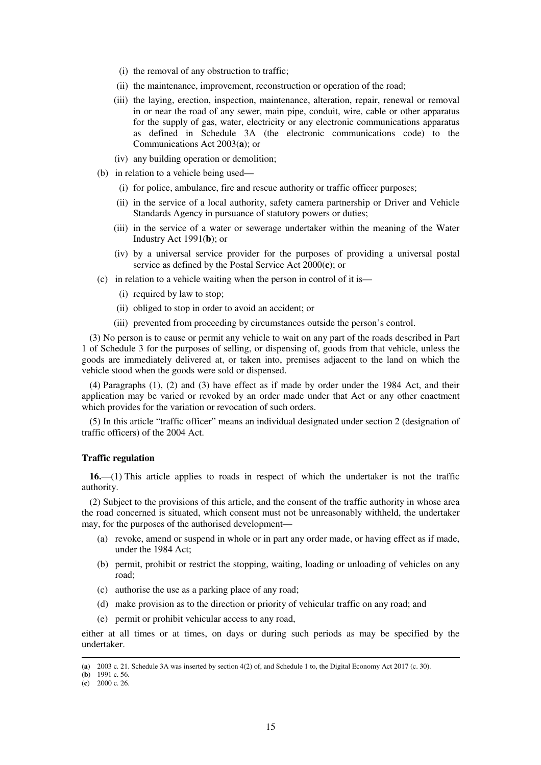(i) the removal of any obstruction to traffic;

(ii) the maintenance, improvement, reconstruction or operation of the road;

(iii) the laying, erection, inspection, maintenance, alteration, repair, renewal or removal in or near the road of any sewer, main pipe, conduit, wire, cable or other apparatus for the supply of gas, water, electricity or any electronic communications apparatus as defined in Schedule 3A (the electronic communications code) to the Communications Act 2003(**a**); or

(iv) any building operation or demolition;

(b) in relation to a vehicle being used—

(i) for police, ambulance, fire and rescue authority or traffic officer purposes;

(ii) in the service of a local authority, safety camera partnership or Driver and Vehicle Standards Agency in pursuance of statutory powers or duties;

(iii) in the service of a water or sewerage undertaker within the meaning of the Water Industry Act 1991(**b**); or

(iv) by a universal service provider for the purposes of providing a universal postal service as defined by the Postal Service Act 2000(**c**); or

(c) in relation to a vehicle waiting when the person in control of it is—

(i) required by law to stop;

(ii) obliged to stop in order to avoid an accident; or

(iii) prevented from proceeding by circumstances outside the person's control.

(3) No person is to cause or permit any vehicle to wait on any part of the roads described in Part 1 of Schedule 3 for the purposes of selling, or dispensing of, goods from that vehicle, unless the goods are immediately delivered at, or taken into, premises adjacent to the land on which the vehicle stood when the goods were sold or dispensed.

(4) Paragraphs (1), (2) and (3) have effect as if made by order under the 1984 Act, and their application may be varied or revoked by an order made under that Act or any other enactment which provides for the variation or revocation of such orders.

(5) In this article "traffic officer" means an individual designated under section 2 (designation of traffic officers) of the 2004 Act.

**Traffic regulation**

**16.**—(1) This article applies to roads in respect of which the undertaker is not the traffic authority.

(2) Subject to the provisions of this article, and the consent of the traffic authority in whose area the road concerned is situated, which consent must not be unreasonably withheld, the undertaker may, for the purposes of the authorised development—

(a) revoke, amend or suspend in whole or in part any order made, or having effect as if made, under the 1984 Act;

(b) permit, prohibit or restrict the stopping, waiting, loading or unloading of vehicles on any road;

(c) authorise the use as a parking place of any road;

(d) make provision as to the direction or priority of vehicular traffic on any road; and

(e) permit or prohibit vehicular access to any road,

either at all times or at times, on days or during such periods as may be specified by the undertaker.

---

(**a**) 2003 c. 21. Schedule 3A was inserted by section 4(2) of, and Schedule 1 to, the Digital Economy Act 2017 (c. 30).
(**b**) 1991 c. 56.
(**c**) 2000 c. 26.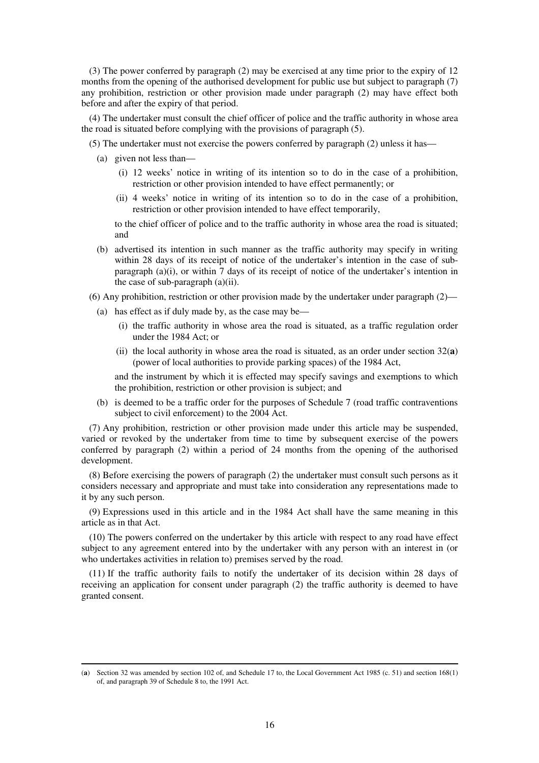(3) The power conferred by paragraph (2) may be exercised at any time prior to the expiry of 12 months from the opening of the authorised development for public use but subject to paragraph (7) any prohibition, restriction or other provision made under paragraph (2) may have effect both before and after the expiry of that period.

(4) The undertaker must consult the chief officer of police and the traffic authority in whose area the road is situated before complying with the provisions of paragraph (5).

(5) The undertaker must not exercise the powers conferred by paragraph (2) unless it has—

- (a) given not less than—
  - (i) 12 weeks' notice in writing of its intention so to do in the case of a prohibition, restriction or other provision intended to have effect permanently; or
  - (ii) 4 weeks' notice in writing of its intention so to do in the case of a prohibition, restriction or other provision intended to have effect temporarily,

  to the chief officer of police and to the traffic authority in whose area the road is situated; and

- (b) advertised its intention in such manner as the traffic authority may specify in writing within 28 days of its receipt of notice of the undertaker's intention in the case of sub-paragraph (a)(i), or within 7 days of its receipt of notice of the undertaker's intention in the case of sub-paragraph (a)(ii).

(6) Any prohibition, restriction or other provision made by the undertaker under paragraph (2)—

- (a) has effect as if duly made by, as the case may be—
  - (i) the traffic authority in whose area the road is situated, as a traffic regulation order under the 1984 Act; or
  - (ii) the local authority in whose area the road is situated, as an order under section 32(**a**) (power of local authorities to provide parking spaces) of the 1984 Act,

  and the instrument by which it is effected may specify savings and exemptions to which the prohibition, restriction or other provision is subject; and

- (b) is deemed to be a traffic order for the purposes of Schedule 7 (road traffic contraventions subject to civil enforcement) to the 2004 Act.

(7) Any prohibition, restriction or other provision made under this article may be suspended, varied or revoked by the undertaker from time to time by subsequent exercise of the powers conferred by paragraph (2) within a period of 24 months from the opening of the authorised development.

(8) Before exercising the powers of paragraph (2) the undertaker must consult such persons as it considers necessary and appropriate and must take into consideration any representations made to it by any such person.

(9) Expressions used in this article and in the 1984 Act shall have the same meaning in this article as in that Act.

(10) The powers conferred on the undertaker by this article with respect to any road have effect subject to any agreement entered into by the undertaker with any person with an interest in (or who undertakes activities in relation to) premises served by the road.

(11) If the traffic authority fails to notify the undertaker of its decision within 28 days of receiving an application for consent under paragraph (2) the traffic authority is deemed to have granted consent.

---

(**a**) Section 32 was amended by section 102 of, and Schedule 17 to, the Local Government Act 1985 (c. 51) and section 168(1) of, and paragraph 39 of Schedule 8 to, the 1991 Act.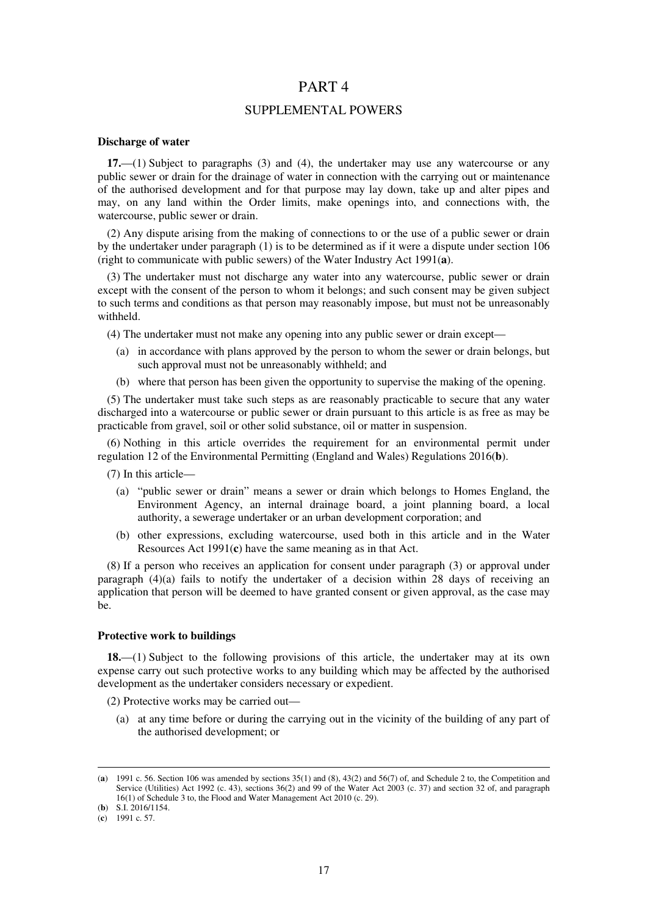# PART 4

## SUPPLEMENTAL POWERS

**Discharge of water**

**17.**—(1) Subject to paragraphs (3) and (4), the undertaker may use any watercourse or any public sewer or drain for the drainage of water in connection with the carrying out or maintenance of the authorised development and for that purpose may lay down, take up and alter pipes and may, on any land within the Order limits, make openings into, and connections with, the watercourse, public sewer or drain.

(2) Any dispute arising from the making of connections to or the use of a public sewer or drain by the undertaker under paragraph (1) is to be determined as if it were a dispute under section 106 (right to communicate with public sewers) of the Water Industry Act 1991(**a**).

(3) The undertaker must not discharge any water into any watercourse, public sewer or drain except with the consent of the person to whom it belongs; and such consent may be given subject to such terms and conditions as that person may reasonably impose, but must not be unreasonably withheld.

(4) The undertaker must not make any opening into any public sewer or drain except—

(a) in accordance with plans approved by the person to whom the sewer or drain belongs, but such approval must not be unreasonably withheld; and

(b) where that person has been given the opportunity to supervise the making of the opening.

(5) The undertaker must take such steps as are reasonably practicable to secure that any water discharged into a watercourse or public sewer or drain pursuant to this article is as free as may be practicable from gravel, soil or other solid substance, oil or matter in suspension.

(6) Nothing in this article overrides the requirement for an environmental permit under regulation 12 of the Environmental Permitting (England and Wales) Regulations 2016(**b**).

(7) In this article—

(a) "public sewer or drain" means a sewer or drain which belongs to Homes England, the Environment Agency, an internal drainage board, a joint planning board, a local authority, a sewerage undertaker or an urban development corporation; and

(b) other expressions, excluding watercourse, used both in this article and in the Water Resources Act 1991(**c**) have the same meaning as in that Act.

(8) If a person who receives an application for consent under paragraph (3) or approval under paragraph (4)(a) fails to notify the undertaker of a decision within 28 days of receiving an application that person will be deemed to have granted consent or given approval, as the case may be.

**Protective work to buildings**

**18.**—(1) Subject to the following provisions of this article, the undertaker may at its own expense carry out such protective works to any building which may be affected by the authorised development as the undertaker considers necessary or expedient.

(2) Protective works may be carried out—

(a) at any time before or during the carrying out in the vicinity of the building of any part of the authorised development; or

---

(**a**) 1991 c. 56. Section 106 was amended by sections 35(1) and (8), 43(2) and 56(7) of, and Schedule 2 to, the Competition and Service (Utilities) Act 1992 (c. 43), sections 36(2) and 99 of the Water Act 2003 (c. 37) and section 32 of, and paragraph 16(1) of Schedule 3 to, the Flood and Water Management Act 2010 (c. 29).

(**b**) S.I. 2016/1154.

(**c**) 1991 c. 57.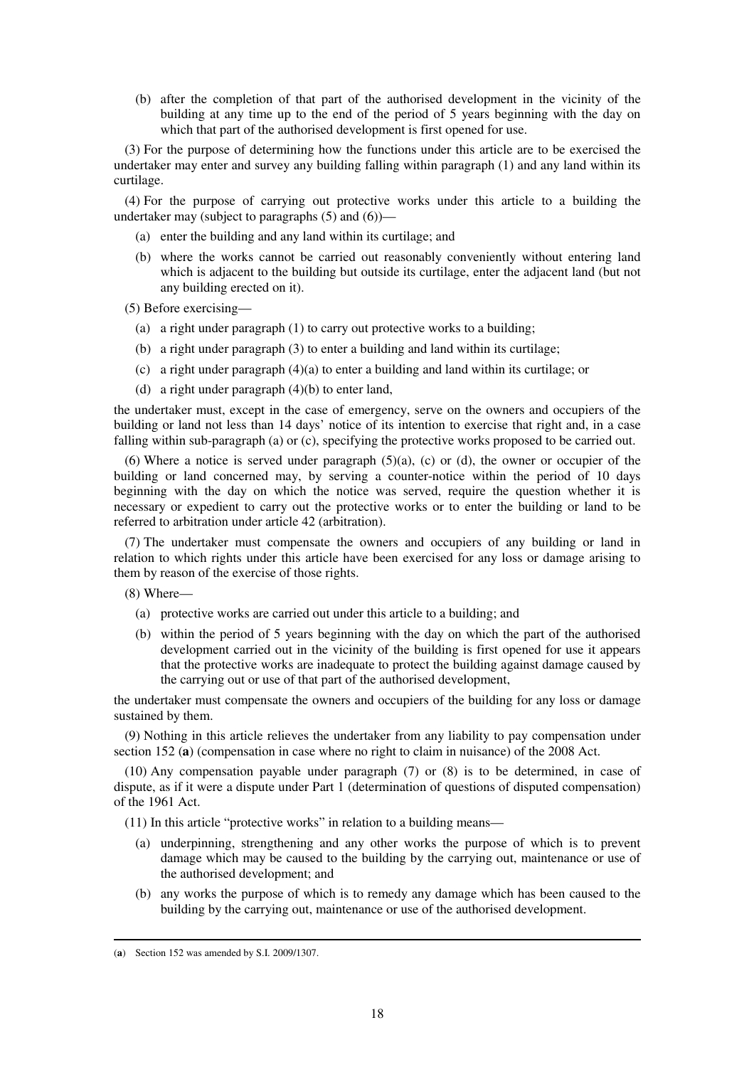(b) after the completion of that part of the authorised development in the vicinity of the building at any time up to the end of the period of 5 years beginning with the day on which that part of the authorised development is first opened for use.

(3) For the purpose of determining how the functions under this article are to be exercised the undertaker may enter and survey any building falling within paragraph (1) and any land within its curtilage.

(4) For the purpose of carrying out protective works under this article to a building the undertaker may (subject to paragraphs (5) and (6))—

(a) enter the building and any land within its curtilage; and

(b) where the works cannot be carried out reasonably conveniently without entering land which is adjacent to the building but outside its curtilage, enter the adjacent land (but not any building erected on it).

(5) Before exercising—

(a) a right under paragraph (1) to carry out protective works to a building;

(b) a right under paragraph (3) to enter a building and land within its curtilage;

(c) a right under paragraph (4)(a) to enter a building and land within its curtilage; or

(d) a right under paragraph (4)(b) to enter land,

the undertaker must, except in the case of emergency, serve on the owners and occupiers of the building or land not less than 14 days' notice of its intention to exercise that right and, in a case falling within sub-paragraph (a) or (c), specifying the protective works proposed to be carried out.

(6) Where a notice is served under paragraph (5)(a), (c) or (d), the owner or occupier of the building or land concerned may, by serving a counter-notice within the period of 10 days beginning with the day on which the notice was served, require the question whether it is necessary or expedient to carry out the protective works or to enter the building or land to be referred to arbitration under article 42 (arbitration).

(7) The undertaker must compensate the owners and occupiers of any building or land in relation to which rights under this article have been exercised for any loss or damage arising to them by reason of the exercise of those rights.

(8) Where—

(a) protective works are carried out under this article to a building; and

(b) within the period of 5 years beginning with the day on which the part of the authorised development carried out in the vicinity of the building is first opened for use it appears that the protective works are inadequate to protect the building against damage caused by the carrying out or use of that part of the authorised development,

the undertaker must compensate the owners and occupiers of the building for any loss or damage sustained by them.

(9) Nothing in this article relieves the undertaker from any liability to pay compensation under section 152 (**a**) (compensation in case where no right to claim in nuisance) of the 2008 Act.

(10) Any compensation payable under paragraph (7) or (8) is to be determined, in case of dispute, as if it were a dispute under Part 1 (determination of questions of disputed compensation) of the 1961 Act.

(11) In this article "protective works" in relation to a building means—

(a) underpinning, strengthening and any other works the purpose of which is to prevent damage which may be caused to the building by the carrying out, maintenance or use of the authorised development; and

(b) any works the purpose of which is to remedy any damage which has been caused to the building by the carrying out, maintenance or use of the authorised development.

---

(**a**) Section 152 was amended by S.I. 2009/1307.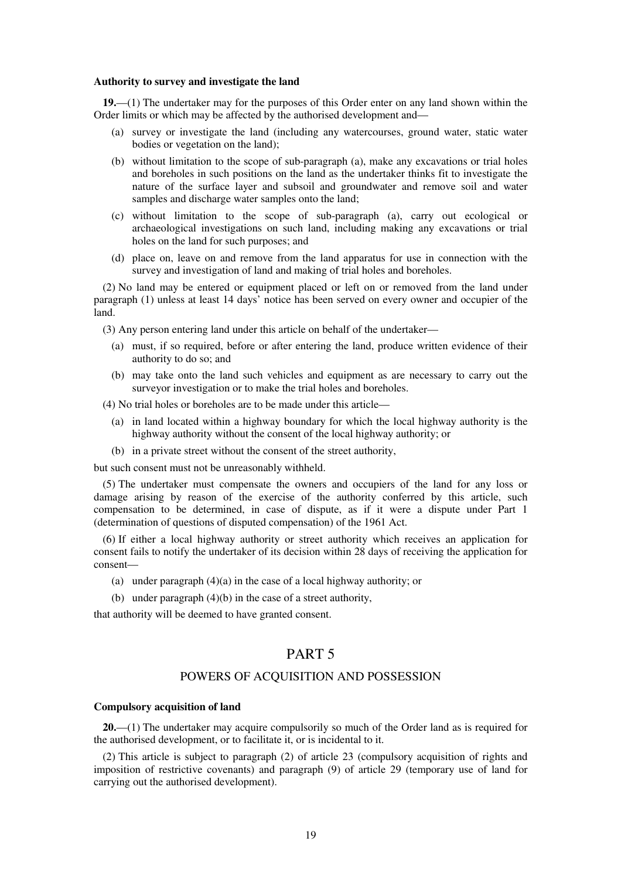**Authority to survey and investigate the land**

**19.**—(1) The undertaker may for the purposes of this Order enter on any land shown within the Order limits or which may be affected by the authorised development and—

(a) survey or investigate the land (including any watercourses, ground water, static water bodies or vegetation on the land);

(b) without limitation to the scope of sub-paragraph (a), make any excavations or trial holes and boreholes in such positions on the land as the undertaker thinks fit to investigate the nature of the surface layer and subsoil and groundwater and remove soil and water samples and discharge water samples onto the land;

(c) without limitation to the scope of sub-paragraph (a), carry out ecological or archaeological investigations on such land, including making any excavations or trial holes on the land for such purposes; and

(d) place on, leave on and remove from the land apparatus for use in connection with the survey and investigation of land and making of trial holes and boreholes.

(2) No land may be entered or equipment placed or left on or removed from the land under paragraph (1) unless at least 14 days' notice has been served on every owner and occupier of the land.

(3) Any person entering land under this article on behalf of the undertaker—

(a) must, if so required, before or after entering the land, produce written evidence of their authority to do so; and

(b) may take onto the land such vehicles and equipment as are necessary to carry out the surveyor investigation or to make the trial holes and boreholes.

(4) No trial holes or boreholes are to be made under this article—

(a) in land located within a highway boundary for which the local highway authority is the highway authority without the consent of the local highway authority; or

(b) in a private street without the consent of the street authority,

but such consent must not be unreasonably withheld.

(5) The undertaker must compensate the owners and occupiers of the land for any loss or damage arising by reason of the exercise of the authority conferred by this article, such compensation to be determined, in case of dispute, as if it were a dispute under Part 1 (determination of questions of disputed compensation) of the 1961 Act.

(6) If either a local highway authority or street authority which receives an application for consent fails to notify the undertaker of its decision within 28 days of receiving the application for consent—

(a) under paragraph (4)(a) in the case of a local highway authority; or

(b) under paragraph (4)(b) in the case of a street authority,

that authority will be deemed to have granted consent.

# PART 5

## POWERS OF ACQUISITION AND POSSESSION

**Compulsory acquisition of land**

**20.**—(1) The undertaker may acquire compulsorily so much of the Order land as is required for the authorised development, or to facilitate it, or is incidental to it.

(2) This article is subject to paragraph (2) of article 23 (compulsory acquisition of rights and imposition of restrictive covenants) and paragraph (9) of article 29 (temporary use of land for carrying out the authorised development).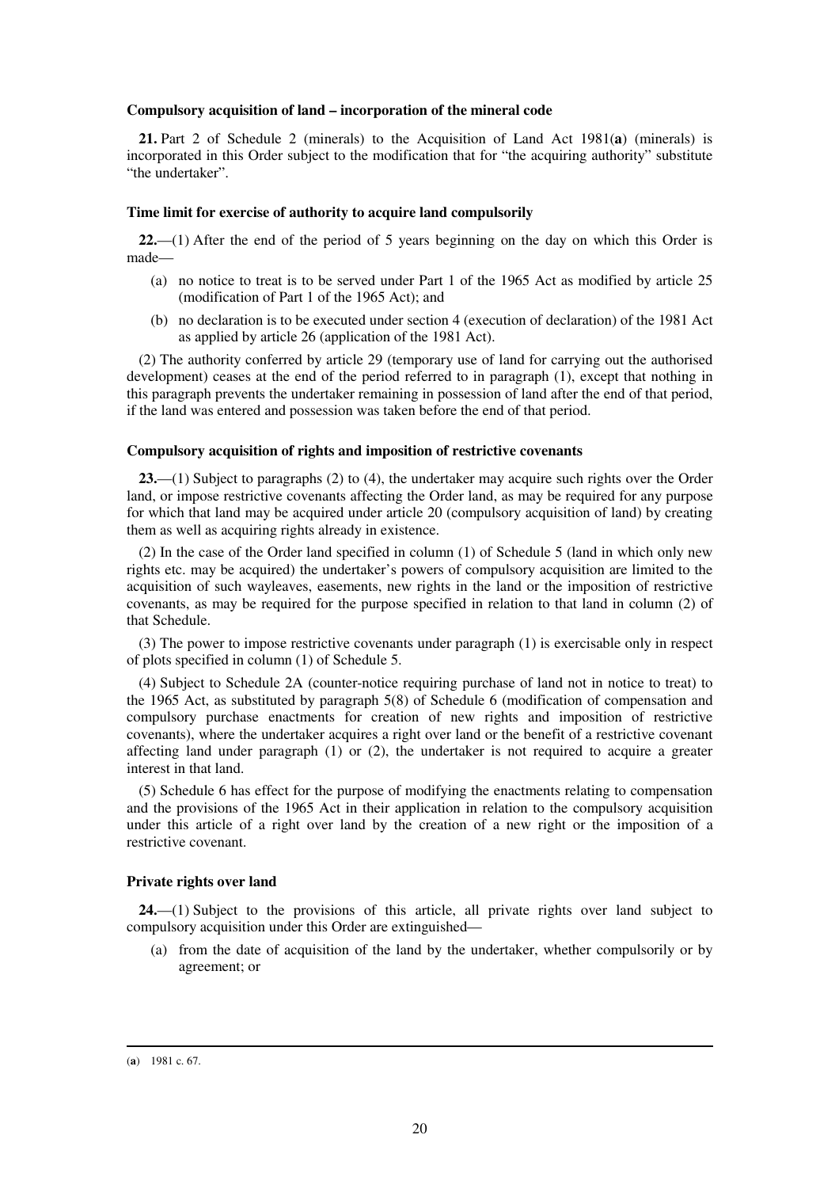**Compulsory acquisition of land – incorporation of the mineral code**

**21.** Part 2 of Schedule 2 (minerals) to the Acquisition of Land Act 1981(**a**) (minerals) is incorporated in this Order subject to the modification that for "the acquiring authority" substitute "the undertaker".

**Time limit for exercise of authority to acquire land compulsorily**

**22.**—(1) After the end of the period of 5 years beginning on the day on which this Order is made—

(a) no notice to treat is to be served under Part 1 of the 1965 Act as modified by article 25 (modification of Part 1 of the 1965 Act); and

(b) no declaration is to be executed under section 4 (execution of declaration) of the 1981 Act as applied by article 26 (application of the 1981 Act).

(2) The authority conferred by article 29 (temporary use of land for carrying out the authorised development) ceases at the end of the period referred to in paragraph (1), except that nothing in this paragraph prevents the undertaker remaining in possession of land after the end of that period, if the land was entered and possession was taken before the end of that period.

**Compulsory acquisition of rights and imposition of restrictive covenants**

**23.**—(1) Subject to paragraphs (2) to (4), the undertaker may acquire such rights over the Order land, or impose restrictive covenants affecting the Order land, as may be required for any purpose for which that land may be acquired under article 20 (compulsory acquisition of land) by creating them as well as acquiring rights already in existence.

(2) In the case of the Order land specified in column (1) of Schedule 5 (land in which only new rights etc. may be acquired) the undertaker's powers of compulsory acquisition are limited to the acquisition of such wayleaves, easements, new rights in the land or the imposition of restrictive covenants, as may be required for the purpose specified in relation to that land in column (2) of that Schedule.

(3) The power to impose restrictive covenants under paragraph (1) is exercisable only in respect of plots specified in column (1) of Schedule 5.

(4) Subject to Schedule 2A (counter-notice requiring purchase of land not in notice to treat) to the 1965 Act, as substituted by paragraph 5(8) of Schedule 6 (modification of compensation and compulsory purchase enactments for creation of new rights and imposition of restrictive covenants), where the undertaker acquires a right over land or the benefit of a restrictive covenant affecting land under paragraph (1) or (2), the undertaker is not required to acquire a greater interest in that land.

(5) Schedule 6 has effect for the purpose of modifying the enactments relating to compensation and the provisions of the 1965 Act in their application in relation to the compulsory acquisition under this article of a right over land by the creation of a new right or the imposition of a restrictive covenant.

**Private rights over land**

**24.**—(1) Subject to the provisions of this article, all private rights over land subject to compulsory acquisition under this Order are extinguished—

(a) from the date of acquisition of the land by the undertaker, whether compulsorily or by agreement; or

---

(**a**) 1981 c. 67.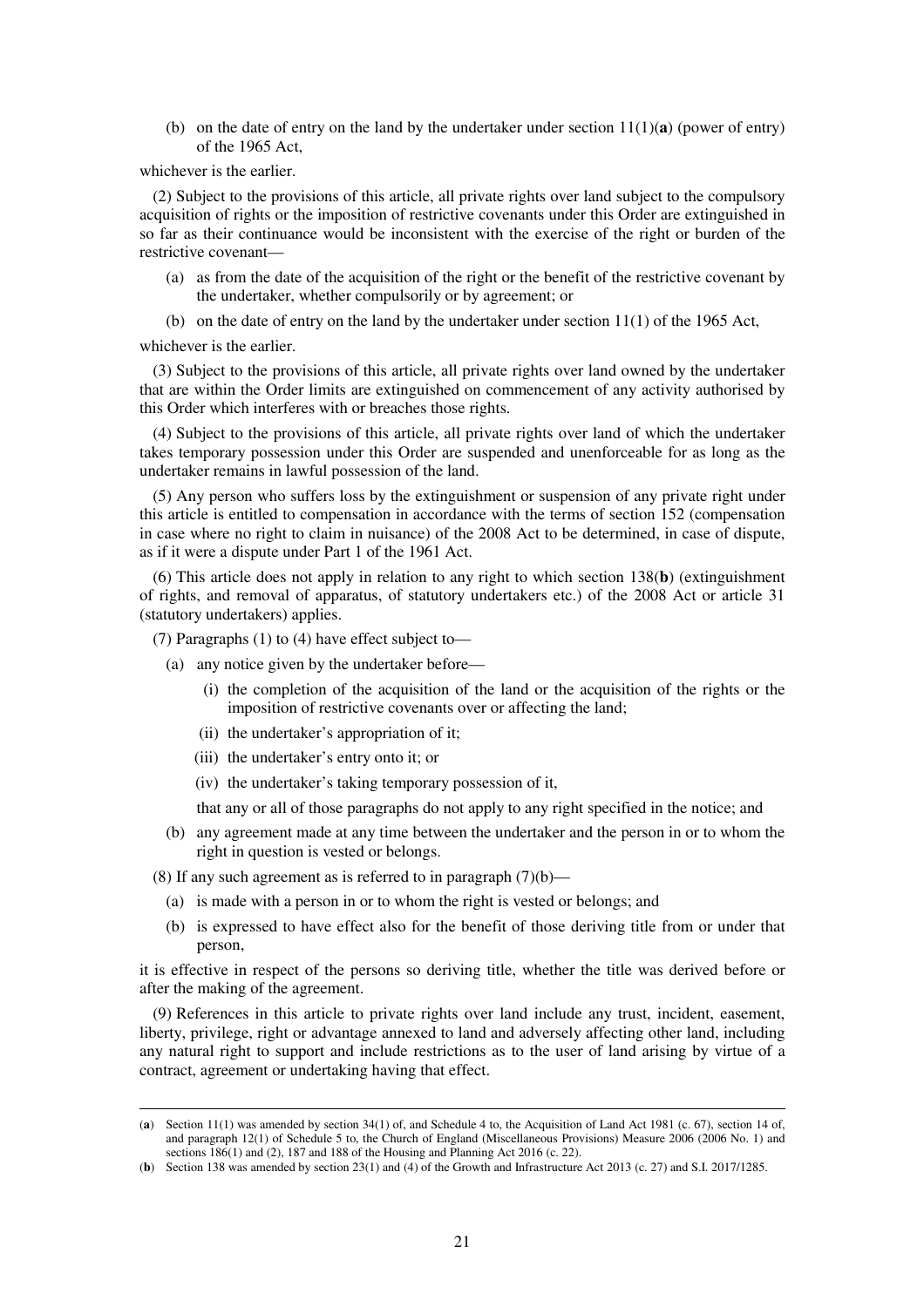(b) on the date of entry on the land by the undertaker under section 11(1)(**a**) (power of entry) of the 1965 Act,

whichever is the earlier.

(2) Subject to the provisions of this article, all private rights over land subject to the compulsory acquisition of rights or the imposition of restrictive covenants under this Order are extinguished in so far as their continuance would be inconsistent with the exercise of the right or burden of the restrictive covenant—

(a) as from the date of the acquisition of the right or the benefit of the restrictive covenant by the undertaker, whether compulsorily or by agreement; or

(b) on the date of entry on the land by the undertaker under section 11(1) of the 1965 Act,

whichever is the earlier.

(3) Subject to the provisions of this article, all private rights over land owned by the undertaker that are within the Order limits are extinguished on commencement of any activity authorised by this Order which interferes with or breaches those rights.

(4) Subject to the provisions of this article, all private rights over land of which the undertaker takes temporary possession under this Order are suspended and unenforceable for as long as the undertaker remains in lawful possession of the land.

(5) Any person who suffers loss by the extinguishment or suspension of any private right under this article is entitled to compensation in accordance with the terms of section 152 (compensation in case where no right to claim in nuisance) of the 2008 Act to be determined, in case of dispute, as if it were a dispute under Part 1 of the 1961 Act.

(6) This article does not apply in relation to any right to which section 138(**b**) (extinguishment of rights, and removal of apparatus, of statutory undertakers etc.) of the 2008 Act or article 31 (statutory undertakers) applies.

(7) Paragraphs (1) to (4) have effect subject to—

(a) any notice given by the undertaker before—

(i) the completion of the acquisition of the land or the acquisition of the rights or the imposition of restrictive covenants over or affecting the land;

(ii) the undertaker's appropriation of it;

(iii) the undertaker's entry onto it; or

(iv) the undertaker's taking temporary possession of it,

that any or all of those paragraphs do not apply to any right specified in the notice; and

(b) any agreement made at any time between the undertaker and the person in or to whom the right in question is vested or belongs.

(8) If any such agreement as is referred to in paragraph (7)(b)—

(a) is made with a person in or to whom the right is vested or belongs; and

(b) is expressed to have effect also for the benefit of those deriving title from or under that person,

it is effective in respect of the persons so deriving title, whether the title was derived before or after the making of the agreement.

(9) References in this article to private rights over land include any trust, incident, easement, liberty, privilege, right or advantage annexed to land and adversely affecting other land, including any natural right to support and include restrictions as to the user of land arising by virtue of a contract, agreement or undertaking having that effect.

---

(**a**) Section 11(1) was amended by section 34(1) of, and Schedule 4 to, the Acquisition of Land Act 1981 (c. 67), section 14 of, and paragraph 12(1) of Schedule 5 to, the Church of England (Miscellaneous Provisions) Measure 2006 (2006 No. 1) and sections 186(1) and (2), 187 and 188 of the Housing and Planning Act 2016 (c. 22).

(**b**) Section 138 was amended by section 23(1) and (4) of the Growth and Infrastructure Act 2013 (c. 27) and S.I. 2017/1285.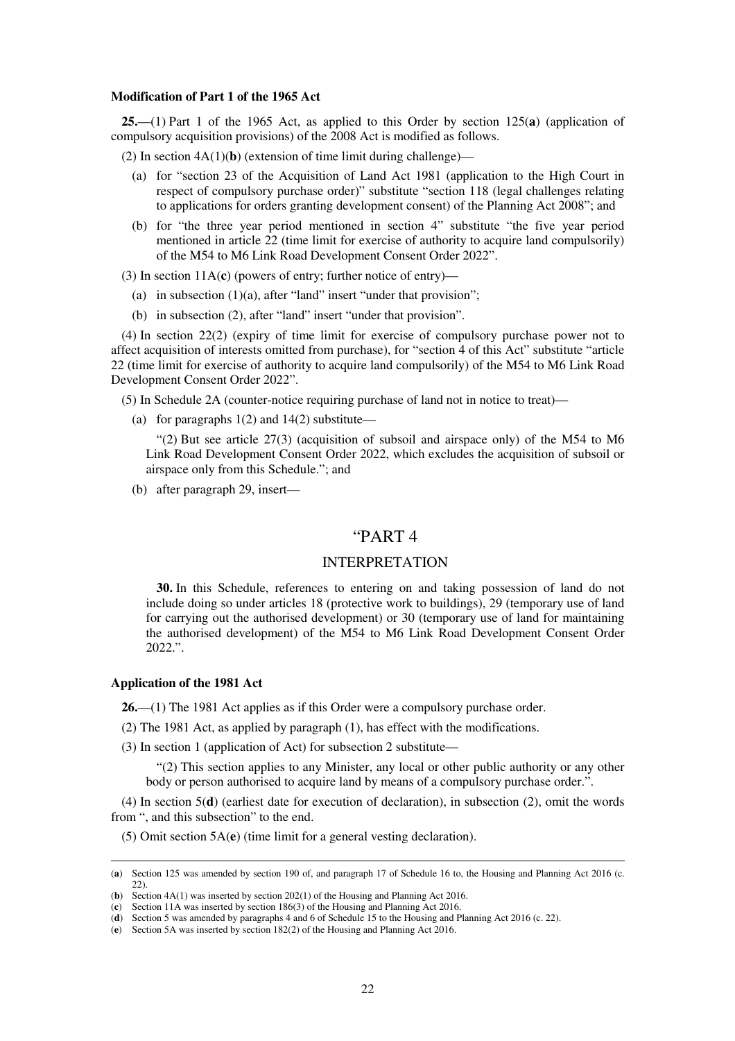**Modification of Part 1 of the 1965 Act**

**25.**—(1) Part 1 of the 1965 Act, as applied to this Order by section 125(**a**) (application of compulsory acquisition provisions) of the 2008 Act is modified as follows.

(2) In section 4A(1)(**b**) (extension of time limit during challenge)—

(a) for "section 23 of the Acquisition of Land Act 1981 (application to the High Court in respect of compulsory purchase order)" substitute "section 118 (legal challenges relating to applications for orders granting development consent) of the Planning Act 2008"; and

(b) for "the three year period mentioned in section 4" substitute "the five year period mentioned in article 22 (time limit for exercise of authority to acquire land compulsorily) of the M54 to M6 Link Road Development Consent Order 2022".

(3) In section 11A(**c**) (powers of entry; further notice of entry)—

(a) in subsection (1)(a), after "land" insert "under that provision";

(b) in subsection (2), after "land" insert "under that provision".

(4) In section 22(2) (expiry of time limit for exercise of compulsory purchase power not to affect acquisition of interests omitted from purchase), for "section 4 of this Act" substitute "article 22 (time limit for exercise of authority to acquire land compulsorily) of the M54 to M6 Link Road Development Consent Order 2022".

(5) In Schedule 2A (counter-notice requiring purchase of land not in notice to treat)—

(a) for paragraphs 1(2) and 14(2) substitute—

"(2) But see article 27(3) (acquisition of subsoil and airspace only) of the M54 to M6 Link Road Development Consent Order 2022, which excludes the acquisition of subsoil or airspace only from this Schedule."; and

(b) after paragraph 29, insert—

"PART 4

INTERPRETATION

**30.** In this Schedule, references to entering on and taking possession of land do not include doing so under articles 18 (protective work to buildings), 29 (temporary use of land for carrying out the authorised development) or 30 (temporary use of land for maintaining the authorised development) of the M54 to M6 Link Road Development Consent Order 2022.".

**Application of the 1981 Act**

**26.**—(1) The 1981 Act applies as if this Order were a compulsory purchase order.

(2) The 1981 Act, as applied by paragraph (1), has effect with the modifications.

(3) In section 1 (application of Act) for subsection 2 substitute—

"(2) This section applies to any Minister, any local or other public authority or any other body or person authorised to acquire land by means of a compulsory purchase order.".

(4) In section 5(**d**) (earliest date for execution of declaration), in subsection (2), omit the words from ", and this subsection" to the end.

(5) Omit section 5A(**e**) (time limit for a general vesting declaration).

---

(**a**) Section 125 was amended by section 190 of, and paragraph 17 of Schedule 16 to, the Housing and Planning Act 2016 (c. 22).
(**b**) Section 4A(1) was inserted by section 202(1) of the Housing and Planning Act 2016.
(**c**) Section 11A was inserted by section 186(3) of the Housing and Planning Act 2016.
(**d**) Section 5 was amended by paragraphs 4 and 6 of Schedule 15 to the Housing and Planning Act 2016 (c. 22).
(**e**) Section 5A was inserted by section 182(2) of the Housing and Planning Act 2016.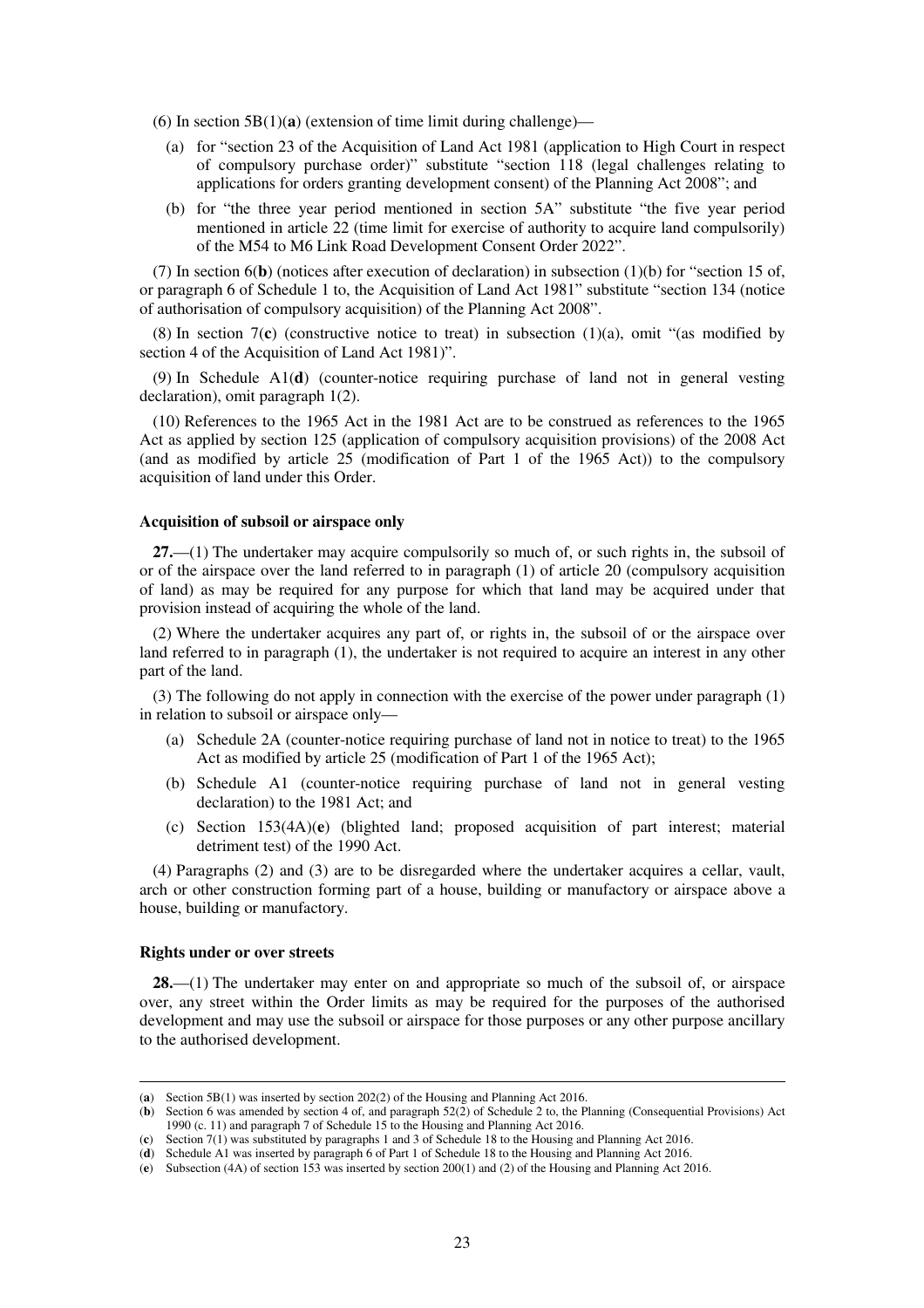(6) In section 5B(1)(**a**) (extension of time limit during challenge)—

(a) for "section 23 of the Acquisition of Land Act 1981 (application to High Court in respect of compulsory purchase order)" substitute "section 118 (legal challenges relating to applications for orders granting development consent) of the Planning Act 2008"; and

(b) for "the three year period mentioned in section 5A" substitute "the five year period mentioned in article 22 (time limit for exercise of authority to acquire land compulsorily) of the M54 to M6 Link Road Development Consent Order 2022".

(7) In section 6(**b**) (notices after execution of declaration) in subsection (1)(b) for "section 15 of, or paragraph 6 of Schedule 1 to, the Acquisition of Land Act 1981" substitute "section 134 (notice of authorisation of compulsory acquisition) of the Planning Act 2008".

(8) In section 7(**c**) (constructive notice to treat) in subsection (1)(a), omit "(as modified by section 4 of the Acquisition of Land Act 1981)".

(9) In Schedule A1(**d**) (counter-notice requiring purchase of land not in general vesting declaration), omit paragraph 1(2).

(10) References to the 1965 Act in the 1981 Act are to be construed as references to the 1965 Act as applied by section 125 (application of compulsory acquisition provisions) of the 2008 Act (and as modified by article 25 (modification of Part 1 of the 1965 Act)) to the compulsory acquisition of land under this Order.

**Acquisition of subsoil or airspace only**

**27.**—(1) The undertaker may acquire compulsorily so much of, or such rights in, the subsoil of or of the airspace over the land referred to in paragraph (1) of article 20 (compulsory acquisition of land) as may be required for any purpose for which that land may be acquired under that provision instead of acquiring the whole of the land.

(2) Where the undertaker acquires any part of, or rights in, the subsoil of or the airspace over land referred to in paragraph (1), the undertaker is not required to acquire an interest in any other part of the land.

(3) The following do not apply in connection with the exercise of the power under paragraph (1) in relation to subsoil or airspace only—

(a) Schedule 2A (counter-notice requiring purchase of land not in notice to treat) to the 1965 Act as modified by article 25 (modification of Part 1 of the 1965 Act);

(b) Schedule A1 (counter-notice requiring purchase of land not in general vesting declaration) to the 1981 Act; and

(c) Section 153(4A)(**e**) (blighted land; proposed acquisition of part interest; material detriment test) of the 1990 Act.

(4) Paragraphs (2) and (3) are to be disregarded where the undertaker acquires a cellar, vault, arch or other construction forming part of a house, building or manufactory or airspace above a house, building or manufactory.

**Rights under or over streets**

**28.**—(1) The undertaker may enter on and appropriate so much of the subsoil of, or airspace over, any street within the Order limits as may be required for the purposes of the authorised development and may use the subsoil or airspace for those purposes or any other purpose ancillary to the authorised development.

---

(**a**) Section 5B(1) was inserted by section 202(2) of the Housing and Planning Act 2016.

(**b**) Section 6 was amended by section 4 of, and paragraph 52(2) of Schedule 2 to, the Planning (Consequential Provisions) Act 1990 (c. 11) and paragraph 7 of Schedule 15 to the Housing and Planning Act 2016.

(**c**) Section 7(1) was substituted by paragraphs 1 and 3 of Schedule 18 to the Housing and Planning Act 2016.

(**d**) Schedule A1 was inserted by paragraph 6 of Part 1 of Schedule 18 to the Housing and Planning Act 2016.

(**e**) Subsection (4A) of section 153 was inserted by section 200(1) and (2) of the Housing and Planning Act 2016.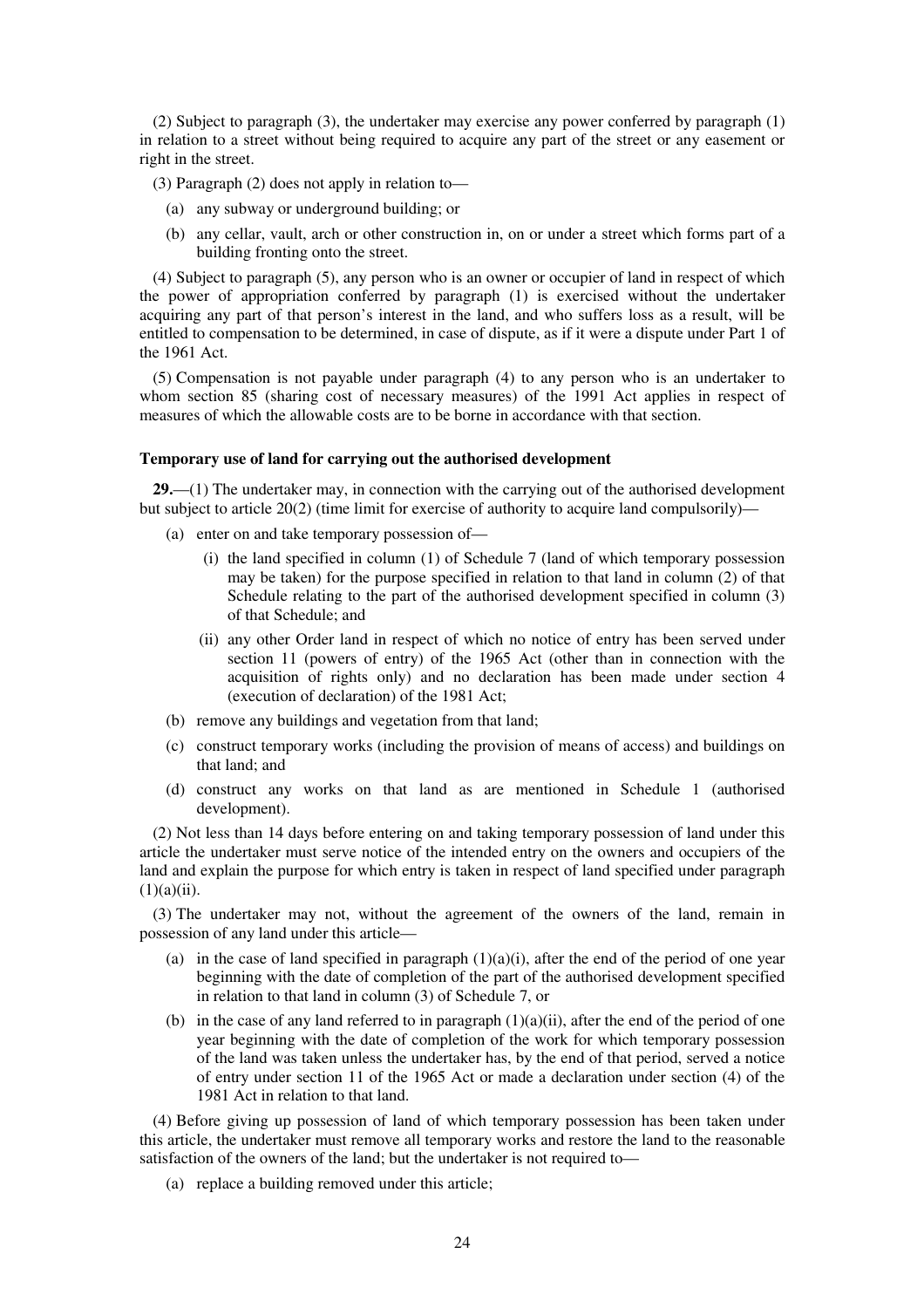(2) Subject to paragraph (3), the undertaker may exercise any power conferred by paragraph (1) in relation to a street without being required to acquire any part of the street or any easement or right in the street.

(3) Paragraph (2) does not apply in relation to—

- (a) any subway or underground building; or
- (b) any cellar, vault, arch or other construction in, on or under a street which forms part of a building fronting onto the street.

(4) Subject to paragraph (5), any person who is an owner or occupier of land in respect of which the power of appropriation conferred by paragraph (1) is exercised without the undertaker acquiring any part of that person's interest in the land, and who suffers loss as a result, will be entitled to compensation to be determined, in case of dispute, as if it were a dispute under Part 1 of the 1961 Act.

(5) Compensation is not payable under paragraph (4) to any person who is an undertaker to whom section 85 (sharing cost of necessary measures) of the 1991 Act applies in respect of measures of which the allowable costs are to be borne in accordance with that section.

**Temporary use of land for carrying out the authorised development**

**29.**—(1) The undertaker may, in connection with the carrying out of the authorised development but subject to article 20(2) (time limit for exercise of authority to acquire land compulsorily)—

- (a) enter on and take temporary possession of—
  - (i) the land specified in column (1) of Schedule 7 (land of which temporary possession may be taken) for the purpose specified in relation to that land in column (2) of that Schedule relating to the part of the authorised development specified in column (3) of that Schedule; and
  - (ii) any other Order land in respect of which no notice of entry has been served under section 11 (powers of entry) of the 1965 Act (other than in connection with the acquisition of rights only) and no declaration has been made under section 4 (execution of declaration) of the 1981 Act;
- (b) remove any buildings and vegetation from that land;
- (c) construct temporary works (including the provision of means of access) and buildings on that land; and
- (d) construct any works on that land as are mentioned in Schedule 1 (authorised development).

(2) Not less than 14 days before entering on and taking temporary possession of land under this article the undertaker must serve notice of the intended entry on the owners and occupiers of the land and explain the purpose for which entry is taken in respect of land specified under paragraph (1)(a)(ii).

(3) The undertaker may not, without the agreement of the owners of the land, remain in possession of any land under this article—

- (a) in the case of land specified in paragraph (1)(a)(i), after the end of the period of one year beginning with the date of completion of the part of the authorised development specified in relation to that land in column (3) of Schedule 7, or
- (b) in the case of any land referred to in paragraph (1)(a)(ii), after the end of the period of one year beginning with the date of completion of the work for which temporary possession of the land was taken unless the undertaker has, by the end of that period, served a notice of entry under section 11 of the 1965 Act or made a declaration under section (4) of the 1981 Act in relation to that land.

(4) Before giving up possession of land of which temporary possession has been taken under this article, the undertaker must remove all temporary works and restore the land to the reasonable satisfaction of the owners of the land; but the undertaker is not required to—

- (a) replace a building removed under this article;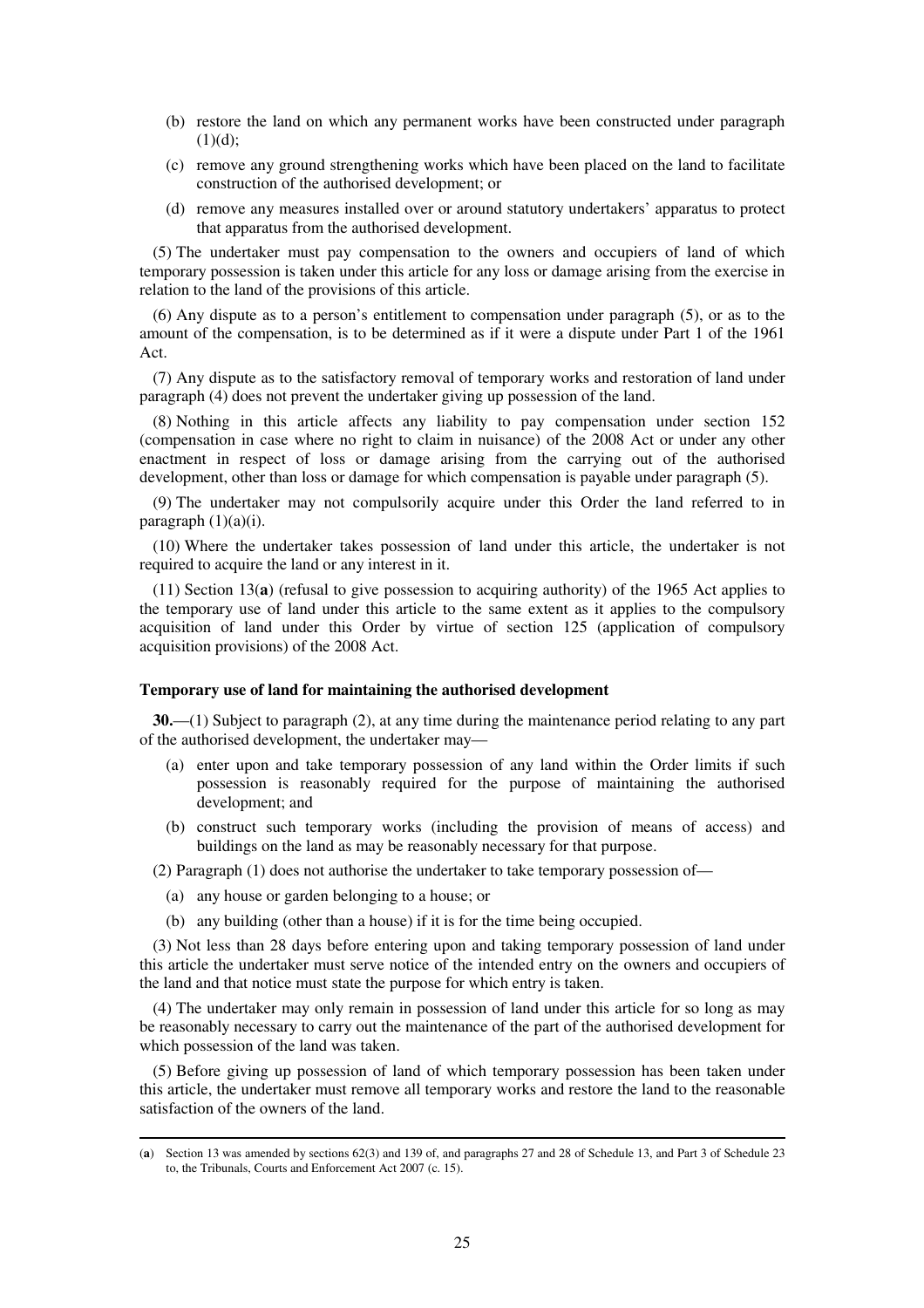(b) restore the land on which any permanent works have been constructed under paragraph (1)(d);

(c) remove any ground strengthening works which have been placed on the land to facilitate construction of the authorised development; or

(d) remove any measures installed over or around statutory undertakers' apparatus to protect that apparatus from the authorised development.

(5) The undertaker must pay compensation to the owners and occupiers of land of which temporary possession is taken under this article for any loss or damage arising from the exercise in relation to the land of the provisions of this article.

(6) Any dispute as to a person's entitlement to compensation under paragraph (5), or as to the amount of the compensation, is to be determined as if it were a dispute under Part 1 of the 1961 Act.

(7) Any dispute as to the satisfactory removal of temporary works and restoration of land under paragraph (4) does not prevent the undertaker giving up possession of the land.

(8) Nothing in this article affects any liability to pay compensation under section 152 (compensation in case where no right to claim in nuisance) of the 2008 Act or under any other enactment in respect of loss or damage arising from the carrying out of the authorised development, other than loss or damage for which compensation is payable under paragraph (5).

(9) The undertaker may not compulsorily acquire under this Order the land referred to in paragraph (1)(a)(i).

(10) Where the undertaker takes possession of land under this article, the undertaker is not required to acquire the land or any interest in it.

(11) Section 13(**a**) (refusal to give possession to acquiring authority) of the 1965 Act applies to the temporary use of land under this article to the same extent as it applies to the compulsory acquisition of land under this Order by virtue of section 125 (application of compulsory acquisition provisions) of the 2008 Act.

**Temporary use of land for maintaining the authorised development**

**30.**—(1) Subject to paragraph (2), at any time during the maintenance period relating to any part of the authorised development, the undertaker may—

(a) enter upon and take temporary possession of any land within the Order limits if such possession is reasonably required for the purpose of maintaining the authorised development; and

(b) construct such temporary works (including the provision of means of access) and buildings on the land as may be reasonably necessary for that purpose.

(2) Paragraph (1) does not authorise the undertaker to take temporary possession of—

(a) any house or garden belonging to a house; or

(b) any building (other than a house) if it is for the time being occupied.

(3) Not less than 28 days before entering upon and taking temporary possession of land under this article the undertaker must serve notice of the intended entry on the owners and occupiers of the land and that notice must state the purpose for which entry is taken.

(4) The undertaker may only remain in possession of land under this article for so long as may be reasonably necessary to carry out the maintenance of the part of the authorised development for which possession of the land was taken.

(5) Before giving up possession of land of which temporary possession has been taken under this article, the undertaker must remove all temporary works and restore the land to the reasonable satisfaction of the owners of the land.

---

(**a**) Section 13 was amended by sections 62(3) and 139 of, and paragraphs 27 and 28 of Schedule 13, and Part 3 of Schedule 23 to, the Tribunals, Courts and Enforcement Act 2007 (c. 15).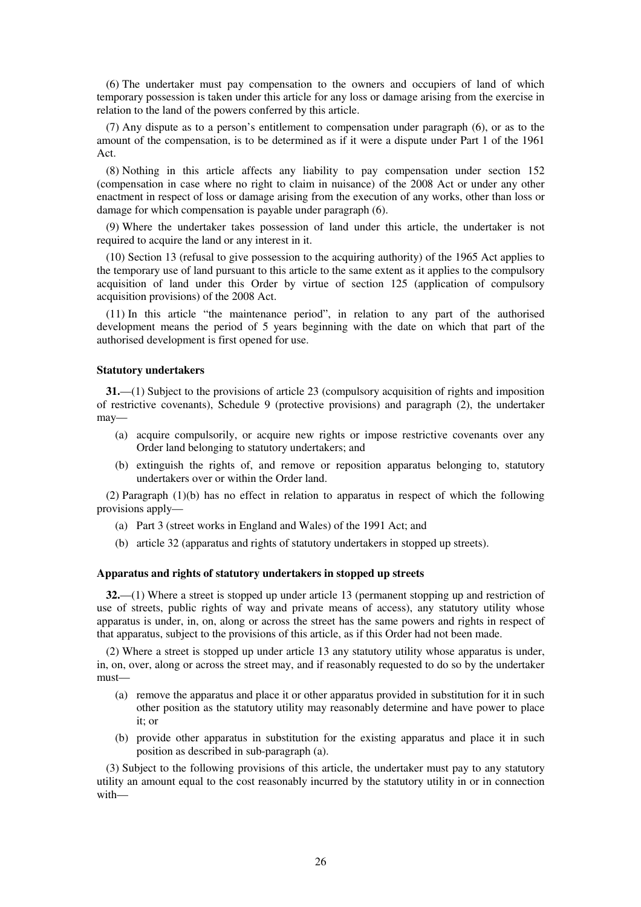(6) The undertaker must pay compensation to the owners and occupiers of land of which temporary possession is taken under this article for any loss or damage arising from the exercise in relation to the land of the powers conferred by this article.

(7) Any dispute as to a person's entitlement to compensation under paragraph (6), or as to the amount of the compensation, is to be determined as if it were a dispute under Part 1 of the 1961 Act.

(8) Nothing in this article affects any liability to pay compensation under section 152 (compensation in case where no right to claim in nuisance) of the 2008 Act or under any other enactment in respect of loss or damage arising from the execution of any works, other than loss or damage for which compensation is payable under paragraph (6).

(9) Where the undertaker takes possession of land under this article, the undertaker is not required to acquire the land or any interest in it.

(10) Section 13 (refusal to give possession to the acquiring authority) of the 1965 Act applies to the temporary use of land pursuant to this article to the same extent as it applies to the compulsory acquisition of land under this Order by virtue of section 125 (application of compulsory acquisition provisions) of the 2008 Act.

(11) In this article "the maintenance period", in relation to any part of the authorised development means the period of 5 years beginning with the date on which that part of the authorised development is first opened for use.

### Statutory undertakers

**31.**—(1) Subject to the provisions of article 23 (compulsory acquisition of rights and imposition of restrictive covenants), Schedule 9 (protective provisions) and paragraph (2), the undertaker may—

(a) acquire compulsorily, or acquire new rights or impose restrictive covenants over any Order land belonging to statutory undertakers; and

(b) extinguish the rights of, and remove or reposition apparatus belonging to, statutory undertakers over or within the Order land.

(2) Paragraph (1)(b) has no effect in relation to apparatus in respect of which the following provisions apply—

(a) Part 3 (street works in England and Wales) of the 1991 Act; and

(b) article 32 (apparatus and rights of statutory undertakers in stopped up streets).

### Apparatus and rights of statutory undertakers in stopped up streets

**32.**—(1) Where a street is stopped up under article 13 (permanent stopping up and restriction of use of streets, public rights of way and private means of access), any statutory utility whose apparatus is under, in, on, along or across the street has the same powers and rights in respect of that apparatus, subject to the provisions of this article, as if this Order had not been made.

(2) Where a street is stopped up under article 13 any statutory utility whose apparatus is under, in, on, over, along or across the street may, and if reasonably requested to do so by the undertaker must—

(a) remove the apparatus and place it or other apparatus provided in substitution for it in such other position as the statutory utility may reasonably determine and have power to place it; or

(b) provide other apparatus in substitution for the existing apparatus and place it in such position as described in sub-paragraph (a).

(3) Subject to the following provisions of this article, the undertaker must pay to any statutory utility an amount equal to the cost reasonably incurred by the statutory utility in or in connection with—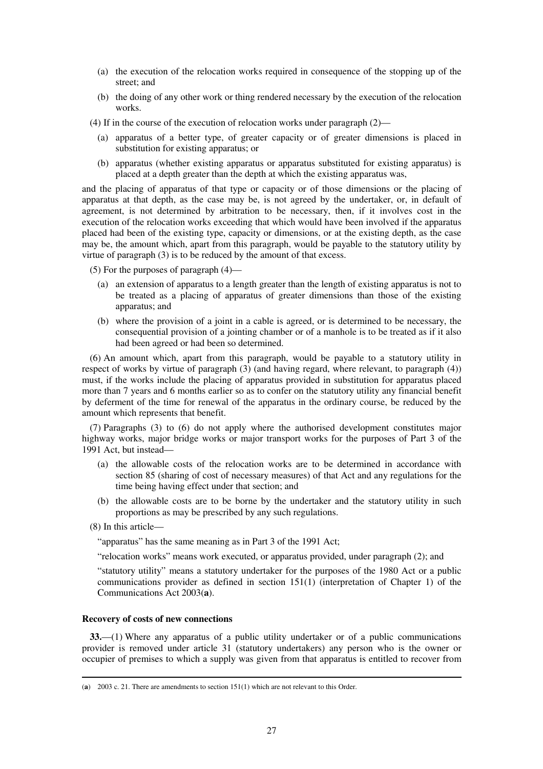(a) the execution of the relocation works required in consequence of the stopping up of the street; and

(b) the doing of any other work or thing rendered necessary by the execution of the relocation works.

(4) If in the course of the execution of relocation works under paragraph (2)—

(a) apparatus of a better type, of greater capacity or of greater dimensions is placed in substitution for existing apparatus; or

(b) apparatus (whether existing apparatus or apparatus substituted for existing apparatus) is placed at a depth greater than the depth at which the existing apparatus was,

and the placing of apparatus of that type or capacity or of those dimensions or the placing of apparatus at that depth, as the case may be, is not agreed by the undertaker, or, in default of agreement, is not determined by arbitration to be necessary, then, if it involves cost in the execution of the relocation works exceeding that which would have been involved if the apparatus placed had been of the existing type, capacity or dimensions, or at the existing depth, as the case may be, the amount which, apart from this paragraph, would be payable to the statutory utility by virtue of paragraph (3) is to be reduced by the amount of that excess.

(5) For the purposes of paragraph (4)—

(a) an extension of apparatus to a length greater than the length of existing apparatus is not to be treated as a placing of apparatus of greater dimensions than those of the existing apparatus; and

(b) where the provision of a joint in a cable is agreed, or is determined to be necessary, the consequential provision of a jointing chamber or of a manhole is to be treated as if it also had been agreed or had been so determined.

(6) An amount which, apart from this paragraph, would be payable to a statutory utility in respect of works by virtue of paragraph (3) (and having regard, where relevant, to paragraph (4)) must, if the works include the placing of apparatus provided in substitution for apparatus placed more than 7 years and 6 months earlier so as to confer on the statutory utility any financial benefit by deferment of the time for renewal of the apparatus in the ordinary course, be reduced by the amount which represents that benefit.

(7) Paragraphs (3) to (6) do not apply where the authorised development constitutes major highway works, major bridge works or major transport works for the purposes of Part 3 of the 1991 Act, but instead—

(a) the allowable costs of the relocation works are to be determined in accordance with section 85 (sharing of cost of necessary measures) of that Act and any regulations for the time being having effect under that section; and

(b) the allowable costs are to be borne by the undertaker and the statutory utility in such proportions as may be prescribed by any such regulations.

(8) In this article—

"apparatus" has the same meaning as in Part 3 of the 1991 Act;

"relocation works" means work executed, or apparatus provided, under paragraph (2); and

"statutory utility" means a statutory undertaker for the purposes of the 1980 Act or a public communications provider as defined in section 151(1) (interpretation of Chapter 1) of the Communications Act 2003([a]).

**Recovery of costs of new connections**

**33.**—(1) Where any apparatus of a public utility undertaker or of a public communications provider is removed under article 31 (statutory undertakers) any person who is the owner or occupier of premises to which a supply was given from that apparatus is entitled to recover from

---

([a]) 2003 c. 21. There are amendments to section 151(1) which are not relevant to this Order.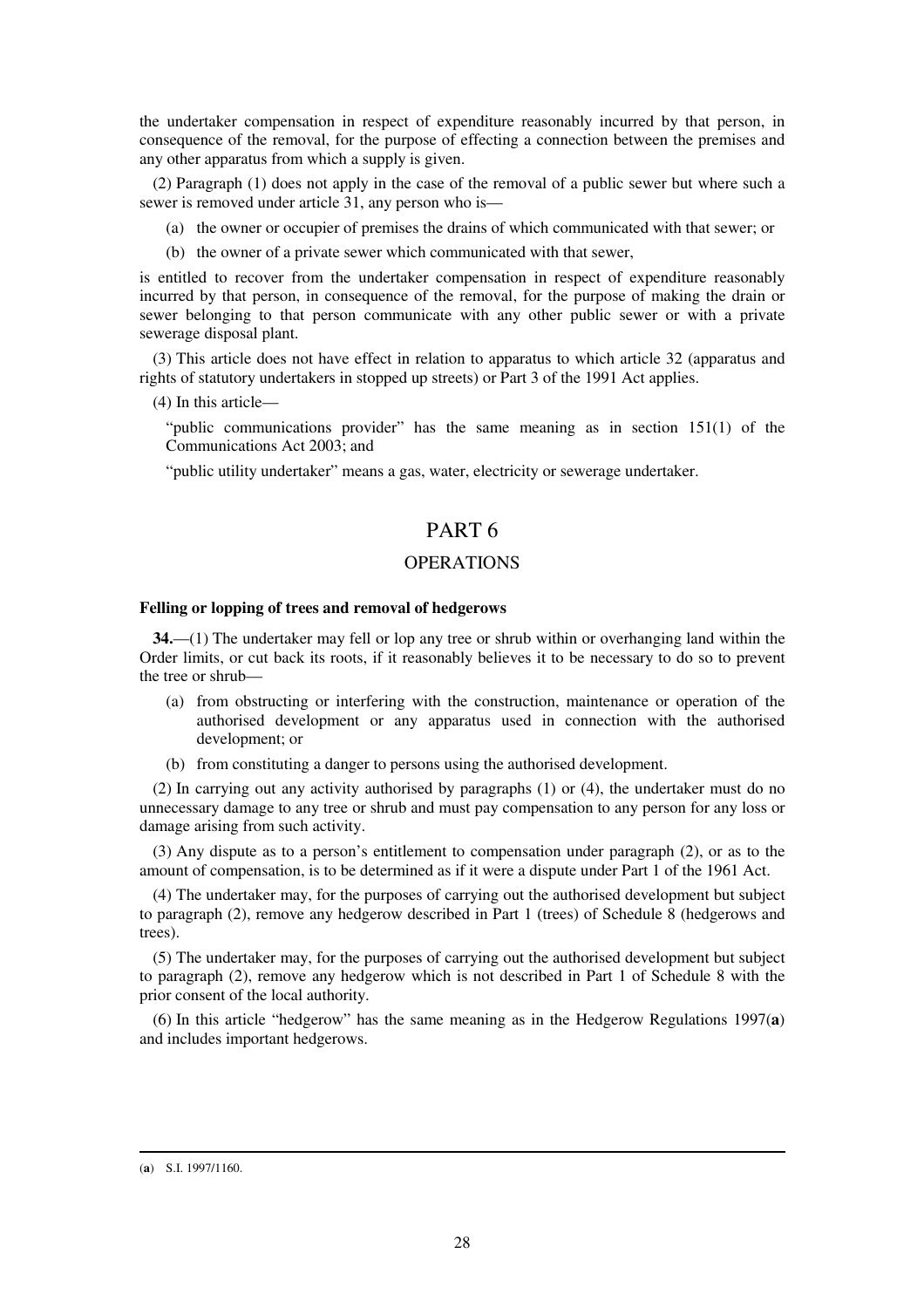the undertaker compensation in respect of expenditure reasonably incurred by that person, in consequence of the removal, for the purpose of effecting a connection between the premises and any other apparatus from which a supply is given.

(2) Paragraph (1) does not apply in the case of the removal of a public sewer but where such a sewer is removed under article 31, any person who is—

(a) the owner or occupier of premises the drains of which communicated with that sewer; or

(b) the owner of a private sewer which communicated with that sewer,

is entitled to recover from the undertaker compensation in respect of expenditure reasonably incurred by that person, in consequence of the removal, for the purpose of making the drain or sewer belonging to that person communicate with any other public sewer or with a private sewerage disposal plant.

(3) This article does not have effect in relation to apparatus to which article 32 (apparatus and rights of statutory undertakers in stopped up streets) or Part 3 of the 1991 Act applies.

(4) In this article—

"public communications provider" has the same meaning as in section 151(1) of the Communications Act 2003; and

"public utility undertaker" means a gas, water, electricity or sewerage undertaker.

# PART 6

## OPERATIONS

### Felling or lopping of trees and removal of hedgerows

**34.**—(1) The undertaker may fell or lop any tree or shrub within or overhanging land within the Order limits, or cut back its roots, if it reasonably believes it to be necessary to do so to prevent the tree or shrub—

(a) from obstructing or interfering with the construction, maintenance or operation of the authorised development or any apparatus used in connection with the authorised development; or

(b) from constituting a danger to persons using the authorised development.

(2) In carrying out any activity authorised by paragraphs (1) or (4), the undertaker must do no unnecessary damage to any tree or shrub and must pay compensation to any person for any loss or damage arising from such activity.

(3) Any dispute as to a person's entitlement to compensation under paragraph (2), or as to the amount of compensation, is to be determined as if it were a dispute under Part 1 of the 1961 Act.

(4) The undertaker may, for the purposes of carrying out the authorised development but subject to paragraph (2), remove any hedgerow described in Part 1 (trees) of Schedule 8 (hedgerows and trees).

(5) The undertaker may, for the purposes of carrying out the authorised development but subject to paragraph (2), remove any hedgerow which is not described in Part 1 of Schedule 8 with the prior consent of the local authority.

(6) In this article "hedgerow" has the same meaning as in the Hedgerow Regulations 1997(**a**) and includes important hedgerows.

(**a**) S.I. 1997/1160.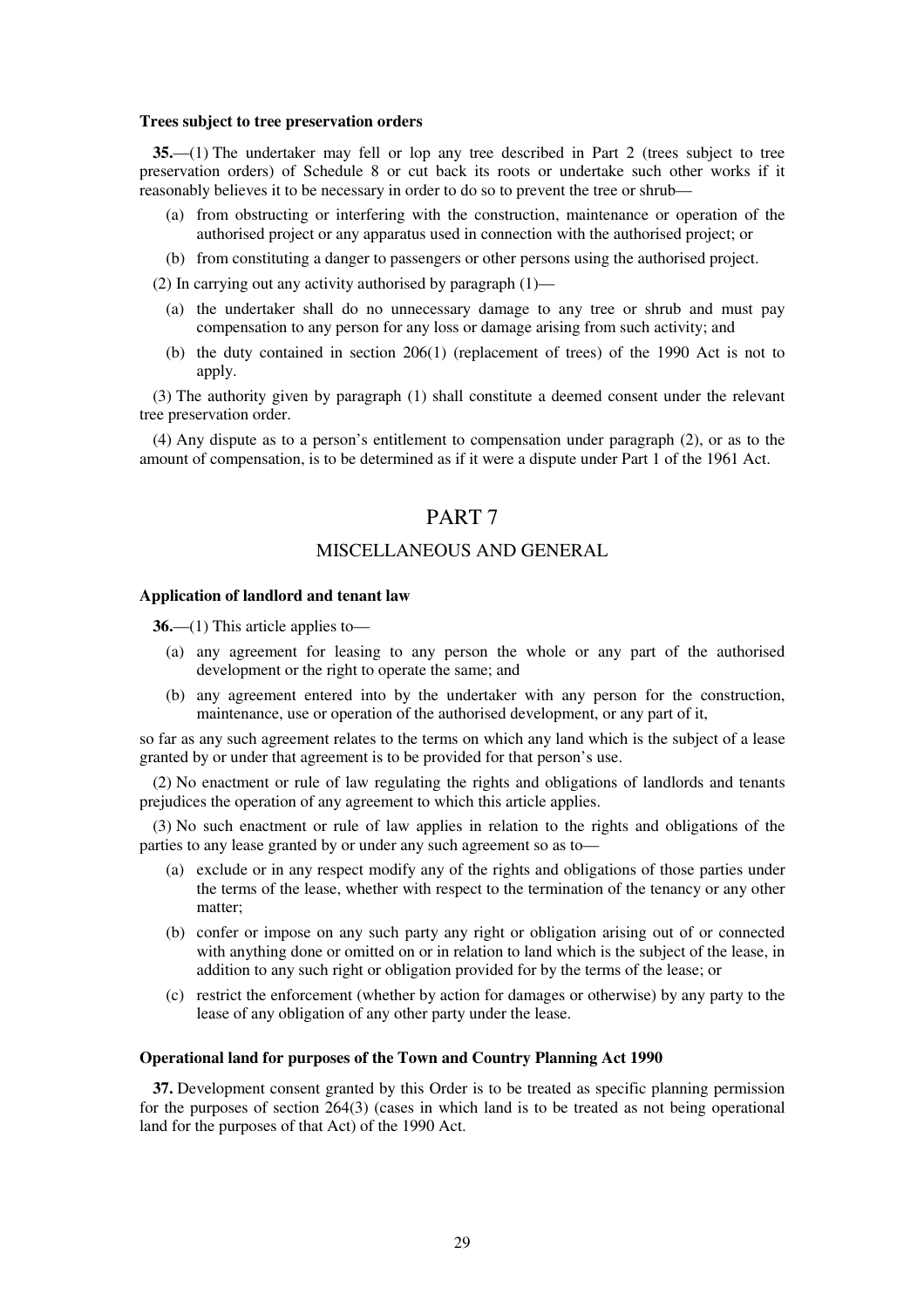**Trees subject to tree preservation orders**

**35.**—(1) The undertaker may fell or lop any tree described in Part 2 (trees subject to tree preservation orders) of Schedule 8 or cut back its roots or undertake such other works if it reasonably believes it to be necessary in order to do so to prevent the tree or shrub—

(a) from obstructing or interfering with the construction, maintenance or operation of the authorised project or any apparatus used in connection with the authorised project; or

(b) from constituting a danger to passengers or other persons using the authorised project.

(2) In carrying out any activity authorised by paragraph (1)—

(a) the undertaker shall do no unnecessary damage to any tree or shrub and must pay compensation to any person for any loss or damage arising from such activity; and

(b) the duty contained in section 206(1) (replacement of trees) of the 1990 Act is not to apply.

(3) The authority given by paragraph (1) shall constitute a deemed consent under the relevant tree preservation order.

(4) Any dispute as to a person's entitlement to compensation under paragraph (2), or as to the amount of compensation, is to be determined as if it were a dispute under Part 1 of the 1961 Act.

# PART 7

## MISCELLANEOUS AND GENERAL

**Application of landlord and tenant law**

**36.**—(1) This article applies to—

(a) any agreement for leasing to any person the whole or any part of the authorised development or the right to operate the same; and

(b) any agreement entered into by the undertaker with any person for the construction, maintenance, use or operation of the authorised development, or any part of it,

so far as any such agreement relates to the terms on which any land which is the subject of a lease granted by or under that agreement is to be provided for that person's use.

(2) No enactment or rule of law regulating the rights and obligations of landlords and tenants prejudices the operation of any agreement to which this article applies.

(3) No such enactment or rule of law applies in relation to the rights and obligations of the parties to any lease granted by or under any such agreement so as to—

(a) exclude or in any respect modify any of the rights and obligations of those parties under the terms of the lease, whether with respect to the termination of the tenancy or any other matter;

(b) confer or impose on any such party any right or obligation arising out of or connected with anything done or omitted on or in relation to land which is the subject of the lease, in addition to any such right or obligation provided for by the terms of the lease; or

(c) restrict the enforcement (whether by action for damages or otherwise) by any party to the lease of any obligation of any other party under the lease.

**Operational land for purposes of the Town and Country Planning Act 1990**

**37.** Development consent granted by this Order is to be treated as specific planning permission for the purposes of section 264(3) (cases in which land is to be treated as not being operational land for the purposes of that Act) of the 1990 Act.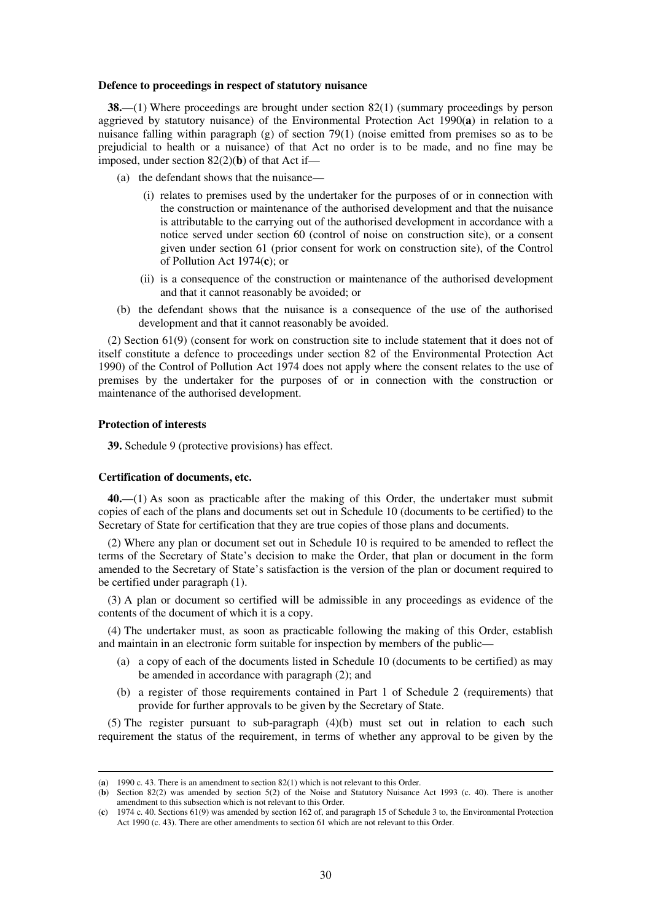**Defence to proceedings in respect of statutory nuisance**

**38.**—(1) Where proceedings are brought under section 82(1) (summary proceedings by person aggrieved by statutory nuisance) of the Environmental Protection Act 1990(**a**) in relation to a nuisance falling within paragraph (g) of section 79(1) (noise emitted from premises so as to be prejudicial to health or a nuisance) of that Act no order is to be made, and no fine may be imposed, under section 82(2)(**b**) of that Act if—

- (a) the defendant shows that the nuisance—
  - (i) relates to premises used by the undertaker for the purposes of or in connection with the construction or maintenance of the authorised development and that the nuisance is attributable to the carrying out of the authorised development in accordance with a notice served under section 60 (control of noise on construction site), or a consent given under section 61 (prior consent for work on construction site), of the Control of Pollution Act 1974(**c**); or
  - (ii) is a consequence of the construction or maintenance of the authorised development and that it cannot reasonably be avoided; or
- (b) the defendant shows that the nuisance is a consequence of the use of the authorised development and that it cannot reasonably be avoided.

(2) Section 61(9) (consent for work on construction site to include statement that it does not of itself constitute a defence to proceedings under section 82 of the Environmental Protection Act 1990) of the Control of Pollution Act 1974 does not apply where the consent relates to the use of premises by the undertaker for the purposes of or in connection with the construction or maintenance of the authorised development.

**Protection of interests**

**39.** Schedule 9 (protective provisions) has effect.

**Certification of documents, etc.**

**40.**—(1) As soon as practicable after the making of this Order, the undertaker must submit copies of each of the plans and documents set out in Schedule 10 (documents to be certified) to the Secretary of State for certification that they are true copies of those plans and documents.

(2) Where any plan or document set out in Schedule 10 is required to be amended to reflect the terms of the Secretary of State's decision to make the Order, that plan or document in the form amended to the Secretary of State's satisfaction is the version of the plan or document required to be certified under paragraph (1).

(3) A plan or document so certified will be admissible in any proceedings as evidence of the contents of the document of which it is a copy.

(4) The undertaker must, as soon as practicable following the making of this Order, establish and maintain in an electronic form suitable for inspection by members of the public—

- (a) a copy of each of the documents listed in Schedule 10 (documents to be certified) as may be amended in accordance with paragraph (2); and
- (b) a register of those requirements contained in Part 1 of Schedule 2 (requirements) that provide for further approvals to be given by the Secretary of State.

(5) The register pursuant to sub-paragraph (4)(b) must set out in relation to each such requirement the status of the requirement, in terms of whether any approval to be given by the

---

(**a**) 1990 c. 43. There is an amendment to section 82(1) which is not relevant to this Order.

(**b**) Section 82(2) was amended by section 5(2) of the Noise and Statutory Nuisance Act 1993 (c. 40). There is another amendment to this subsection which is not relevant to this Order.

(**c**) 1974 c. 40. Sections 61(9) was amended by section 162 of, and paragraph 15 of Schedule 3 to, the Environmental Protection Act 1990 (c. 43). There are other amendments to section 61 which are not relevant to this Order.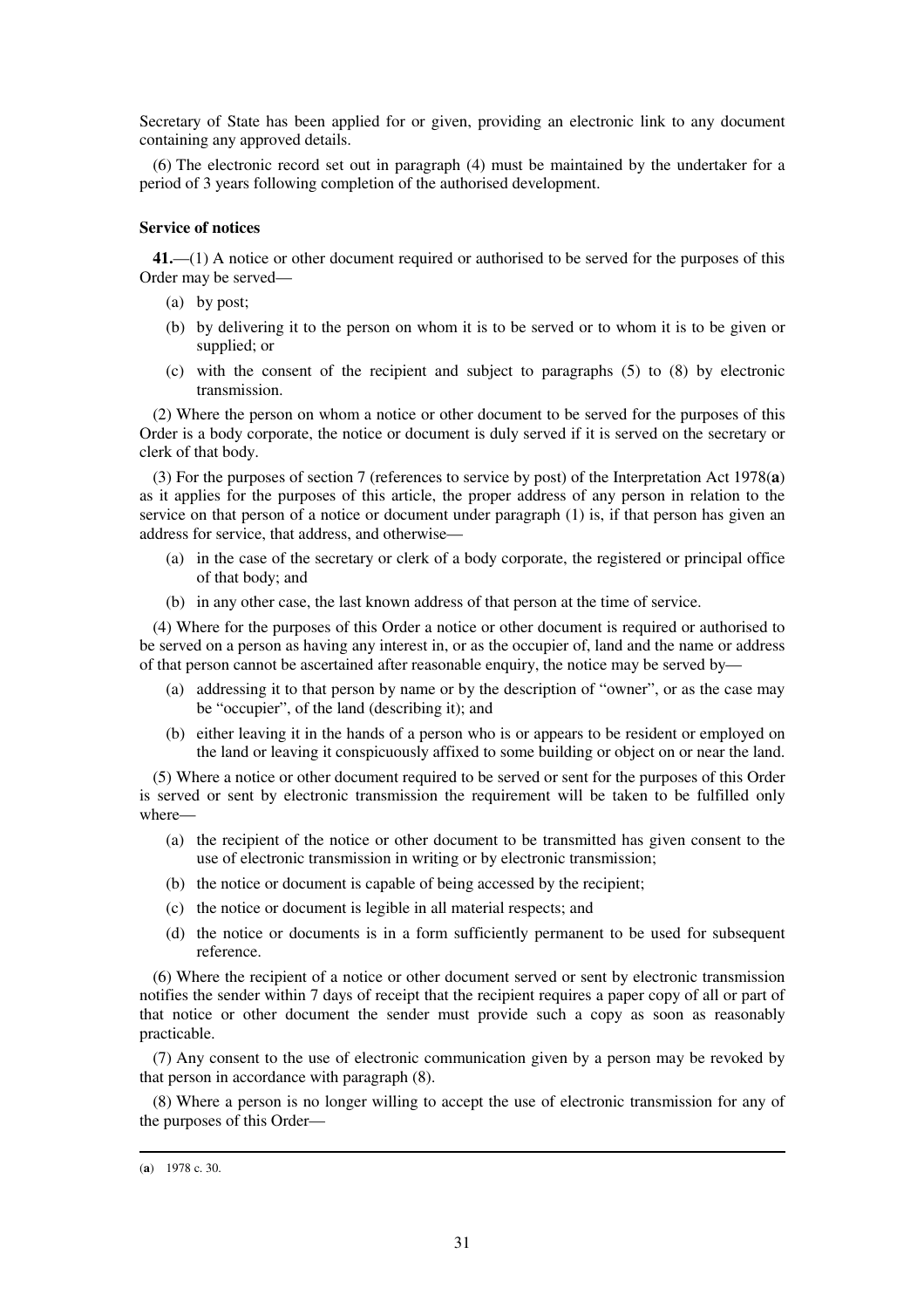Secretary of State has been applied for or given, providing an electronic link to any document containing any approved details.

(6) The electronic record set out in paragraph (4) must be maintained by the undertaker for a period of 3 years following completion of the authorised development.

**Service of notices**

**41.**—(1) A notice or other document required or authorised to be served for the purposes of this Order may be served—

(a) by post;

(b) by delivering it to the person on whom it is to be served or to whom it is to be given or supplied; or

(c) with the consent of the recipient and subject to paragraphs (5) to (8) by electronic transmission.

(2) Where the person on whom a notice or other document to be served for the purposes of this Order is a body corporate, the notice or document is duly served if it is served on the secretary or clerk of that body.

(3) For the purposes of section 7 (references to service by post) of the Interpretation Act 1978(**a**) as it applies for the purposes of this article, the proper address of any person in relation to the service on that person of a notice or document under paragraph (1) is, if that person has given an address for service, that address, and otherwise—

(a) in the case of the secretary or clerk of a body corporate, the registered or principal office of that body; and

(b) in any other case, the last known address of that person at the time of service.

(4) Where for the purposes of this Order a notice or other document is required or authorised to be served on a person as having any interest in, or as the occupier of, land and the name or address of that person cannot be ascertained after reasonable enquiry, the notice may be served by—

(a) addressing it to that person by name or by the description of "owner", or as the case may be "occupier", of the land (describing it); and

(b) either leaving it in the hands of a person who is or appears to be resident or employed on the land or leaving it conspicuously affixed to some building or object on or near the land.

(5) Where a notice or other document required to be served or sent for the purposes of this Order is served or sent by electronic transmission the requirement will be taken to be fulfilled only where—

(a) the recipient of the notice or other document to be transmitted has given consent to the use of electronic transmission in writing or by electronic transmission;

(b) the notice or document is capable of being accessed by the recipient;

(c) the notice or document is legible in all material respects; and

(d) the notice or documents is in a form sufficiently permanent to be used for subsequent reference.

(6) Where the recipient of a notice or other document served or sent by electronic transmission notifies the sender within 7 days of receipt that the recipient requires a paper copy of all or part of that notice or other document the sender must provide such a copy as soon as reasonably practicable.

(7) Any consent to the use of electronic communication given by a person may be revoked by that person in accordance with paragraph (8).

(8) Where a person is no longer willing to accept the use of electronic transmission for any of the purposes of this Order—

(**a**) 1978 c. 30.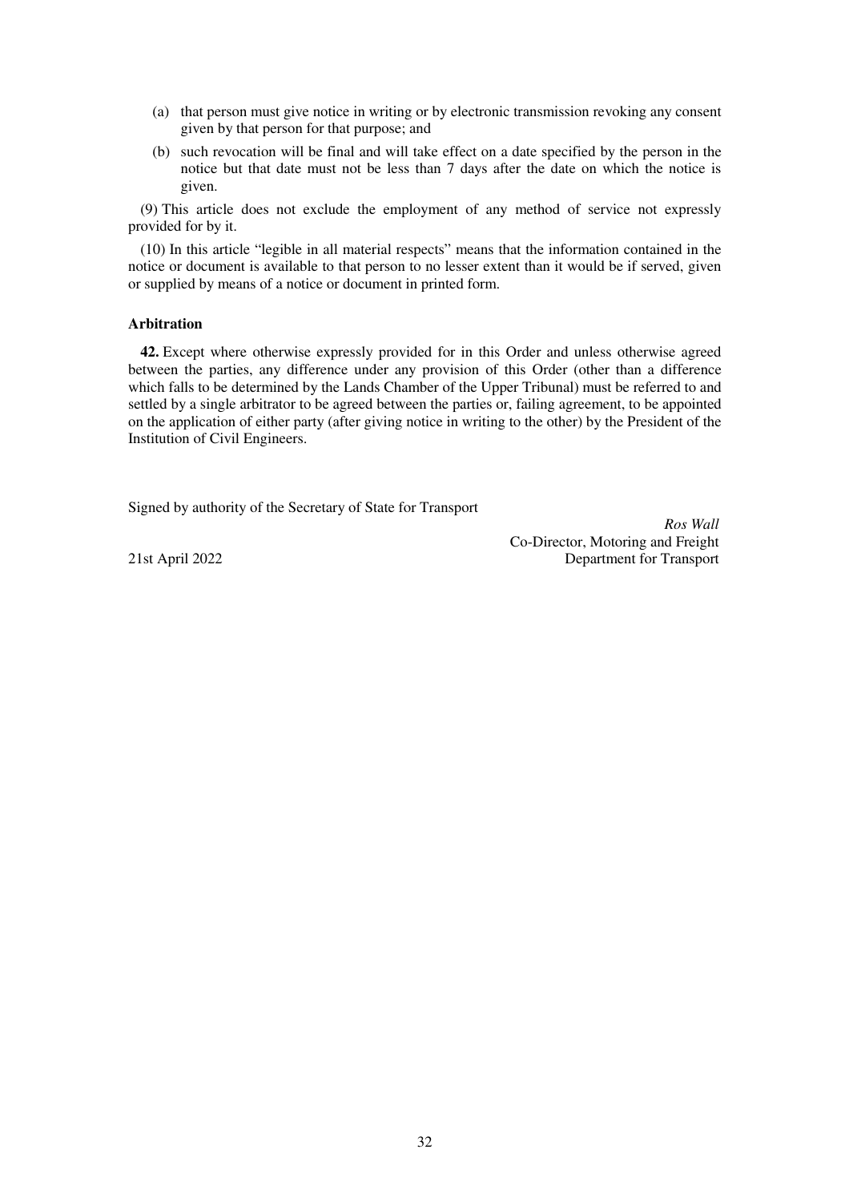(a) that person must give notice in writing or by electronic transmission revoking any consent given by that person for that purpose; and

(b) such revocation will be final and will take effect on a date specified by the person in the notice but that date must not be less than 7 days after the date on which the notice is given.

(9) This article does not exclude the employment of any method of service not expressly provided for by it.

(10) In this article "legible in all material respects" means that the information contained in the notice or document is available to that person to no lesser extent than it would be if served, given or supplied by means of a notice or document in printed form.

**Arbitration**

**42.** Except where otherwise expressly provided for in this Order and unless otherwise agreed between the parties, any difference under any provision of this Order (other than a difference which falls to be determined by the Lands Chamber of the Upper Tribunal) must be referred to and settled by a single arbitrator to be agreed between the parties or, failing agreement, to be appointed on the application of either party (after giving notice in writing to the other) by the President of the Institution of Civil Engineers.

Signed by authority of the Secretary of State for Transport

*Ros Wall*
Co-Director, Motoring and Freight
Department for Transport

21st April 2022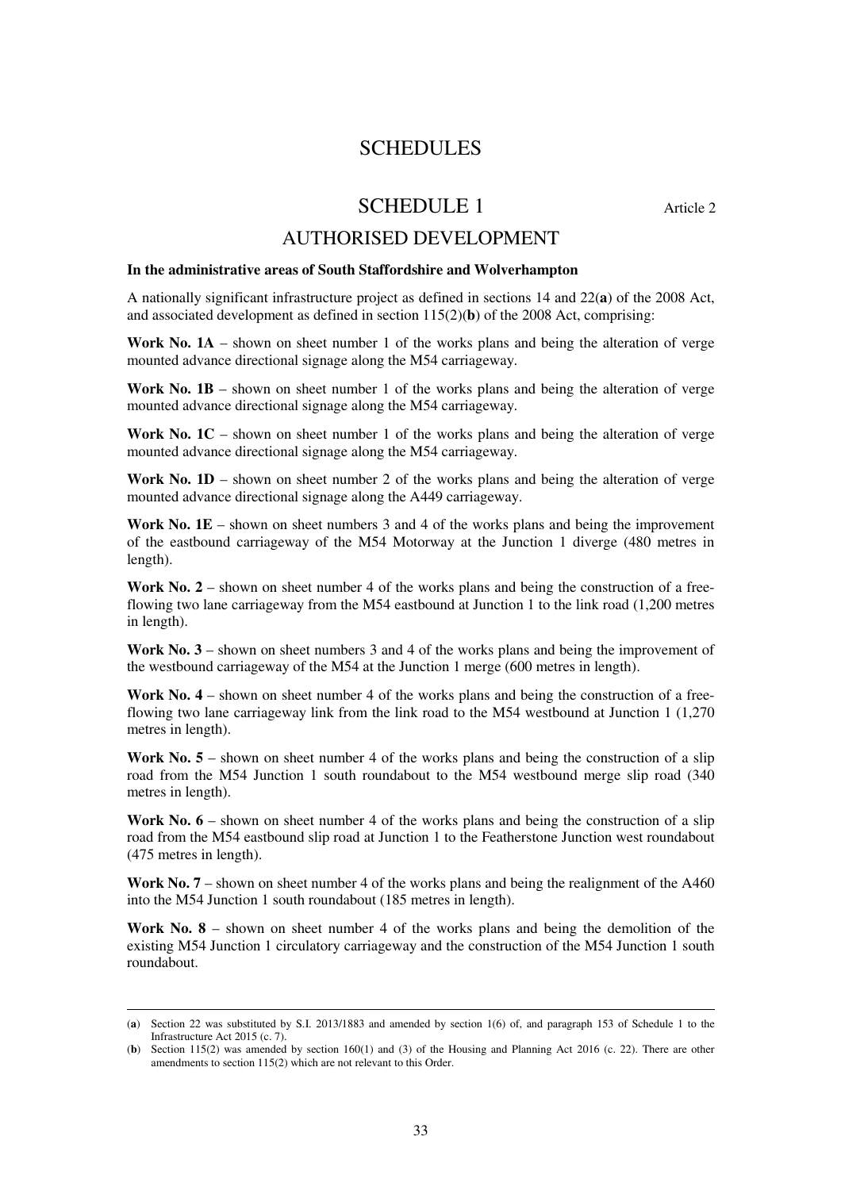# SCHEDULES

## SCHEDULE 1

Article 2

## AUTHORISED DEVELOPMENT

**In the administrative areas of South Staffordshire and Wolverhampton**

A nationally significant infrastructure project as defined in sections 14 and 22(**a**) of the 2008 Act, and associated development as defined in section 115(2)(**b**) of the 2008 Act, comprising:

**Work No. 1A** – shown on sheet number 1 of the works plans and being the alteration of verge mounted advance directional signage along the M54 carriageway.

**Work No. 1B** – shown on sheet number 1 of the works plans and being the alteration of verge mounted advance directional signage along the M54 carriageway.

**Work No. 1C** – shown on sheet number 1 of the works plans and being the alteration of verge mounted advance directional signage along the M54 carriageway.

**Work No. 1D** – shown on sheet number 2 of the works plans and being the alteration of verge mounted advance directional signage along the A449 carriageway.

**Work No. 1E** – shown on sheet numbers 3 and 4 of the works plans and being the improvement of the eastbound carriageway of the M54 Motorway at the Junction 1 diverge (480 metres in length).

**Work No. 2** – shown on sheet number 4 of the works plans and being the construction of a free-flowing two lane carriageway from the M54 eastbound at Junction 1 to the link road (1,200 metres in length).

**Work No. 3** – shown on sheet numbers 3 and 4 of the works plans and being the improvement of the westbound carriageway of the M54 at the Junction 1 merge (600 metres in length).

**Work No. 4** – shown on sheet number 4 of the works plans and being the construction of a free-flowing two lane carriageway link from the link road to the M54 westbound at Junction 1 (1,270 metres in length).

**Work No. 5** – shown on sheet number 4 of the works plans and being the construction of a slip road from the M54 Junction 1 south roundabout to the M54 westbound merge slip road (340 metres in length).

**Work No. 6** – shown on sheet number 4 of the works plans and being the construction of a slip road from the M54 eastbound slip road at Junction 1 to the Featherstone Junction west roundabout (475 metres in length).

**Work No. 7** – shown on sheet number 4 of the works plans and being the realignment of the A460 into the M54 Junction 1 south roundabout (185 metres in length).

**Work No. 8** – shown on sheet number 4 of the works plans and being the demolition of the existing M54 Junction 1 circulatory carriageway and the construction of the M54 Junction 1 south roundabout.

---

(**a**) Section 22 was substituted by S.I. 2013/1883 and amended by section 1(6) of, and paragraph 153 of Schedule 1 to the Infrastructure Act 2015 (c. 7).

(**b**) Section 115(2) was amended by section 160(1) and (3) of the Housing and Planning Act 2016 (c. 22). There are other amendments to section 115(2) which are not relevant to this Order.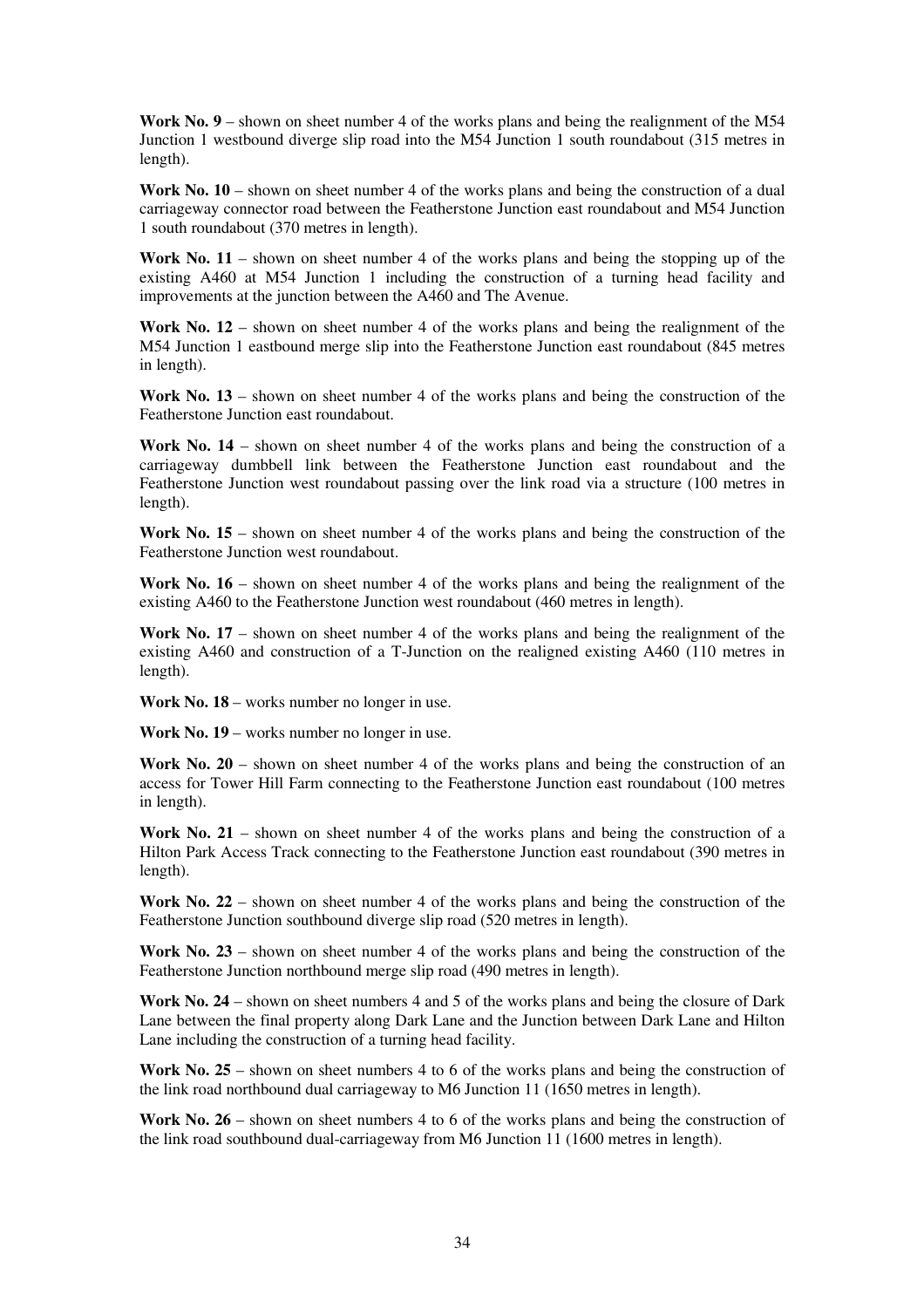**Work No. 9** – shown on sheet number 4 of the works plans and being the realignment of the M54 Junction 1 westbound diverge slip road into the M54 Junction 1 south roundabout (315 metres in length).

**Work No. 10** – shown on sheet number 4 of the works plans and being the construction of a dual carriageway connector road between the Featherstone Junction east roundabout and M54 Junction 1 south roundabout (370 metres in length).

**Work No. 11** – shown on sheet number 4 of the works plans and being the stopping up of the existing A460 at M54 Junction 1 including the construction of a turning head facility and improvements at the junction between the A460 and The Avenue.

**Work No. 12** – shown on sheet number 4 of the works plans and being the realignment of the M54 Junction 1 eastbound merge slip into the Featherstone Junction east roundabout (845 metres in length).

**Work No. 13** – shown on sheet number 4 of the works plans and being the construction of the Featherstone Junction east roundabout.

**Work No. 14** – shown on sheet number 4 of the works plans and being the construction of a carriageway dumbbell link between the Featherstone Junction east roundabout and the Featherstone Junction west roundabout passing over the link road via a structure (100 metres in length).

**Work No. 15** – shown on sheet number 4 of the works plans and being the construction of the Featherstone Junction west roundabout.

**Work No. 16** – shown on sheet number 4 of the works plans and being the realignment of the existing A460 to the Featherstone Junction west roundabout (460 metres in length).

**Work No. 17** – shown on sheet number 4 of the works plans and being the realignment of the existing A460 and construction of a T-Junction on the realigned existing A460 (110 metres in length).

**Work No. 18** – works number no longer in use.

**Work No. 19** – works number no longer in use.

**Work No. 20** – shown on sheet number 4 of the works plans and being the construction of an access for Tower Hill Farm connecting to the Featherstone Junction east roundabout (100 metres in length).

**Work No. 21** – shown on sheet number 4 of the works plans and being the construction of a Hilton Park Access Track connecting to the Featherstone Junction east roundabout (390 metres in length).

**Work No. 22** – shown on sheet number 4 of the works plans and being the construction of the Featherstone Junction southbound diverge slip road (520 metres in length).

**Work No. 23** – shown on sheet number 4 of the works plans and being the construction of the Featherstone Junction northbound merge slip road (490 metres in length).

**Work No. 24** – shown on sheet numbers 4 and 5 of the works plans and being the closure of Dark Lane between the final property along Dark Lane and the Junction between Dark Lane and Hilton Lane including the construction of a turning head facility.

**Work No. 25** – shown on sheet numbers 4 to 6 of the works plans and being the construction of the link road northbound dual carriageway to M6 Junction 11 (1650 metres in length).

**Work No. 26** – shown on sheet numbers 4 to 6 of the works plans and being the construction of the link road southbound dual-carriageway from M6 Junction 11 (1600 metres in length).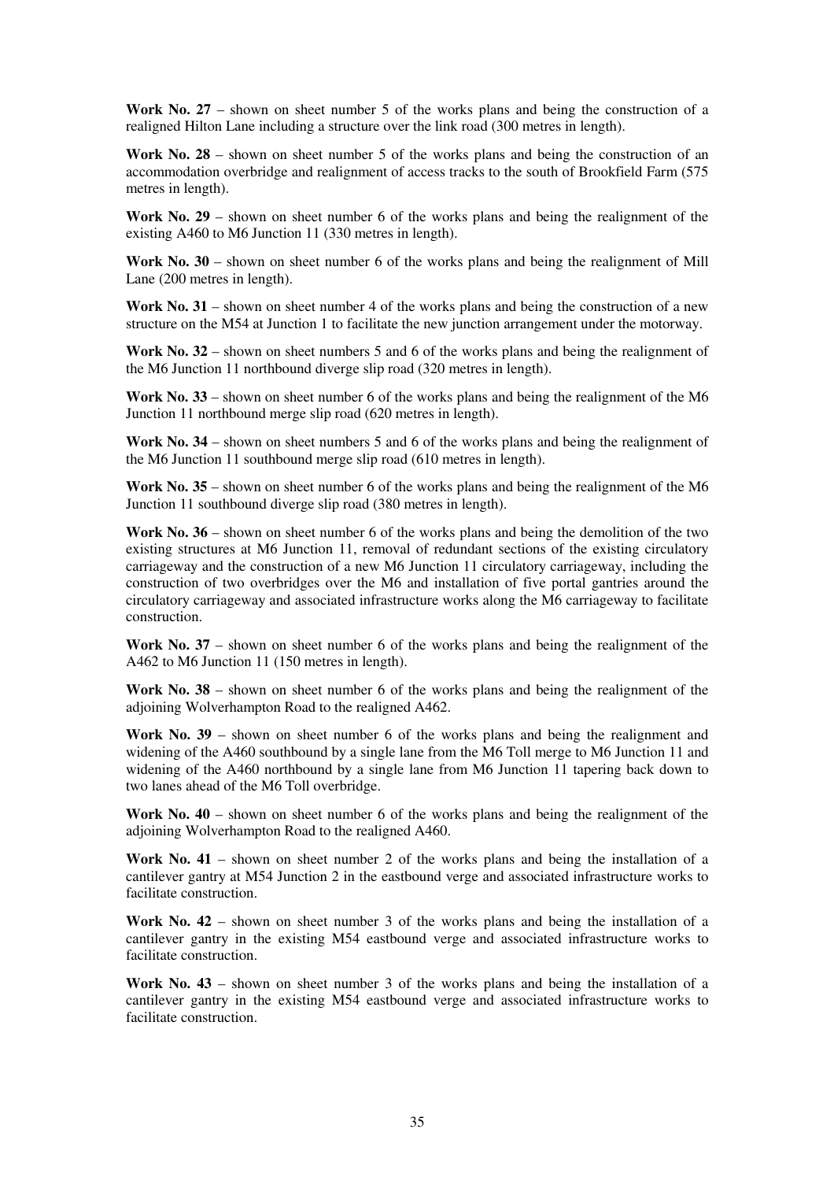**Work No. 27** – shown on sheet number 5 of the works plans and being the construction of a realigned Hilton Lane including a structure over the link road (300 metres in length).

**Work No. 28** – shown on sheet number 5 of the works plans and being the construction of an accommodation overbridge and realignment of access tracks to the south of Brookfield Farm (575 metres in length).

**Work No. 29** – shown on sheet number 6 of the works plans and being the realignment of the existing A460 to M6 Junction 11 (330 metres in length).

**Work No. 30** – shown on sheet number 6 of the works plans and being the realignment of Mill Lane (200 metres in length).

**Work No. 31** – shown on sheet number 4 of the works plans and being the construction of a new structure on the M54 at Junction 1 to facilitate the new junction arrangement under the motorway.

**Work No. 32** – shown on sheet numbers 5 and 6 of the works plans and being the realignment of the M6 Junction 11 northbound diverge slip road (320 metres in length).

**Work No. 33** – shown on sheet number 6 of the works plans and being the realignment of the M6 Junction 11 northbound merge slip road (620 metres in length).

**Work No. 34** – shown on sheet numbers 5 and 6 of the works plans and being the realignment of the M6 Junction 11 southbound merge slip road (610 metres in length).

**Work No. 35** – shown on sheet number 6 of the works plans and being the realignment of the M6 Junction 11 southbound diverge slip road (380 metres in length).

**Work No. 36** – shown on sheet number 6 of the works plans and being the demolition of the two existing structures at M6 Junction 11, removal of redundant sections of the existing circulatory carriageway and the construction of a new M6 Junction 11 circulatory carriageway, including the construction of two overbridges over the M6 and installation of five portal gantries around the circulatory carriageway and associated infrastructure works along the M6 carriageway to facilitate construction.

**Work No. 37** – shown on sheet number 6 of the works plans and being the realignment of the A462 to M6 Junction 11 (150 metres in length).

**Work No. 38** – shown on sheet number 6 of the works plans and being the realignment of the adjoining Wolverhampton Road to the realigned A462.

**Work No. 39** – shown on sheet number 6 of the works plans and being the realignment and widening of the A460 southbound by a single lane from the M6 Toll merge to M6 Junction 11 and widening of the A460 northbound by a single lane from M6 Junction 11 tapering back down to two lanes ahead of the M6 Toll overbridge.

**Work No. 40** – shown on sheet number 6 of the works plans and being the realignment of the adjoining Wolverhampton Road to the realigned A460.

**Work No. 41** – shown on sheet number 2 of the works plans and being the installation of a cantilever gantry at M54 Junction 2 in the eastbound verge and associated infrastructure works to facilitate construction.

**Work No. 42** – shown on sheet number 3 of the works plans and being the installation of a cantilever gantry in the existing M54 eastbound verge and associated infrastructure works to facilitate construction.

**Work No. 43** – shown on sheet number 3 of the works plans and being the installation of a cantilever gantry in the existing M54 eastbound verge and associated infrastructure works to facilitate construction.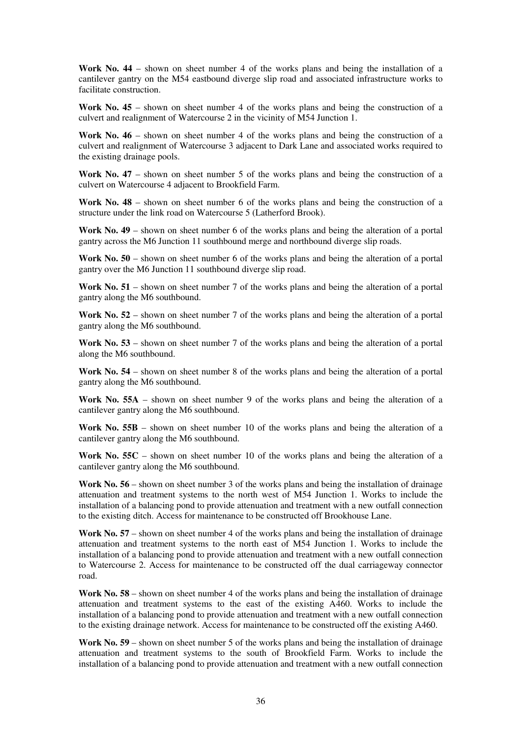**Work No. 44** – shown on sheet number 4 of the works plans and being the installation of a cantilever gantry on the M54 eastbound diverge slip road and associated infrastructure works to facilitate construction.

**Work No. 45** – shown on sheet number 4 of the works plans and being the construction of a culvert and realignment of Watercourse 2 in the vicinity of M54 Junction 1.

**Work No. 46** – shown on sheet number 4 of the works plans and being the construction of a culvert and realignment of Watercourse 3 adjacent to Dark Lane and associated works required to the existing drainage pools.

**Work No. 47** – shown on sheet number 5 of the works plans and being the construction of a culvert on Watercourse 4 adjacent to Brookfield Farm.

**Work No. 48** – shown on sheet number 6 of the works plans and being the construction of a structure under the link road on Watercourse 5 (Latherford Brook).

**Work No. 49** – shown on sheet number 6 of the works plans and being the alteration of a portal gantry across the M6 Junction 11 southbound merge and northbound diverge slip roads.

**Work No. 50** – shown on sheet number 6 of the works plans and being the alteration of a portal gantry over the M6 Junction 11 southbound diverge slip road.

**Work No. 51** – shown on sheet number 7 of the works plans and being the alteration of a portal gantry along the M6 southbound.

**Work No. 52** – shown on sheet number 7 of the works plans and being the alteration of a portal gantry along the M6 southbound.

**Work No. 53** – shown on sheet number 7 of the works plans and being the alteration of a portal along the M6 southbound.

**Work No. 54** – shown on sheet number 8 of the works plans and being the alteration of a portal gantry along the M6 southbound.

**Work No. 55A** – shown on sheet number 9 of the works plans and being the alteration of a cantilever gantry along the M6 southbound.

**Work No. 55B** – shown on sheet number 10 of the works plans and being the alteration of a cantilever gantry along the M6 southbound.

**Work No. 55C** – shown on sheet number 10 of the works plans and being the alteration of a cantilever gantry along the M6 southbound.

**Work No. 56** – shown on sheet number 3 of the works plans and being the installation of drainage attenuation and treatment systems to the north west of M54 Junction 1. Works to include the installation of a balancing pond to provide attenuation and treatment with a new outfall connection to the existing ditch. Access for maintenance to be constructed off Brookhouse Lane.

**Work No. 57** – shown on sheet number 4 of the works plans and being the installation of drainage attenuation and treatment systems to the north east of M54 Junction 1. Works to include the installation of a balancing pond to provide attenuation and treatment with a new outfall connection to Watercourse 2. Access for maintenance to be constructed off the dual carriageway connector road.

**Work No. 58** – shown on sheet number 4 of the works plans and being the installation of drainage attenuation and treatment systems to the east of the existing A460. Works to include the installation of a balancing pond to provide attenuation and treatment with a new outfall connection to the existing drainage network. Access for maintenance to be constructed off the existing A460.

**Work No. 59** – shown on sheet number 5 of the works plans and being the installation of drainage attenuation and treatment systems to the south of Brookfield Farm. Works to include the installation of a balancing pond to provide attenuation and treatment with a new outfall connection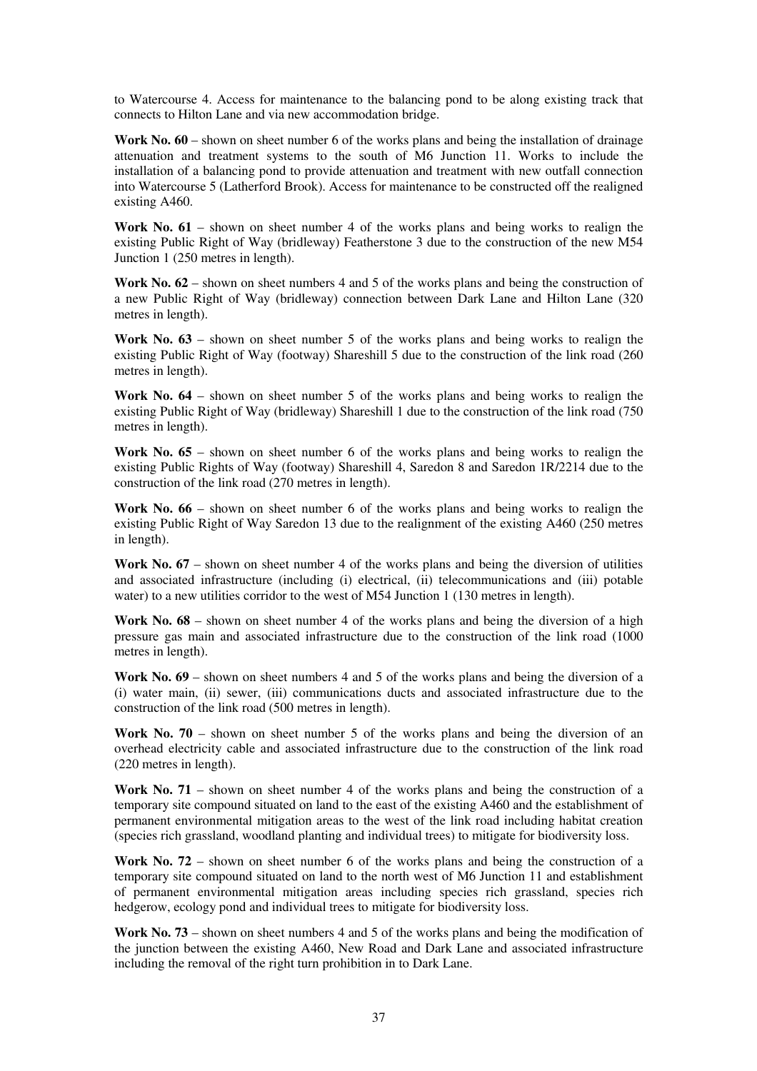to Watercourse 4. Access for maintenance to the balancing pond to be along existing track that connects to Hilton Lane and via new accommodation bridge.

**Work No. 60** – shown on sheet number 6 of the works plans and being the installation of drainage attenuation and treatment systems to the south of M6 Junction 11. Works to include the installation of a balancing pond to provide attenuation and treatment with new outfall connection into Watercourse 5 (Latherford Brook). Access for maintenance to be constructed off the realigned existing A460.

**Work No. 61** – shown on sheet number 4 of the works plans and being works to realign the existing Public Right of Way (bridleway) Featherstone 3 due to the construction of the new M54 Junction 1 (250 metres in length).

**Work No. 62** – shown on sheet numbers 4 and 5 of the works plans and being the construction of a new Public Right of Way (bridleway) connection between Dark Lane and Hilton Lane (320 metres in length).

**Work No. 63** – shown on sheet number 5 of the works plans and being works to realign the existing Public Right of Way (footway) Shareshill 5 due to the construction of the link road (260 metres in length).

**Work No. 64** – shown on sheet number 5 of the works plans and being works to realign the existing Public Right of Way (bridleway) Shareshill 1 due to the construction of the link road (750 metres in length).

**Work No. 65** – shown on sheet number 6 of the works plans and being works to realign the existing Public Rights of Way (footway) Shareshill 4, Saredon 8 and Saredon 1R/2214 due to the construction of the link road (270 metres in length).

**Work No. 66** – shown on sheet number 6 of the works plans and being works to realign the existing Public Right of Way Saredon 13 due to the realignment of the existing A460 (250 metres in length).

**Work No. 67** – shown on sheet number 4 of the works plans and being the diversion of utilities and associated infrastructure (including (i) electrical, (ii) telecommunications and (iii) potable water) to a new utilities corridor to the west of M54 Junction 1 (130 metres in length).

**Work No. 68** – shown on sheet number 4 of the works plans and being the diversion of a high pressure gas main and associated infrastructure due to the construction of the link road (1000 metres in length).

**Work No. 69** – shown on sheet numbers 4 and 5 of the works plans and being the diversion of a (i) water main, (ii) sewer, (iii) communications ducts and associated infrastructure due to the construction of the link road (500 metres in length).

**Work No. 70** – shown on sheet number 5 of the works plans and being the diversion of an overhead electricity cable and associated infrastructure due to the construction of the link road (220 metres in length).

**Work No. 71** – shown on sheet number 4 of the works plans and being the construction of a temporary site compound situated on land to the east of the existing A460 and the establishment of permanent environmental mitigation areas to the west of the link road including habitat creation (species rich grassland, woodland planting and individual trees) to mitigate for biodiversity loss.

**Work No. 72** – shown on sheet number 6 of the works plans and being the construction of a temporary site compound situated on land to the north west of M6 Junction 11 and establishment of permanent environmental mitigation areas including species rich grassland, species rich hedgerow, ecology pond and individual trees to mitigate for biodiversity loss.

**Work No. 73** – shown on sheet numbers 4 and 5 of the works plans and being the modification of the junction between the existing A460, New Road and Dark Lane and associated infrastructure including the removal of the right turn prohibition in to Dark Lane.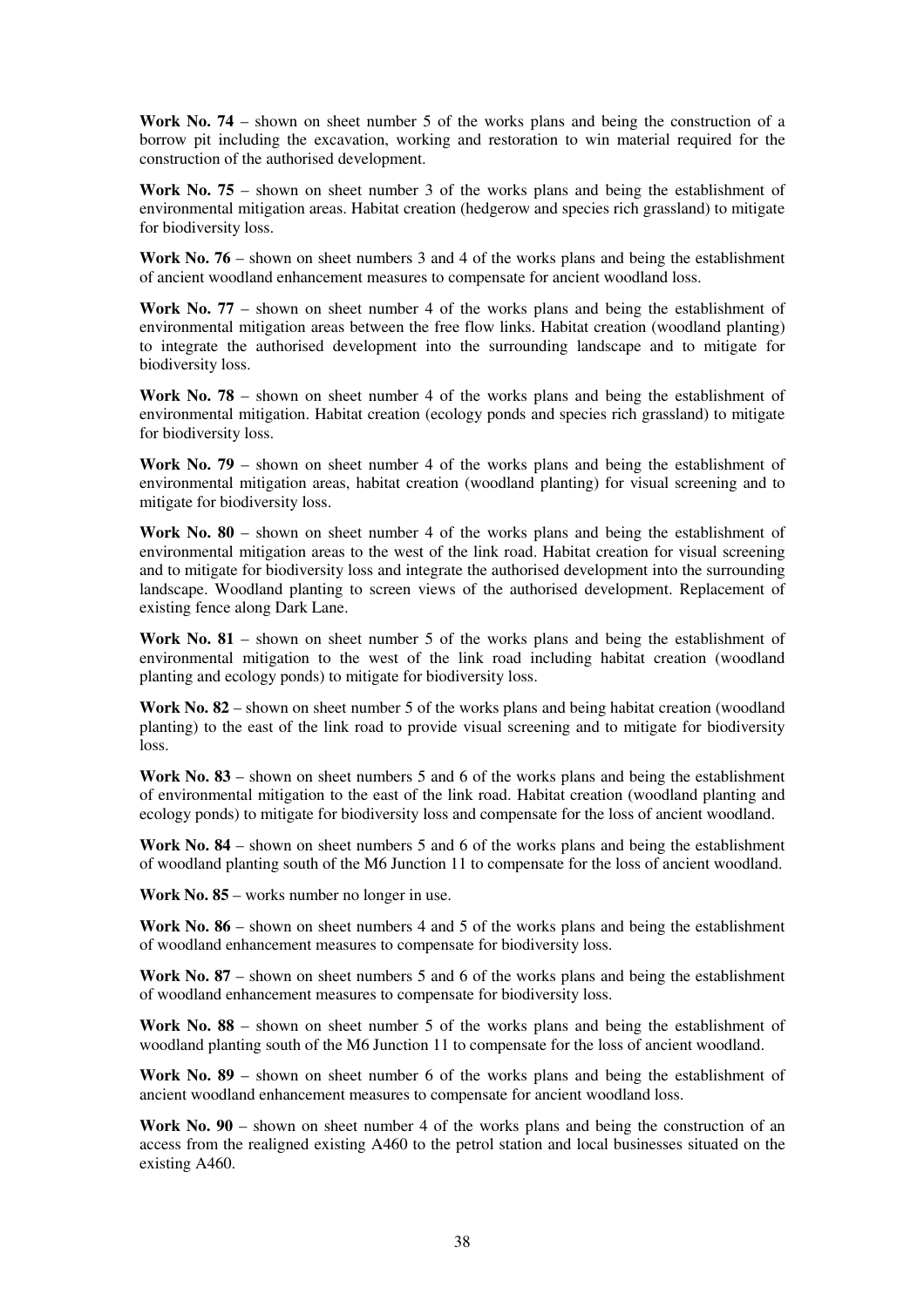**Work No. 74** – shown on sheet number 5 of the works plans and being the construction of a borrow pit including the excavation, working and restoration to win material required for the construction of the authorised development.

**Work No. 75** – shown on sheet number 3 of the works plans and being the establishment of environmental mitigation areas. Habitat creation (hedgerow and species rich grassland) to mitigate for biodiversity loss.

**Work No. 76** – shown on sheet numbers 3 and 4 of the works plans and being the establishment of ancient woodland enhancement measures to compensate for ancient woodland loss.

**Work No. 77** – shown on sheet number 4 of the works plans and being the establishment of environmental mitigation areas between the free flow links. Habitat creation (woodland planting) to integrate the authorised development into the surrounding landscape and to mitigate for biodiversity loss.

**Work No. 78** – shown on sheet number 4 of the works plans and being the establishment of environmental mitigation. Habitat creation (ecology ponds and species rich grassland) to mitigate for biodiversity loss.

**Work No. 79** – shown on sheet number 4 of the works plans and being the establishment of environmental mitigation areas, habitat creation (woodland planting) for visual screening and to mitigate for biodiversity loss.

**Work No. 80** – shown on sheet number 4 of the works plans and being the establishment of environmental mitigation areas to the west of the link road. Habitat creation for visual screening and to mitigate for biodiversity loss and integrate the authorised development into the surrounding landscape. Woodland planting to screen views of the authorised development. Replacement of existing fence along Dark Lane.

**Work No. 81** – shown on sheet number 5 of the works plans and being the establishment of environmental mitigation to the west of the link road including habitat creation (woodland planting and ecology ponds) to mitigate for biodiversity loss.

**Work No. 82** – shown on sheet number 5 of the works plans and being habitat creation (woodland planting) to the east of the link road to provide visual screening and to mitigate for biodiversity loss.

**Work No. 83** – shown on sheet numbers 5 and 6 of the works plans and being the establishment of environmental mitigation to the east of the link road. Habitat creation (woodland planting and ecology ponds) to mitigate for biodiversity loss and compensate for the loss of ancient woodland.

**Work No. 84** – shown on sheet numbers 5 and 6 of the works plans and being the establishment of woodland planting south of the M6 Junction 11 to compensate for the loss of ancient woodland.

**Work No. 85** – works number no longer in use.

**Work No. 86** – shown on sheet numbers 4 and 5 of the works plans and being the establishment of woodland enhancement measures to compensate for biodiversity loss.

**Work No. 87** – shown on sheet numbers 5 and 6 of the works plans and being the establishment of woodland enhancement measures to compensate for biodiversity loss.

**Work No. 88** – shown on sheet number 5 of the works plans and being the establishment of woodland planting south of the M6 Junction 11 to compensate for the loss of ancient woodland.

**Work No. 89** – shown on sheet number 6 of the works plans and being the establishment of ancient woodland enhancement measures to compensate for ancient woodland loss.

**Work No. 90** – shown on sheet number 4 of the works plans and being the construction of an access from the realigned existing A460 to the petrol station and local businesses situated on the existing A460.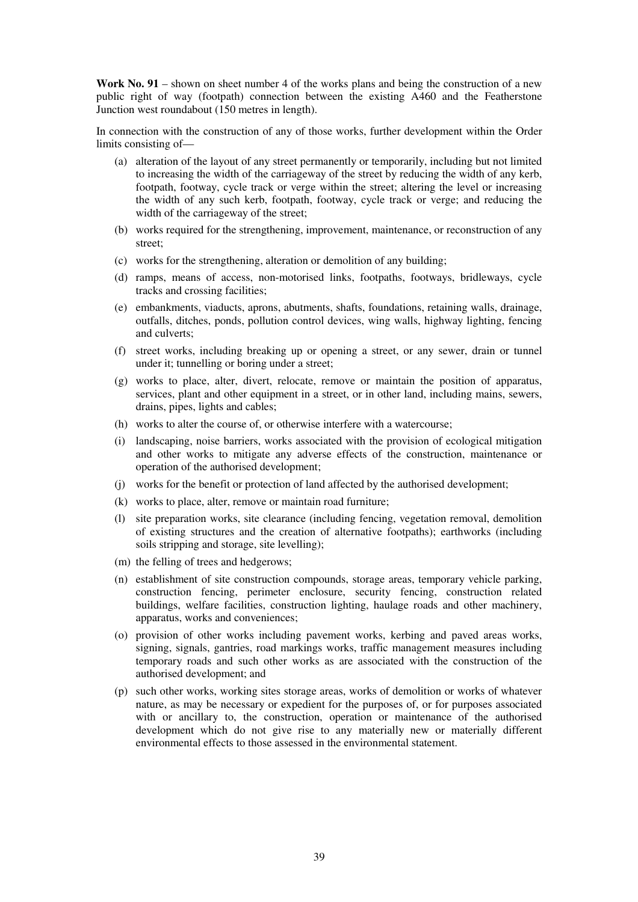**Work No. 91** – shown on sheet number 4 of the works plans and being the construction of a new public right of way (footpath) connection between the existing A460 and the Featherstone Junction west roundabout (150 metres in length).

In connection with the construction of any of those works, further development within the Order limits consisting of—

(a) alteration of the layout of any street permanently or temporarily, including but not limited to increasing the width of the carriageway of the street by reducing the width of any kerb, footpath, footway, cycle track or verge within the street; altering the level or increasing the width of any such kerb, footpath, footway, cycle track or verge; and reducing the width of the carriageway of the street;

(b) works required for the strengthening, improvement, maintenance, or reconstruction of any street;

(c) works for the strengthening, alteration or demolition of any building;

(d) ramps, means of access, non-motorised links, footpaths, footways, bridleways, cycle tracks and crossing facilities;

(e) embankments, viaducts, aprons, abutments, shafts, foundations, retaining walls, drainage, outfalls, ditches, ponds, pollution control devices, wing walls, highway lighting, fencing and culverts;

(f) street works, including breaking up or opening a street, or any sewer, drain or tunnel under it; tunnelling or boring under a street;

(g) works to place, alter, divert, relocate, remove or maintain the position of apparatus, services, plant and other equipment in a street, or in other land, including mains, sewers, drains, pipes, lights and cables;

(h) works to alter the course of, or otherwise interfere with a watercourse;

(i) landscaping, noise barriers, works associated with the provision of ecological mitigation and other works to mitigate any adverse effects of the construction, maintenance or operation of the authorised development;

(j) works for the benefit or protection of land affected by the authorised development;

(k) works to place, alter, remove or maintain road furniture;

(l) site preparation works, site clearance (including fencing, vegetation removal, demolition of existing structures and the creation of alternative footpaths); earthworks (including soils stripping and storage, site levelling);

(m) the felling of trees and hedgerows;

(n) establishment of site construction compounds, storage areas, temporary vehicle parking, construction fencing, perimeter enclosure, security fencing, construction related buildings, welfare facilities, construction lighting, haulage roads and other machinery, apparatus, works and conveniences;

(o) provision of other works including pavement works, kerbing and paved areas works, signing, signals, gantries, road markings works, traffic management measures including temporary roads and such other works as are associated with the construction of the authorised development; and

(p) such other works, working sites storage areas, works of demolition or works of whatever nature, as may be necessary or expedient for the purposes of, or for purposes associated with or ancillary to, the construction, operation or maintenance of the authorised development which do not give rise to any materially new or materially different environmental effects to those assessed in the environmental statement.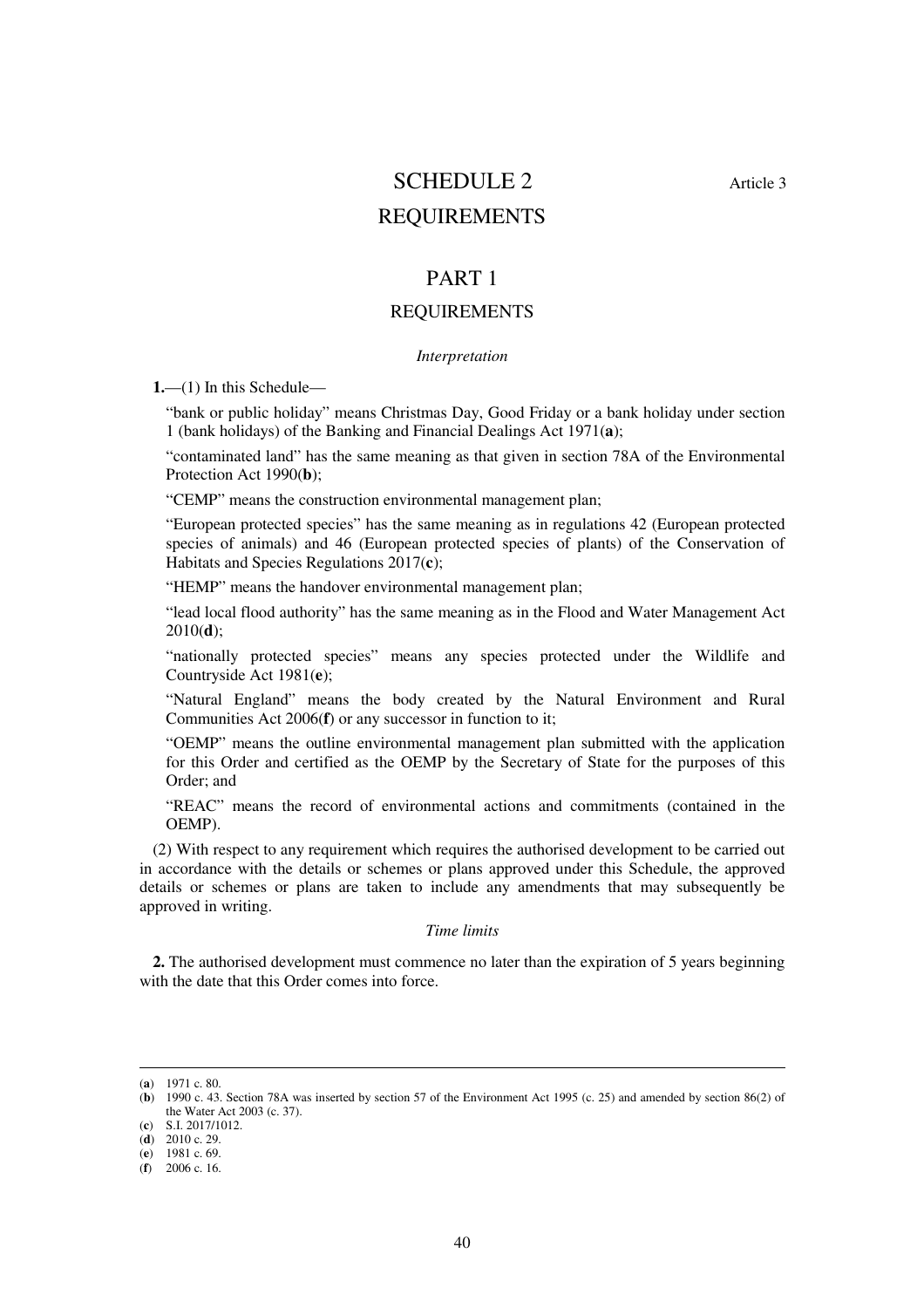# SCHEDULE 2

Article 3

## REQUIREMENTS

## PART 1

### REQUIREMENTS

*Interpretation*

**1.**—(1) In this Schedule—

"bank or public holiday" means Christmas Day, Good Friday or a bank holiday under section 1 (bank holidays) of the Banking and Financial Dealings Act 1971(**a**);

"contaminated land" has the same meaning as that given in section 78A of the Environmental Protection Act 1990(**b**);

"CEMP" means the construction environmental management plan;

"European protected species" has the same meaning as in regulations 42 (European protected species of animals) and 46 (European protected species of plants) of the Conservation of Habitats and Species Regulations 2017(**c**);

"HEMP" means the handover environmental management plan;

"lead local flood authority" has the same meaning as in the Flood and Water Management Act 2010(**d**);

"nationally protected species" means any species protected under the Wildlife and Countryside Act 1981(**e**);

"Natural England" means the body created by the Natural Environment and Rural Communities Act 2006(**f**) or any successor in function to it;

"OEMP" means the outline environmental management plan submitted with the application for this Order and certified as the OEMP by the Secretary of State for the purposes of this Order; and

"REAC" means the record of environmental actions and commitments (contained in the OEMP).

(2) With respect to any requirement which requires the authorised development to be carried out in accordance with the details or schemes or plans approved under this Schedule, the approved details or schemes or plans are taken to include any amendments that may subsequently be approved in writing.

*Time limits*

**2.** The authorised development must commence no later than the expiration of 5 years beginning with the date that this Order comes into force.

---

(**a**) 1971 c. 80.
(**b**) 1990 c. 43. Section 78A was inserted by section 57 of the Environment Act 1995 (c. 25) and amended by section 86(2) of the Water Act 2003 (c. 37).
(**c**) S.I. 2017/1012.
(**d**) 2010 c. 29.
(**e**) 1981 c. 69.
(**f**) 2006 c. 16.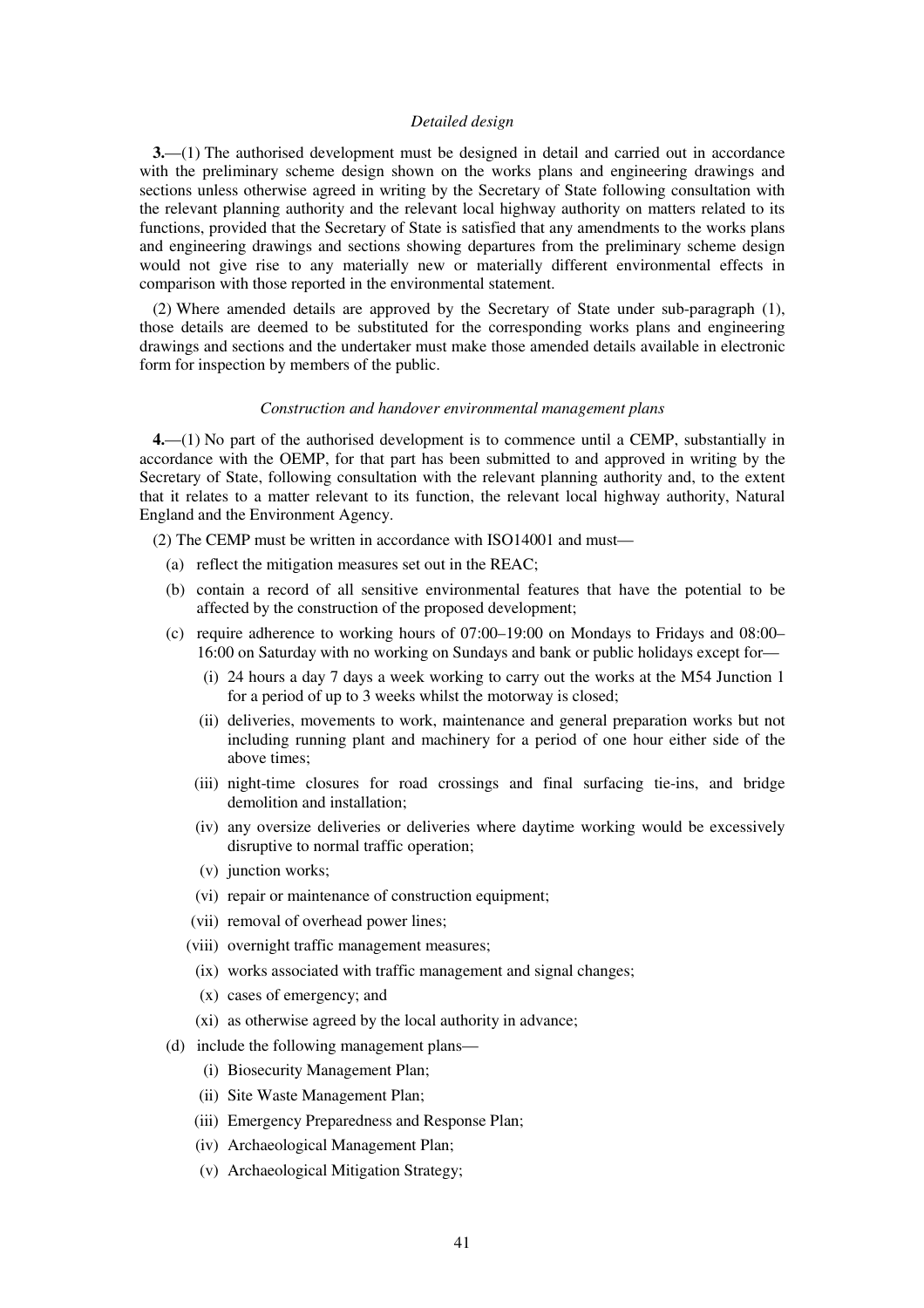*Detailed design*

**3.**—(1) The authorised development must be designed in detail and carried out in accordance with the preliminary scheme design shown on the works plans and engineering drawings and sections unless otherwise agreed in writing by the Secretary of State following consultation with the relevant planning authority and the relevant local highway authority on matters related to its functions, provided that the Secretary of State is satisfied that any amendments to the works plans and engineering drawings and sections showing departures from the preliminary scheme design would not give rise to any materially new or materially different environmental effects in comparison with those reported in the environmental statement.

(2) Where amended details are approved by the Secretary of State under sub-paragraph (1), those details are deemed to be substituted for the corresponding works plans and engineering drawings and sections and the undertaker must make those amended details available in electronic form for inspection by members of the public.

*Construction and handover environmental management plans*

**4.**—(1) No part of the authorised development is to commence until a CEMP, substantially in accordance with the OEMP, for that part has been submitted to and approved in writing by the Secretary of State, following consultation with the relevant planning authority and, to the extent that it relates to a matter relevant to its function, the relevant local highway authority, Natural England and the Environment Agency.

(2) The CEMP must be written in accordance with ISO14001 and must—

- (a) reflect the mitigation measures set out in the REAC;
- (b) contain a record of all sensitive environmental features that have the potential to be affected by the construction of the proposed development;
- (c) require adherence to working hours of 07:00–19:00 on Mondays to Fridays and 08:00–16:00 on Saturday with no working on Sundays and bank or public holidays except for—
  - (i) 24 hours a day 7 days a week working to carry out the works at the M54 Junction 1 for a period of up to 3 weeks whilst the motorway is closed;
  - (ii) deliveries, movements to work, maintenance and general preparation works but not including running plant and machinery for a period of one hour either side of the above times;
  - (iii) night-time closures for road crossings and final surfacing tie-ins, and bridge demolition and installation;
  - (iv) any oversize deliveries or deliveries where daytime working would be excessively disruptive to normal traffic operation;
  - (v) junction works;
  - (vi) repair or maintenance of construction equipment;
  - (vii) removal of overhead power lines;
  - (viii) overnight traffic management measures;
  - (ix) works associated with traffic management and signal changes;
  - (x) cases of emergency; and
  - (xi) as otherwise agreed by the local authority in advance;
- (d) include the following management plans—
  - (i) Biosecurity Management Plan;
  - (ii) Site Waste Management Plan;
  - (iii) Emergency Preparedness and Response Plan;
  - (iv) Archaeological Management Plan;
  - (v) Archaeological Mitigation Strategy;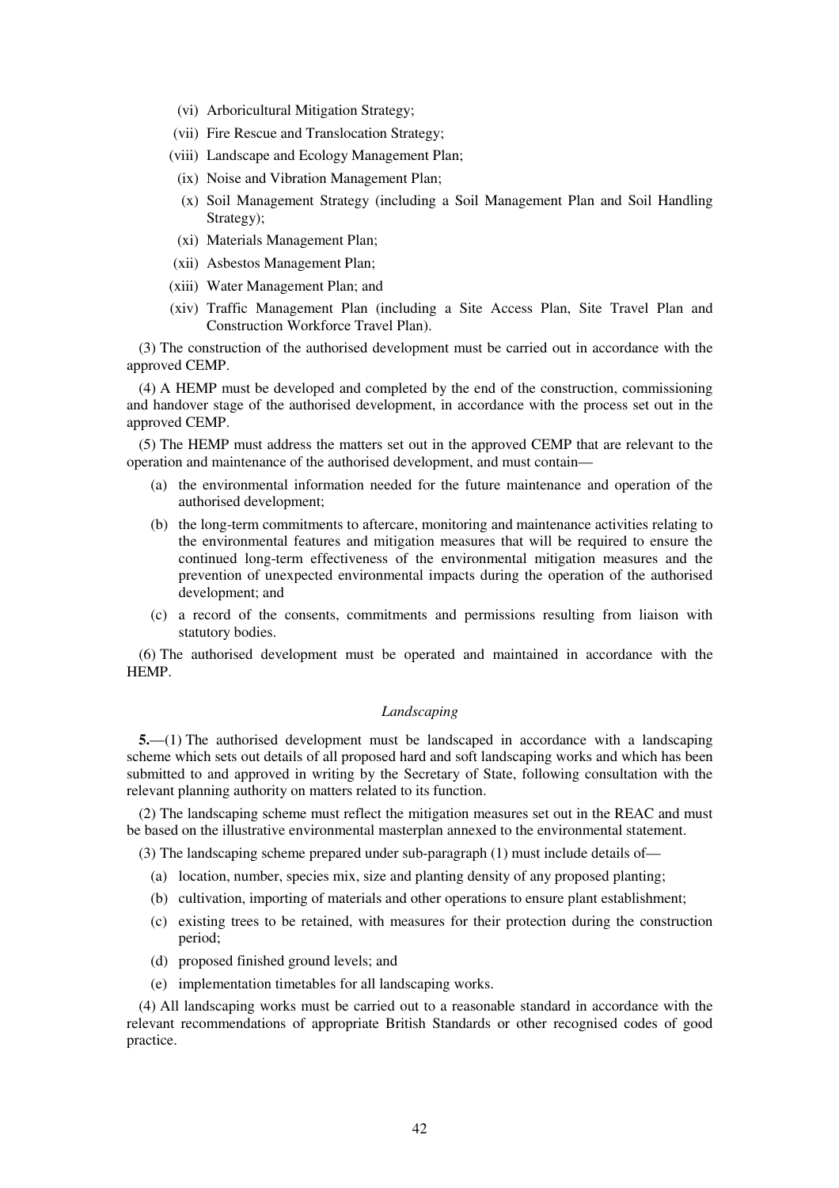(vi) Arboricultural Mitigation Strategy;

(vii) Fire Rescue and Translocation Strategy;

(viii) Landscape and Ecology Management Plan;

(ix) Noise and Vibration Management Plan;

(x) Soil Management Strategy (including a Soil Management Plan and Soil Handling Strategy);

(xi) Materials Management Plan;

(xii) Asbestos Management Plan;

(xiii) Water Management Plan; and

(xiv) Traffic Management Plan (including a Site Access Plan, Site Travel Plan and Construction Workforce Travel Plan).

(3) The construction of the authorised development must be carried out in accordance with the approved CEMP.

(4) A HEMP must be developed and completed by the end of the construction, commissioning and handover stage of the authorised development, in accordance with the process set out in the approved CEMP.

(5) The HEMP must address the matters set out in the approved CEMP that are relevant to the operation and maintenance of the authorised development, and must contain—

(a) the environmental information needed for the future maintenance and operation of the authorised development;

(b) the long-term commitments to aftercare, monitoring and maintenance activities relating to the environmental features and mitigation measures that will be required to ensure the continued long-term effectiveness of the environmental mitigation measures and the prevention of unexpected environmental impacts during the operation of the authorised development; and

(c) a record of the consents, commitments and permissions resulting from liaison with statutory bodies.

(6) The authorised development must be operated and maintained in accordance with the HEMP.

*Landscaping*

**5.**—(1) The authorised development must be landscaped in accordance with a landscaping scheme which sets out details of all proposed hard and soft landscaping works and which has been submitted to and approved in writing by the Secretary of State, following consultation with the relevant planning authority on matters related to its function.

(2) The landscaping scheme must reflect the mitigation measures set out in the REAC and must be based on the illustrative environmental masterplan annexed to the environmental statement.

(3) The landscaping scheme prepared under sub-paragraph (1) must include details of—

(a) location, number, species mix, size and planting density of any proposed planting;

(b) cultivation, importing of materials and other operations to ensure plant establishment;

(c) existing trees to be retained, with measures for their protection during the construction period;

(d) proposed finished ground levels; and

(e) implementation timetables for all landscaping works.

(4) All landscaping works must be carried out to a reasonable standard in accordance with the relevant recommendations of appropriate British Standards or other recognised codes of good practice.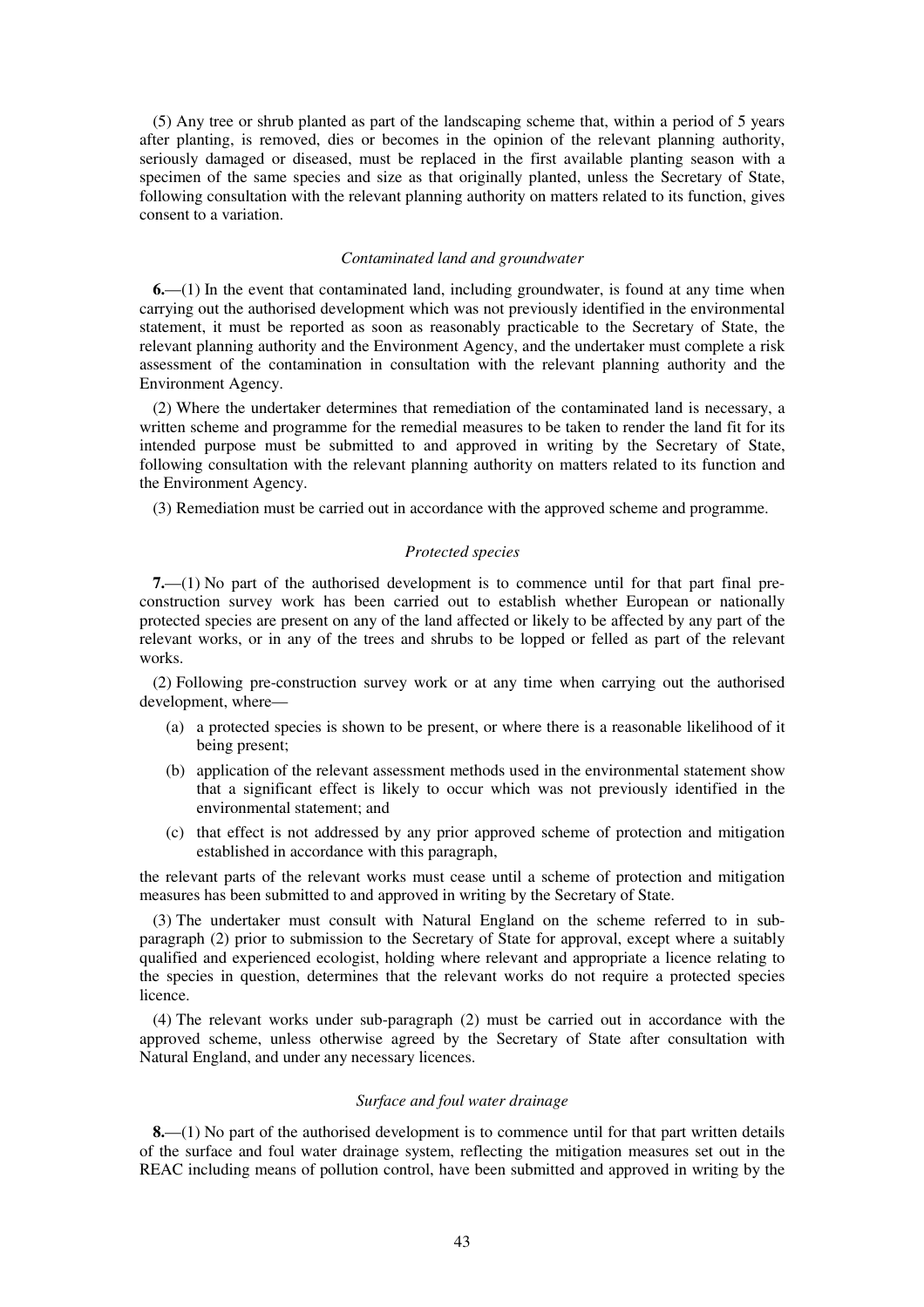(5) Any tree or shrub planted as part of the landscaping scheme that, within a period of 5 years after planting, is removed, dies or becomes in the opinion of the relevant planning authority, seriously damaged or diseased, must be replaced in the first available planting season with a specimen of the same species and size as that originally planted, unless the Secretary of State, following consultation with the relevant planning authority on matters related to its function, gives consent to a variation.

*Contaminated land and groundwater*

**6.**—(1) In the event that contaminated land, including groundwater, is found at any time when carrying out the authorised development which was not previously identified in the environmental statement, it must be reported as soon as reasonably practicable to the Secretary of State, the relevant planning authority and the Environment Agency, and the undertaker must complete a risk assessment of the contamination in consultation with the relevant planning authority and the Environment Agency.

(2) Where the undertaker determines that remediation of the contaminated land is necessary, a written scheme and programme for the remedial measures to be taken to render the land fit for its intended purpose must be submitted to and approved in writing by the Secretary of State, following consultation with the relevant planning authority on matters related to its function and the Environment Agency.

(3) Remediation must be carried out in accordance with the approved scheme and programme.

*Protected species*

**7.**—(1) No part of the authorised development is to commence until for that part final pre-construction survey work has been carried out to establish whether European or nationally protected species are present on any of the land affected or likely to be affected by any part of the relevant works, or in any of the trees and shrubs to be lopped or felled as part of the relevant works.

(2) Following pre-construction survey work or at any time when carrying out the authorised development, where—

(a) a protected species is shown to be present, or where there is a reasonable likelihood of it being present;

(b) application of the relevant assessment methods used in the environmental statement show that a significant effect is likely to occur which was not previously identified in the environmental statement; and

(c) that effect is not addressed by any prior approved scheme of protection and mitigation established in accordance with this paragraph,

the relevant parts of the relevant works must cease until a scheme of protection and mitigation measures has been submitted to and approved in writing by the Secretary of State.

(3) The undertaker must consult with Natural England on the scheme referred to in sub-paragraph (2) prior to submission to the Secretary of State for approval, except where a suitably qualified and experienced ecologist, holding where relevant and appropriate a licence relating to the species in question, determines that the relevant works do not require a protected species licence.

(4) The relevant works under sub-paragraph (2) must be carried out in accordance with the approved scheme, unless otherwise agreed by the Secretary of State after consultation with Natural England, and under any necessary licences.

*Surface and foul water drainage*

**8.**—(1) No part of the authorised development is to commence until for that part written details of the surface and foul water drainage system, reflecting the mitigation measures set out in the REAC including means of pollution control, have been submitted and approved in writing by the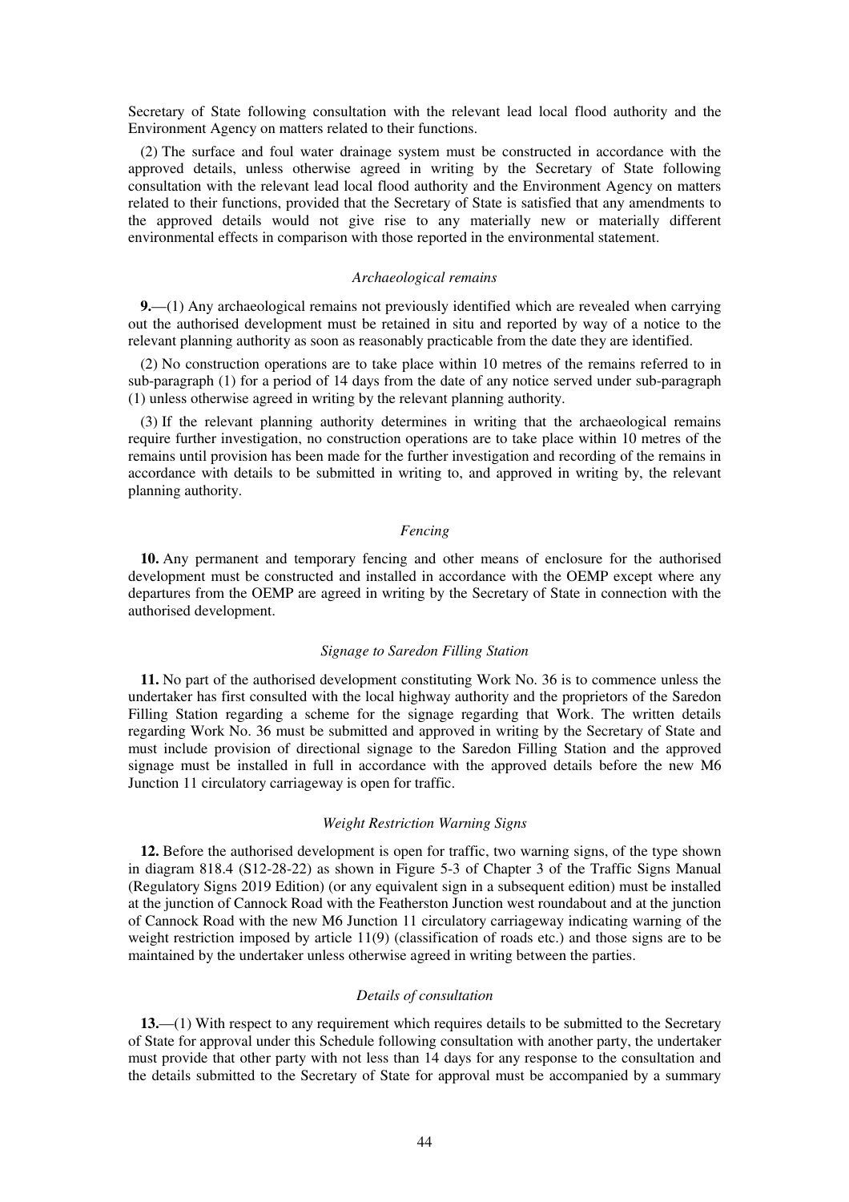Secretary of State following consultation with the relevant lead local flood authority and the Environment Agency on matters related to their functions.

(2) The surface and foul water drainage system must be constructed in accordance with the approved details, unless otherwise agreed in writing by the Secretary of State following consultation with the relevant lead local flood authority and the Environment Agency on matters related to their functions, provided that the Secretary of State is satisfied that any amendments to the approved details would not give rise to any materially new or materially different environmental effects in comparison with those reported in the environmental statement.

*Archaeological remains*

**9.**—(1) Any archaeological remains not previously identified which are revealed when carrying out the authorised development must be retained in situ and reported by way of a notice to the relevant planning authority as soon as reasonably practicable from the date they are identified.

(2) No construction operations are to take place within 10 metres of the remains referred to in sub-paragraph (1) for a period of 14 days from the date of any notice served under sub-paragraph (1) unless otherwise agreed in writing by the relevant planning authority.

(3) If the relevant planning authority determines in writing that the archaeological remains require further investigation, no construction operations are to take place within 10 metres of the remains until provision has been made for the further investigation and recording of the remains in accordance with details to be submitted in writing to, and approved in writing by, the relevant planning authority.

*Fencing*

**10.** Any permanent and temporary fencing and other means of enclosure for the authorised development must be constructed and installed in accordance with the OEMP except where any departures from the OEMP are agreed in writing by the Secretary of State in connection with the authorised development.

*Signage to Saredon Filling Station*

**11.** No part of the authorised development constituting Work No. 36 is to commence unless the undertaker has first consulted with the local highway authority and the proprietors of the Saredon Filling Station regarding a scheme for the signage regarding that Work. The written details regarding Work No. 36 must be submitted and approved in writing by the Secretary of State and must include provision of directional signage to the Saredon Filling Station and the approved signage must be installed in full in accordance with the approved details before the new M6 Junction 11 circulatory carriageway is open for traffic.

*Weight Restriction Warning Signs*

**12.** Before the authorised development is open for traffic, two warning signs, of the type shown in diagram 818.4 (S12-28-22) as shown in Figure 5-3 of Chapter 3 of the Traffic Signs Manual (Regulatory Signs 2019 Edition) (or any equivalent sign in a subsequent edition) must be installed at the junction of Cannock Road with the Featherston Junction west roundabout and at the junction of Cannock Road with the new M6 Junction 11 circulatory carriageway indicating warning of the weight restriction imposed by article 11(9) (classification of roads etc.) and those signs are to be maintained by the undertaker unless otherwise agreed in writing between the parties.

*Details of consultation*

**13.**—(1) With respect to any requirement which requires details to be submitted to the Secretary of State for approval under this Schedule following consultation with another party, the undertaker must provide that other party with not less than 14 days for any response to the consultation and the details submitted to the Secretary of State for approval must be accompanied by a summary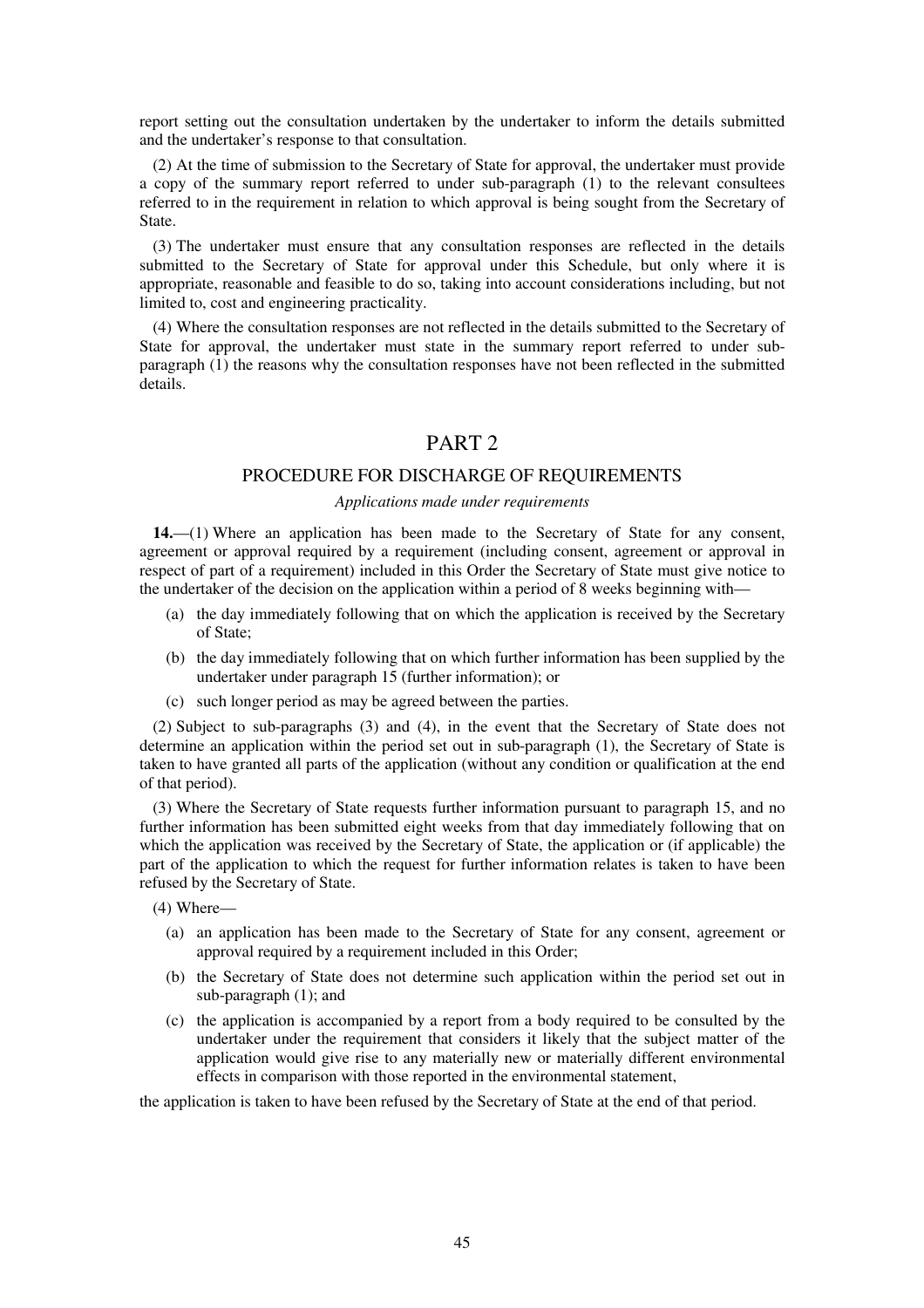report setting out the consultation undertaken by the undertaker to inform the details submitted and the undertaker's response to that consultation.

(2) At the time of submission to the Secretary of State for approval, the undertaker must provide a copy of the summary report referred to under sub-paragraph (1) to the relevant consultees referred to in the requirement in relation to which approval is being sought from the Secretary of State.

(3) The undertaker must ensure that any consultation responses are reflected in the details submitted to the Secretary of State for approval under this Schedule, but only where it is appropriate, reasonable and feasible to do so, taking into account considerations including, but not limited to, cost and engineering practicality.

(4) Where the consultation responses are not reflected in the details submitted to the Secretary of State for approval, the undertaker must state in the summary report referred to under sub-paragraph (1) the reasons why the consultation responses have not been reflected in the submitted details.

## PART 2

### PROCEDURE FOR DISCHARGE OF REQUIREMENTS

*Applications made under requirements*

**14.**—(1) Where an application has been made to the Secretary of State for any consent, agreement or approval required by a requirement (including consent, agreement or approval in respect of part of a requirement) included in this Order the Secretary of State must give notice to the undertaker of the decision on the application within a period of 8 weeks beginning with—

(a) the day immediately following that on which the application is received by the Secretary of State;

(b) the day immediately following that on which further information has been supplied by the undertaker under paragraph 15 (further information); or

(c) such longer period as may be agreed between the parties.

(2) Subject to sub-paragraphs (3) and (4), in the event that the Secretary of State does not determine an application within the period set out in sub-paragraph (1), the Secretary of State is taken to have granted all parts of the application (without any condition or qualification at the end of that period).

(3) Where the Secretary of State requests further information pursuant to paragraph 15, and no further information has been submitted eight weeks from that day immediately following that on which the application was received by the Secretary of State, the application or (if applicable) the part of the application to which the request for further information relates is taken to have been refused by the Secretary of State.

(4) Where—

(a) an application has been made to the Secretary of State for any consent, agreement or approval required by a requirement included in this Order;

(b) the Secretary of State does not determine such application within the period set out in sub-paragraph (1); and

(c) the application is accompanied by a report from a body required to be consulted by the undertaker under the requirement that considers it likely that the subject matter of the application would give rise to any materially new or materially different environmental effects in comparison with those reported in the environmental statement,

the application is taken to have been refused by the Secretary of State at the end of that period.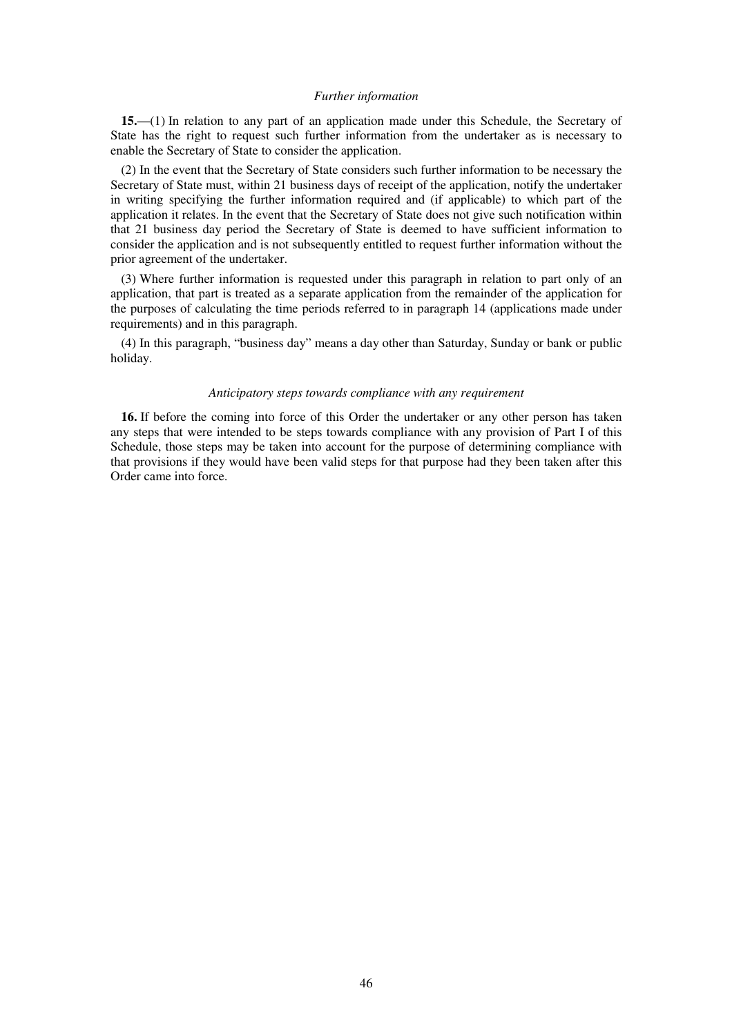*Further information*

**15.**—(1) In relation to any part of an application made under this Schedule, the Secretary of State has the right to request such further information from the undertaker as is necessary to enable the Secretary of State to consider the application.

(2) In the event that the Secretary of State considers such further information to be necessary the Secretary of State must, within 21 business days of receipt of the application, notify the undertaker in writing specifying the further information required and (if applicable) to which part of the application it relates. In the event that the Secretary of State does not give such notification within that 21 business day period the Secretary of State is deemed to have sufficient information to consider the application and is not subsequently entitled to request further information without the prior agreement of the undertaker.

(3) Where further information is requested under this paragraph in relation to part only of an application, that part is treated as a separate application from the remainder of the application for the purposes of calculating the time periods referred to in paragraph 14 (applications made under requirements) and in this paragraph.

(4) In this paragraph, "business day" means a day other than Saturday, Sunday or bank or public holiday.

*Anticipatory steps towards compliance with any requirement*

**16.** If before the coming into force of this Order the undertaker or any other person has taken any steps that were intended to be steps towards compliance with any provision of Part I of this Schedule, those steps may be taken into account for the purpose of determining compliance with that provisions if they would have been valid steps for that purpose had they been taken after this Order came into force.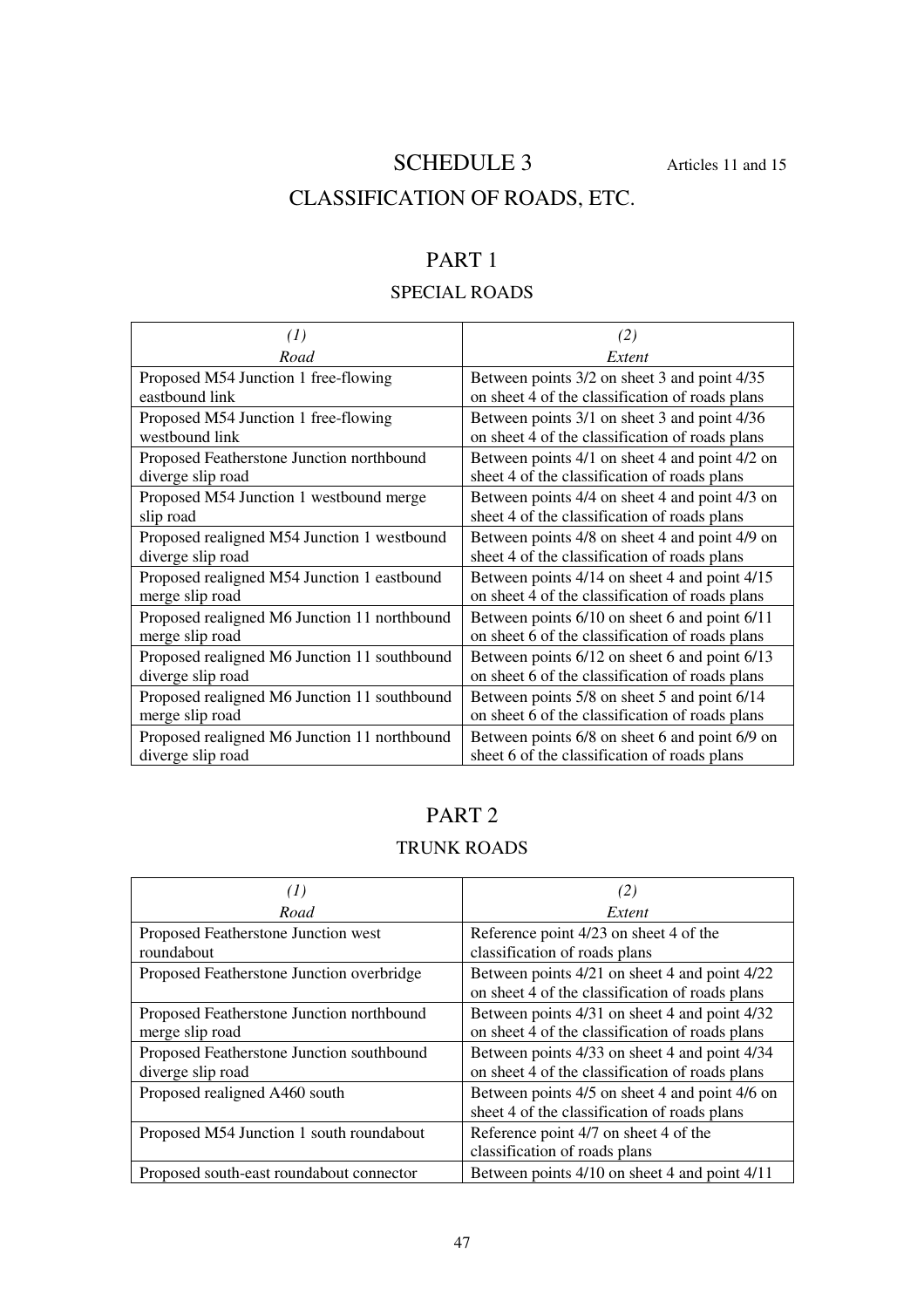# SCHEDULE 3

Articles 11 and 15

## CLASSIFICATION OF ROADS, ETC.

### PART 1

#### SPECIAL ROADS

| *(1)* *Road* | *(2)* *Extent* |
|---|---|
| Proposed M54 Junction 1 free-flowing eastbound link | Between points 3/2 on sheet 3 and point 4/35 on sheet 4 of the classification of roads plans |
| Proposed M54 Junction 1 free-flowing westbound link | Between points 3/1 on sheet 3 and point 4/36 on sheet 4 of the classification of roads plans |
| Proposed Featherstone Junction northbound diverge slip road | Between points 4/1 on sheet 4 and point 4/2 on sheet 4 of the classification of roads plans |
| Proposed M54 Junction 1 westbound merge slip road | Between points 4/4 on sheet 4 and point 4/3 on sheet 4 of the classification of roads plans |
| Proposed realigned M54 Junction 1 westbound diverge slip road | Between points 4/8 on sheet 4 and point 4/9 on sheet 4 of the classification of roads plans |
| Proposed realigned M54 Junction 1 eastbound merge slip road | Between points 4/14 on sheet 4 and point 4/15 on sheet 4 of the classification of roads plans |
| Proposed realigned M6 Junction 11 northbound merge slip road | Between points 6/10 on sheet 6 and point 6/11 on sheet 6 of the classification of roads plans |
| Proposed realigned M6 Junction 11 southbound diverge slip road | Between points 6/12 on sheet 6 and point 6/13 on sheet 6 of the classification of roads plans |
| Proposed realigned M6 Junction 11 southbound merge slip road | Between points 5/8 on sheet 5 and point 6/14 on sheet 6 of the classification of roads plans |
| Proposed realigned M6 Junction 11 northbound diverge slip road | Between points 6/8 on sheet 6 and point 6/9 on sheet 6 of the classification of roads plans |

### PART 2

#### TRUNK ROADS

| *(1)* *Road* | *(2)* *Extent* |
|---|---|
| Proposed Featherstone Junction west roundabout | Reference point 4/23 on sheet 4 of the classification of roads plans |
| Proposed Featherstone Junction overbridge | Between points 4/21 on sheet 4 and point 4/22 on sheet 4 of the classification of roads plans |
| Proposed Featherstone Junction northbound merge slip road | Between points 4/31 on sheet 4 and point 4/32 on sheet 4 of the classification of roads plans |
| Proposed Featherstone Junction southbound diverge slip road | Between points 4/33 on sheet 4 and point 4/34 on sheet 4 of the classification of roads plans |
| Proposed realigned A460 south | Between points 4/5 on sheet 4 and point 4/6 on sheet 4 of the classification of roads plans |
| Proposed M54 Junction 1 south roundabout | Reference point 4/7 on sheet 4 of the classification of roads plans |
| Proposed south-east roundabout connector | Between points 4/10 on sheet 4 and point 4/11 |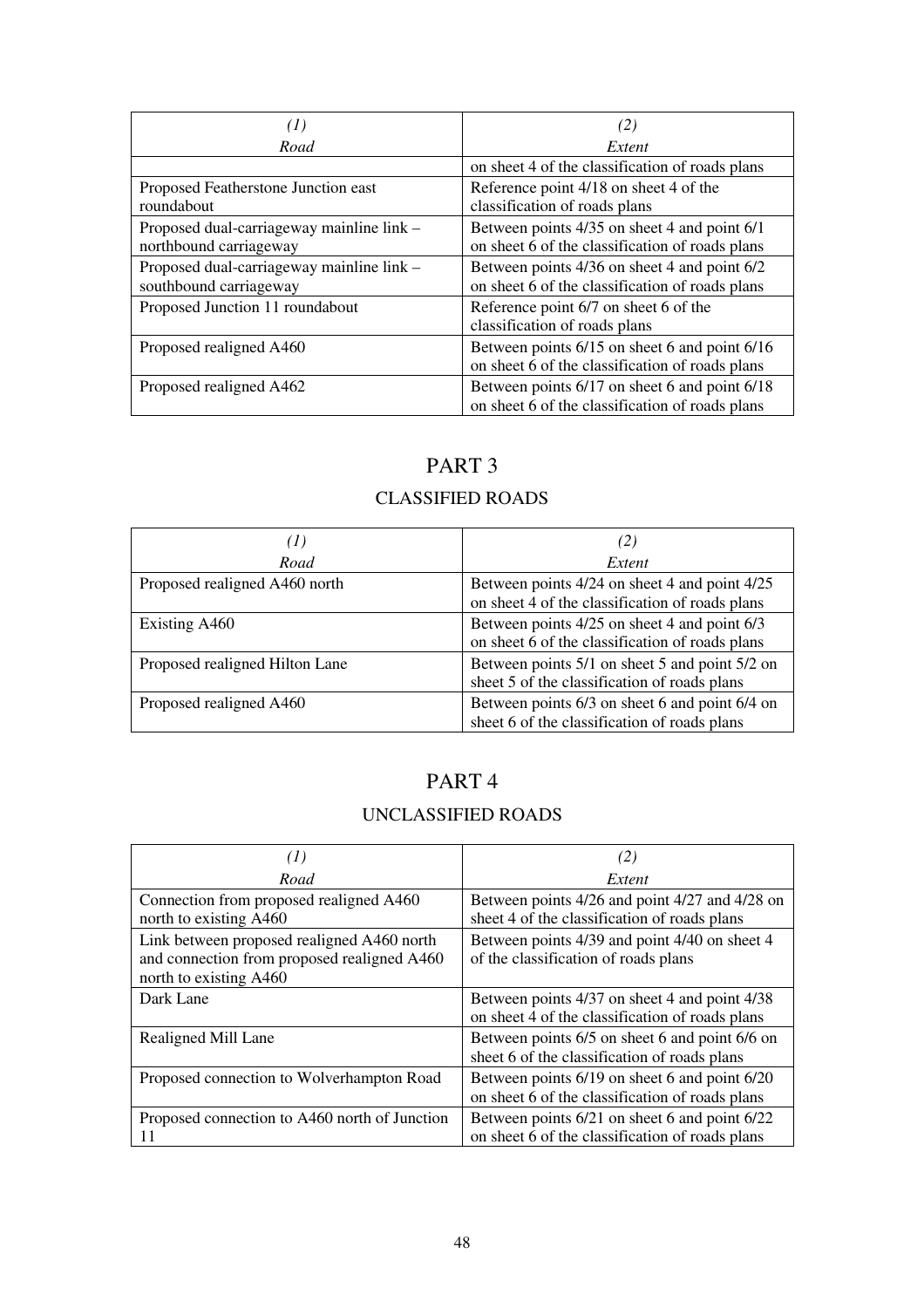| *(1)* <br> *Road* | *(2)* <br> *Extent* |
|---|---|
| | on sheet 4 of the classification of roads plans |
| Proposed Featherstone Junction east roundabout | Reference point 4/18 on sheet 4 of the classification of roads plans |
| Proposed dual-carriageway mainline link – northbound carriageway | Between points 4/35 on sheet 4 and point 6/1 on sheet 6 of the classification of roads plans |
| Proposed dual-carriageway mainline link – southbound carriageway | Between points 4/36 on sheet 4 and point 6/2 on sheet 6 of the classification of roads plans |
| Proposed Junction 11 roundabout | Reference point 6/7 on sheet 6 of the classification of roads plans |
| Proposed realigned A460 | Between points 6/15 on sheet 6 and point 6/16 on sheet 6 of the classification of roads plans |
| Proposed realigned A462 | Between points 6/17 on sheet 6 and point 6/18 on sheet 6 of the classification of roads plans |

# PART 3

## CLASSIFIED ROADS

| *(1)* <br> *Road* | *(2)* <br> *Extent* |
|---|---|
| Proposed realigned A460 north | Between points 4/24 on sheet 4 and point 4/25 on sheet 4 of the classification of roads plans |
| Existing A460 | Between points 4/25 on sheet 4 and point 6/3 on sheet 6 of the classification of roads plans |
| Proposed realigned Hilton Lane | Between points 5/1 on sheet 5 and point 5/2 on sheet 5 of the classification of roads plans |
| Proposed realigned A460 | Between points 6/3 on sheet 6 and point 6/4 on sheet 6 of the classification of roads plans |

# PART 4

## UNCLASSIFIED ROADS

| *(1)* <br> *Road* | *(2)* <br> *Extent* |
|---|---|
| Connection from proposed realigned A460 north to existing A460 | Between points 4/26 and point 4/27 and 4/28 on sheet 4 of the classification of roads plans |
| Link between proposed realigned A460 north and connection from proposed realigned A460 north to existing A460 | Between points 4/39 and point 4/40 on sheet 4 of the classification of roads plans |
| Dark Lane | Between points 4/37 on sheet 4 and point 4/38 on sheet 4 of the classification of roads plans |
| Realigned Mill Lane | Between points 6/5 on sheet 6 and point 6/6 on sheet 6 of the classification of roads plans |
| Proposed connection to Wolverhampton Road | Between points 6/19 on sheet 6 and point 6/20 on sheet 6 of the classification of roads plans |
| Proposed connection to A460 north of Junction 11 | Between points 6/21 on sheet 6 and point 6/22 on sheet 6 of the classification of roads plans |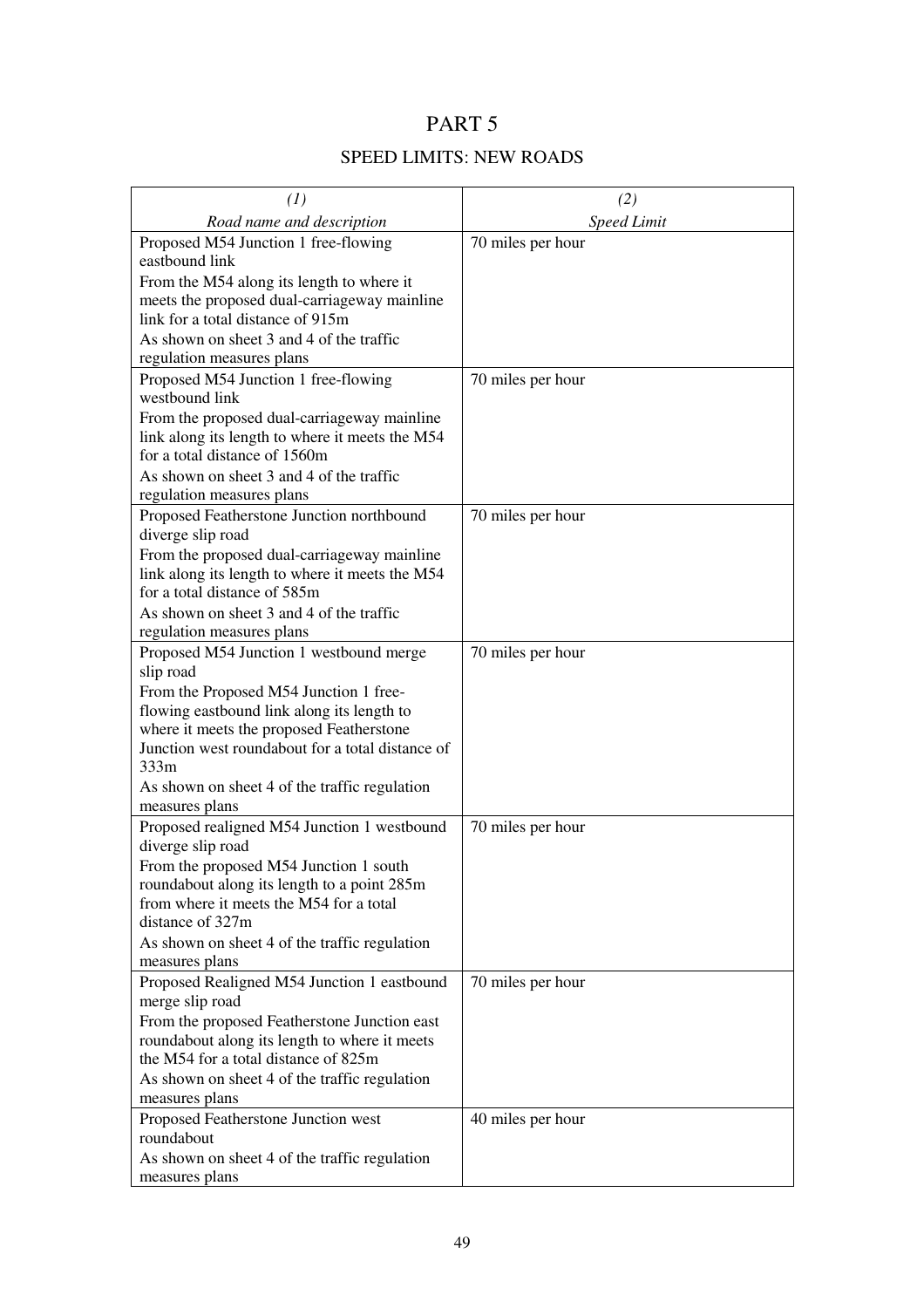# PART 5

## SPEED LIMITS: NEW ROADS

| *(1)* <br> *Road name and description* | *(2)* <br> *Speed Limit* |
|---|---|
| Proposed M54 Junction 1 free-flowing eastbound link <br> From the M54 along its length to where it meets the proposed dual-carriageway mainline link for a total distance of 915m <br> As shown on sheet 3 and 4 of the traffic regulation measures plans | 70 miles per hour |
| Proposed M54 Junction 1 free-flowing westbound link <br> From the proposed dual-carriageway mainline link along its length to where it meets the M54 for a total distance of 1560m <br> As shown on sheet 3 and 4 of the traffic regulation measures plans | 70 miles per hour |
| Proposed Featherstone Junction northbound diverge slip road <br> From the proposed dual-carriageway mainline link along its length to where it meets the M54 for a total distance of 585m <br> As shown on sheet 3 and 4 of the traffic regulation measures plans | 70 miles per hour |
| Proposed M54 Junction 1 westbound merge slip road <br> From the Proposed M54 Junction 1 free-flowing eastbound link along its length to where it meets the proposed Featherstone Junction west roundabout for a total distance of 333m <br> As shown on sheet 4 of the traffic regulation measures plans | 70 miles per hour |
| Proposed realigned M54 Junction 1 westbound diverge slip road <br> From the proposed M54 Junction 1 south roundabout along its length to a point 285m from where it meets the M54 for a total distance of 327m <br> As shown on sheet 4 of the traffic regulation measures plans | 70 miles per hour |
| Proposed Realigned M54 Junction 1 eastbound merge slip road <br> From the proposed Featherstone Junction east roundabout along its length to where it meets the M54 for a total distance of 825m <br> As shown on sheet 4 of the traffic regulation measures plans | 70 miles per hour |
| Proposed Featherstone Junction west roundabout <br> As shown on sheet 4 of the traffic regulation measures plans | 40 miles per hour |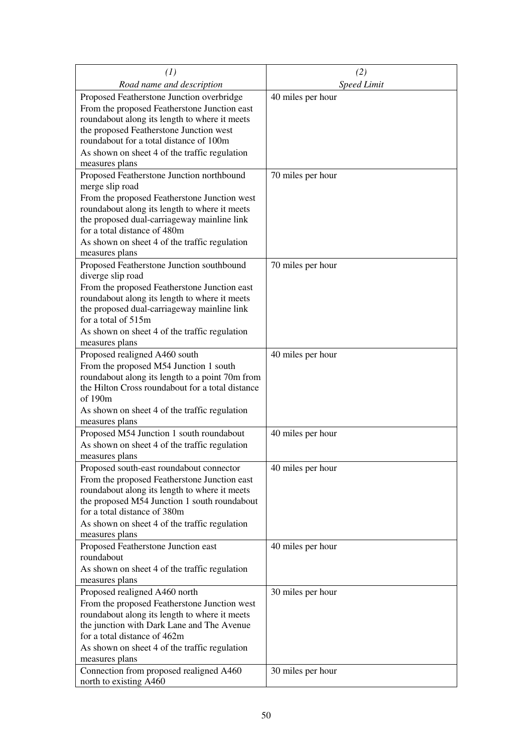| *(1)* *Road name and description* | *(2)* *Speed Limit* |
|---|---|
| Proposed Featherstone Junction overbridge From the proposed Featherstone Junction east roundabout along its length to where it meets the proposed Featherstone Junction west roundabout for a total distance of 100m As shown on sheet 4 of the traffic regulation measures plans | 40 miles per hour |
| Proposed Featherstone Junction northbound merge slip road From the proposed Featherstone Junction west roundabout along its length to where it meets the proposed dual-carriageway mainline link for a total distance of 480m As shown on sheet 4 of the traffic regulation measures plans | 70 miles per hour |
| Proposed Featherstone Junction southbound diverge slip road From the proposed Featherstone Junction east roundabout along its length to where it meets the proposed dual-carriageway mainline link for a total of 515m As shown on sheet 4 of the traffic regulation measures plans | 70 miles per hour |
| Proposed realigned A460 south From the proposed M54 Junction 1 south roundabout along its length to a point 70m from the Hilton Cross roundabout for a total distance of 190m As shown on sheet 4 of the traffic regulation measures plans | 40 miles per hour |
| Proposed M54 Junction 1 south roundabout As shown on sheet 4 of the traffic regulation measures plans | 40 miles per hour |
| Proposed south-east roundabout connector From the proposed Featherstone Junction east roundabout along its length to where it meets the proposed M54 Junction 1 south roundabout for a total distance of 380m As shown on sheet 4 of the traffic regulation measures plans | 40 miles per hour |
| Proposed Featherstone Junction east roundabout As shown on sheet 4 of the traffic regulation measures plans | 40 miles per hour |
| Proposed realigned A460 north From the proposed Featherstone Junction west roundabout along its length to where it meets the junction with Dark Lane and The Avenue for a total distance of 462m As shown on sheet 4 of the traffic regulation measures plans | 30 miles per hour |
| Connection from proposed realigned A460 north to existing A460 | 30 miles per hour |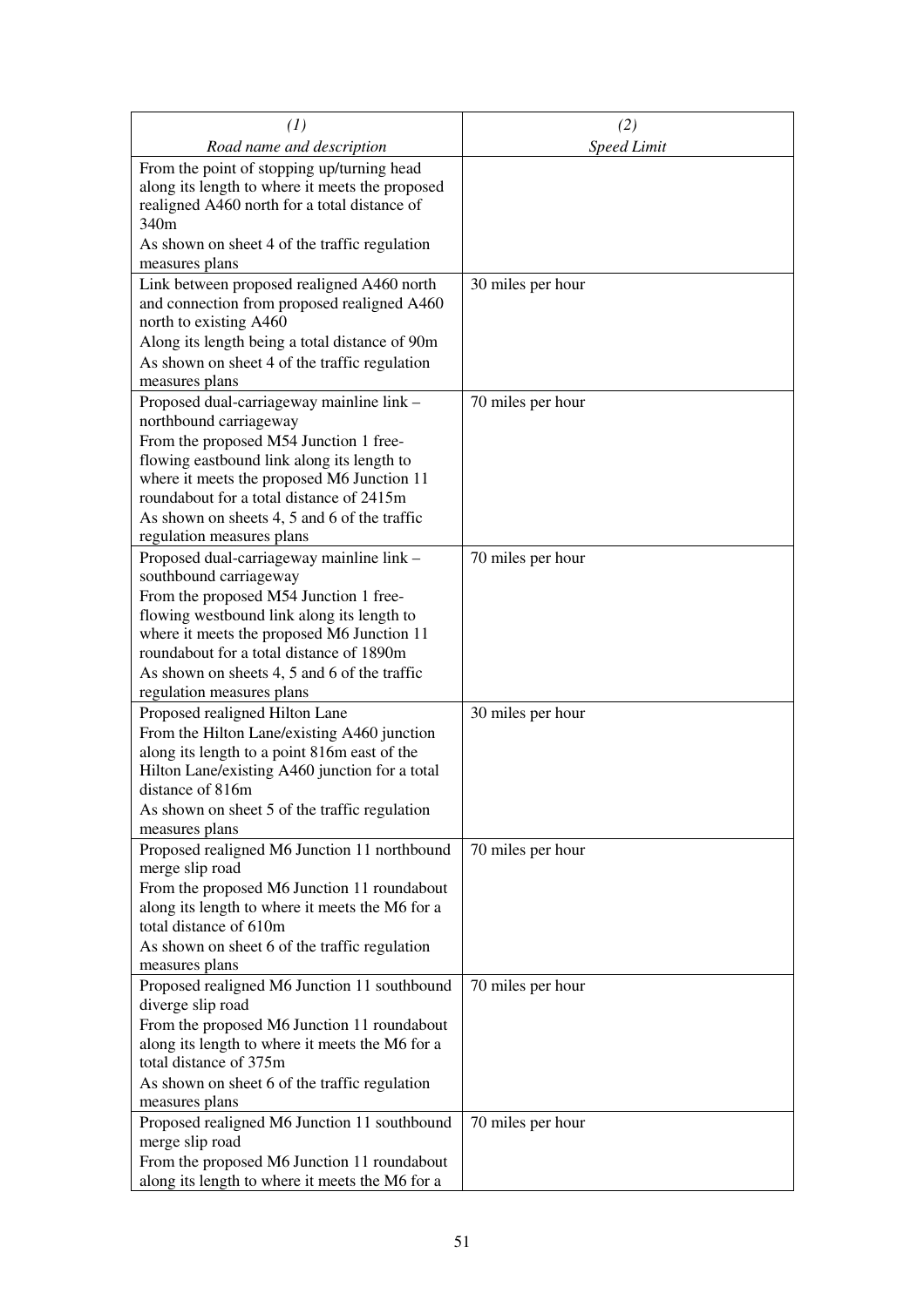| (1)<br>*Road name and description* | (2)<br>*Speed Limit* |
|---|---|
| From the point of stopping up/turning head along its length to where it meets the proposed realigned A460 north for a total distance of 340m<br>As shown on sheet 4 of the traffic regulation measures plans | |
| Link between proposed realigned A460 north and connection from proposed realigned A460 north to existing A460<br>Along its length being a total distance of 90m<br>As shown on sheet 4 of the traffic regulation measures plans | 30 miles per hour |
| Proposed dual-carriageway mainline link – northbound carriageway<br>From the proposed M54 Junction 1 free-flowing eastbound link along its length to where it meets the proposed M6 Junction 11 roundabout for a total distance of 2415m<br>As shown on sheets 4, 5 and 6 of the traffic regulation measures plans | 70 miles per hour |
| Proposed dual-carriageway mainline link – southbound carriageway<br>From the proposed M54 Junction 1 free-flowing westbound link along its length to where it meets the proposed M6 Junction 11 roundabout for a total distance of 1890m<br>As shown on sheets 4, 5 and 6 of the traffic regulation measures plans | 70 miles per hour |
| Proposed realigned Hilton Lane<br>From the Hilton Lane/existing A460 junction along its length to a point 816m east of the Hilton Lane/existing A460 junction for a total distance of 816m<br>As shown on sheet 5 of the traffic regulation measures plans | 30 miles per hour |
| Proposed realigned M6 Junction 11 northbound merge slip road<br>From the proposed M6 Junction 11 roundabout along its length to where it meets the M6 for a total distance of 610m<br>As shown on sheet 6 of the traffic regulation measures plans | 70 miles per hour |
| Proposed realigned M6 Junction 11 southbound diverge slip road<br>From the proposed M6 Junction 11 roundabout along its length to where it meets the M6 for a total distance of 375m<br>As shown on sheet 6 of the traffic regulation measures plans | 70 miles per hour |
| Proposed realigned M6 Junction 11 southbound merge slip road<br>From the proposed M6 Junction 11 roundabout along its length to where it meets the M6 for a | 70 miles per hour |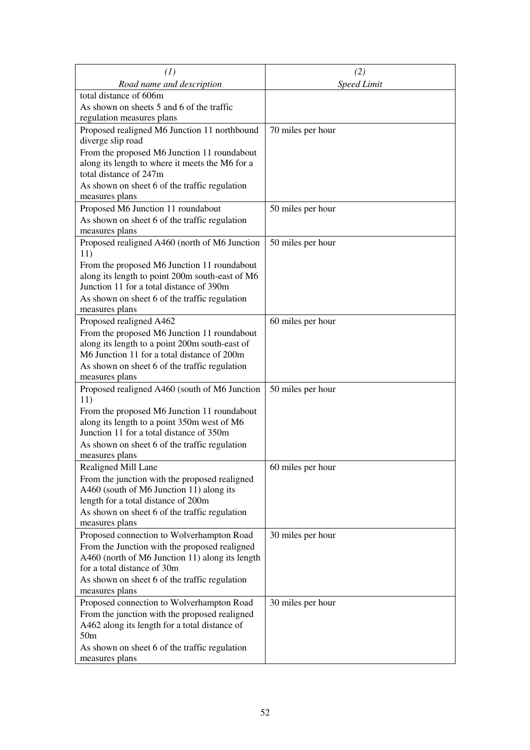| *(1)* *Road name and description* | *(2)* *Speed Limit* |
|---|---|
| total distance of 606m As shown on sheets 5 and 6 of the traffic regulation measures plans | |
| Proposed realigned M6 Junction 11 northbound diverge slip road From the proposed M6 Junction 11 roundabout along its length to where it meets the M6 for a total distance of 247m As shown on sheet 6 of the traffic regulation measures plans | 70 miles per hour |
| Proposed M6 Junction 11 roundabout As shown on sheet 6 of the traffic regulation measures plans | 50 miles per hour |
| Proposed realigned A460 (north of M6 Junction 11) From the proposed M6 Junction 11 roundabout along its length to point 200m south-east of M6 Junction 11 for a total distance of 390m As shown on sheet 6 of the traffic regulation measures plans | 50 miles per hour |
| Proposed realigned A462 From the proposed M6 Junction 11 roundabout along its length to a point 200m south-east of M6 Junction 11 for a total distance of 200m As shown on sheet 6 of the traffic regulation measures plans | 60 miles per hour |
| Proposed realigned A460 (south of M6 Junction 11) From the proposed M6 Junction 11 roundabout along its length to a point 350m west of M6 Junction 11 for a total distance of 350m As shown on sheet 6 of the traffic regulation measures plans | 50 miles per hour |
| Realigned Mill Lane From the junction with the proposed realigned A460 (south of M6 Junction 11) along its length for a total distance of 200m As shown on sheet 6 of the traffic regulation measures plans | 60 miles per hour |
| Proposed connection to Wolverhampton Road From the Junction with the proposed realigned A460 (north of M6 Junction 11) along its length for a total distance of 30m As shown on sheet 6 of the traffic regulation measures plans | 30 miles per hour |
| Proposed connection to Wolverhampton Road From the junction with the proposed realigned A462 along its length for a total distance of 50m As shown on sheet 6 of the traffic regulation measures plans | 30 miles per hour |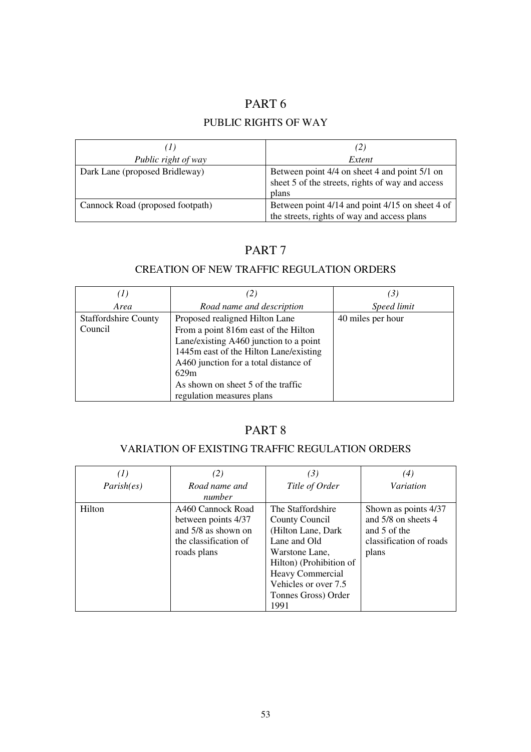# PART 6

## PUBLIC RIGHTS OF WAY

| *(1)* *Public right of way* | *(2)* *Extent* |
|---|---|
| Dark Lane (proposed Bridleway) | Between point 4/4 on sheet 4 and point 5/1 on sheet 5 of the streets, rights of way and access plans |
| Cannock Road (proposed footpath) | Between point 4/14 and point 4/15 on sheet 4 of the streets, rights of way and access plans |

# PART 7

## CREATION OF NEW TRAFFIC REGULATION ORDERS

| *(1)* *Area* | *(2)* *Road name and description* | *(3)* *Speed limit* |
|---|---|---|
| Staffordshire County Council | Proposed realigned Hilton Lane From a point 816m east of the Hilton Lane/existing A460 junction to a point 1445m east of the Hilton Lane/existing A460 junction for a total distance of 629m As shown on sheet 5 of the traffic regulation measures plans | 40 miles per hour |

# PART 8

## VARIATION OF EXISTING TRAFFIC REGULATION ORDERS

| *(1)* *Parish(es)* | *(2)* *Road name and number* | *(3)* *Title of Order* | *(4)* *Variation* |
|---|---|---|---|
| Hilton | A460 Cannock Road between points 4/37 and 5/8 as shown on the classification of roads plans | The Staffordshire County Council (Hilton Lane, Dark Lane and Old Warstone Lane, Hilton) (Prohibition of Heavy Commercial Vehicles or over 7.5 Tonnes Gross) Order 1991 | Shown as points 4/37 and 5/8 on sheets 4 and 5 of the classification of roads plans |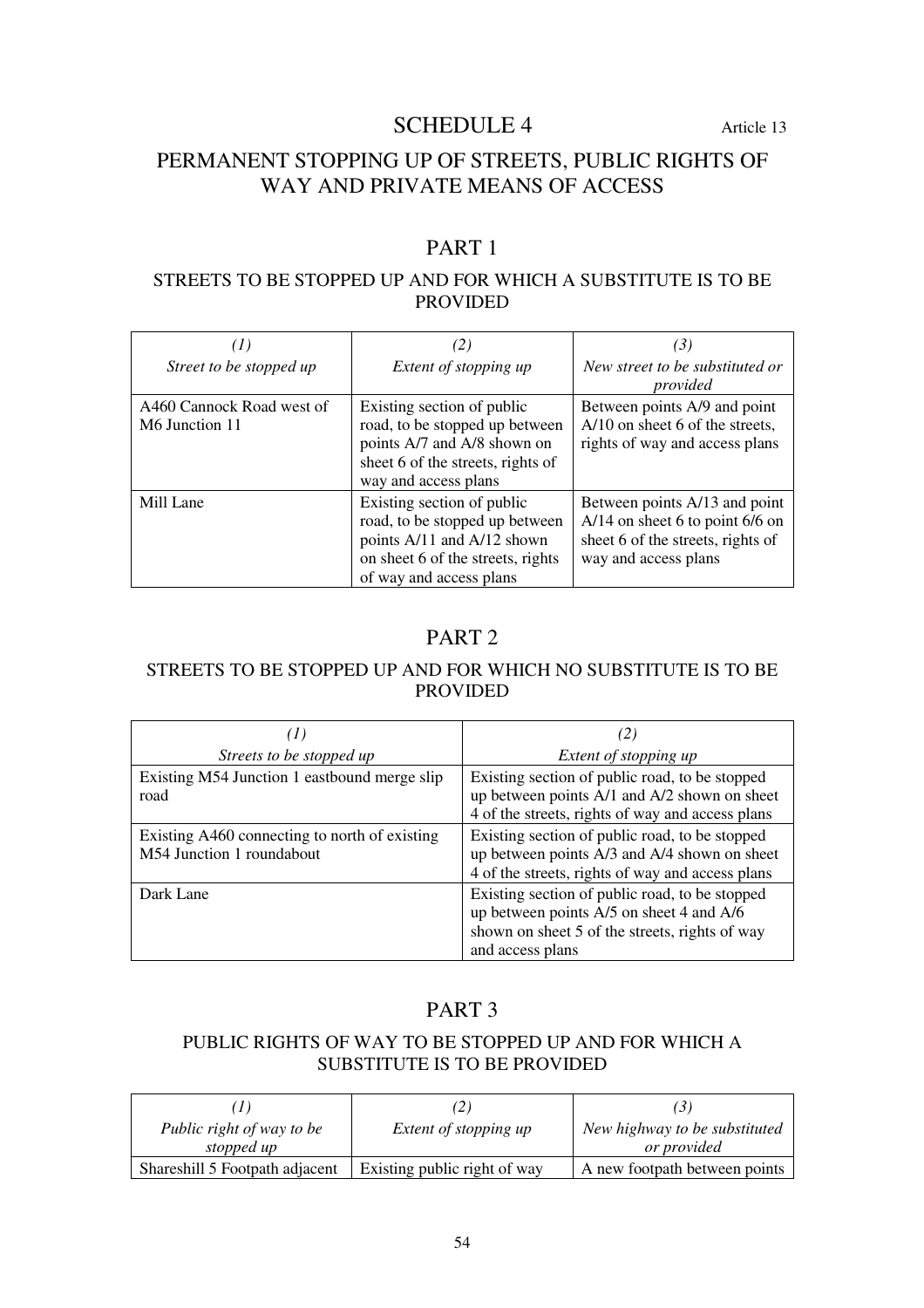# SCHEDULE 4

Article 13

## PERMANENT STOPPING UP OF STREETS, PUBLIC RIGHTS OF WAY AND PRIVATE MEANS OF ACCESS

## PART 1

### STREETS TO BE STOPPED UP AND FOR WHICH A SUBSTITUTE IS TO BE PROVIDED

| *(1)* *Street to be stopped up* | *(2)* *Extent of stopping up* | *(3)* *New street to be substituted or provided* |
|---|---|---|
| A460 Cannock Road west of M6 Junction 11 | Existing section of public road, to be stopped up between points A/7 and A/8 shown on sheet 6 of the streets, rights of way and access plans | Between points A/9 and point A/10 on sheet 6 of the streets, rights of way and access plans |
| Mill Lane | Existing section of public road, to be stopped up between points A/11 and A/12 shown on sheet 6 of the streets, rights of way and access plans | Between points A/13 and point A/14 on sheet 6 to point 6/6 on sheet 6 of the streets, rights of way and access plans |

## PART 2

### STREETS TO BE STOPPED UP AND FOR WHICH NO SUBSTITUTE IS TO BE PROVIDED

| *(1)* *Streets to be stopped up* | *(2)* *Extent of stopping up* |
|---|---|
| Existing M54 Junction 1 eastbound merge slip road | Existing section of public road, to be stopped up between points A/1 and A/2 shown on sheet 4 of the streets, rights of way and access plans |
| Existing A460 connecting to north of existing M54 Junction 1 roundabout | Existing section of public road, to be stopped up between points A/3 and A/4 shown on sheet 4 of the streets, rights of way and access plans |
| Dark Lane | Existing section of public road, to be stopped up between points A/5 on sheet 4 and A/6 shown on sheet 5 of the streets, rights of way and access plans |

## PART 3

### PUBLIC RIGHTS OF WAY TO BE STOPPED UP AND FOR WHICH A SUBSTITUTE IS TO BE PROVIDED

| *(1)* *Public right of way to be stopped up* | *(2)* *Extent of stopping up* | *(3)* *New highway to be substituted or provided* |
|---|---|---|
| Shareshill 5 Footpath adjacent | Existing public right of way | A new footpath between points |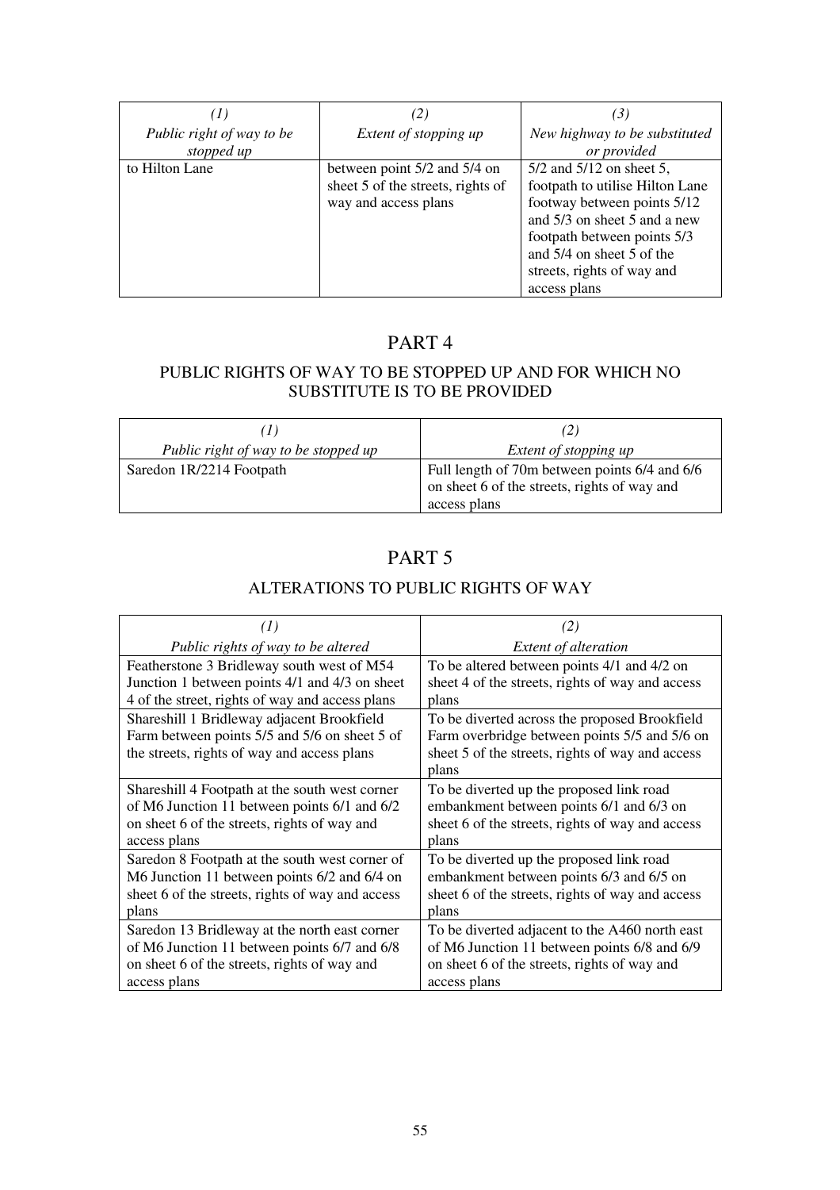| (1)<br>*Public right of way to be stopped up* | (2)<br>*Extent of stopping up* | (3)<br>*New highway to be substituted or provided* |
|---|---|---|
| to Hilton Lane | between point 5/2 and 5/4 on sheet 5 of the streets, rights of way and access plans | 5/2 and 5/12 on sheet 5, footpath to utilise Hilton Lane footway between points 5/12 and 5/3 on sheet 5 and a new footpath between points 5/3 and 5/4 on sheet 5 of the streets, rights of way and access plans |

## PART 4

### PUBLIC RIGHTS OF WAY TO BE STOPPED UP AND FOR WHICH NO SUBSTITUTE IS TO BE PROVIDED

| (1)<br>*Public right of way to be stopped up* | (2)<br>*Extent of stopping up* |
|---|---|
| Saredon 1R/2214 Footpath | Full length of 70m between points 6/4 and 6/6 on sheet 6 of the streets, rights of way and access plans |

## PART 5

### ALTERATIONS TO PUBLIC RIGHTS OF WAY

| (1)<br>*Public rights of way to be altered* | (2)<br>*Extent of alteration* |
|---|---|
| Featherstone 3 Bridleway south west of M54 Junction 1 between points 4/1 and 4/3 on sheet 4 of the street, rights of way and access plans | To be altered between points 4/1 and 4/2 on sheet 4 of the streets, rights of way and access plans |
| Shareshill 1 Bridleway adjacent Brookfield Farm between points 5/5 and 5/6 on sheet 5 of the streets, rights of way and access plans | To be diverted across the proposed Brookfield Farm overbridge between points 5/5 and 5/6 on sheet 5 of the streets, rights of way and access plans |
| Shareshill 4 Footpath at the south west corner of M6 Junction 11 between points 6/1 and 6/2 on sheet 6 of the streets, rights of way and access plans | To be diverted up the proposed link road embankment between points 6/1 and 6/3 on sheet 6 of the streets, rights of way and access plans |
| Saredon 8 Footpath at the south west corner of M6 Junction 11 between points 6/2 and 6/4 on sheet 6 of the streets, rights of way and access plans | To be diverted up the proposed link road embankment between points 6/3 and 6/5 on sheet 6 of the streets, rights of way and access plans |
| Saredon 13 Bridleway at the north east corner of M6 Junction 11 between points 6/7 and 6/8 on sheet 6 of the streets, rights of way and access plans | To be diverted adjacent to the A460 north east of M6 Junction 11 between points 6/8 and 6/9 on sheet 6 of the streets, rights of way and access plans |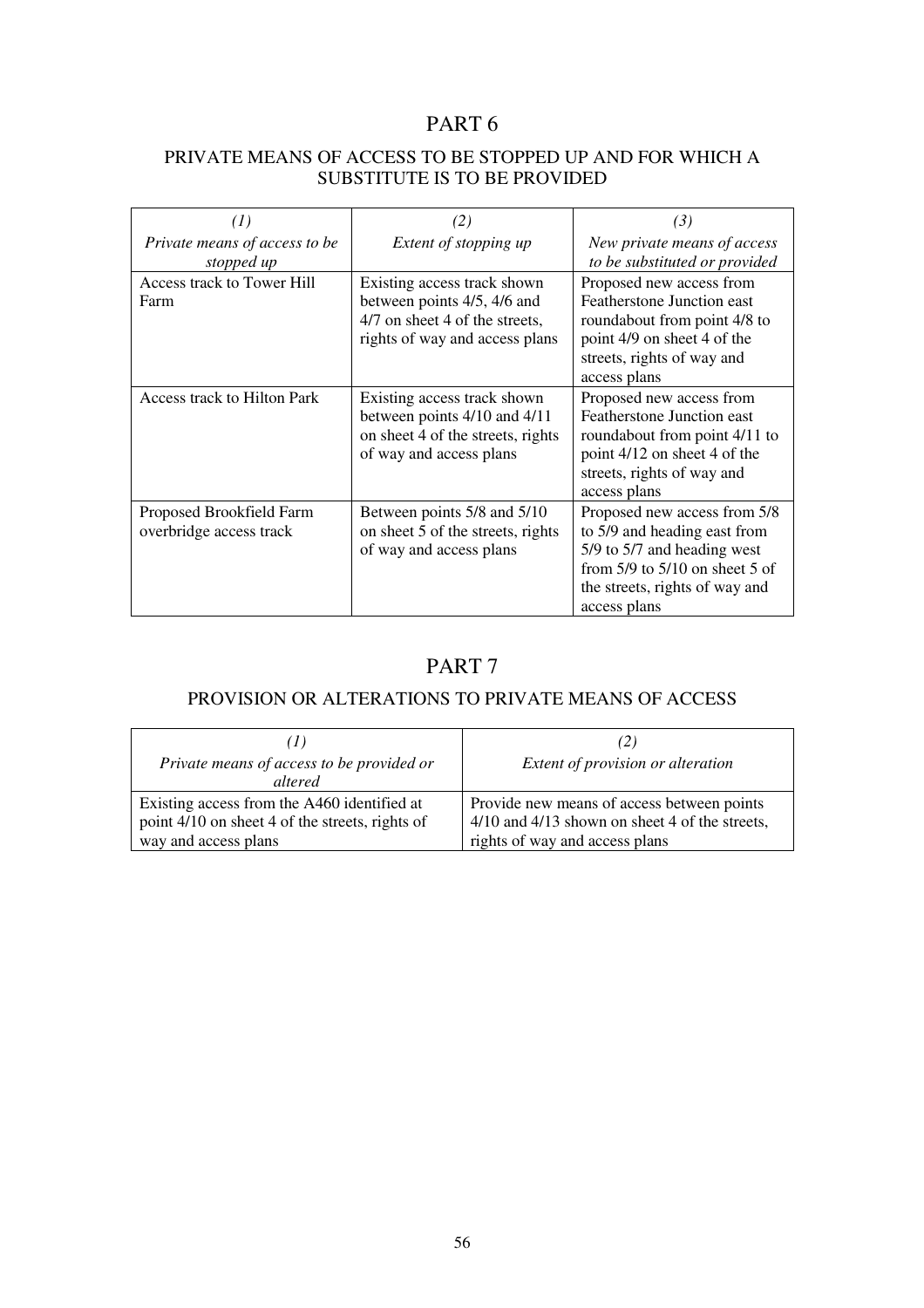# PART 6

## PRIVATE MEANS OF ACCESS TO BE STOPPED UP AND FOR WHICH A SUBSTITUTE IS TO BE PROVIDED

| *(1)* *Private means of access to be stopped up* | *(2)* *Extent of stopping up* | *(3)* *New private means of access to be substituted or provided* |
|---|---|---|
| Access track to Tower Hill Farm | Existing access track shown between points 4/5, 4/6 and 4/7 on sheet 4 of the streets, rights of way and access plans | Proposed new access from Featherstone Junction east roundabout from point 4/8 to point 4/9 on sheet 4 of the streets, rights of way and access plans |
| Access track to Hilton Park | Existing access track shown between points 4/10 and 4/11 on sheet 4 of the streets, rights of way and access plans | Proposed new access from Featherstone Junction east roundabout from point 4/11 to point 4/12 on sheet 4 of the streets, rights of way and access plans |
| Proposed Brookfield Farm overbridge access track | Between points 5/8 and 5/10 on sheet 5 of the streets, rights of way and access plans | Proposed new access from 5/8 to 5/9 and heading east from 5/9 to 5/7 and heading west from 5/9 to 5/10 on sheet 5 of the streets, rights of way and access plans |

# PART 7

## PROVISION OR ALTERATIONS TO PRIVATE MEANS OF ACCESS

| *(1)* *Private means of access to be provided or altered* | *(2)* *Extent of provision or alteration* |
|---|---|
| Existing access from the A460 identified at point 4/10 on sheet 4 of the streets, rights of way and access plans | Provide new means of access between points 4/10 and 4/13 shown on sheet 4 of the streets, rights of way and access plans |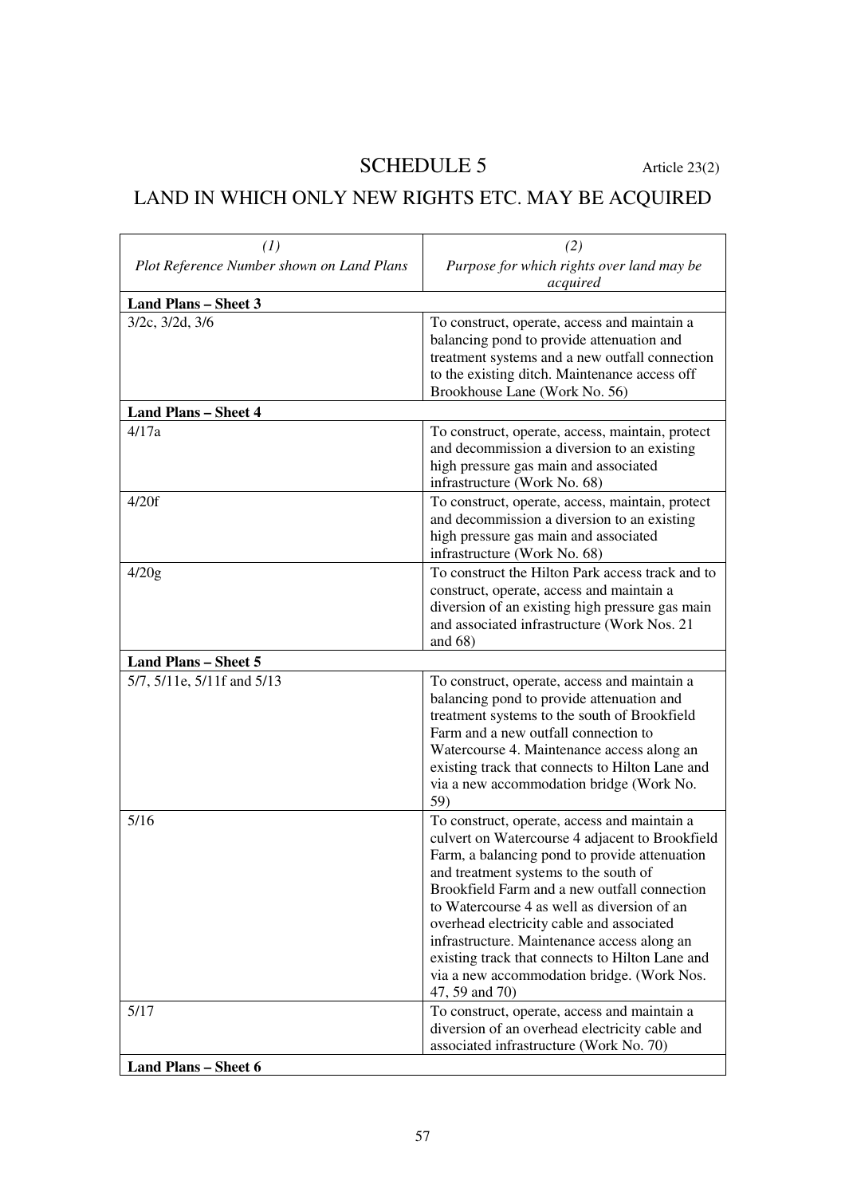# SCHEDULE 5

Article 23(2)

## LAND IN WHICH ONLY NEW RIGHTS ETC. MAY BE ACQUIRED

| *(1)* *Plot Reference Number shown on Land Plans* | *(2)* *Purpose for which rights over land may be acquired* |
|---|---|
| **Land Plans – Sheet 3** | |
| 3/2c, 3/2d, 3/6 | To construct, operate, access and maintain a balancing pond to provide attenuation and treatment systems and a new outfall connection to the existing ditch. Maintenance access off Brookhouse Lane (Work No. 56) |
| **Land Plans – Sheet 4** | |
| 4/17a | To construct, operate, access, maintain, protect and decommission a diversion to an existing high pressure gas main and associated infrastructure (Work No. 68) |
| 4/20f | To construct, operate, access, maintain, protect and decommission a diversion to an existing high pressure gas main and associated infrastructure (Work No. 68) |
| 4/20g | To construct the Hilton Park access track and to construct, operate, access and maintain a diversion of an existing high pressure gas main and associated infrastructure (Work Nos. 21 and 68) |
| **Land Plans – Sheet 5** | |
| 5/7, 5/11e, 5/11f and 5/13 | To construct, operate, access and maintain a balancing pond to provide attenuation and treatment systems to the south of Brookfield Farm and a new outfall connection to Watercourse 4. Maintenance access along an existing track that connects to Hilton Lane and via a new accommodation bridge (Work No. 59) |
| 5/16 | To construct, operate, access and maintain a culvert on Watercourse 4 adjacent to Brookfield Farm, a balancing pond to provide attenuation and treatment systems to the south of Brookfield Farm and a new outfall connection to Watercourse 4 as well as diversion of an overhead electricity cable and associated infrastructure. Maintenance access along an existing track that connects to Hilton Lane and via a new accommodation bridge. (Work Nos. 47, 59 and 70) |
| 5/17 | To construct, operate, access and maintain a diversion of an overhead electricity cable and associated infrastructure (Work No. 70) |
| **Land Plans – Sheet 6** | |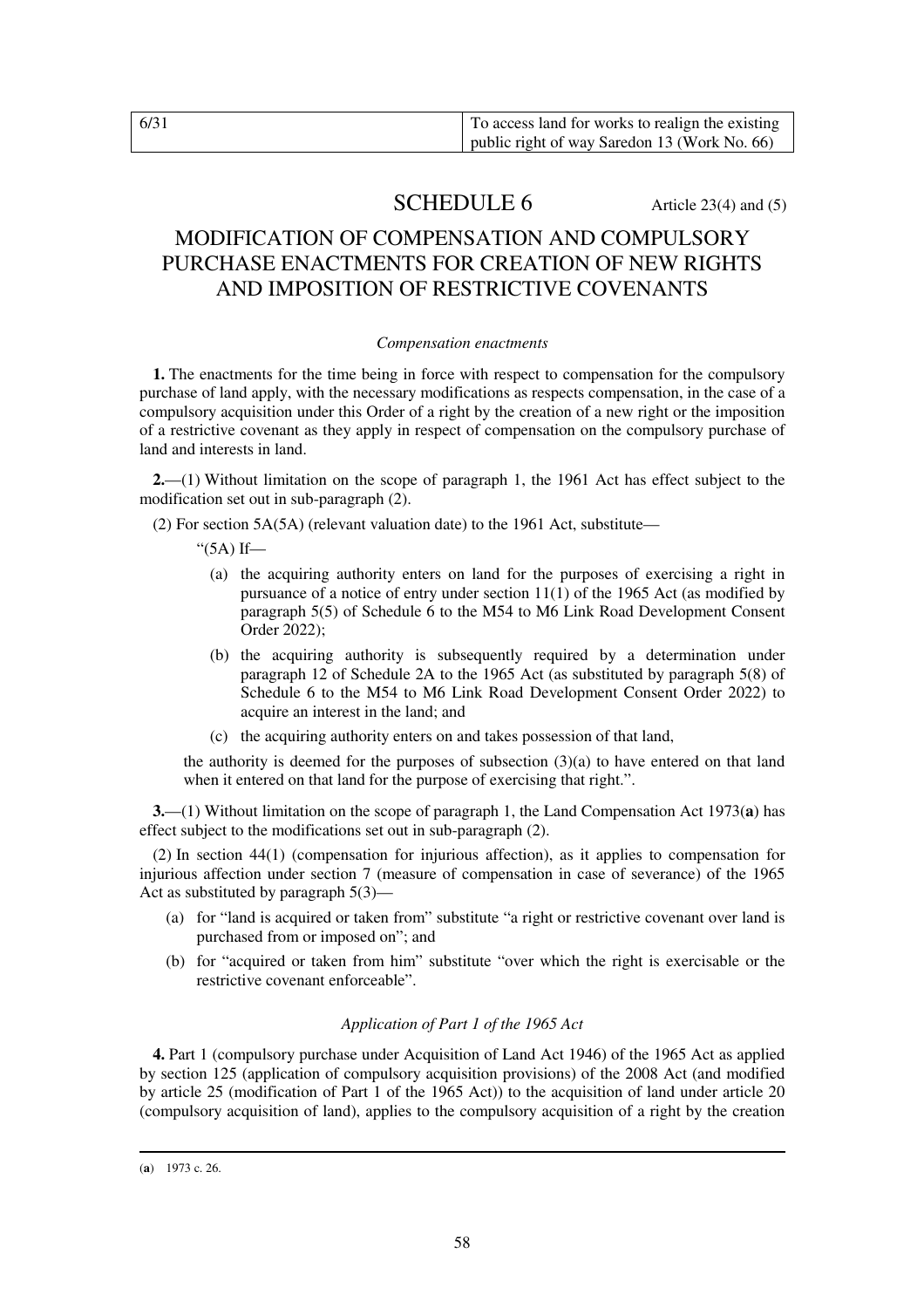| 6/31 | To access land for works to realign the existing public right of way Saredon 13 (Work No. 66) |
|---|---|

## SCHEDULE 6 Article 23(4) and (5)

## MODIFICATION OF COMPENSATION AND COMPULSORY PURCHASE ENACTMENTS FOR CREATION OF NEW RIGHTS AND IMPOSITION OF RESTRICTIVE COVENANTS

*Compensation enactments*

**1.** The enactments for the time being in force with respect to compensation for the compulsory purchase of land apply, with the necessary modifications as respects compensation, in the case of a compulsory acquisition under this Order of a right by the creation of a new right or the imposition of a restrictive covenant as they apply in respect of compensation on the compulsory purchase of land and interests in land.

**2.**—(1) Without limitation on the scope of paragraph 1, the 1961 Act has effect subject to the modification set out in sub-paragraph (2).

(2) For section 5A(5A) (relevant valuation date) to the 1961 Act, substitute—

"(5A) If—

(a) the acquiring authority enters on land for the purposes of exercising a right in pursuance of a notice of entry under section 11(1) of the 1965 Act (as modified by paragraph 5(5) of Schedule 6 to the M54 to M6 Link Road Development Consent Order 2022);

(b) the acquiring authority is subsequently required by a determination under paragraph 12 of Schedule 2A to the 1965 Act (as substituted by paragraph 5(8) of Schedule 6 to the M54 to M6 Link Road Development Consent Order 2022) to acquire an interest in the land; and

(c) the acquiring authority enters on and takes possession of that land,

the authority is deemed for the purposes of subsection (3)(a) to have entered on that land when it entered on that land for the purpose of exercising that right.".

**3.**—(1) Without limitation on the scope of paragraph 1, the Land Compensation Act 1973(**a**) has effect subject to the modifications set out in sub-paragraph (2).

(2) In section 44(1) (compensation for injurious affection), as it applies to compensation for injurious affection under section 7 (measure of compensation in case of severance) of the 1965 Act as substituted by paragraph 5(3)—

(a) for "land is acquired or taken from" substitute "a right or restrictive covenant over land is purchased from or imposed on"; and

(b) for "acquired or taken from him" substitute "over which the right is exercisable or the restrictive covenant enforceable".

*Application of Part 1 of the 1965 Act*

**4.** Part 1 (compulsory purchase under Acquisition of Land Act 1946) of the 1965 Act as applied by section 125 (application of compulsory acquisition provisions) of the 2008 Act (and modified by article 25 (modification of Part 1 of the 1965 Act)) to the acquisition of land under article 20 (compulsory acquisition of land), applies to the compulsory acquisition of a right by the creation

(**a**) 1973 c. 26.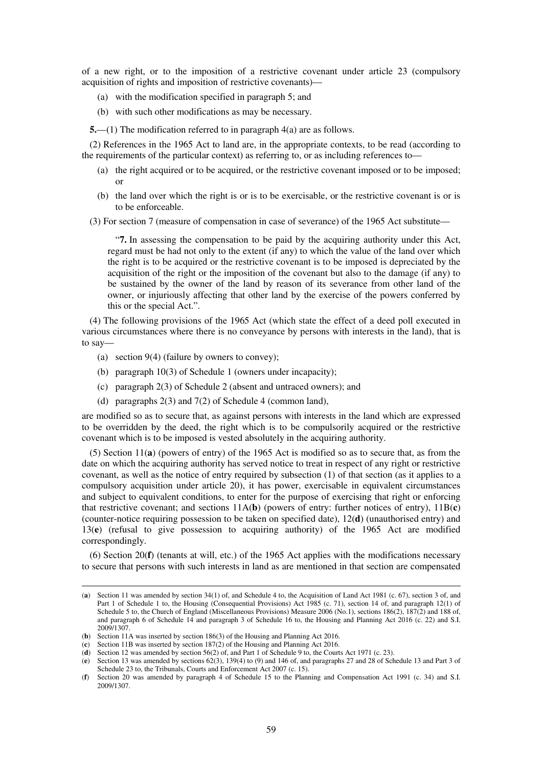of a new right, or to the imposition of a restrictive covenant under article 23 (compulsory acquisition of rights and imposition of restrictive covenants)—

(a) with the modification specified in paragraph 5; and

(b) with such other modifications as may be necessary.

**5.**—(1) The modification referred to in paragraph 4(a) are as follows.

(2) References in the 1965 Act to land are, in the appropriate contexts, to be read (according to the requirements of the particular context) as referring to, or as including references to—

(a) the right acquired or to be acquired, or the restrictive covenant imposed or to be imposed; or

(b) the land over which the right is or is to be exercisable, or the restrictive covenant is or is to be enforceable.

(3) For section 7 (measure of compensation in case of severance) of the 1965 Act substitute—

> "**7.** In assessing the compensation to be paid by the acquiring authority under this Act, regard must be had not only to the extent (if any) to which the value of the land over which the right is to be acquired or the restrictive covenant is to be imposed is depreciated by the acquisition of the right or the imposition of the covenant but also to the damage (if any) to be sustained by the owner of the land by reason of its severance from other land of the owner, or injuriously affecting that other land by the exercise of the powers conferred by this or the special Act.".

(4) The following provisions of the 1965 Act (which state the effect of a deed poll executed in various circumstances where there is no conveyance by persons with interests in the land), that is to say—

(a) section 9(4) (failure by owners to convey);

(b) paragraph 10(3) of Schedule 1 (owners under incapacity);

(c) paragraph 2(3) of Schedule 2 (absent and untraced owners); and

(d) paragraphs 2(3) and 7(2) of Schedule 4 (common land),

are modified so as to secure that, as against persons with interests in the land which are expressed to be overridden by the deed, the right which is to be compulsorily acquired or the restrictive covenant which is to be imposed is vested absolutely in the acquiring authority.

(5) Section 11(**a**) (powers of entry) of the 1965 Act is modified so as to secure that, as from the date on which the acquiring authority has served notice to treat in respect of any right or restrictive covenant, as well as the notice of entry required by subsection (1) of that section (as it applies to a compulsory acquisition under article 20), it has power, exercisable in equivalent circumstances and subject to equivalent conditions, to enter for the purpose of exercising that right or enforcing that restrictive covenant; and sections 11A(**b**) (powers of entry: further notices of entry), 11B(**c**) (counter-notice requiring possession to be taken on specified date), 12(**d**) (unauthorised entry) and 13(**e**) (refusal to give possession to acquiring authority) of the 1965 Act are modified correspondingly.

(6) Section 20(**f**) (tenants at will, etc.) of the 1965 Act applies with the modifications necessary to secure that persons with such interests in land as are mentioned in that section are compensated

---

(**a**) Section 11 was amended by section 34(1) of, and Schedule 4 to, the Acquisition of Land Act 1981 (c. 67), section 3 of, and Part 1 of Schedule 1 to, the Housing (Consequential Provisions) Act 1985 (c. 71), section 14 of, and paragraph 12(1) of Schedule 5 to, the Church of England (Miscellaneous Provisions) Measure 2006 (No.1), sections 186(2), 187(2) and 188 of, and paragraph 6 of Schedule 14 and paragraph 3 of Schedule 16 to, the Housing and Planning Act 2016 (c. 22) and S.I. 2009/1307.

(**b**) Section 11A was inserted by section 186(3) of the Housing and Planning Act 2016.

(**c**) Section 11B was inserted by section 187(2) of the Housing and Planning Act 2016.

(**d**) Section 12 was amended by section 56(2) of, and Part 1 of Schedule 9 to, the Courts Act 1971 (c. 23).

(**e**) Section 13 was amended by sections 62(3), 139(4) to (9) and 146 of, and paragraphs 27 and 28 of Schedule 13 and Part 3 of Schedule 23 to, the Tribunals, Courts and Enforcement Act 2007 (c. 15).

(**f**) Section 20 was amended by paragraph 4 of Schedule 15 to the Planning and Compensation Act 1991 (c. 34) and S.I. 2009/1307.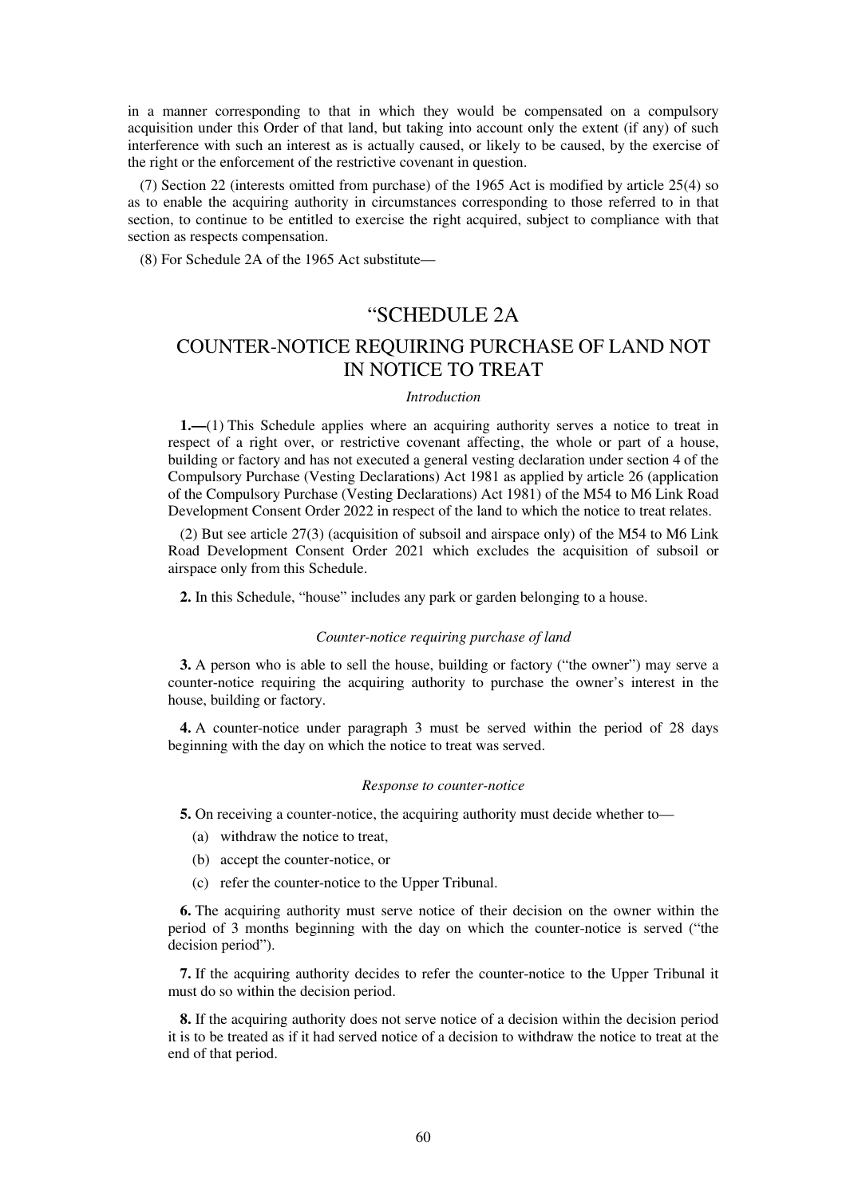in a manner corresponding to that in which they would be compensated on a compulsory acquisition under this Order of that land, but taking into account only the extent (if any) of such interference with such an interest as is actually caused, or likely to be caused, by the exercise of the right or the enforcement of the restrictive covenant in question.

(7) Section 22 (interests omitted from purchase) of the 1965 Act is modified by article 25(4) so as to enable the acquiring authority in circumstances corresponding to those referred to in that section, to continue to be entitled to exercise the right acquired, subject to compliance with that section as respects compensation.

(8) For Schedule 2A of the 1965 Act substitute—

## "SCHEDULE 2A

## COUNTER-NOTICE REQUIRING PURCHASE OF LAND NOT IN NOTICE TO TREAT

*Introduction*

**1.—**(1) This Schedule applies where an acquiring authority serves a notice to treat in respect of a right over, or restrictive covenant affecting, the whole or part of a house, building or factory and has not executed a general vesting declaration under section 4 of the Compulsory Purchase (Vesting Declarations) Act 1981 as applied by article 26 (application of the Compulsory Purchase (Vesting Declarations) Act 1981) of the M54 to M6 Link Road Development Consent Order 2022 in respect of the land to which the notice to treat relates.

(2) But see article 27(3) (acquisition of subsoil and airspace only) of the M54 to M6 Link Road Development Consent Order 2021 which excludes the acquisition of subsoil or airspace only from this Schedule.

**2.** In this Schedule, "house" includes any park or garden belonging to a house.

*Counter-notice requiring purchase of land*

**3.** A person who is able to sell the house, building or factory ("the owner") may serve a counter-notice requiring the acquiring authority to purchase the owner's interest in the house, building or factory.

**4.** A counter-notice under paragraph 3 must be served within the period of 28 days beginning with the day on which the notice to treat was served.

*Response to counter-notice*

**5.** On receiving a counter-notice, the acquiring authority must decide whether to—

(a) withdraw the notice to treat,

(b) accept the counter-notice, or

(c) refer the counter-notice to the Upper Tribunal.

**6.** The acquiring authority must serve notice of their decision on the owner within the period of 3 months beginning with the day on which the counter-notice is served ("the decision period").

**7.** If the acquiring authority decides to refer the counter-notice to the Upper Tribunal it must do so within the decision period.

**8.** If the acquiring authority does not serve notice of a decision within the decision period it is to be treated as if it had served notice of a decision to withdraw the notice to treat at the end of that period.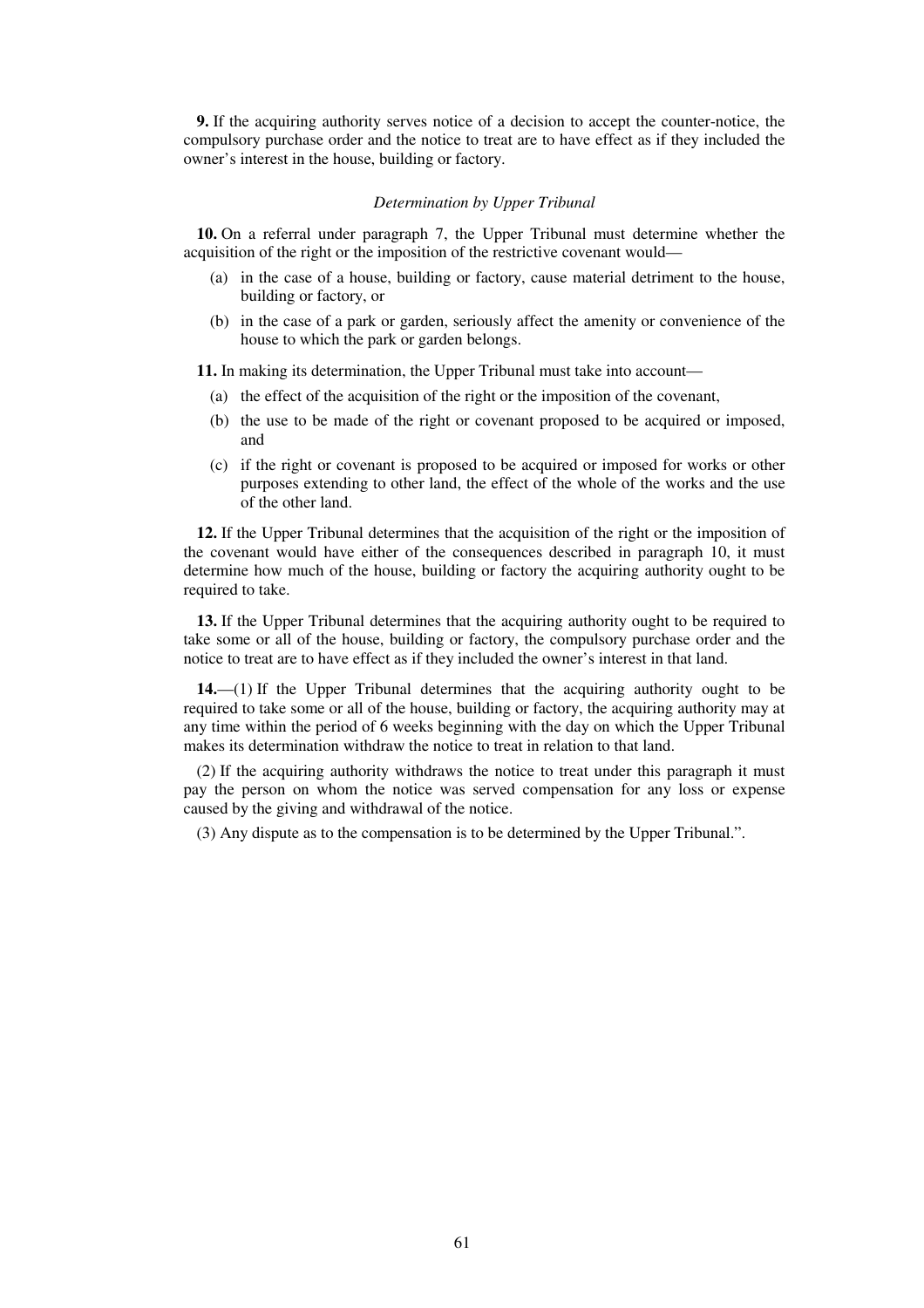**9.** If the acquiring authority serves notice of a decision to accept the counter-notice, the compulsory purchase order and the notice to treat are to have effect as if they included the owner's interest in the house, building or factory.

*Determination by Upper Tribunal*

**10.** On a referral under paragraph 7, the Upper Tribunal must determine whether the acquisition of the right or the imposition of the restrictive covenant would—

(a) in the case of a house, building or factory, cause material detriment to the house, building or factory, or

(b) in the case of a park or garden, seriously affect the amenity or convenience of the house to which the park or garden belongs.

**11.** In making its determination, the Upper Tribunal must take into account—

(a) the effect of the acquisition of the right or the imposition of the covenant,

(b) the use to be made of the right or covenant proposed to be acquired or imposed, and

(c) if the right or covenant is proposed to be acquired or imposed for works or other purposes extending to other land, the effect of the whole of the works and the use of the other land.

**12.** If the Upper Tribunal determines that the acquisition of the right or the imposition of the covenant would have either of the consequences described in paragraph 10, it must determine how much of the house, building or factory the acquiring authority ought to be required to take.

**13.** If the Upper Tribunal determines that the acquiring authority ought to be required to take some or all of the house, building or factory, the compulsory purchase order and the notice to treat are to have effect as if they included the owner's interest in that land.

**14.**—(1) If the Upper Tribunal determines that the acquiring authority ought to be required to take some or all of the house, building or factory, the acquiring authority may at any time within the period of 6 weeks beginning with the day on which the Upper Tribunal makes its determination withdraw the notice to treat in relation to that land.

(2) If the acquiring authority withdraws the notice to treat under this paragraph it must pay the person on whom the notice was served compensation for any loss or expense caused by the giving and withdrawal of the notice.

(3) Any dispute as to the compensation is to be determined by the Upper Tribunal.".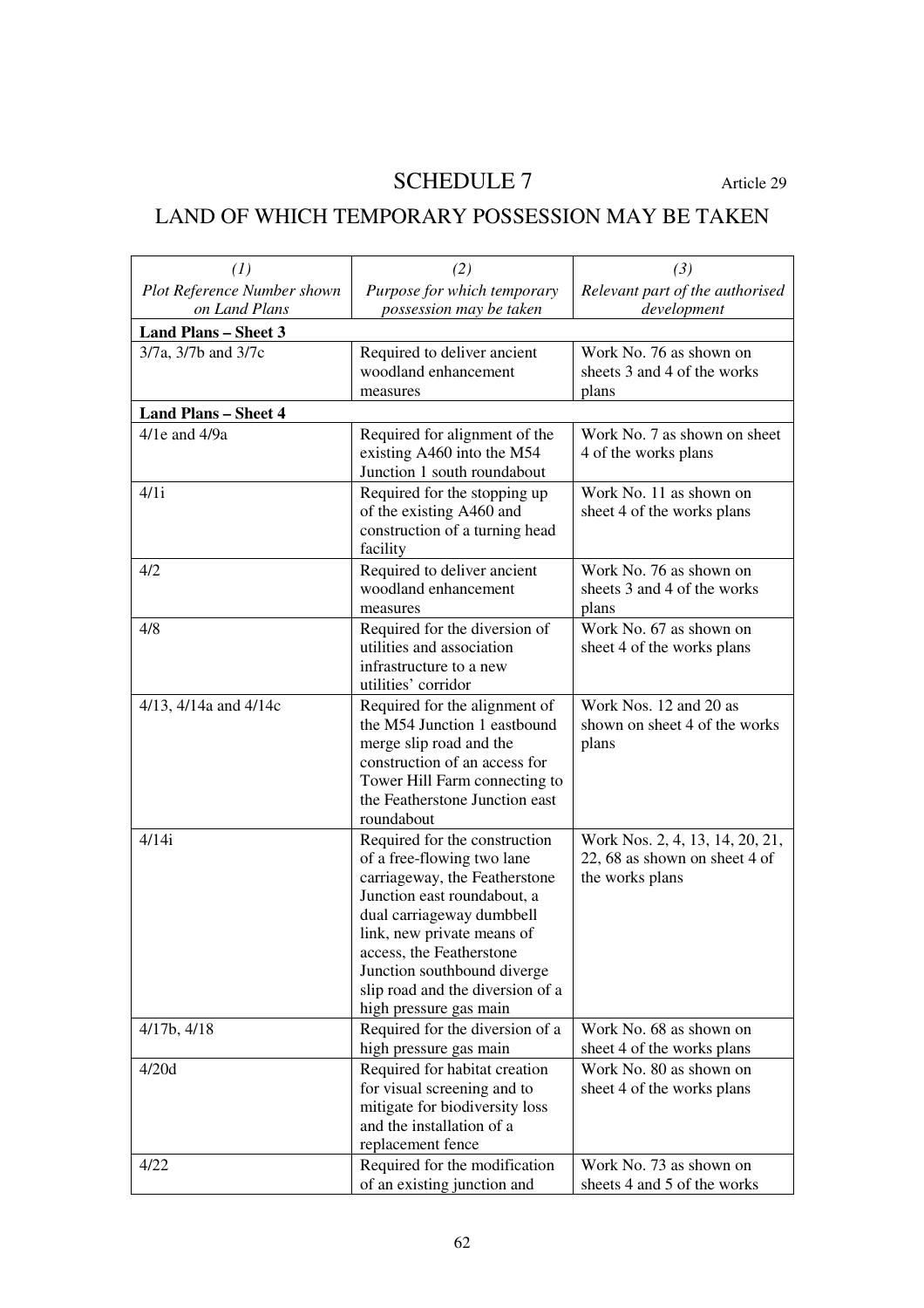# SCHEDULE 7

Article 29

## LAND OF WHICH TEMPORARY POSSESSION MAY BE TAKEN

| *(1)* *Plot Reference Number shown on Land Plans* | *(2)* *Purpose for which temporary possession may be taken* | *(3)* *Relevant part of the authorised development* |
|---|---|---|
| **Land Plans – Sheet 3** | | |
| 3/7a, 3/7b and 3/7c | Required to deliver ancient woodland enhancement measures | Work No. 76 as shown on sheets 3 and 4 of the works plans |
| **Land Plans – Sheet 4** | | |
| 4/1e and 4/9a | Required for alignment of the existing A460 into the M54 Junction 1 south roundabout | Work No. 7 as shown on sheet 4 of the works plans |
| 4/1i | Required for the stopping up of the existing A460 and construction of a turning head facility | Work No. 11 as shown on sheet 4 of the works plans |
| 4/2 | Required to deliver ancient woodland enhancement measures | Work No. 76 as shown on sheets 3 and 4 of the works plans |
| 4/8 | Required for the diversion of utilities and association infrastructure to a new utilities' corridor | Work No. 67 as shown on sheet 4 of the works plans |
| 4/13, 4/14a and 4/14c | Required for the alignment of the M54 Junction 1 eastbound merge slip road and the construction of an access for Tower Hill Farm connecting to the Featherstone Junction east roundabout | Work Nos. 12 and 20 as shown on sheet 4 of the works plans |
| 4/14i | Required for the construction of a free-flowing two lane carriageway, the Featherstone Junction east roundabout, a dual carriageway dumbbell link, new private means of access, the Featherstone Junction southbound diverge slip road and the diversion of a high pressure gas main | Work Nos. 2, 4, 13, 14, 20, 21, 22, 68 as shown on sheet 4 of the works plans |
| 4/17b, 4/18 | Required for the diversion of a high pressure gas main | Work No. 68 as shown on sheet 4 of the works plans |
| 4/20d | Required for habitat creation for visual screening and to mitigate for biodiversity loss and the installation of a replacement fence | Work No. 80 as shown on sheet 4 of the works plans |
| 4/22 | Required for the modification of an existing junction and | Work No. 73 as shown on sheets 4 and 5 of the works |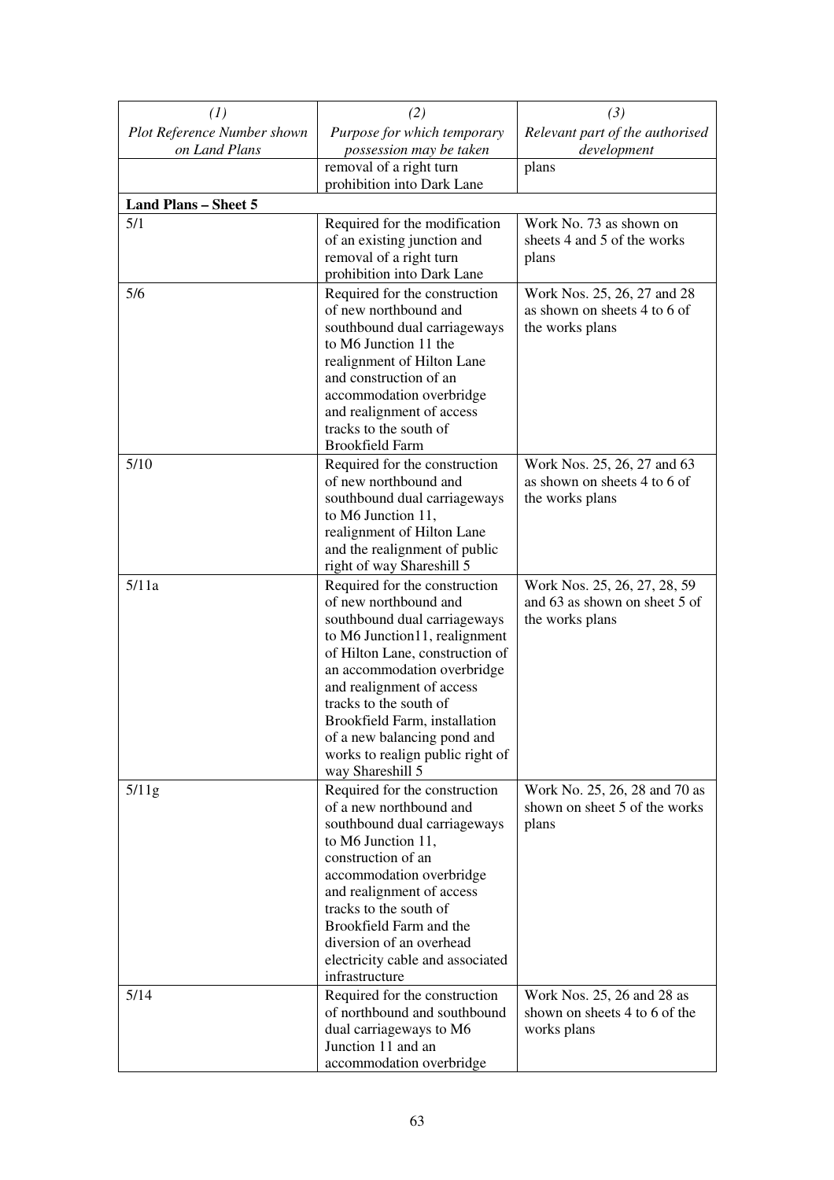| *(1)* Plot Reference Number shown on Land Plans | *(2)* Purpose for which temporary possession may be taken | *(3)* Relevant part of the authorised development |
|---|---|---|
| | removal of a right turn prohibition into Dark Lane | plans |
| **Land Plans – Sheet 5** | | |
| 5/1 | Required for the modification of an existing junction and removal of a right turn prohibition into Dark Lane | Work No. 73 as shown on sheets 4 and 5 of the works plans |
| 5/6 | Required for the construction of new northbound and southbound dual carriageways to M6 Junction 11 the realignment of Hilton Lane and construction of an accommodation overbridge and realignment of access tracks to the south of Brookfield Farm | Work Nos. 25, 26, 27 and 28 as shown on sheets 4 to 6 of the works plans |
| 5/10 | Required for the construction of new northbound and southbound dual carriageways to M6 Junction 11, realignment of Hilton Lane and the realignment of public right of way Shareshill 5 | Work Nos. 25, 26, 27 and 63 as shown on sheets 4 to 6 of the works plans |
| 5/11a | Required for the construction of new northbound and southbound dual carriageways to M6 Junction11, realignment of Hilton Lane, construction of an accommodation overbridge and realignment of access tracks to the south of Brookfield Farm, installation of a new balancing pond and works to realign public right of way Shareshill 5 | Work Nos. 25, 26, 27, 28, 59 and 63 as shown on sheet 5 of the works plans |
| 5/11g | Required for the construction of a new northbound and southbound dual carriageways to M6 Junction 11, construction of an accommodation overbridge and realignment of access tracks to the south of Brookfield Farm and the diversion of an overhead electricity cable and associated infrastructure | Work No. 25, 26, 28 and 70 as shown on sheet 5 of the works plans |
| 5/14 | Required for the construction of northbound and southbound dual carriageways to M6 Junction 11 and an accommodation overbridge | Work Nos. 25, 26 and 28 as shown on sheets 4 to 6 of the works plans |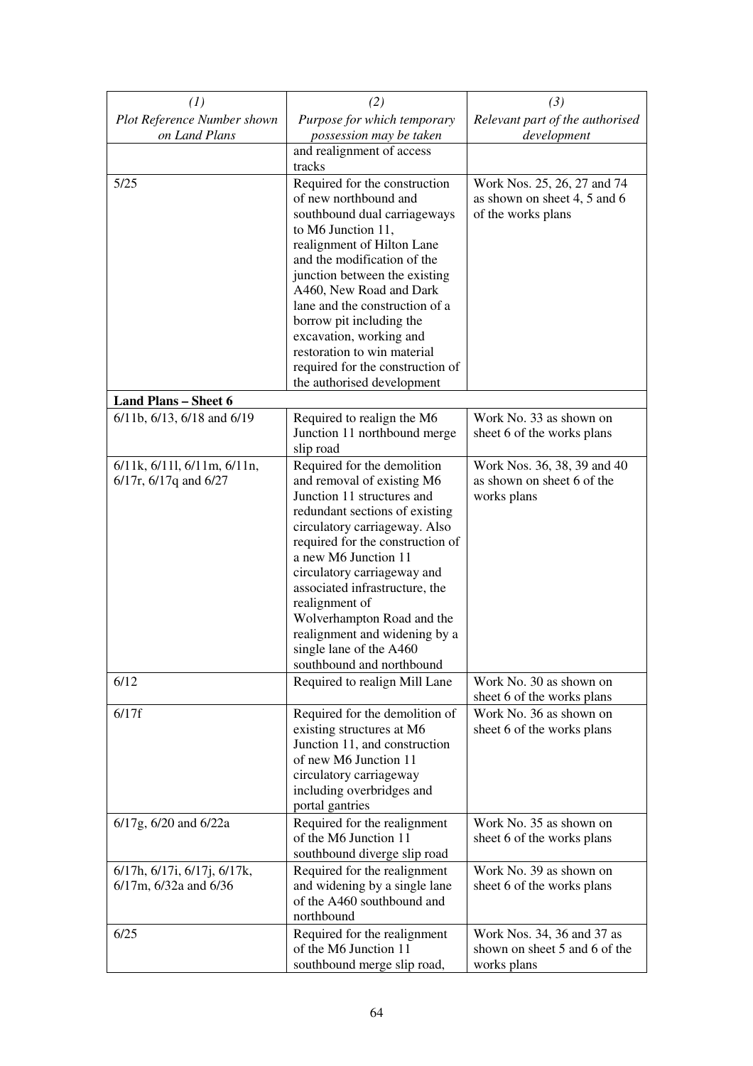| (1) Plot Reference Number shown on Land Plans | (2) Purpose for which temporary possession may be taken | (3) Relevant part of the authorised development |
|---|---|---|
| | and realignment of access tracks | |
| 5/25 | Required for the construction of new northbound and southbound dual carriageways to M6 Junction 11, realignment of Hilton Lane and the modification of the junction between the existing A460, New Road and Dark lane and the construction of a borrow pit including the excavation, working and restoration to win material required for the construction of the authorised development | Work Nos. 25, 26, 27 and 74 as shown on sheet 4, 5 and 6 of the works plans |
| **Land Plans – Sheet 6** | | |
| 6/11b, 6/13, 6/18 and 6/19 | Required to realign the M6 Junction 11 northbound merge slip road | Work No. 33 as shown on sheet 6 of the works plans |
| 6/11k, 6/11l, 6/11m, 6/11n, 6/17r, 6/17q and 6/27 | Required for the demolition and removal of existing M6 Junction 11 structures and redundant sections of existing circulatory carriageway. Also required for the construction of a new M6 Junction 11 circulatory carriageway and associated infrastructure, the realignment of Wolverhampton Road and the realignment and widening by a single lane of the A460 southbound and northbound | Work Nos. 36, 38, 39 and 40 as shown on sheet 6 of the works plans |
| 6/12 | Required to realign Mill Lane | Work No. 30 as shown on sheet 6 of the works plans |
| 6/17f | Required for the demolition of existing structures at M6 Junction 11, and construction of new M6 Junction 11 circulatory carriageway including overbridges and portal gantries | Work No. 36 as shown on sheet 6 of the works plans |
| 6/17g, 6/20 and 6/22a | Required for the realignment of the M6 Junction 11 southbound diverge slip road | Work No. 35 as shown on sheet 6 of the works plans |
| 6/17h, 6/17i, 6/17j, 6/17k, 6/17m, 6/32a and 6/36 | Required for the realignment and widening by a single lane of the A460 southbound and northbound | Work No. 39 as shown on sheet 6 of the works plans |
| 6/25 | Required for the realignment of the M6 Junction 11 southbound merge slip road, | Work Nos. 34, 36 and 37 as shown on sheet 5 and 6 of the works plans |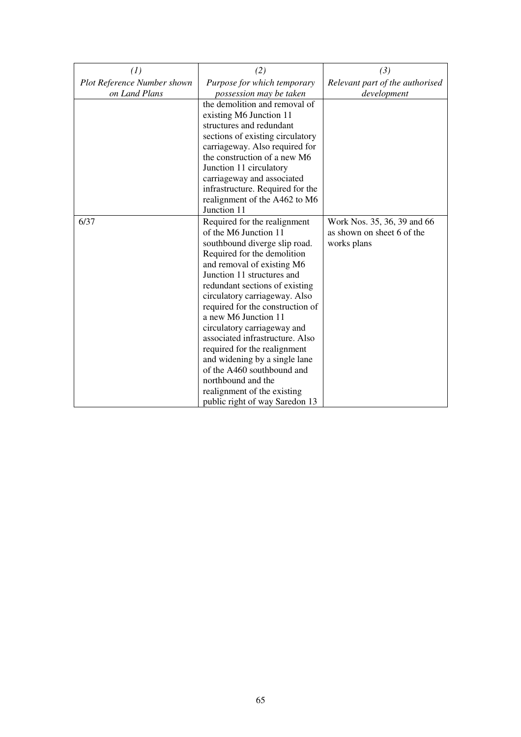| *(1)* *Plot Reference Number shown on Land Plans* | *(2)* *Purpose for which temporary possession may be taken* | *(3)* *Relevant part of the authorised development* |
|---|---|---|
| | the demolition and removal of existing M6 Junction 11 structures and redundant sections of existing circulatory carriageway. Also required for the construction of a new M6 Junction 11 circulatory carriageway and associated infrastructure. Required for the realignment of the A462 to M6 Junction 11 | |
| 6/37 | Required for the realignment of the M6 Junction 11 southbound diverge slip road. Required for the demolition and removal of existing M6 Junction 11 structures and redundant sections of existing circulatory carriageway. Also required for the construction of a new M6 Junction 11 circulatory carriageway and associated infrastructure. Also required for the realignment and widening by a single lane of the A460 southbound and northbound and the realignment of the existing public right of way Saredon 13 | Work Nos. 35, 36, 39 and 66 as shown on sheet 6 of the works plans |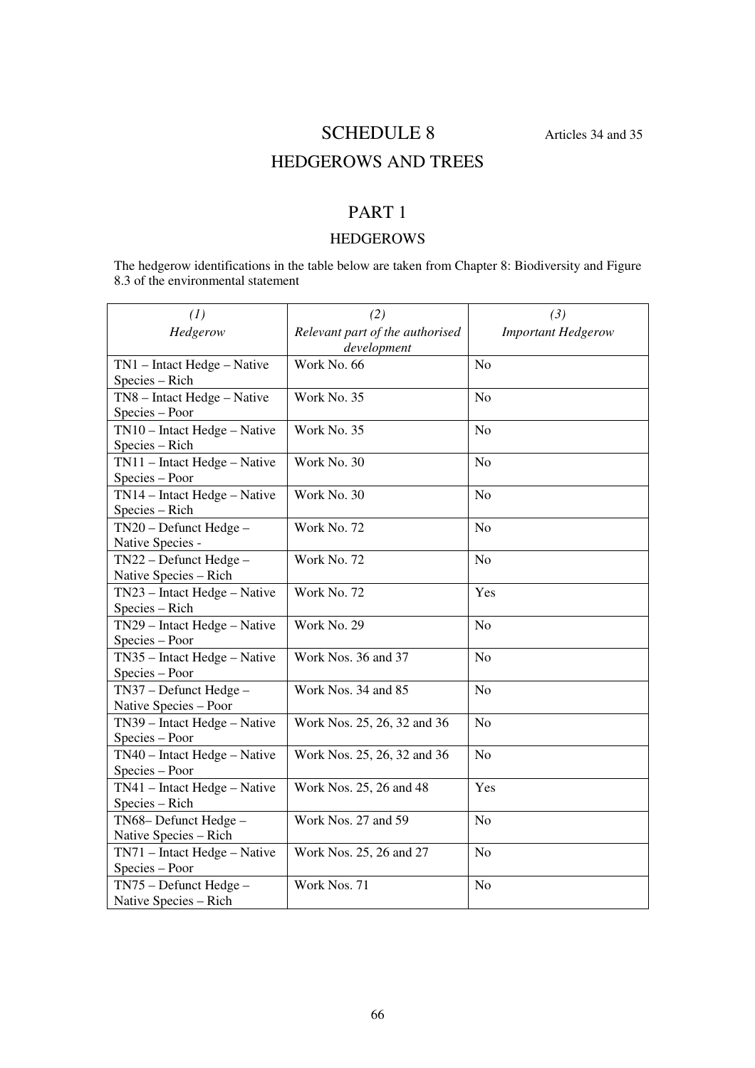# SCHEDULE 8

Articles 34 and 35

## HEDGEROWS AND TREES

## PART 1

### HEDGEROWS

The hedgerow identifications in the table below are taken from Chapter 8: Biodiversity and Figure 8.3 of the environmental statement

| *(1)* *Hedgerow* | *(2)* *Relevant part of the authorised development* | *(3)* *Important Hedgerow* |
|---|---|---|
| TN1 – Intact Hedge – Native Species – Rich | Work No. 66 | No |
| TN8 – Intact Hedge – Native Species – Poor | Work No. 35 | No |
| TN10 – Intact Hedge – Native Species – Rich | Work No. 35 | No |
| TN11 – Intact Hedge – Native Species – Poor | Work No. 30 | No |
| TN14 – Intact Hedge – Native Species – Rich | Work No. 30 | No |
| TN20 – Defunct Hedge – Native Species - | Work No. 72 | No |
| TN22 – Defunct Hedge – Native Species – Rich | Work No. 72 | No |
| TN23 – Intact Hedge – Native Species – Rich | Work No. 72 | Yes |
| TN29 – Intact Hedge – Native Species – Poor | Work No. 29 | No |
| TN35 – Intact Hedge – Native Species – Poor | Work Nos. 36 and 37 | No |
| TN37 – Defunct Hedge – Native Species – Poor | Work Nos. 34 and 85 | No |
| TN39 – Intact Hedge – Native Species – Poor | Work Nos. 25, 26, 32 and 36 | No |
| TN40 – Intact Hedge – Native Species – Poor | Work Nos. 25, 26, 32 and 36 | No |
| TN41 – Intact Hedge – Native Species – Rich | Work Nos. 25, 26 and 48 | Yes |
| TN68– Defunct Hedge – Native Species – Rich | Work Nos. 27 and 59 | No |
| TN71 – Intact Hedge – Native Species – Poor | Work Nos. 25, 26 and 27 | No |
| TN75 – Defunct Hedge – Native Species – Rich | Work Nos. 71 | No |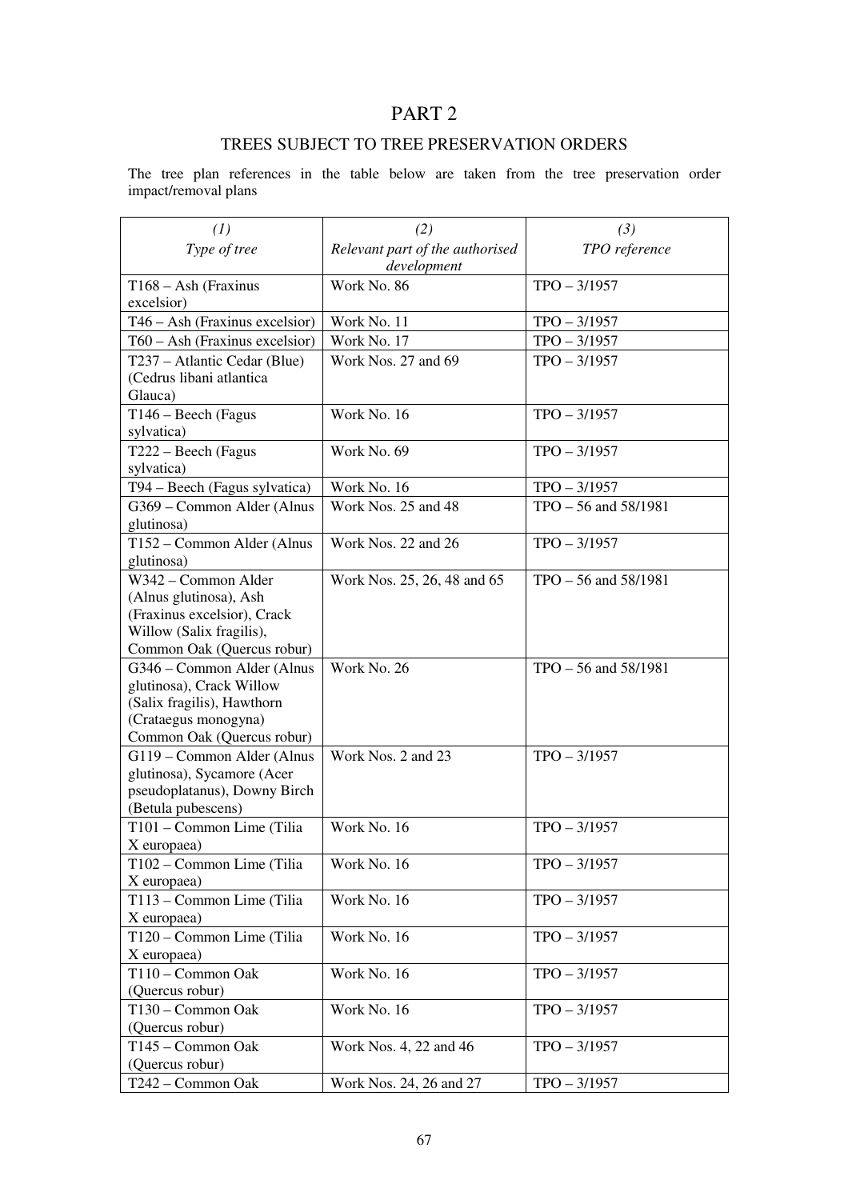# PART 2

## TREES SUBJECT TO TREE PRESERVATION ORDERS

The tree plan references in the table below are taken from the tree preservation order impact/removal plans

| *(1)*<br>*Type of tree* | *(2)*<br>*Relevant part of the authorised development* | *(3)*<br>*TPO reference* |
|---|---|---|
| T168 – Ash (Fraxinus excelsior) | Work No. 86 | TPO – 3/1957 |
| T46 – Ash (Fraxinus excelsior) | Work No. 11 | TPO – 3/1957 |
| T60 – Ash (Fraxinus excelsior) | Work No. 17 | TPO – 3/1957 |
| T237 – Atlantic Cedar (Blue) (Cedrus libani atlantica Glauca) | Work Nos. 27 and 69 | TPO – 3/1957 |
| T146 – Beech (Fagus sylvatica) | Work No. 16 | TPO – 3/1957 |
| T222 – Beech (Fagus sylvatica) | Work No. 69 | TPO – 3/1957 |
| T94 – Beech (Fagus sylvatica) | Work No. 16 | TPO – 3/1957 |
| G369 – Common Alder (Alnus glutinosa) | Work Nos. 25 and 48 | TPO – 56 and 58/1981 |
| T152 – Common Alder (Alnus glutinosa) | Work Nos. 22 and 26 | TPO – 3/1957 |
| W342 – Common Alder (Alnus glutinosa), Ash (Fraxinus excelsior), Crack Willow (Salix fragilis), Common Oak (Quercus robur) | Work Nos. 25, 26, 48 and 65 | TPO – 56 and 58/1981 |
| G346 – Common Alder (Alnus glutinosa), Crack Willow (Salix fragilis), Hawthorn (Crataegus monogyna) Common Oak (Quercus robur) | Work No. 26 | TPO – 56 and 58/1981 |
| G119 – Common Alder (Alnus glutinosa), Sycamore (Acer pseudoplatanus), Downy Birch (Betula pubescens) | Work Nos. 2 and 23 | TPO – 3/1957 |
| T101 – Common Lime (Tilia X europaea) | Work No. 16 | TPO – 3/1957 |
| T102 – Common Lime (Tilia X europaea) | Work No. 16 | TPO – 3/1957 |
| T113 – Common Lime (Tilia X europaea) | Work No. 16 | TPO – 3/1957 |
| T120 – Common Lime (Tilia X europaea) | Work No. 16 | TPO – 3/1957 |
| T110 – Common Oak (Quercus robur) | Work No. 16 | TPO – 3/1957 |
| T130 – Common Oak (Quercus robur) | Work No. 16 | TPO – 3/1957 |
| T145 – Common Oak (Quercus robur) | Work Nos. 4, 22 and 46 | TPO – 3/1957 |
| T242 – Common Oak | Work Nos. 24, 26 and 27 | TPO – 3/1957 |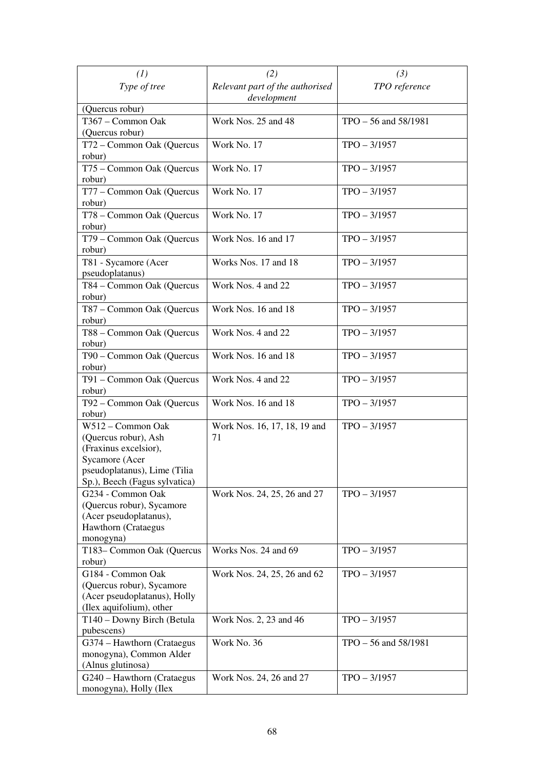| *(1)* *Type of tree* | *(2)* *Relevant part of the authorised development* | *(3)* *TPO reference* |
|---|---|---|
| (Quercus robur) | | |
| T367 – Common Oak (Quercus robur) | Work Nos. 25 and 48 | TPO – 56 and 58/1981 |
| T72 – Common Oak (Quercus robur) | Work No. 17 | TPO – 3/1957 |
| T75 – Common Oak (Quercus robur) | Work No. 17 | TPO – 3/1957 |
| T77 – Common Oak (Quercus robur) | Work No. 17 | TPO – 3/1957 |
| T78 – Common Oak (Quercus robur) | Work No. 17 | TPO – 3/1957 |
| T79 – Common Oak (Quercus robur) | Work Nos. 16 and 17 | TPO – 3/1957 |
| T81 - Sycamore (Acer pseudoplatanus) | Works Nos. 17 and 18 | TPO – 3/1957 |
| T84 – Common Oak (Quercus robur) | Work Nos. 4 and 22 | TPO – 3/1957 |
| T87 – Common Oak (Quercus robur) | Work Nos. 16 and 18 | TPO – 3/1957 |
| T88 – Common Oak (Quercus robur) | Work Nos. 4 and 22 | TPO – 3/1957 |
| T90 – Common Oak (Quercus robur) | Work Nos. 16 and 18 | TPO – 3/1957 |
| T91 – Common Oak (Quercus robur) | Work Nos. 4 and 22 | TPO – 3/1957 |
| T92 – Common Oak (Quercus robur) | Work Nos. 16 and 18 | TPO – 3/1957 |
| W512 – Common Oak (Quercus robur), Ash (Fraxinus excelsior), Sycamore (Acer pseudoplatanus), Lime (Tilia Sp.), Beech (Fagus sylvatica) | Work Nos. 16, 17, 18, 19 and 71 | TPO – 3/1957 |
| G234 - Common Oak (Quercus robur), Sycamore (Acer pseudoplatanus), Hawthorn (Crataegus monogyna) | Work Nos. 24, 25, 26 and 27 | TPO – 3/1957 |
| T183– Common Oak (Quercus robur) | Works Nos. 24 and 69 | TPO – 3/1957 |
| G184 - Common Oak (Quercus robur), Sycamore (Acer pseudoplatanus), Holly (Ilex aquifolium), other | Work Nos. 24, 25, 26 and 62 | TPO – 3/1957 |
| T140 – Downy Birch (Betula pubescens) | Work Nos. 2, 23 and 46 | TPO – 3/1957 |
| G374 – Hawthorn (Crataegus monogyna), Common Alder (Alnus glutinosa) | Work No. 36 | TPO – 56 and 58/1981 |
| G240 – Hawthorn (Crataegus monogyna), Holly (Ilex | Work Nos. 24, 26 and 27 | TPO – 3/1957 |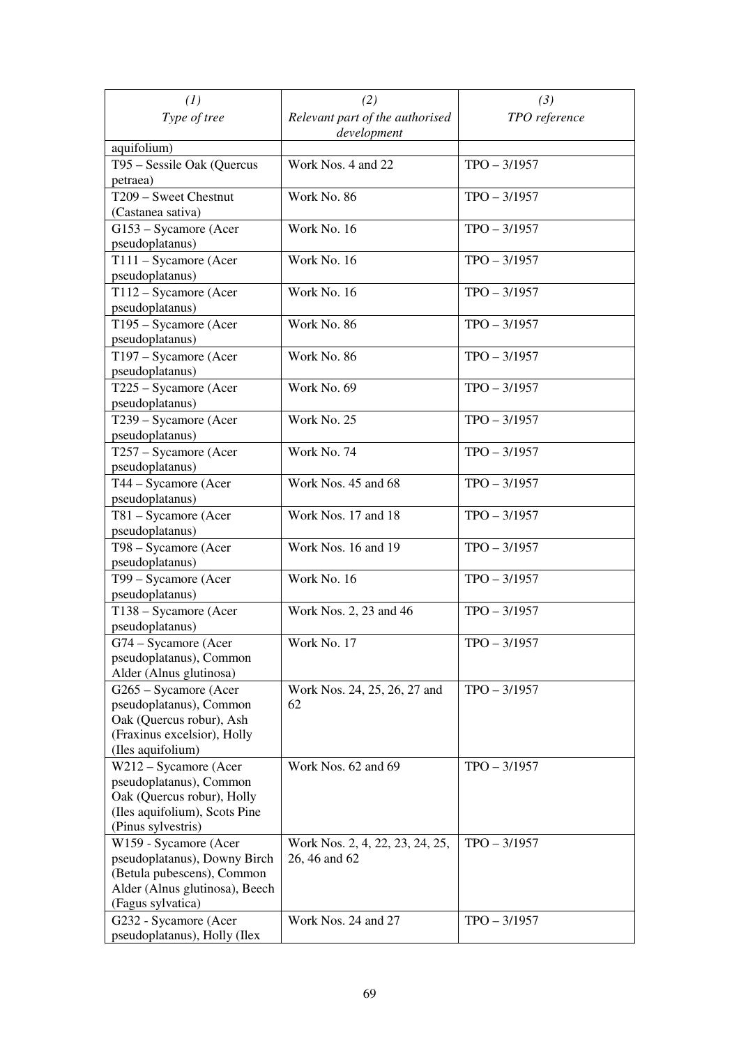| (1)<br>Type of tree | (2)<br>Relevant part of the authorised development | (3)<br>TPO reference |
|---|---|---|
| aquifolium) | | |
| T95 – Sessile Oak (Quercus petraea) | Work Nos. 4 and 22 | TPO – 3/1957 |
| T209 – Sweet Chestnut (Castanea sativa) | Work No. 86 | TPO – 3/1957 |
| G153 – Sycamore (Acer pseudoplatanus) | Work No. 16 | TPO – 3/1957 |
| T111 – Sycamore (Acer pseudoplatanus) | Work No. 16 | TPO – 3/1957 |
| T112 – Sycamore (Acer pseudoplatanus) | Work No. 16 | TPO – 3/1957 |
| T195 – Sycamore (Acer pseudoplatanus) | Work No. 86 | TPO – 3/1957 |
| T197 – Sycamore (Acer pseudoplatanus) | Work No. 86 | TPO – 3/1957 |
| T225 – Sycamore (Acer pseudoplatanus) | Work No. 69 | TPO – 3/1957 |
| T239 – Sycamore (Acer pseudoplatanus) | Work No. 25 | TPO – 3/1957 |
| T257 – Sycamore (Acer pseudoplatanus) | Work No. 74 | TPO – 3/1957 |
| T44 – Sycamore (Acer pseudoplatanus) | Work Nos. 45 and 68 | TPO – 3/1957 |
| T81 – Sycamore (Acer pseudoplatanus) | Work Nos. 17 and 18 | TPO – 3/1957 |
| T98 – Sycamore (Acer pseudoplatanus) | Work Nos. 16 and 19 | TPO – 3/1957 |
| T99 – Sycamore (Acer pseudoplatanus) | Work No. 16 | TPO – 3/1957 |
| T138 – Sycamore (Acer pseudoplatanus) | Work Nos. 2, 23 and 46 | TPO – 3/1957 |
| G74 – Sycamore (Acer pseudoplatanus), Common Alder (Alnus glutinosa) | Work No. 17 | TPO – 3/1957 |
| G265 – Sycamore (Acer pseudoplatanus), Common Oak (Quercus robur), Ash (Fraxinus excelsior), Holly (Iles aquifolium) | Work Nos. 24, 25, 26, 27 and 62 | TPO – 3/1957 |
| W212 – Sycamore (Acer pseudoplatanus), Common Oak (Quercus robur), Holly (Iles aquifolium), Scots Pine (Pinus sylvestris) | Work Nos. 62 and 69 | TPO – 3/1957 |
| W159 - Sycamore (Acer pseudoplatanus), Downy Birch (Betula pubescens), Common Alder (Alnus glutinosa), Beech (Fagus sylvatica) | Work Nos. 2, 4, 22, 23, 24, 25, 26, 46 and 62 | TPO – 3/1957 |
| G232 - Sycamore (Acer pseudoplatanus), Holly (Ilex | Work Nos. 24 and 27 | TPO – 3/1957 |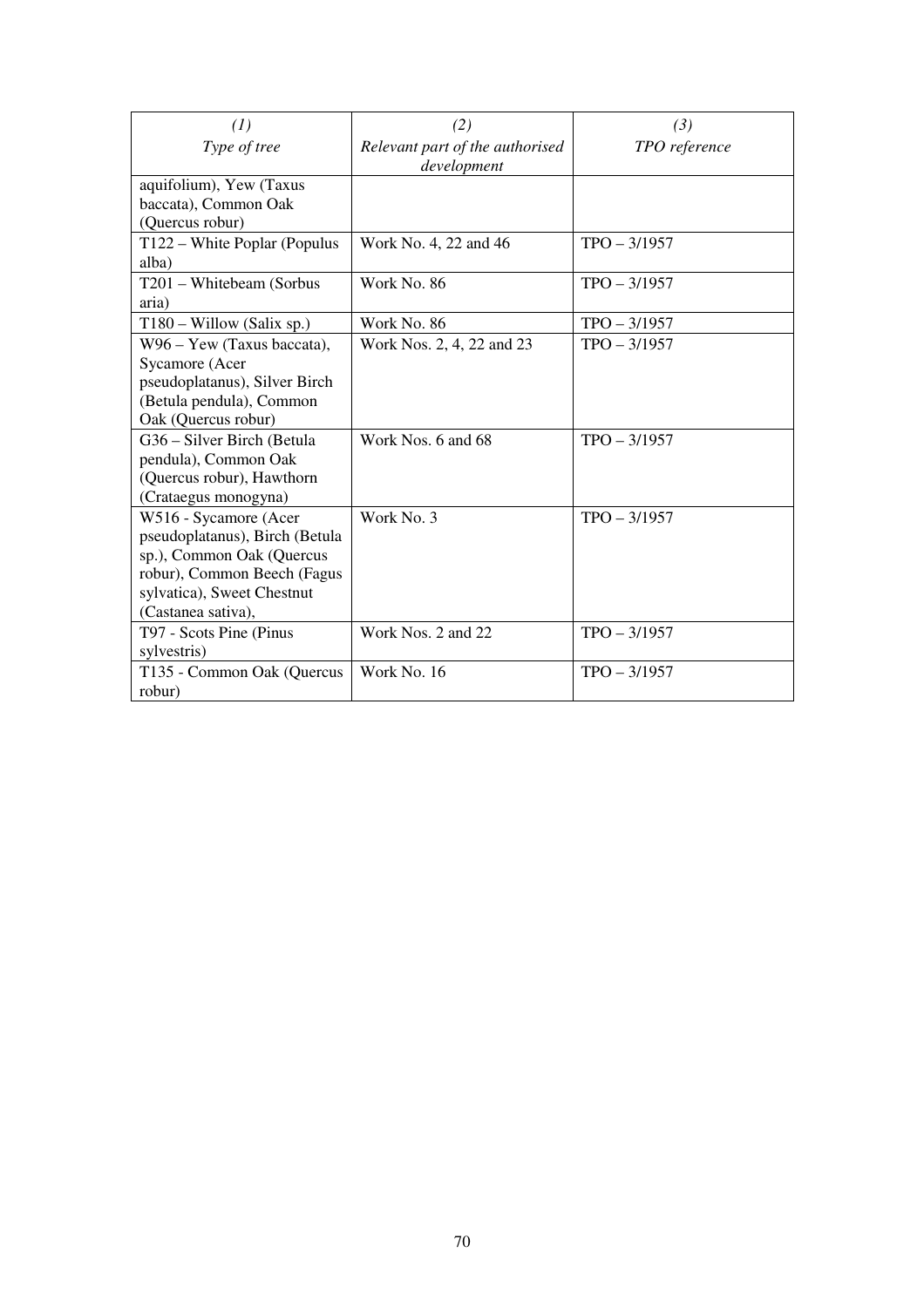| *(1)* *Type of tree* | *(2)* *Relevant part of the authorised development* | *(3)* *TPO reference* |
|---|---|---|
| aquifolium), Yew (Taxus baccata), Common Oak (Quercus robur) | | |
| T122 – White Poplar (Populus alba) | Work No. 4, 22 and 46 | TPO – 3/1957 |
| T201 – Whitebeam (Sorbus aria) | Work No. 86 | TPO – 3/1957 |
| T180 – Willow (Salix sp.) | Work No. 86 | TPO – 3/1957 |
| W96 – Yew (Taxus baccata), Sycamore (Acer pseudoplatanus), Silver Birch (Betula pendula), Common Oak (Quercus robur) | Work Nos. 2, 4, 22 and 23 | TPO – 3/1957 |
| G36 – Silver Birch (Betula pendula), Common Oak (Quercus robur), Hawthorn (Crataegus monogyna) | Work Nos. 6 and 68 | TPO – 3/1957 |
| W516 - Sycamore (Acer pseudoplatanus), Birch (Betula sp.), Common Oak (Quercus robur), Common Beech (Fagus sylvatica), Sweet Chestnut (Castanea sativa), | Work No. 3 | TPO – 3/1957 |
| T97 - Scots Pine (Pinus sylvestris) | Work Nos. 2 and 22 | TPO – 3/1957 |
| T135 - Common Oak (Quercus robur) | Work No. 16 | TPO – 3/1957 |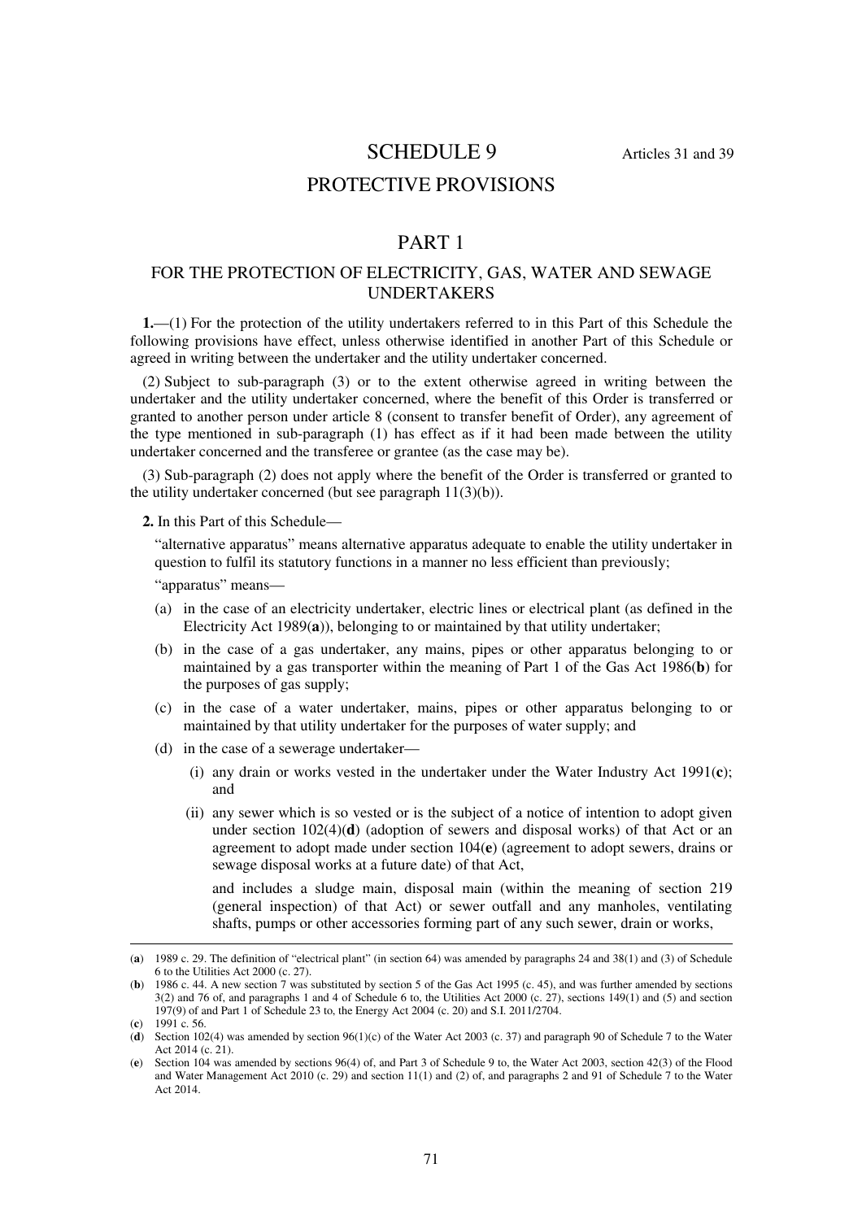# SCHEDULE 9

Articles 31 and 39

## PROTECTIVE PROVISIONS

## PART 1

### FOR THE PROTECTION OF ELECTRICITY, GAS, WATER AND SEWAGE UNDERTAKERS

**1.**—(1) For the protection of the utility undertakers referred to in this Part of this Schedule the following provisions have effect, unless otherwise identified in another Part of this Schedule or agreed in writing between the undertaker and the utility undertaker concerned.

(2) Subject to sub-paragraph (3) or to the extent otherwise agreed in writing between the undertaker and the utility undertaker concerned, where the benefit of this Order is transferred or granted to another person under article 8 (consent to transfer benefit of Order), any agreement of the type mentioned in sub-paragraph (1) has effect as if it had been made between the utility undertaker concerned and the transferee or grantee (as the case may be).

(3) Sub-paragraph (2) does not apply where the benefit of the Order is transferred or granted to the utility undertaker concerned (but see paragraph 11(3)(b)).

**2.** In this Part of this Schedule—

"alternative apparatus" means alternative apparatus adequate to enable the utility undertaker in question to fulfil its statutory functions in a manner no less efficient than previously;

"apparatus" means—

(a) in the case of an electricity undertaker, electric lines or electrical plant (as defined in the Electricity Act 1989(**a**)), belonging to or maintained by that utility undertaker;

(b) in the case of a gas undertaker, any mains, pipes or other apparatus belonging to or maintained by a gas transporter within the meaning of Part 1 of the Gas Act 1986(**b**) for the purposes of gas supply;

(c) in the case of a water undertaker, mains, pipes or other apparatus belonging to or maintained by that utility undertaker for the purposes of water supply; and

(d) in the case of a sewerage undertaker—

(i) any drain or works vested in the undertaker under the Water Industry Act 1991(**c**); and

(ii) any sewer which is so vested or is the subject of a notice of intention to adopt given under section 102(4)(**d**) (adoption of sewers and disposal works) of that Act or an agreement to adopt made under section 104(**e**) (agreement to adopt sewers, drains or sewage disposal works at a future date) of that Act,

and includes a sludge main, disposal main (within the meaning of section 219 (general inspection) of that Act) or sewer outfall and any manholes, ventilating shafts, pumps or other accessories forming part of any such sewer, drain or works,

---

(**a**) 1989 c. 29. The definition of "electrical plant" (in section 64) was amended by paragraphs 24 and 38(1) and (3) of Schedule 6 to the Utilities Act 2000 (c. 27).

(**b**) 1986 c. 44. A new section 7 was substituted by section 5 of the Gas Act 1995 (c. 45), and was further amended by sections 3(2) and 76 of, and paragraphs 1 and 4 of Schedule 6 to, the Utilities Act 2000 (c. 27), sections 149(1) and (5) and section 197(9) of and Part 1 of Schedule 23 to, the Energy Act 2004 (c. 20) and S.I. 2011/2704.

(**c**) 1991 c. 56.

(**d**) Section 102(4) was amended by section 96(1)(c) of the Water Act 2003 (c. 37) and paragraph 90 of Schedule 7 to the Water Act 2014 (c. 21).

(**e**) Section 104 was amended by sections 96(4) of, and Part 3 of Schedule 9 to, the Water Act 2003, section 42(3) of the Flood and Water Management Act 2010 (c. 29) and section 11(1) and (2) of, and paragraphs 2 and 91 of Schedule 7 to the Water Act 2014.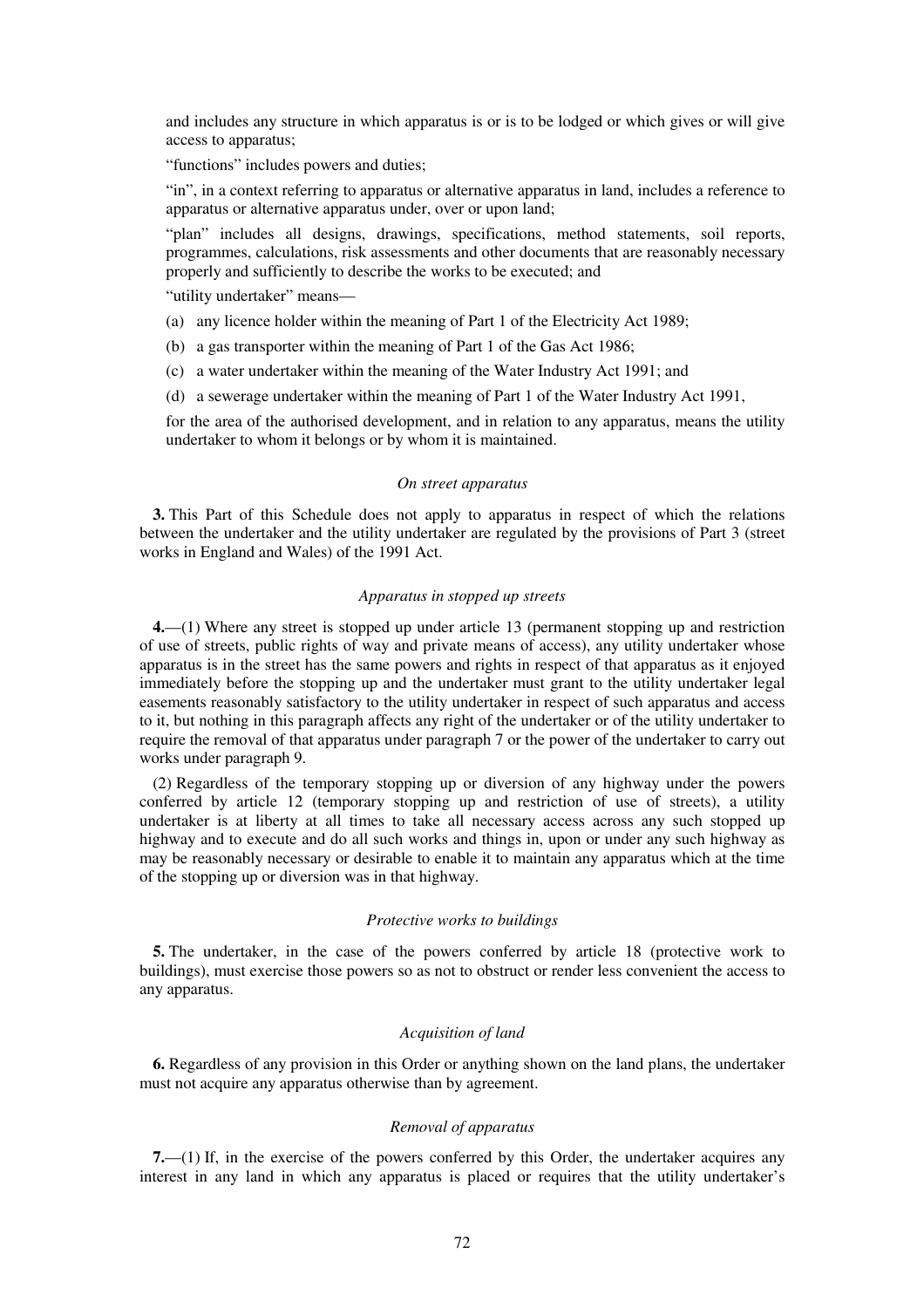and includes any structure in which apparatus is or is to be lodged or which gives or will give access to apparatus;

"functions" includes powers and duties;

"in", in a context referring to apparatus or alternative apparatus in land, includes a reference to apparatus or alternative apparatus under, over or upon land;

"plan" includes all designs, drawings, specifications, method statements, soil reports, programmes, calculations, risk assessments and other documents that are reasonably necessary properly and sufficiently to describe the works to be executed; and

"utility undertaker" means—

(a) any licence holder within the meaning of Part 1 of the Electricity Act 1989;

(b) a gas transporter within the meaning of Part 1 of the Gas Act 1986;

(c) a water undertaker within the meaning of the Water Industry Act 1991; and

(d) a sewerage undertaker within the meaning of Part 1 of the Water Industry Act 1991,

for the area of the authorised development, and in relation to any apparatus, means the utility undertaker to whom it belongs or by whom it is maintained.

*On street apparatus*

**3.** This Part of this Schedule does not apply to apparatus in respect of which the relations between the undertaker and the utility undertaker are regulated by the provisions of Part 3 (street works in England and Wales) of the 1991 Act.

*Apparatus in stopped up streets*

**4.**—(1) Where any street is stopped up under article 13 (permanent stopping up and restriction of use of streets, public rights of way and private means of access), any utility undertaker whose apparatus is in the street has the same powers and rights in respect of that apparatus as it enjoyed immediately before the stopping up and the undertaker must grant to the utility undertaker legal easements reasonably satisfactory to the utility undertaker in respect of such apparatus and access to it, but nothing in this paragraph affects any right of the undertaker or of the utility undertaker to require the removal of that apparatus under paragraph 7 or the power of the undertaker to carry out works under paragraph 9.

(2) Regardless of the temporary stopping up or diversion of any highway under the powers conferred by article 12 (temporary stopping up and restriction of use of streets), a utility undertaker is at liberty at all times to take all necessary access across any such stopped up highway and to execute and do all such works and things in, upon or under any such highway as may be reasonably necessary or desirable to enable it to maintain any apparatus which at the time of the stopping up or diversion was in that highway.

*Protective works to buildings*

**5.** The undertaker, in the case of the powers conferred by article 18 (protective work to buildings), must exercise those powers so as not to obstruct or render less convenient the access to any apparatus.

*Acquisition of land*

**6.** Regardless of any provision in this Order or anything shown on the land plans, the undertaker must not acquire any apparatus otherwise than by agreement.

*Removal of apparatus*

**7.**—(1) If, in the exercise of the powers conferred by this Order, the undertaker acquires any interest in any land in which any apparatus is placed or requires that the utility undertaker's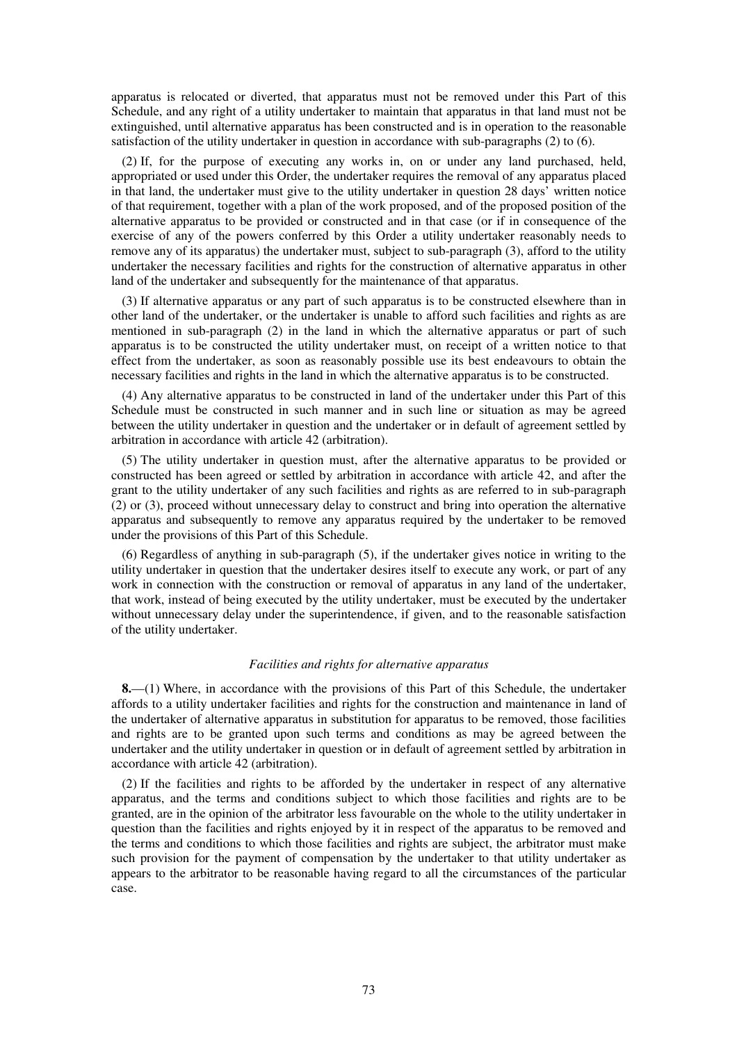apparatus is relocated or diverted, that apparatus must not be removed under this Part of this Schedule, and any right of a utility undertaker to maintain that apparatus in that land must not be extinguished, until alternative apparatus has been constructed and is in operation to the reasonable satisfaction of the utility undertaker in question in accordance with sub-paragraphs (2) to (6).

(2) If, for the purpose of executing any works in, on or under any land purchased, held, appropriated or used under this Order, the undertaker requires the removal of any apparatus placed in that land, the undertaker must give to the utility undertaker in question 28 days' written notice of that requirement, together with a plan of the work proposed, and of the proposed position of the alternative apparatus to be provided or constructed and in that case (or if in consequence of the exercise of any of the powers conferred by this Order a utility undertaker reasonably needs to remove any of its apparatus) the undertaker must, subject to sub-paragraph (3), afford to the utility undertaker the necessary facilities and rights for the construction of alternative apparatus in other land of the undertaker and subsequently for the maintenance of that apparatus.

(3) If alternative apparatus or any part of such apparatus is to be constructed elsewhere than in other land of the undertaker, or the undertaker is unable to afford such facilities and rights as are mentioned in sub-paragraph (2) in the land in which the alternative apparatus or part of such apparatus is to be constructed the utility undertaker must, on receipt of a written notice to that effect from the undertaker, as soon as reasonably possible use its best endeavours to obtain the necessary facilities and rights in the land in which the alternative apparatus is to be constructed.

(4) Any alternative apparatus to be constructed in land of the undertaker under this Part of this Schedule must be constructed in such manner and in such line or situation as may be agreed between the utility undertaker in question and the undertaker or in default of agreement settled by arbitration in accordance with article 42 (arbitration).

(5) The utility undertaker in question must, after the alternative apparatus to be provided or constructed has been agreed or settled by arbitration in accordance with article 42, and after the grant to the utility undertaker of any such facilities and rights as are referred to in sub-paragraph (2) or (3), proceed without unnecessary delay to construct and bring into operation the alternative apparatus and subsequently to remove any apparatus required by the undertaker to be removed under the provisions of this Part of this Schedule.

(6) Regardless of anything in sub-paragraph (5), if the undertaker gives notice in writing to the utility undertaker in question that the undertaker desires itself to execute any work, or part of any work in connection with the construction or removal of apparatus in any land of the undertaker, that work, instead of being executed by the utility undertaker, must be executed by the undertaker without unnecessary delay under the superintendence, if given, and to the reasonable satisfaction of the utility undertaker.

*Facilities and rights for alternative apparatus*

**8.**—(1) Where, in accordance with the provisions of this Part of this Schedule, the undertaker affords to a utility undertaker facilities and rights for the construction and maintenance in land of the undertaker of alternative apparatus in substitution for apparatus to be removed, those facilities and rights are to be granted upon such terms and conditions as may be agreed between the undertaker and the utility undertaker in question or in default of agreement settled by arbitration in accordance with article 42 (arbitration).

(2) If the facilities and rights to be afforded by the undertaker in respect of any alternative apparatus, and the terms and conditions subject to which those facilities and rights are to be granted, are in the opinion of the arbitrator less favourable on the whole to the utility undertaker in question than the facilities and rights enjoyed by it in respect of the apparatus to be removed and the terms and conditions to which those facilities and rights are subject, the arbitrator must make such provision for the payment of compensation by the undertaker to that utility undertaker as appears to the arbitrator to be reasonable having regard to all the circumstances of the particular case.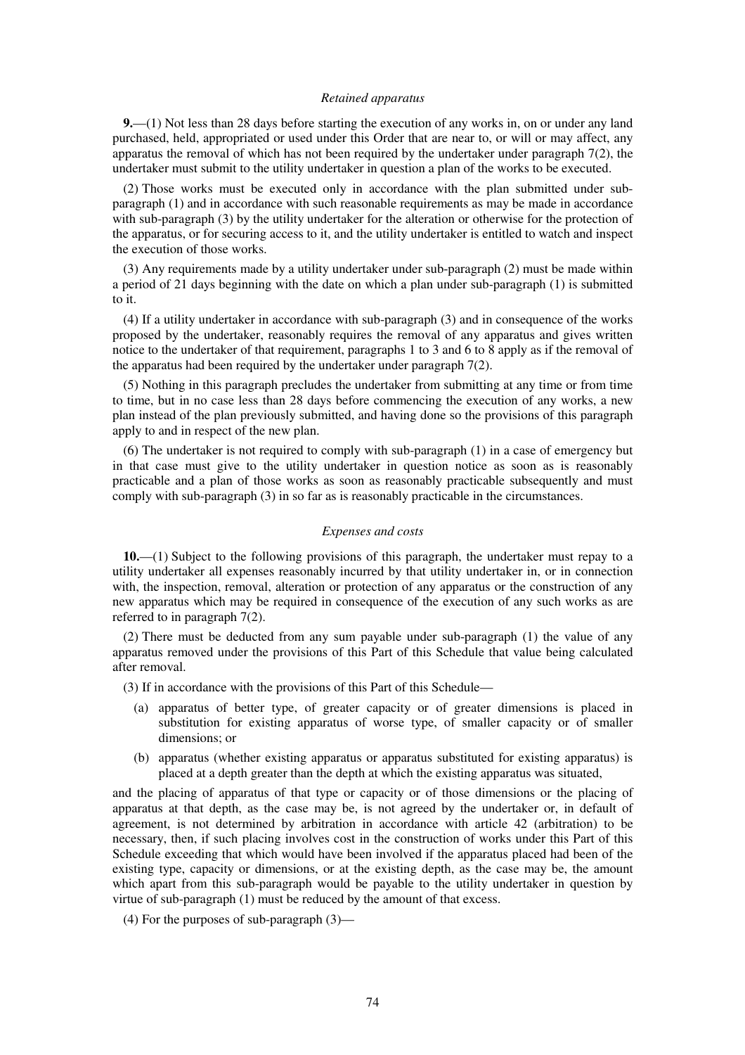*Retained apparatus*

**9.**—(1) Not less than 28 days before starting the execution of any works in, on or under any land purchased, held, appropriated or used under this Order that are near to, or will or may affect, any apparatus the removal of which has not been required by the undertaker under paragraph 7(2), the undertaker must submit to the utility undertaker in question a plan of the works to be executed.

(2) Those works must be executed only in accordance with the plan submitted under sub-paragraph (1) and in accordance with such reasonable requirements as may be made in accordance with sub-paragraph (3) by the utility undertaker for the alteration or otherwise for the protection of the apparatus, or for securing access to it, and the utility undertaker is entitled to watch and inspect the execution of those works.

(3) Any requirements made by a utility undertaker under sub-paragraph (2) must be made within a period of 21 days beginning with the date on which a plan under sub-paragraph (1) is submitted to it.

(4) If a utility undertaker in accordance with sub-paragraph (3) and in consequence of the works proposed by the undertaker, reasonably requires the removal of any apparatus and gives written notice to the undertaker of that requirement, paragraphs 1 to 3 and 6 to 8 apply as if the removal of the apparatus had been required by the undertaker under paragraph 7(2).

(5) Nothing in this paragraph precludes the undertaker from submitting at any time or from time to time, but in no case less than 28 days before commencing the execution of any works, a new plan instead of the plan previously submitted, and having done so the provisions of this paragraph apply to and in respect of the new plan.

(6) The undertaker is not required to comply with sub-paragraph (1) in a case of emergency but in that case must give to the utility undertaker in question notice as soon as is reasonably practicable and a plan of those works as soon as reasonably practicable subsequently and must comply with sub-paragraph (3) in so far as is reasonably practicable in the circumstances.

*Expenses and costs*

**10.**—(1) Subject to the following provisions of this paragraph, the undertaker must repay to a utility undertaker all expenses reasonably incurred by that utility undertaker in, or in connection with, the inspection, removal, alteration or protection of any apparatus or the construction of any new apparatus which may be required in consequence of the execution of any such works as are referred to in paragraph 7(2).

(2) There must be deducted from any sum payable under sub-paragraph (1) the value of any apparatus removed under the provisions of this Part of this Schedule that value being calculated after removal.

(3) If in accordance with the provisions of this Part of this Schedule—

(a) apparatus of better type, of greater capacity or of greater dimensions is placed in substitution for existing apparatus of worse type, of smaller capacity or of smaller dimensions; or

(b) apparatus (whether existing apparatus or apparatus substituted for existing apparatus) is placed at a depth greater than the depth at which the existing apparatus was situated,

and the placing of apparatus of that type or capacity or of those dimensions or the placing of apparatus at that depth, as the case may be, is not agreed by the undertaker or, in default of agreement, is not determined by arbitration in accordance with article 42 (arbitration) to be necessary, then, if such placing involves cost in the construction of works under this Part of this Schedule exceeding that which would have been involved if the apparatus placed had been of the existing type, capacity or dimensions, or at the existing depth, as the case may be, the amount which apart from this sub-paragraph would be payable to the utility undertaker in question by virtue of sub-paragraph (1) must be reduced by the amount of that excess.

(4) For the purposes of sub-paragraph (3)—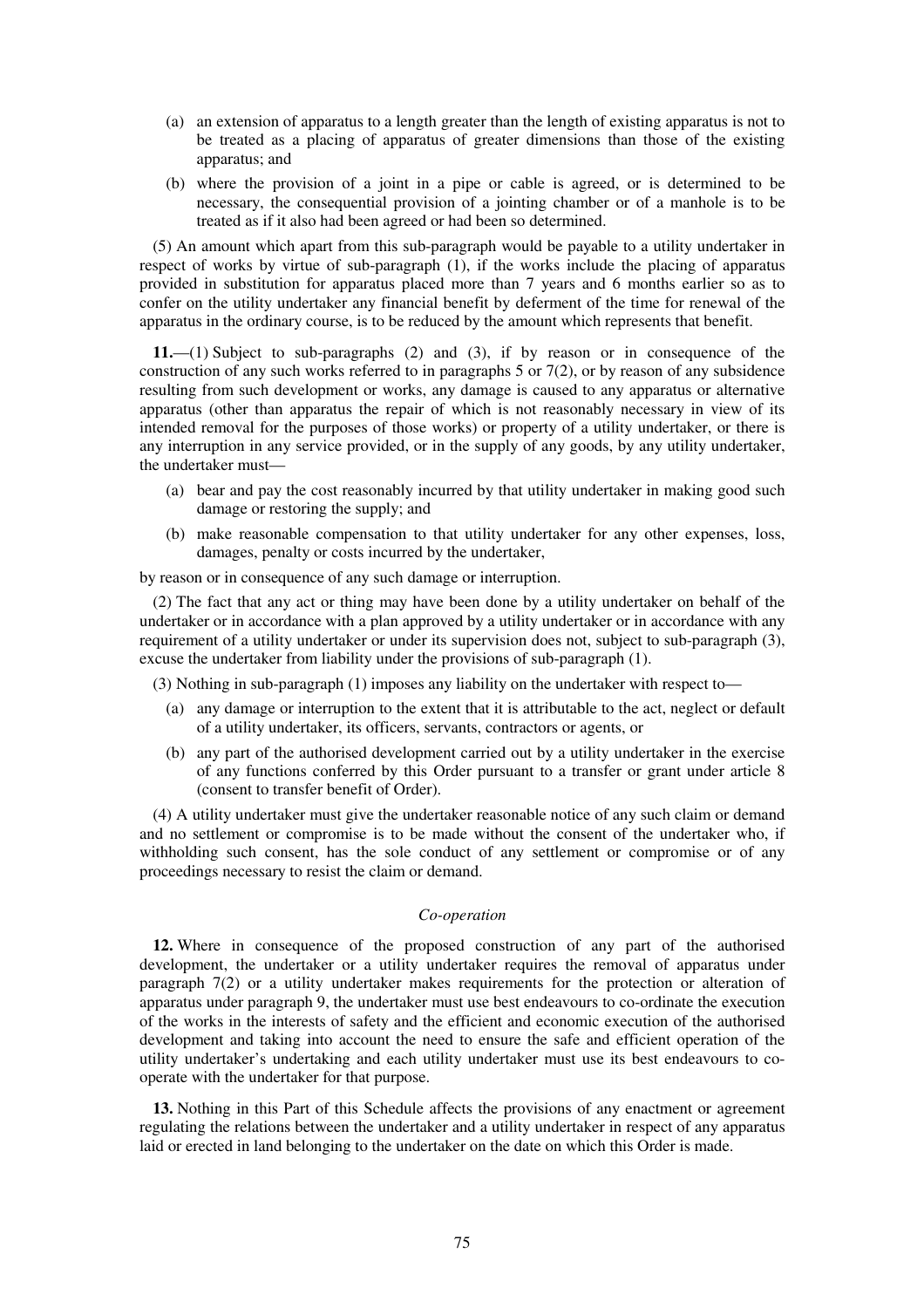(a) an extension of apparatus to a length greater than the length of existing apparatus is not to be treated as a placing of apparatus of greater dimensions than those of the existing apparatus; and

(b) where the provision of a joint in a pipe or cable is agreed, or is determined to be necessary, the consequential provision of a jointing chamber or of a manhole is to be treated as if it also had been agreed or had been so determined.

(5) An amount which apart from this sub-paragraph would be payable to a utility undertaker in respect of works by virtue of sub-paragraph (1), if the works include the placing of apparatus provided in substitution for apparatus placed more than 7 years and 6 months earlier so as to confer on the utility undertaker any financial benefit by deferment of the time for renewal of the apparatus in the ordinary course, is to be reduced by the amount which represents that benefit.

**11.**—(1) Subject to sub-paragraphs (2) and (3), if by reason or in consequence of the construction of any such works referred to in paragraphs 5 or 7(2), or by reason of any subsidence resulting from such development or works, any damage is caused to any apparatus or alternative apparatus (other than apparatus the repair of which is not reasonably necessary in view of its intended removal for the purposes of those works) or property of a utility undertaker, or there is any interruption in any service provided, or in the supply of any goods, by any utility undertaker, the undertaker must—

(a) bear and pay the cost reasonably incurred by that utility undertaker in making good such damage or restoring the supply; and

(b) make reasonable compensation to that utility undertaker for any other expenses, loss, damages, penalty or costs incurred by the undertaker,

by reason or in consequence of any such damage or interruption.

(2) The fact that any act or thing may have been done by a utility undertaker on behalf of the undertaker or in accordance with a plan approved by a utility undertaker or in accordance with any requirement of a utility undertaker or under its supervision does not, subject to sub-paragraph (3), excuse the undertaker from liability under the provisions of sub-paragraph (1).

(3) Nothing in sub-paragraph (1) imposes any liability on the undertaker with respect to—

(a) any damage or interruption to the extent that it is attributable to the act, neglect or default of a utility undertaker, its officers, servants, contractors or agents, or

(b) any part of the authorised development carried out by a utility undertaker in the exercise of any functions conferred by this Order pursuant to a transfer or grant under article 8 (consent to transfer benefit of Order).

(4) A utility undertaker must give the undertaker reasonable notice of any such claim or demand and no settlement or compromise is to be made without the consent of the undertaker who, if withholding such consent, has the sole conduct of any settlement or compromise or of any proceedings necessary to resist the claim or demand.

*Co-operation*

**12.** Where in consequence of the proposed construction of any part of the authorised development, the undertaker or a utility undertaker requires the removal of apparatus under paragraph 7(2) or a utility undertaker makes requirements for the protection or alteration of apparatus under paragraph 9, the undertaker must use best endeavours to co-ordinate the execution of the works in the interests of safety and the efficient and economic execution of the authorised development and taking into account the need to ensure the safe and efficient operation of the utility undertaker's undertaking and each utility undertaker must use its best endeavours to co-operate with the undertaker for that purpose.

**13.** Nothing in this Part of this Schedule affects the provisions of any enactment or agreement regulating the relations between the undertaker and a utility undertaker in respect of any apparatus laid or erected in land belonging to the undertaker on the date on which this Order is made.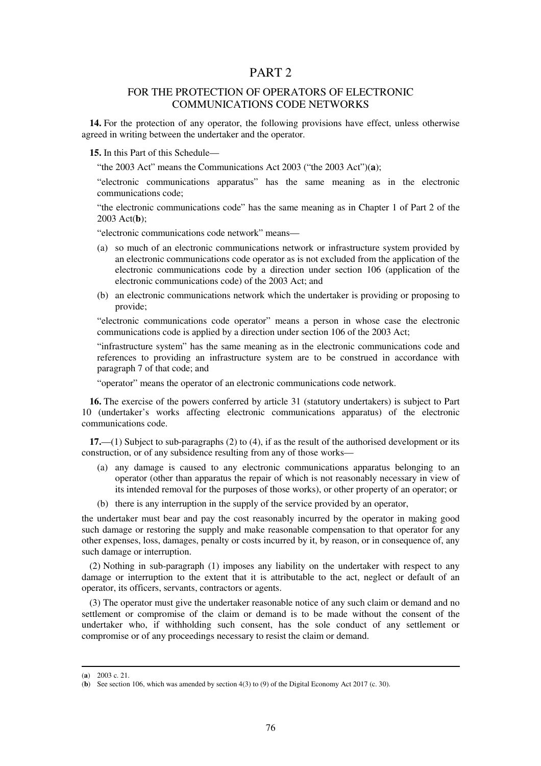# PART 2

## FOR THE PROTECTION OF OPERATORS OF ELECTRONIC COMMUNICATIONS CODE NETWORKS

**14.** For the protection of any operator, the following provisions have effect, unless otherwise agreed in writing between the undertaker and the operator.

**15.** In this Part of this Schedule—

"the 2003 Act" means the Communications Act 2003 ("the 2003 Act")(**a**);

"electronic communications apparatus" has the same meaning as in the electronic communications code;

"the electronic communications code" has the same meaning as in Chapter 1 of Part 2 of the 2003 Act(**b**);

"electronic communications code network" means—

(a) so much of an electronic communications network or infrastructure system provided by an electronic communications code operator as is not excluded from the application of the electronic communications code by a direction under section 106 (application of the electronic communications code) of the 2003 Act; and

(b) an electronic communications network which the undertaker is providing or proposing to provide;

"electronic communications code operator" means a person in whose case the electronic communications code is applied by a direction under section 106 of the 2003 Act;

"infrastructure system" has the same meaning as in the electronic communications code and references to providing an infrastructure system are to be construed in accordance with paragraph 7 of that code; and

"operator" means the operator of an electronic communications code network.

**16.** The exercise of the powers conferred by article 31 (statutory undertakers) is subject to Part 10 (undertaker's works affecting electronic communications apparatus) of the electronic communications code.

**17.**—(1) Subject to sub-paragraphs (2) to (4), if as the result of the authorised development or its construction, or of any subsidence resulting from any of those works—

(a) any damage is caused to any electronic communications apparatus belonging to an operator (other than apparatus the repair of which is not reasonably necessary in view of its intended removal for the purposes of those works), or other property of an operator; or

(b) there is any interruption in the supply of the service provided by an operator,

the undertaker must bear and pay the cost reasonably incurred by the operator in making good such damage or restoring the supply and make reasonable compensation to that operator for any other expenses, loss, damages, penalty or costs incurred by it, by reason, or in consequence of, any such damage or interruption.

(2) Nothing in sub-paragraph (1) imposes any liability on the undertaker with respect to any damage or interruption to the extent that it is attributable to the act, neglect or default of an operator, its officers, servants, contractors or agents.

(3) The operator must give the undertaker reasonable notice of any such claim or demand and no settlement or compromise of the claim or demand is to be made without the consent of the undertaker who, if withholding such consent, has the sole conduct of any settlement or compromise or of any proceedings necessary to resist the claim or demand.

---

(**a**) 2003 c. 21.

(**b**) See section 106, which was amended by section 4(3) to (9) of the Digital Economy Act 2017 (c. 30).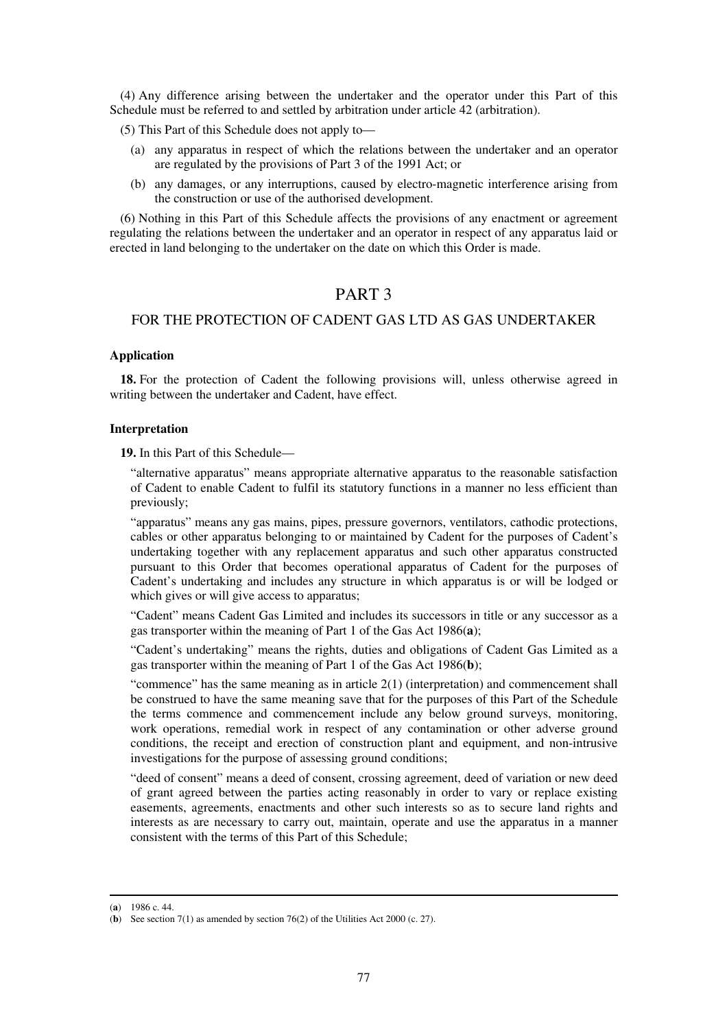(4) Any difference arising between the undertaker and the operator under this Part of this Schedule must be referred to and settled by arbitration under article 42 (arbitration).

(5) This Part of this Schedule does not apply to—

(a) any apparatus in respect of which the relations between the undertaker and an operator are regulated by the provisions of Part 3 of the 1991 Act; or

(b) any damages, or any interruptions, caused by electro-magnetic interference arising from the construction or use of the authorised development.

(6) Nothing in this Part of this Schedule affects the provisions of any enactment or agreement regulating the relations between the undertaker and an operator in respect of any apparatus laid or erected in land belonging to the undertaker on the date on which this Order is made.

# PART 3

## FOR THE PROTECTION OF CADENT GAS LTD AS GAS UNDERTAKER

### Application

**18.** For the protection of Cadent the following provisions will, unless otherwise agreed in writing between the undertaker and Cadent, have effect.

### Interpretation

**19.** In this Part of this Schedule—

"alternative apparatus" means appropriate alternative apparatus to the reasonable satisfaction of Cadent to enable Cadent to fulfil its statutory functions in a manner no less efficient than previously;

"apparatus" means any gas mains, pipes, pressure governors, ventilators, cathodic protections, cables or other apparatus belonging to or maintained by Cadent for the purposes of Cadent's undertaking together with any replacement apparatus and such other apparatus constructed pursuant to this Order that becomes operational apparatus of Cadent for the purposes of Cadent's undertaking and includes any structure in which apparatus is or will be lodged or which gives or will give access to apparatus;

"Cadent" means Cadent Gas Limited and includes its successors in title or any successor as a gas transporter within the meaning of Part 1 of the Gas Act 1986(**a**);

"Cadent's undertaking" means the rights, duties and obligations of Cadent Gas Limited as a gas transporter within the meaning of Part 1 of the Gas Act 1986(**b**);

"commence" has the same meaning as in article 2(1) (interpretation) and commencement shall be construed to have the same meaning save that for the purposes of this Part of the Schedule the terms commence and commencement include any below ground surveys, monitoring, work operations, remedial work in respect of any contamination or other adverse ground conditions, the receipt and erection of construction plant and equipment, and non-intrusive investigations for the purpose of assessing ground conditions;

"deed of consent" means a deed of consent, crossing agreement, deed of variation or new deed of grant agreed between the parties acting reasonably in order to vary or replace existing easements, agreements, enactments and other such interests so as to secure land rights and interests as are necessary to carry out, maintain, operate and use the apparatus in a manner consistent with the terms of this Part of this Schedule;

---

(**a**) 1986 c. 44.

(**b**) See section 7(1) as amended by section 76(2) of the Utilities Act 2000 (c. 27).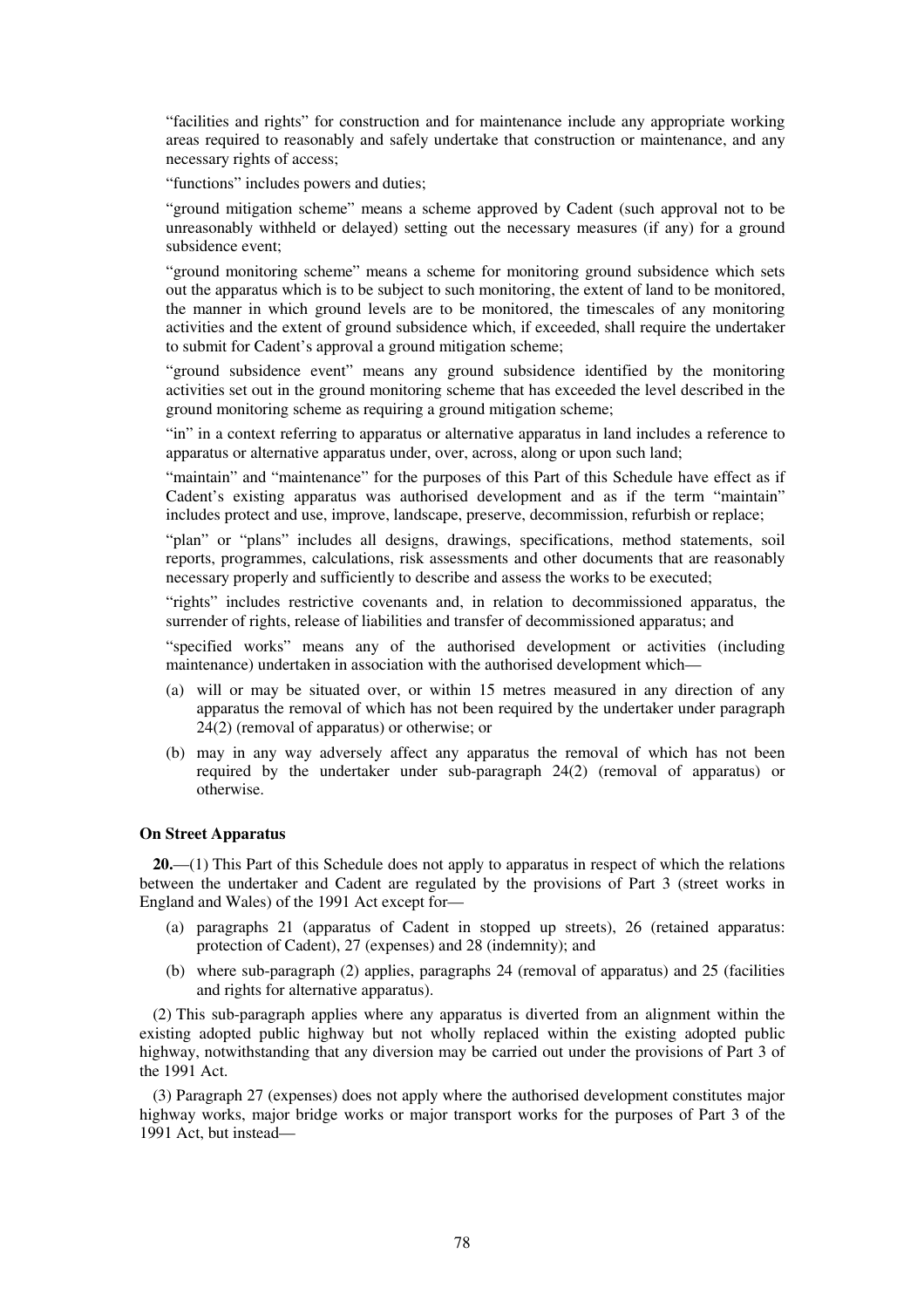"facilities and rights" for construction and for maintenance include any appropriate working areas required to reasonably and safely undertake that construction or maintenance, and any necessary rights of access;

"functions" includes powers and duties;

"ground mitigation scheme" means a scheme approved by Cadent (such approval not to be unreasonably withheld or delayed) setting out the necessary measures (if any) for a ground subsidence event;

"ground monitoring scheme" means a scheme for monitoring ground subsidence which sets out the apparatus which is to be subject to such monitoring, the extent of land to be monitored, the manner in which ground levels are to be monitored, the timescales of any monitoring activities and the extent of ground subsidence which, if exceeded, shall require the undertaker to submit for Cadent's approval a ground mitigation scheme;

"ground subsidence event" means any ground subsidence identified by the monitoring activities set out in the ground monitoring scheme that has exceeded the level described in the ground monitoring scheme as requiring a ground mitigation scheme;

"in" in a context referring to apparatus or alternative apparatus in land includes a reference to apparatus or alternative apparatus under, over, across, along or upon such land;

"maintain" and "maintenance" for the purposes of this Part of this Schedule have effect as if Cadent's existing apparatus was authorised development and as if the term "maintain" includes protect and use, improve, landscape, preserve, decommission, refurbish or replace;

"plan" or "plans" includes all designs, drawings, specifications, method statements, soil reports, programmes, calculations, risk assessments and other documents that are reasonably necessary properly and sufficiently to describe and assess the works to be executed;

"rights" includes restrictive covenants and, in relation to decommissioned apparatus, the surrender of rights, release of liabilities and transfer of decommissioned apparatus; and

"specified works" means any of the authorised development or activities (including maintenance) undertaken in association with the authorised development which—

(a) will or may be situated over, or within 15 metres measured in any direction of any apparatus the removal of which has not been required by the undertaker under paragraph 24(2) (removal of apparatus) or otherwise; or

(b) may in any way adversely affect any apparatus the removal of which has not been required by the undertaker under sub-paragraph 24(2) (removal of apparatus) or otherwise.

**On Street Apparatus**

**20.**—(1) This Part of this Schedule does not apply to apparatus in respect of which the relations between the undertaker and Cadent are regulated by the provisions of Part 3 (street works in England and Wales) of the 1991 Act except for—

(a) paragraphs 21 (apparatus of Cadent in stopped up streets), 26 (retained apparatus: protection of Cadent), 27 (expenses) and 28 (indemnity); and

(b) where sub-paragraph (2) applies, paragraphs 24 (removal of apparatus) and 25 (facilities and rights for alternative apparatus).

(2) This sub-paragraph applies where any apparatus is diverted from an alignment within the existing adopted public highway but not wholly replaced within the existing adopted public highway, notwithstanding that any diversion may be carried out under the provisions of Part 3 of the 1991 Act.

(3) Paragraph 27 (expenses) does not apply where the authorised development constitutes major highway works, major bridge works or major transport works for the purposes of Part 3 of the 1991 Act, but instead—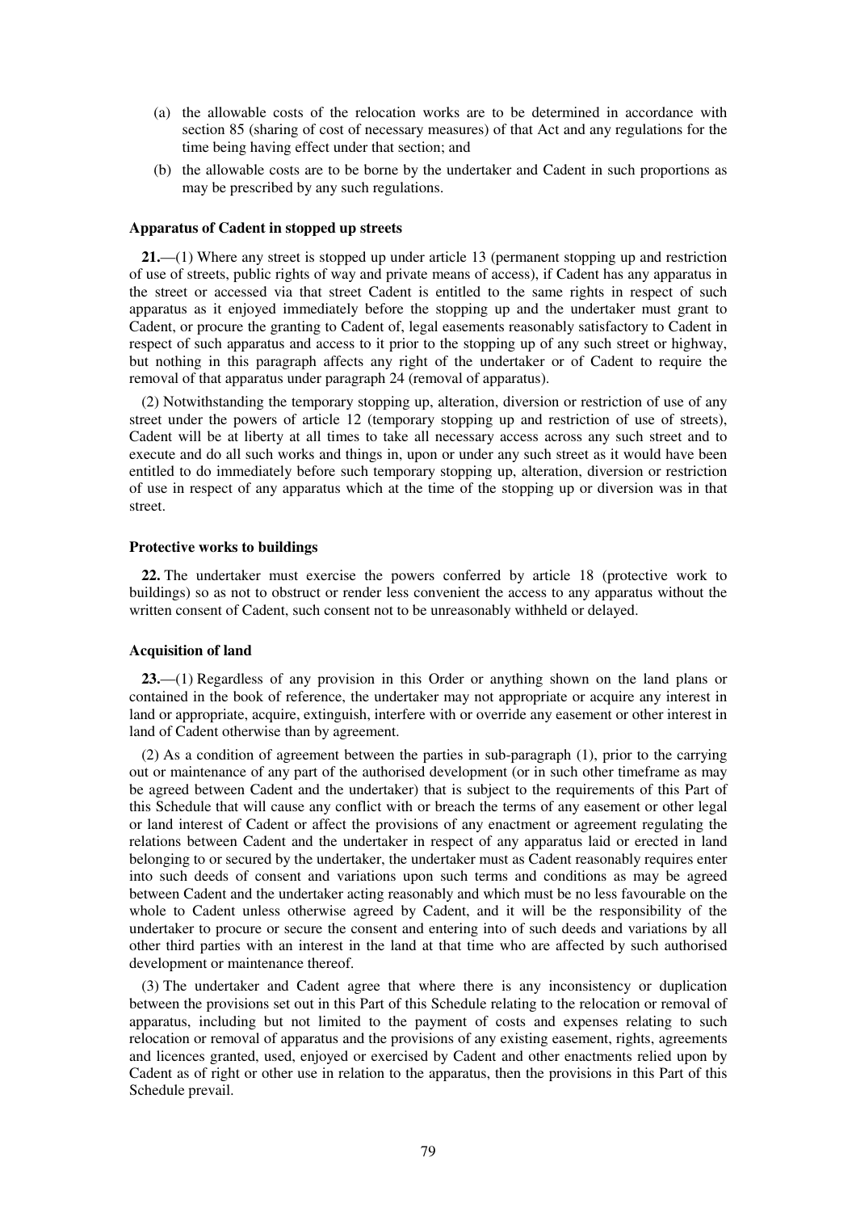(a) the allowable costs of the relocation works are to be determined in accordance with section 85 (sharing of cost of necessary measures) of that Act and any regulations for the time being having effect under that section; and

(b) the allowable costs are to be borne by the undertaker and Cadent in such proportions as may be prescribed by any such regulations.

**Apparatus of Cadent in stopped up streets**

**21.**—(1) Where any street is stopped up under article 13 (permanent stopping up and restriction of use of streets, public rights of way and private means of access), if Cadent has any apparatus in the street or accessed via that street Cadent is entitled to the same rights in respect of such apparatus as it enjoyed immediately before the stopping up and the undertaker must grant to Cadent, or procure the granting to Cadent of, legal easements reasonably satisfactory to Cadent in respect of such apparatus and access to it prior to the stopping up of any such street or highway, but nothing in this paragraph affects any right of the undertaker or of Cadent to require the removal of that apparatus under paragraph 24 (removal of apparatus).

(2) Notwithstanding the temporary stopping up, alteration, diversion or restriction of use of any street under the powers of article 12 (temporary stopping up and restriction of use of streets), Cadent will be at liberty at all times to take all necessary access across any such street and to execute and do all such works and things in, upon or under any such street as it would have been entitled to do immediately before such temporary stopping up, alteration, diversion or restriction of use in respect of any apparatus which at the time of the stopping up or diversion was in that street.

**Protective works to buildings**

**22.** The undertaker must exercise the powers conferred by article 18 (protective work to buildings) so as not to obstruct or render less convenient the access to any apparatus without the written consent of Cadent, such consent not to be unreasonably withheld or delayed.

**Acquisition of land**

**23.**—(1) Regardless of any provision in this Order or anything shown on the land plans or contained in the book of reference, the undertaker may not appropriate or acquire any interest in land or appropriate, acquire, extinguish, interfere with or override any easement or other interest in land of Cadent otherwise than by agreement.

(2) As a condition of agreement between the parties in sub-paragraph (1), prior to the carrying out or maintenance of any part of the authorised development (or in such other timeframe as may be agreed between Cadent and the undertaker) that is subject to the requirements of this Part of this Schedule that will cause any conflict with or breach the terms of any easement or other legal or land interest of Cadent or affect the provisions of any enactment or agreement regulating the relations between Cadent and the undertaker in respect of any apparatus laid or erected in land belonging to or secured by the undertaker, the undertaker must as Cadent reasonably requires enter into such deeds of consent and variations upon such terms and conditions as may be agreed between Cadent and the undertaker acting reasonably and which must be no less favourable on the whole to Cadent unless otherwise agreed by Cadent, and it will be the responsibility of the undertaker to procure or secure the consent and entering into of such deeds and variations by all other third parties with an interest in the land at that time who are affected by such authorised development or maintenance thereof.

(3) The undertaker and Cadent agree that where there is any inconsistency or duplication between the provisions set out in this Part of this Schedule relating to the relocation or removal of apparatus, including but not limited to the payment of costs and expenses relating to such relocation or removal of apparatus and the provisions of any existing easement, rights, agreements and licences granted, used, enjoyed or exercised by Cadent and other enactments relied upon by Cadent as of right or other use in relation to the apparatus, then the provisions in this Part of this Schedule prevail.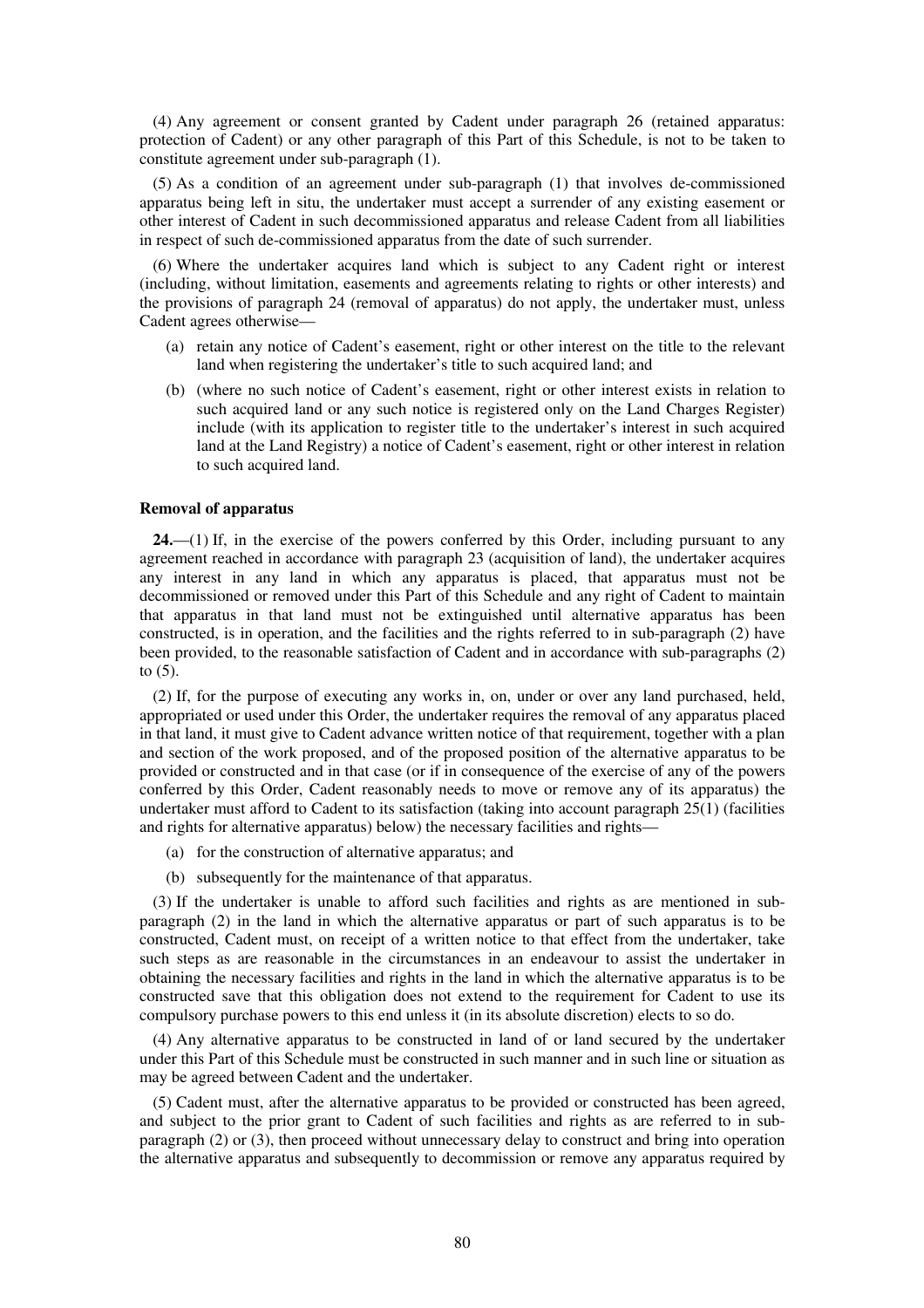(4) Any agreement or consent granted by Cadent under paragraph 26 (retained apparatus: protection of Cadent) or any other paragraph of this Part of this Schedule, is not to be taken to constitute agreement under sub-paragraph (1).

(5) As a condition of an agreement under sub-paragraph (1) that involves de-commissioned apparatus being left in situ, the undertaker must accept a surrender of any existing easement or other interest of Cadent in such decommissioned apparatus and release Cadent from all liabilities in respect of such de-commissioned apparatus from the date of such surrender.

(6) Where the undertaker acquires land which is subject to any Cadent right or interest (including, without limitation, easements and agreements relating to rights or other interests) and the provisions of paragraph 24 (removal of apparatus) do not apply, the undertaker must, unless Cadent agrees otherwise—

- (a) retain any notice of Cadent's easement, right or other interest on the title to the relevant land when registering the undertaker's title to such acquired land; and
- (b) (where no such notice of Cadent's easement, right or other interest exists in relation to such acquired land or any such notice is registered only on the Land Charges Register) include (with its application to register title to the undertaker's interest in such acquired land at the Land Registry) a notice of Cadent's easement, right or other interest in relation to such acquired land.

**Removal of apparatus**

**24.**—(1) If, in the exercise of the powers conferred by this Order, including pursuant to any agreement reached in accordance with paragraph 23 (acquisition of land), the undertaker acquires any interest in any land in which any apparatus is placed, that apparatus must not be decommissioned or removed under this Part of this Schedule and any right of Cadent to maintain that apparatus in that land must not be extinguished until alternative apparatus has been constructed, is in operation, and the facilities and the rights referred to in sub-paragraph (2) have been provided, to the reasonable satisfaction of Cadent and in accordance with sub-paragraphs (2) to (5).

(2) If, for the purpose of executing any works in, on, under or over any land purchased, held, appropriated or used under this Order, the undertaker requires the removal of any apparatus placed in that land, it must give to Cadent advance written notice of that requirement, together with a plan and section of the work proposed, and of the proposed position of the alternative apparatus to be provided or constructed and in that case (or if in consequence of the exercise of any of the powers conferred by this Order, Cadent reasonably needs to move or remove any of its apparatus) the undertaker must afford to Cadent to its satisfaction (taking into account paragraph 25(1) (facilities and rights for alternative apparatus) below) the necessary facilities and rights—

- (a) for the construction of alternative apparatus; and
- (b) subsequently for the maintenance of that apparatus.

(3) If the undertaker is unable to afford such facilities and rights as are mentioned in sub-paragraph (2) in the land in which the alternative apparatus or part of such apparatus is to be constructed, Cadent must, on receipt of a written notice to that effect from the undertaker, take such steps as are reasonable in the circumstances in an endeavour to assist the undertaker in obtaining the necessary facilities and rights in the land in which the alternative apparatus is to be constructed save that this obligation does not extend to the requirement for Cadent to use its compulsory purchase powers to this end unless it (in its absolute discretion) elects to so do.

(4) Any alternative apparatus to be constructed in land of or land secured by the undertaker under this Part of this Schedule must be constructed in such manner and in such line or situation as may be agreed between Cadent and the undertaker.

(5) Cadent must, after the alternative apparatus to be provided or constructed has been agreed, and subject to the prior grant to Cadent of such facilities and rights as are referred to in sub-paragraph (2) or (3), then proceed without unnecessary delay to construct and bring into operation the alternative apparatus and subsequently to decommission or remove any apparatus required by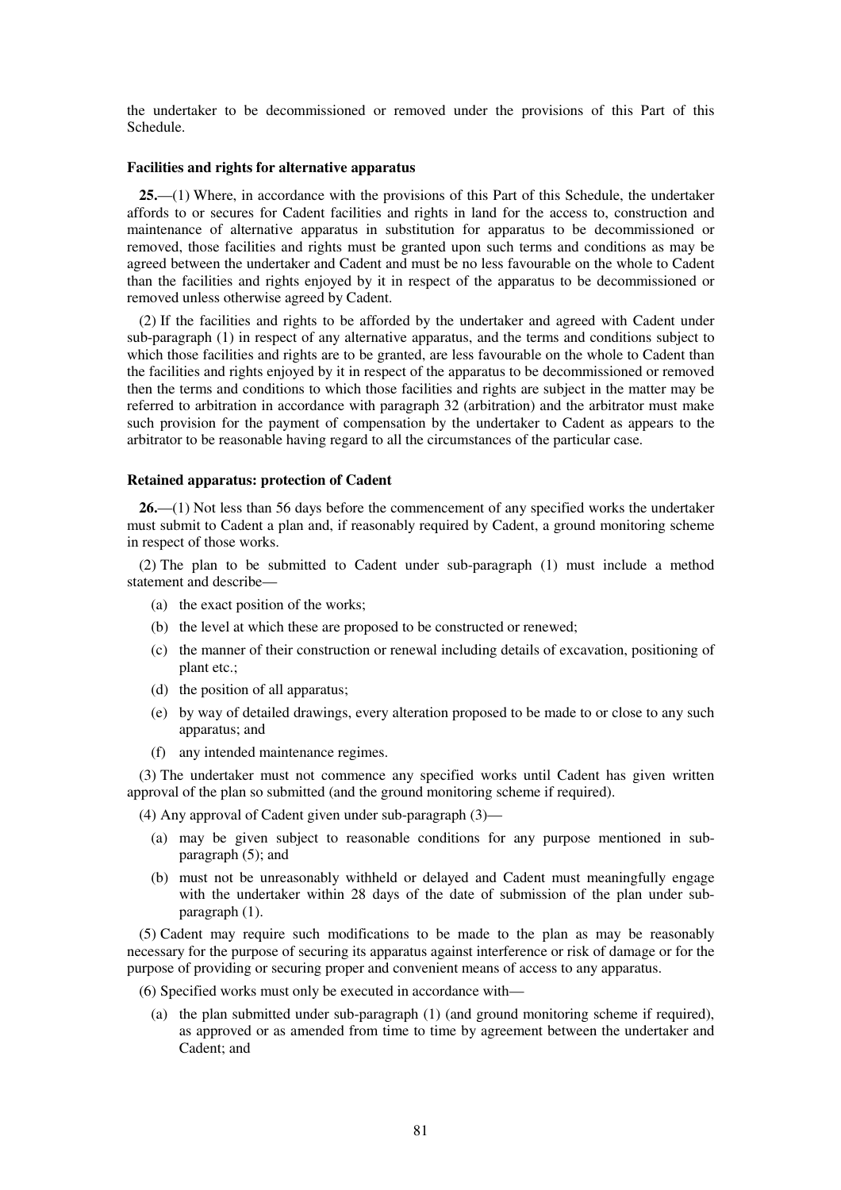the undertaker to be decommissioned or removed under the provisions of this Part of this Schedule.

**Facilities and rights for alternative apparatus**

**25.**—(1) Where, in accordance with the provisions of this Part of this Schedule, the undertaker affords to or secures for Cadent facilities and rights in land for the access to, construction and maintenance of alternative apparatus in substitution for apparatus to be decommissioned or removed, those facilities and rights must be granted upon such terms and conditions as may be agreed between the undertaker and Cadent and must be no less favourable on the whole to Cadent than the facilities and rights enjoyed by it in respect of the apparatus to be decommissioned or removed unless otherwise agreed by Cadent.

(2) If the facilities and rights to be afforded by the undertaker and agreed with Cadent under sub-paragraph (1) in respect of any alternative apparatus, and the terms and conditions subject to which those facilities and rights are to be granted, are less favourable on the whole to Cadent than the facilities and rights enjoyed by it in respect of the apparatus to be decommissioned or removed then the terms and conditions to which those facilities and rights are subject in the matter may be referred to arbitration in accordance with paragraph 32 (arbitration) and the arbitrator must make such provision for the payment of compensation by the undertaker to Cadent as appears to the arbitrator to be reasonable having regard to all the circumstances of the particular case.

**Retained apparatus: protection of Cadent**

**26.**—(1) Not less than 56 days before the commencement of any specified works the undertaker must submit to Cadent a plan and, if reasonably required by Cadent, a ground monitoring scheme in respect of those works.

(2) The plan to be submitted to Cadent under sub-paragraph (1) must include a method statement and describe—

(a) the exact position of the works;

(b) the level at which these are proposed to be constructed or renewed;

(c) the manner of their construction or renewal including details of excavation, positioning of plant etc.;

(d) the position of all apparatus;

(e) by way of detailed drawings, every alteration proposed to be made to or close to any such apparatus; and

(f) any intended maintenance regimes.

(3) The undertaker must not commence any specified works until Cadent has given written approval of the plan so submitted (and the ground monitoring scheme if required).

(4) Any approval of Cadent given under sub-paragraph (3)—

(a) may be given subject to reasonable conditions for any purpose mentioned in sub-paragraph (5); and

(b) must not be unreasonably withheld or delayed and Cadent must meaningfully engage with the undertaker within 28 days of the date of submission of the plan under sub-paragraph (1).

(5) Cadent may require such modifications to be made to the plan as may be reasonably necessary for the purpose of securing its apparatus against interference or risk of damage or for the purpose of providing or securing proper and convenient means of access to any apparatus.

(6) Specified works must only be executed in accordance with—

(a) the plan submitted under sub-paragraph (1) (and ground monitoring scheme if required), as approved or as amended from time to time by agreement between the undertaker and Cadent; and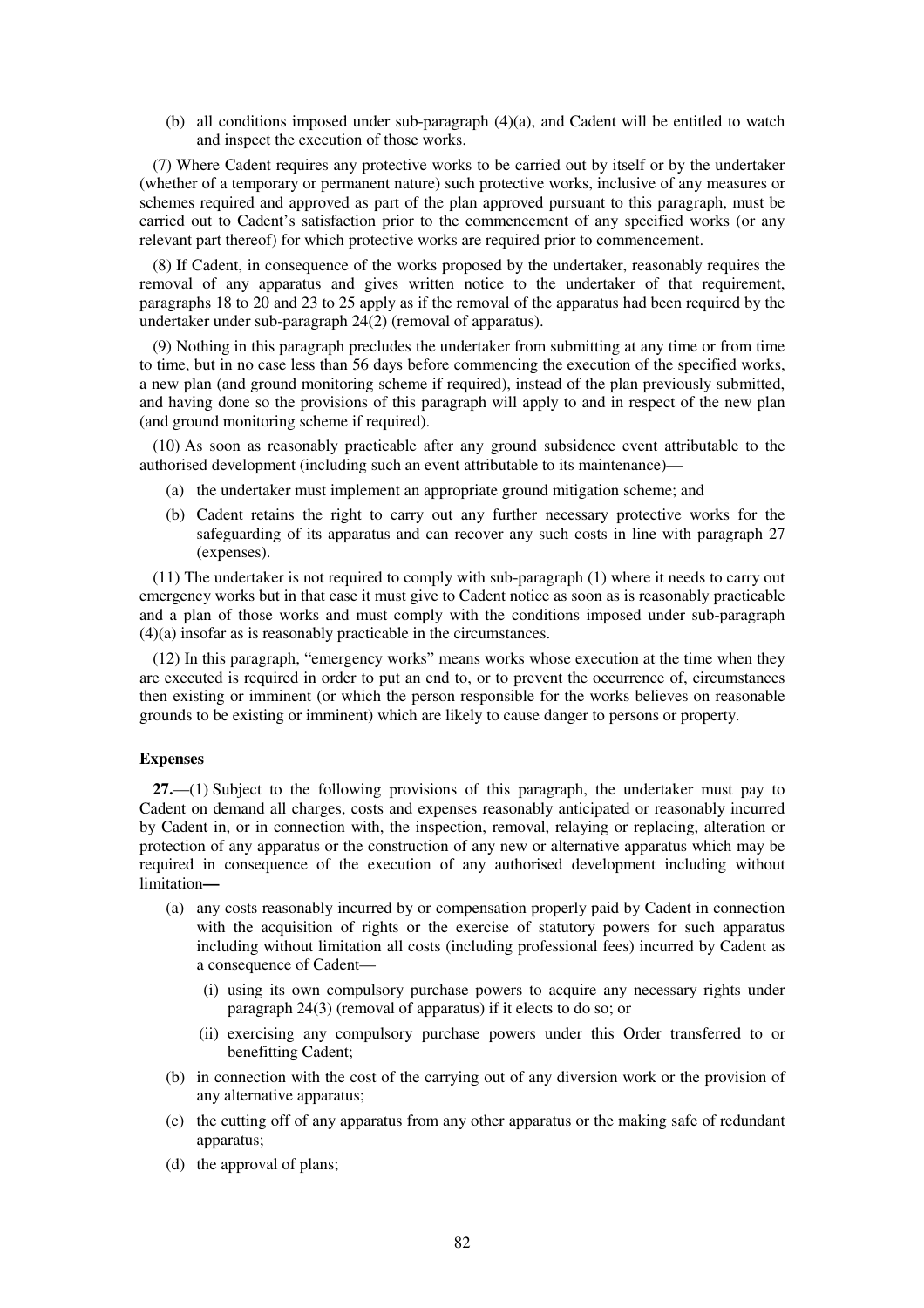(b) all conditions imposed under sub-paragraph (4)(a), and Cadent will be entitled to watch and inspect the execution of those works.

(7) Where Cadent requires any protective works to be carried out by itself or by the undertaker (whether of a temporary or permanent nature) such protective works, inclusive of any measures or schemes required and approved as part of the plan approved pursuant to this paragraph, must be carried out to Cadent's satisfaction prior to the commencement of any specified works (or any relevant part thereof) for which protective works are required prior to commencement.

(8) If Cadent, in consequence of the works proposed by the undertaker, reasonably requires the removal of any apparatus and gives written notice to the undertaker of that requirement, paragraphs 18 to 20 and 23 to 25 apply as if the removal of the apparatus had been required by the undertaker under sub-paragraph 24(2) (removal of apparatus).

(9) Nothing in this paragraph precludes the undertaker from submitting at any time or from time to time, but in no case less than 56 days before commencing the execution of the specified works, a new plan (and ground monitoring scheme if required), instead of the plan previously submitted, and having done so the provisions of this paragraph will apply to and in respect of the new plan (and ground monitoring scheme if required).

(10) As soon as reasonably practicable after any ground subsidence event attributable to the authorised development (including such an event attributable to its maintenance)—

(a) the undertaker must implement an appropriate ground mitigation scheme; and

(b) Cadent retains the right to carry out any further necessary protective works for the safeguarding of its apparatus and can recover any such costs in line with paragraph 27 (expenses).

(11) The undertaker is not required to comply with sub-paragraph (1) where it needs to carry out emergency works but in that case it must give to Cadent notice as soon as is reasonably practicable and a plan of those works and must comply with the conditions imposed under sub-paragraph (4)(a) insofar as is reasonably practicable in the circumstances.

(12) In this paragraph, "emergency works" means works whose execution at the time when they are executed is required in order to put an end to, or to prevent the occurrence of, circumstances then existing or imminent (or which the person responsible for the works believes on reasonable grounds to be existing or imminent) which are likely to cause danger to persons or property.

**Expenses**

**27.**—(1) Subject to the following provisions of this paragraph, the undertaker must pay to Cadent on demand all charges, costs and expenses reasonably anticipated or reasonably incurred by Cadent in, or in connection with, the inspection, removal, relaying or replacing, alteration or protection of any apparatus or the construction of any new or alternative apparatus which may be required in consequence of the execution of any authorised development including without limitation**—**

(a) any costs reasonably incurred by or compensation properly paid by Cadent in connection with the acquisition of rights or the exercise of statutory powers for such apparatus including without limitation all costs (including professional fees) incurred by Cadent as a consequence of Cadent—

(i) using its own compulsory purchase powers to acquire any necessary rights under paragraph 24(3) (removal of apparatus) if it elects to do so; or

(ii) exercising any compulsory purchase powers under this Order transferred to or benefitting Cadent;

(b) in connection with the cost of the carrying out of any diversion work or the provision of any alternative apparatus;

(c) the cutting off of any apparatus from any other apparatus or the making safe of redundant apparatus;

(d) the approval of plans;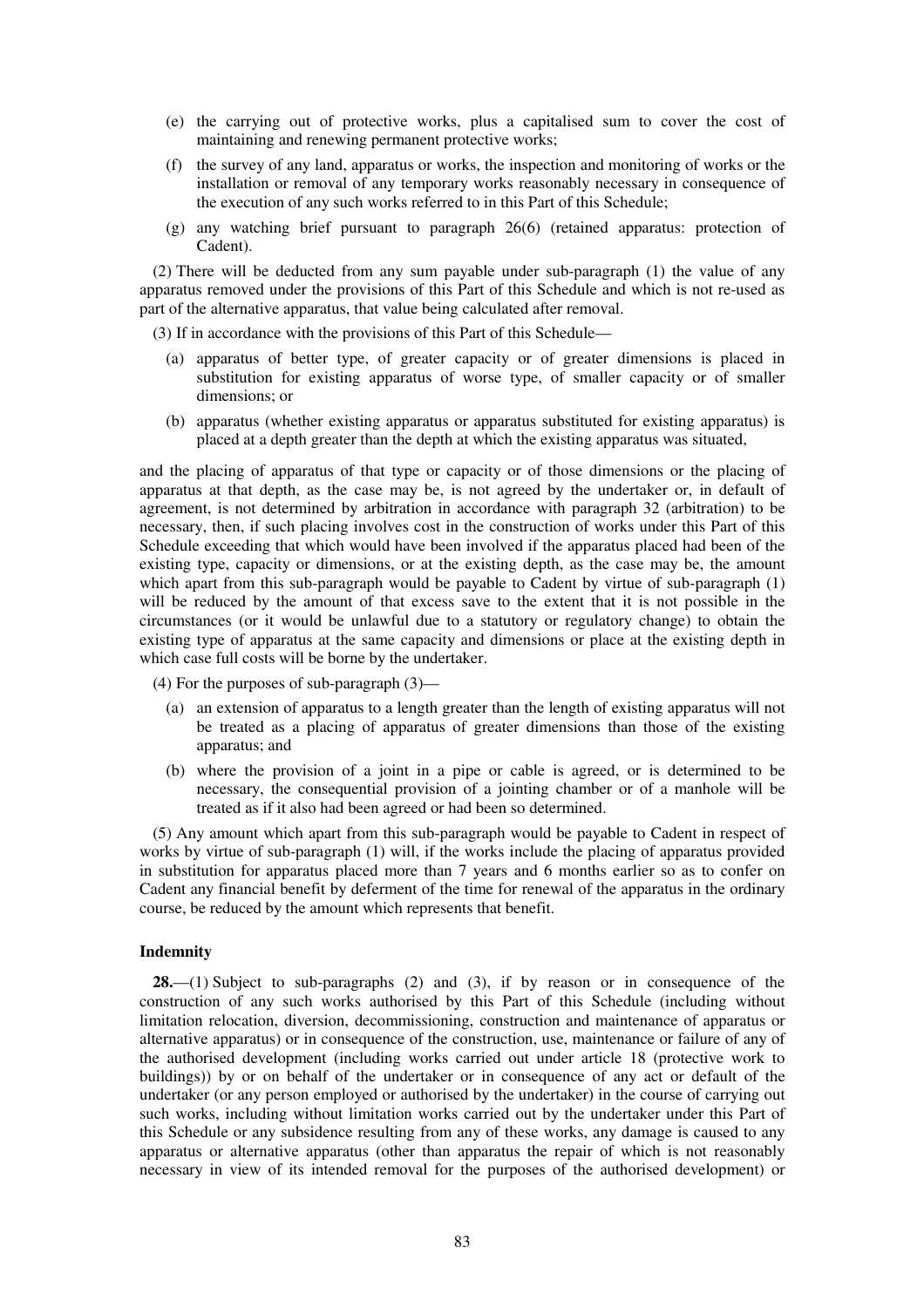(e) the carrying out of protective works, plus a capitalised sum to cover the cost of maintaining and renewing permanent protective works;

(f) the survey of any land, apparatus or works, the inspection and monitoring of works or the installation or removal of any temporary works reasonably necessary in consequence of the execution of any such works referred to in this Part of this Schedule;

(g) any watching brief pursuant to paragraph 26(6) (retained apparatus: protection of Cadent).

(2) There will be deducted from any sum payable under sub-paragraph (1) the value of any apparatus removed under the provisions of this Part of this Schedule and which is not re-used as part of the alternative apparatus, that value being calculated after removal.

(3) If in accordance with the provisions of this Part of this Schedule—

(a) apparatus of better type, of greater capacity or of greater dimensions is placed in substitution for existing apparatus of worse type, of smaller capacity or of smaller dimensions; or

(b) apparatus (whether existing apparatus or apparatus substituted for existing apparatus) is placed at a depth greater than the depth at which the existing apparatus was situated,

and the placing of apparatus of that type or capacity or of those dimensions or the placing of apparatus at that depth, as the case may be, is not agreed by the undertaker or, in default of agreement, is not determined by arbitration in accordance with paragraph 32 (arbitration) to be necessary, then, if such placing involves cost in the construction of works under this Part of this Schedule exceeding that which would have been involved if the apparatus placed had been of the existing type, capacity or dimensions, or at the existing depth, as the case may be, the amount which apart from this sub-paragraph would be payable to Cadent by virtue of sub-paragraph (1) will be reduced by the amount of that excess save to the extent that it is not possible in the circumstances (or it would be unlawful due to a statutory or regulatory change) to obtain the existing type of apparatus at the same capacity and dimensions or place at the existing depth in which case full costs will be borne by the undertaker.

(4) For the purposes of sub-paragraph (3)—

(a) an extension of apparatus to a length greater than the length of existing apparatus will not be treated as a placing of apparatus of greater dimensions than those of the existing apparatus; and

(b) where the provision of a joint in a pipe or cable is agreed, or is determined to be necessary, the consequential provision of a jointing chamber or of a manhole will be treated as if it also had been agreed or had been so determined.

(5) Any amount which apart from this sub-paragraph would be payable to Cadent in respect of works by virtue of sub-paragraph (1) will, if the works include the placing of apparatus provided in substitution for apparatus placed more than 7 years and 6 months earlier so as to confer on Cadent any financial benefit by deferment of the time for renewal of the apparatus in the ordinary course, be reduced by the amount which represents that benefit.

**Indemnity**

**28.**—(1) Subject to sub-paragraphs (2) and (3), if by reason or in consequence of the construction of any such works authorised by this Part of this Schedule (including without limitation relocation, diversion, decommissioning, construction and maintenance of apparatus or alternative apparatus) or in consequence of the construction, use, maintenance or failure of any of the authorised development (including works carried out under article 18 (protective work to buildings)) by or on behalf of the undertaker or in consequence of any act or default of the undertaker (or any person employed or authorised by the undertaker) in the course of carrying out such works, including without limitation works carried out by the undertaker under this Part of this Schedule or any subsidence resulting from any of these works, any damage is caused to any apparatus or alternative apparatus (other than apparatus the repair of which is not reasonably necessary in view of its intended removal for the purposes of the authorised development) or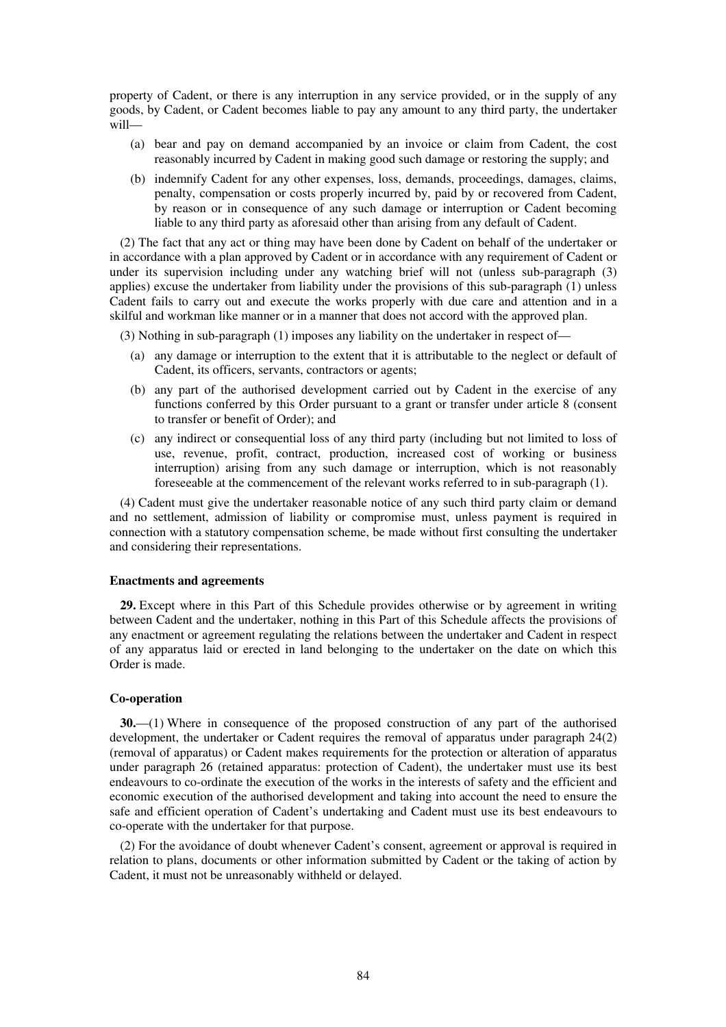property of Cadent, or there is any interruption in any service provided, or in the supply of any goods, by Cadent, or Cadent becomes liable to pay any amount to any third party, the undertaker will—

(a) bear and pay on demand accompanied by an invoice or claim from Cadent, the cost reasonably incurred by Cadent in making good such damage or restoring the supply; and

(b) indemnify Cadent for any other expenses, loss, demands, proceedings, damages, claims, penalty, compensation or costs properly incurred by, paid by or recovered from Cadent, by reason or in consequence of any such damage or interruption or Cadent becoming liable to any third party as aforesaid other than arising from any default of Cadent.

(2) The fact that any act or thing may have been done by Cadent on behalf of the undertaker or in accordance with a plan approved by Cadent or in accordance with any requirement of Cadent or under its supervision including under any watching brief will not (unless sub-paragraph (3) applies) excuse the undertaker from liability under the provisions of this sub-paragraph (1) unless Cadent fails to carry out and execute the works properly with due care and attention and in a skilful and workman like manner or in a manner that does not accord with the approved plan.

(3) Nothing in sub-paragraph (1) imposes any liability on the undertaker in respect of—

(a) any damage or interruption to the extent that it is attributable to the neglect or default of Cadent, its officers, servants, contractors or agents;

(b) any part of the authorised development carried out by Cadent in the exercise of any functions conferred by this Order pursuant to a grant or transfer under article 8 (consent to transfer or benefit of Order); and

(c) any indirect or consequential loss of any third party (including but not limited to loss of use, revenue, profit, contract, production, increased cost of working or business interruption) arising from any such damage or interruption, which is not reasonably foreseeable at the commencement of the relevant works referred to in sub-paragraph (1).

(4) Cadent must give the undertaker reasonable notice of any such third party claim or demand and no settlement, admission of liability or compromise must, unless payment is required in connection with a statutory compensation scheme, be made without first consulting the undertaker and considering their representations.

**Enactments and agreements**

**29.** Except where in this Part of this Schedule provides otherwise or by agreement in writing between Cadent and the undertaker, nothing in this Part of this Schedule affects the provisions of any enactment or agreement regulating the relations between the undertaker and Cadent in respect of any apparatus laid or erected in land belonging to the undertaker on the date on which this Order is made.

**Co-operation**

**30.**—(1) Where in consequence of the proposed construction of any part of the authorised development, the undertaker or Cadent requires the removal of apparatus under paragraph 24(2) (removal of apparatus) or Cadent makes requirements for the protection or alteration of apparatus under paragraph 26 (retained apparatus: protection of Cadent), the undertaker must use its best endeavours to co-ordinate the execution of the works in the interests of safety and the efficient and economic execution of the authorised development and taking into account the need to ensure the safe and efficient operation of Cadent's undertaking and Cadent must use its best endeavours to co-operate with the undertaker for that purpose.

(2) For the avoidance of doubt whenever Cadent's consent, agreement or approval is required in relation to plans, documents or other information submitted by Cadent or the taking of action by Cadent, it must not be unreasonably withheld or delayed.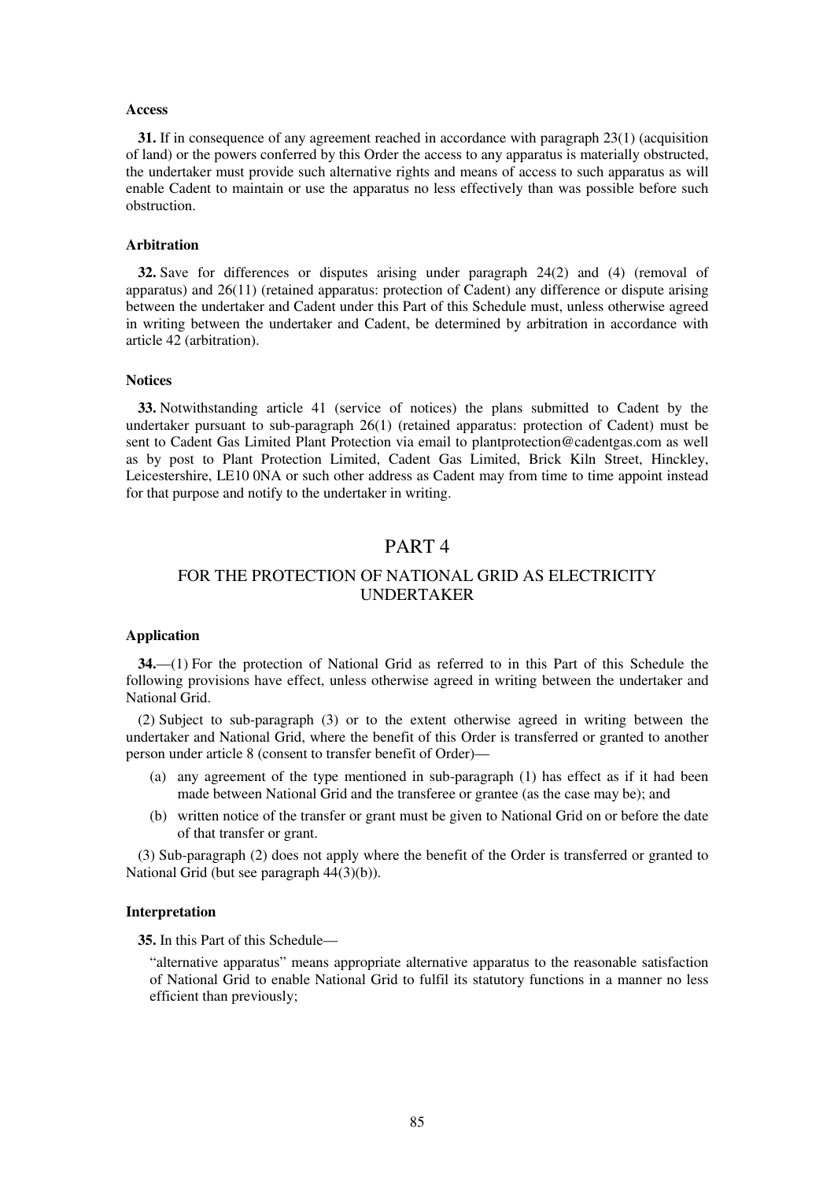**Access**

**31.** If in consequence of any agreement reached in accordance with paragraph 23(1) (acquisition of land) or the powers conferred by this Order the access to any apparatus is materially obstructed, the undertaker must provide such alternative rights and means of access to such apparatus as will enable Cadent to maintain or use the apparatus no less effectively than was possible before such obstruction.

**Arbitration**

**32.** Save for differences or disputes arising under paragraph 24(2) and (4) (removal of apparatus) and 26(11) (retained apparatus: protection of Cadent) any difference or dispute arising between the undertaker and Cadent under this Part of this Schedule must, unless otherwise agreed in writing between the undertaker and Cadent, be determined by arbitration in accordance with article 42 (arbitration).

**Notices**

**33.** Notwithstanding article 41 (service of notices) the plans submitted to Cadent by the undertaker pursuant to sub-paragraph 26(1) (retained apparatus: protection of Cadent) must be sent to Cadent Gas Limited Plant Protection via email to plantprotection@cadentgas.com as well as by post to Plant Protection Limited, Cadent Gas Limited, Brick Kiln Street, Hinckley, Leicestershire, LE10 0NA or such other address as Cadent may from time to time appoint instead for that purpose and notify to the undertaker in writing.

## PART 4

## FOR THE PROTECTION OF NATIONAL GRID AS ELECTRICITY UNDERTAKER

**Application**

**34.**—(1) For the protection of National Grid as referred to in this Part of this Schedule the following provisions have effect, unless otherwise agreed in writing between the undertaker and National Grid.

(2) Subject to sub-paragraph (3) or to the extent otherwise agreed in writing between the undertaker and National Grid, where the benefit of this Order is transferred or granted to another person under article 8 (consent to transfer benefit of Order)—

- (a) any agreement of the type mentioned in sub-paragraph (1) has effect as if it had been made between National Grid and the transferee or grantee (as the case may be); and
- (b) written notice of the transfer or grant must be given to National Grid on or before the date of that transfer or grant.

(3) Sub-paragraph (2) does not apply where the benefit of the Order is transferred or granted to National Grid (but see paragraph 44(3)(b)).

**Interpretation**

**35.** In this Part of this Schedule—

"alternative apparatus" means appropriate alternative apparatus to the reasonable satisfaction of National Grid to enable National Grid to fulfil its statutory functions in a manner no less efficient than previously;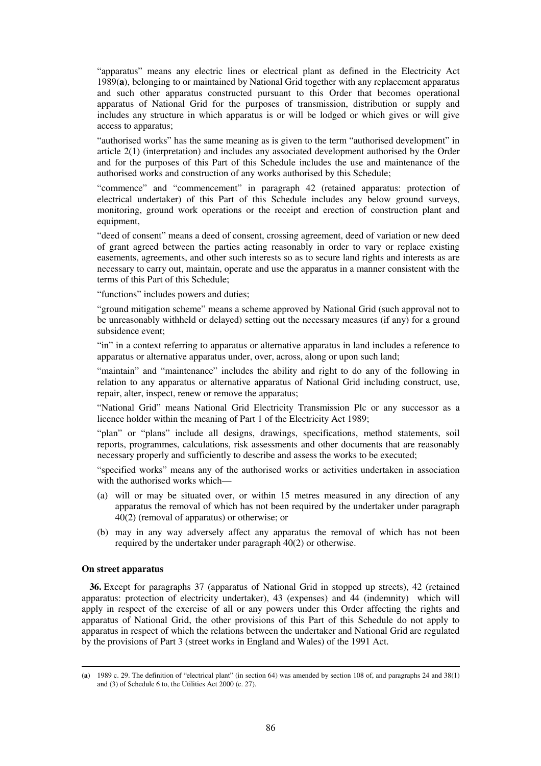"apparatus" means any electric lines or electrical plant as defined in the Electricity Act 1989(**a**), belonging to or maintained by National Grid together with any replacement apparatus and such other apparatus constructed pursuant to this Order that becomes operational apparatus of National Grid for the purposes of transmission, distribution or supply and includes any structure in which apparatus is or will be lodged or which gives or will give access to apparatus;

"authorised works" has the same meaning as is given to the term "authorised development" in article 2(1) (interpretation) and includes any associated development authorised by the Order and for the purposes of this Part of this Schedule includes the use and maintenance of the authorised works and construction of any works authorised by this Schedule;

"commence" and "commencement" in paragraph 42 (retained apparatus: protection of electrical undertaker) of this Part of this Schedule includes any below ground surveys, monitoring, ground work operations or the receipt and erection of construction plant and equipment,

"deed of consent" means a deed of consent, crossing agreement, deed of variation or new deed of grant agreed between the parties acting reasonably in order to vary or replace existing easements, agreements, and other such interests so as to secure land rights and interests as are necessary to carry out, maintain, operate and use the apparatus in a manner consistent with the terms of this Part of this Schedule;

"functions" includes powers and duties;

"ground mitigation scheme" means a scheme approved by National Grid (such approval not to be unreasonably withheld or delayed) setting out the necessary measures (if any) for a ground subsidence event;

"in" in a context referring to apparatus or alternative apparatus in land includes a reference to apparatus or alternative apparatus under, over, across, along or upon such land;

"maintain" and "maintenance" includes the ability and right to do any of the following in relation to any apparatus or alternative apparatus of National Grid including construct, use, repair, alter, inspect, renew or remove the apparatus;

"National Grid" means National Grid Electricity Transmission Plc or any successor as a licence holder within the meaning of Part 1 of the Electricity Act 1989;

"plan" or "plans" include all designs, drawings, specifications, method statements, soil reports, programmes, calculations, risk assessments and other documents that are reasonably necessary properly and sufficiently to describe and assess the works to be executed;

"specified works" means any of the authorised works or activities undertaken in association with the authorised works which—

(a) will or may be situated over, or within 15 metres measured in any direction of any apparatus the removal of which has not been required by the undertaker under paragraph 40(2) (removal of apparatus) or otherwise; or

(b) may in any way adversely affect any apparatus the removal of which has not been required by the undertaker under paragraph 40(2) or otherwise.

**On street apparatus**

**36.** Except for paragraphs 37 (apparatus of National Grid in stopped up streets), 42 (retained apparatus: protection of electricity undertaker), 43 (expenses) and 44 (indemnity) which will apply in respect of the exercise of all or any powers under this Order affecting the rights and apparatus of National Grid, the other provisions of this Part of this Schedule do not apply to apparatus in respect of which the relations between the undertaker and National Grid are regulated by the provisions of Part 3 (street works in England and Wales) of the 1991 Act.

(**a**) 1989 c. 29. The definition of "electrical plant" (in section 64) was amended by section 108 of, and paragraphs 24 and 38(1) and (3) of Schedule 6 to, the Utilities Act 2000 (c. 27).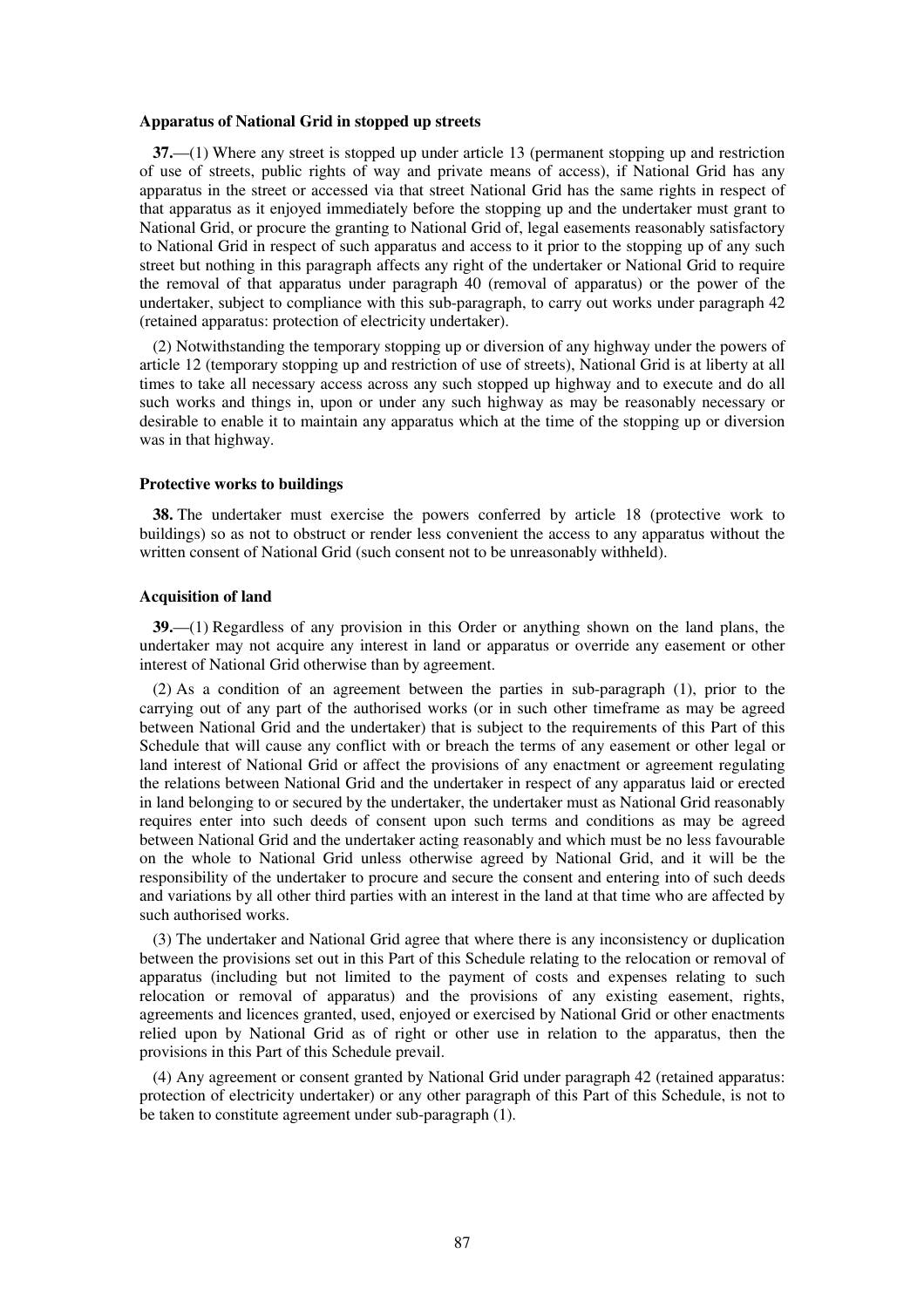**Apparatus of National Grid in stopped up streets**

**37.**—(1) Where any street is stopped up under article 13 (permanent stopping up and restriction of use of streets, public rights of way and private means of access), if National Grid has any apparatus in the street or accessed via that street National Grid has the same rights in respect of that apparatus as it enjoyed immediately before the stopping up and the undertaker must grant to National Grid, or procure the granting to National Grid of, legal easements reasonably satisfactory to National Grid in respect of such apparatus and access to it prior to the stopping up of any such street but nothing in this paragraph affects any right of the undertaker or National Grid to require the removal of that apparatus under paragraph 40 (removal of apparatus) or the power of the undertaker, subject to compliance with this sub-paragraph, to carry out works under paragraph 42 (retained apparatus: protection of electricity undertaker).

(2) Notwithstanding the temporary stopping up or diversion of any highway under the powers of article 12 (temporary stopping up and restriction of use of streets), National Grid is at liberty at all times to take all necessary access across any such stopped up highway and to execute and do all such works and things in, upon or under any such highway as may be reasonably necessary or desirable to enable it to maintain any apparatus which at the time of the stopping up or diversion was in that highway.

**Protective works to buildings**

**38.** The undertaker must exercise the powers conferred by article 18 (protective work to buildings) so as not to obstruct or render less convenient the access to any apparatus without the written consent of National Grid (such consent not to be unreasonably withheld).

**Acquisition of land**

**39.**—(1) Regardless of any provision in this Order or anything shown on the land plans, the undertaker may not acquire any interest in land or apparatus or override any easement or other interest of National Grid otherwise than by agreement.

(2) As a condition of an agreement between the parties in sub-paragraph (1), prior to the carrying out of any part of the authorised works (or in such other timeframe as may be agreed between National Grid and the undertaker) that is subject to the requirements of this Part of this Schedule that will cause any conflict with or breach the terms of any easement or other legal or land interest of National Grid or affect the provisions of any enactment or agreement regulating the relations between National Grid and the undertaker in respect of any apparatus laid or erected in land belonging to or secured by the undertaker, the undertaker must as National Grid reasonably requires enter into such deeds of consent upon such terms and conditions as may be agreed between National Grid and the undertaker acting reasonably and which must be no less favourable on the whole to National Grid unless otherwise agreed by National Grid, and it will be the responsibility of the undertaker to procure and secure the consent and entering into of such deeds and variations by all other third parties with an interest in the land at that time who are affected by such authorised works.

(3) The undertaker and National Grid agree that where there is any inconsistency or duplication between the provisions set out in this Part of this Schedule relating to the relocation or removal of apparatus (including but not limited to the payment of costs and expenses relating to such relocation or removal of apparatus) and the provisions of any existing easement, rights, agreements and licences granted, used, enjoyed or exercised by National Grid or other enactments relied upon by National Grid as of right or other use in relation to the apparatus, then the provisions in this Part of this Schedule prevail.

(4) Any agreement or consent granted by National Grid under paragraph 42 (retained apparatus: protection of electricity undertaker) or any other paragraph of this Part of this Schedule, is not to be taken to constitute agreement under sub-paragraph (1).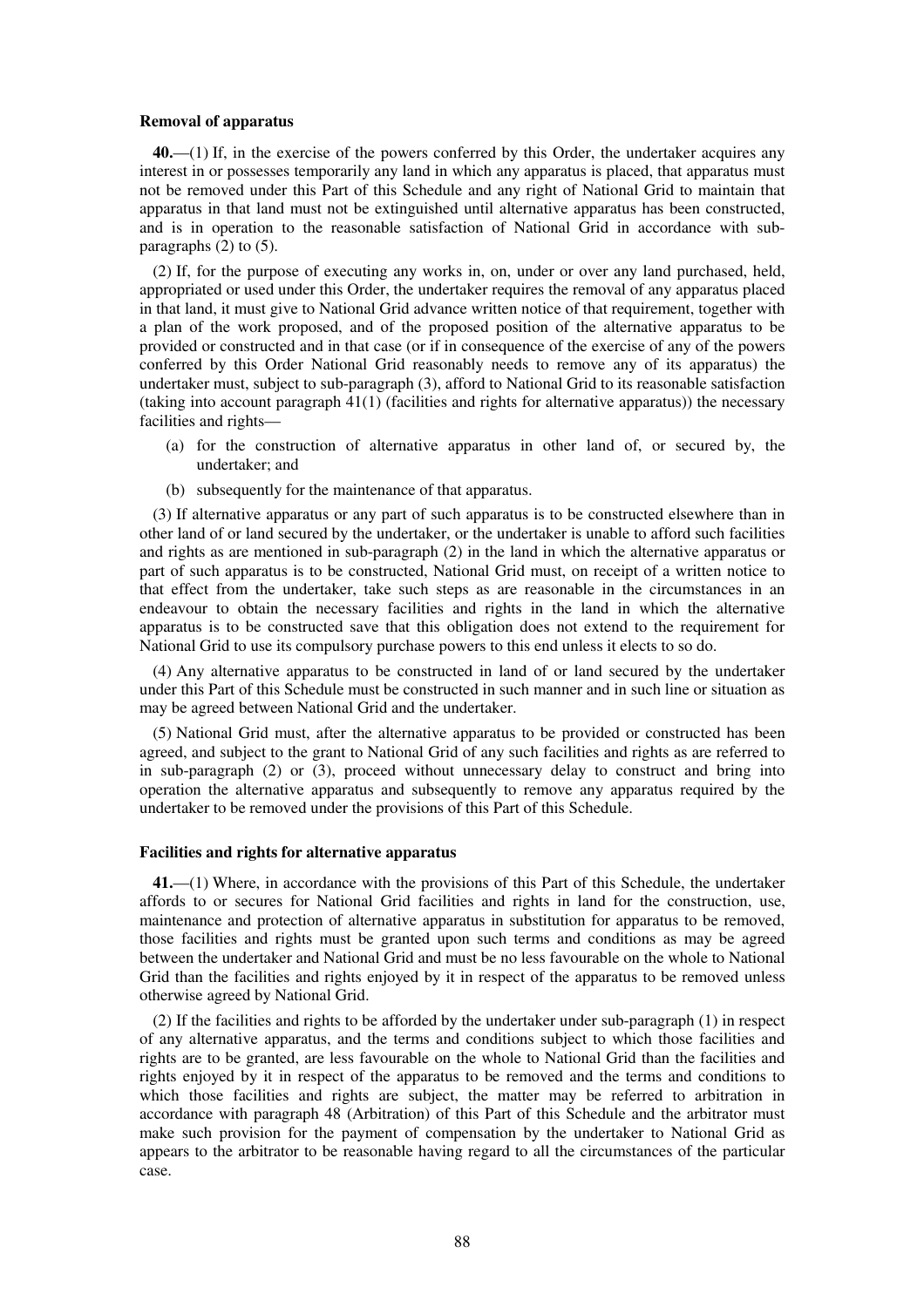**Removal of apparatus**

**40.**—(1) If, in the exercise of the powers conferred by this Order, the undertaker acquires any interest in or possesses temporarily any land in which any apparatus is placed, that apparatus must not be removed under this Part of this Schedule and any right of National Grid to maintain that apparatus in that land must not be extinguished until alternative apparatus has been constructed, and is in operation to the reasonable satisfaction of National Grid in accordance with sub-paragraphs (2) to (5).

(2) If, for the purpose of executing any works in, on, under or over any land purchased, held, appropriated or used under this Order, the undertaker requires the removal of any apparatus placed in that land, it must give to National Grid advance written notice of that requirement, together with a plan of the work proposed, and of the proposed position of the alternative apparatus to be provided or constructed and in that case (or if in consequence of the exercise of any of the powers conferred by this Order National Grid reasonably needs to remove any of its apparatus) the undertaker must, subject to sub-paragraph (3), afford to National Grid to its reasonable satisfaction (taking into account paragraph 41(1) (facilities and rights for alternative apparatus)) the necessary facilities and rights—

- (a) for the construction of alternative apparatus in other land of, or secured by, the undertaker; and
- (b) subsequently for the maintenance of that apparatus.

(3) If alternative apparatus or any part of such apparatus is to be constructed elsewhere than in other land of or land secured by the undertaker, or the undertaker is unable to afford such facilities and rights as are mentioned in sub-paragraph (2) in the land in which the alternative apparatus or part of such apparatus is to be constructed, National Grid must, on receipt of a written notice to that effect from the undertaker, take such steps as are reasonable in the circumstances in an endeavour to obtain the necessary facilities and rights in the land in which the alternative apparatus is to be constructed save that this obligation does not extend to the requirement for National Grid to use its compulsory purchase powers to this end unless it elects to so do.

(4) Any alternative apparatus to be constructed in land of or land secured by the undertaker under this Part of this Schedule must be constructed in such manner and in such line or situation as may be agreed between National Grid and the undertaker.

(5) National Grid must, after the alternative apparatus to be provided or constructed has been agreed, and subject to the grant to National Grid of any such facilities and rights as are referred to in sub-paragraph (2) or (3), proceed without unnecessary delay to construct and bring into operation the alternative apparatus and subsequently to remove any apparatus required by the undertaker to be removed under the provisions of this Part of this Schedule.

**Facilities and rights for alternative apparatus**

**41.**—(1) Where, in accordance with the provisions of this Part of this Schedule, the undertaker affords to or secures for National Grid facilities and rights in land for the construction, use, maintenance and protection of alternative apparatus in substitution for apparatus to be removed, those facilities and rights must be granted upon such terms and conditions as may be agreed between the undertaker and National Grid and must be no less favourable on the whole to National Grid than the facilities and rights enjoyed by it in respect of the apparatus to be removed unless otherwise agreed by National Grid.

(2) If the facilities and rights to be afforded by the undertaker under sub-paragraph (1) in respect of any alternative apparatus, and the terms and conditions subject to which those facilities and rights are to be granted, are less favourable on the whole to National Grid than the facilities and rights enjoyed by it in respect of the apparatus to be removed and the terms and conditions to which those facilities and rights are subject, the matter may be referred to arbitration in accordance with paragraph 48 (Arbitration) of this Part of this Schedule and the arbitrator must make such provision for the payment of compensation by the undertaker to National Grid as appears to the arbitrator to be reasonable having regard to all the circumstances of the particular case.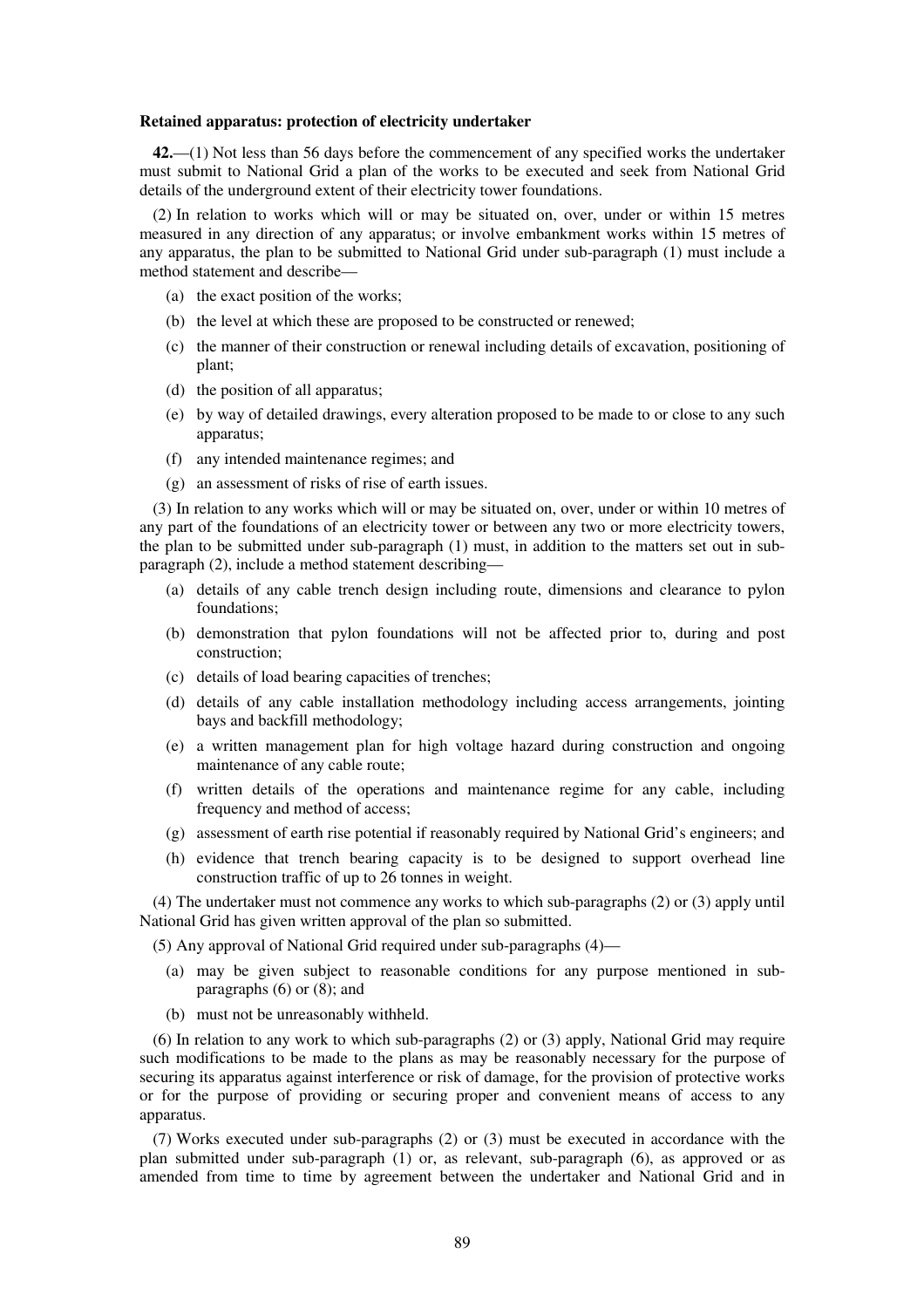**Retained apparatus: protection of electricity undertaker**

**42.**—(1) Not less than 56 days before the commencement of any specified works the undertaker must submit to National Grid a plan of the works to be executed and seek from National Grid details of the underground extent of their electricity tower foundations.

(2) In relation to works which will or may be situated on, over, under or within 15 metres measured in any direction of any apparatus; or involve embankment works within 15 metres of any apparatus, the plan to be submitted to National Grid under sub-paragraph (1) must include a method statement and describe—

- (a) the exact position of the works;
- (b) the level at which these are proposed to be constructed or renewed;
- (c) the manner of their construction or renewal including details of excavation, positioning of plant;
- (d) the position of all apparatus;
- (e) by way of detailed drawings, every alteration proposed to be made to or close to any such apparatus;
- (f) any intended maintenance regimes; and
- (g) an assessment of risks of rise of earth issues.

(3) In relation to any works which will or may be situated on, over, under or within 10 metres of any part of the foundations of an electricity tower or between any two or more electricity towers, the plan to be submitted under sub-paragraph (1) must, in addition to the matters set out in sub-paragraph (2), include a method statement describing—

- (a) details of any cable trench design including route, dimensions and clearance to pylon foundations;
- (b) demonstration that pylon foundations will not be affected prior to, during and post construction;
- (c) details of load bearing capacities of trenches;
- (d) details of any cable installation methodology including access arrangements, jointing bays and backfill methodology;
- (e) a written management plan for high voltage hazard during construction and ongoing maintenance of any cable route;
- (f) written details of the operations and maintenance regime for any cable, including frequency and method of access;
- (g) assessment of earth rise potential if reasonably required by National Grid's engineers; and
- (h) evidence that trench bearing capacity is to be designed to support overhead line construction traffic of up to 26 tonnes in weight.

(4) The undertaker must not commence any works to which sub-paragraphs (2) or (3) apply until National Grid has given written approval of the plan so submitted.

(5) Any approval of National Grid required under sub-paragraphs (4)—

- (a) may be given subject to reasonable conditions for any purpose mentioned in sub-paragraphs (6) or (8); and
- (b) must not be unreasonably withheld.

(6) In relation to any work to which sub-paragraphs (2) or (3) apply, National Grid may require such modifications to be made to the plans as may be reasonably necessary for the purpose of securing its apparatus against interference or risk of damage, for the provision of protective works or for the purpose of providing or securing proper and convenient means of access to any apparatus.

(7) Works executed under sub-paragraphs (2) or (3) must be executed in accordance with the plan submitted under sub-paragraph (1) or, as relevant, sub-paragraph (6), as approved or as amended from time to time by agreement between the undertaker and National Grid and in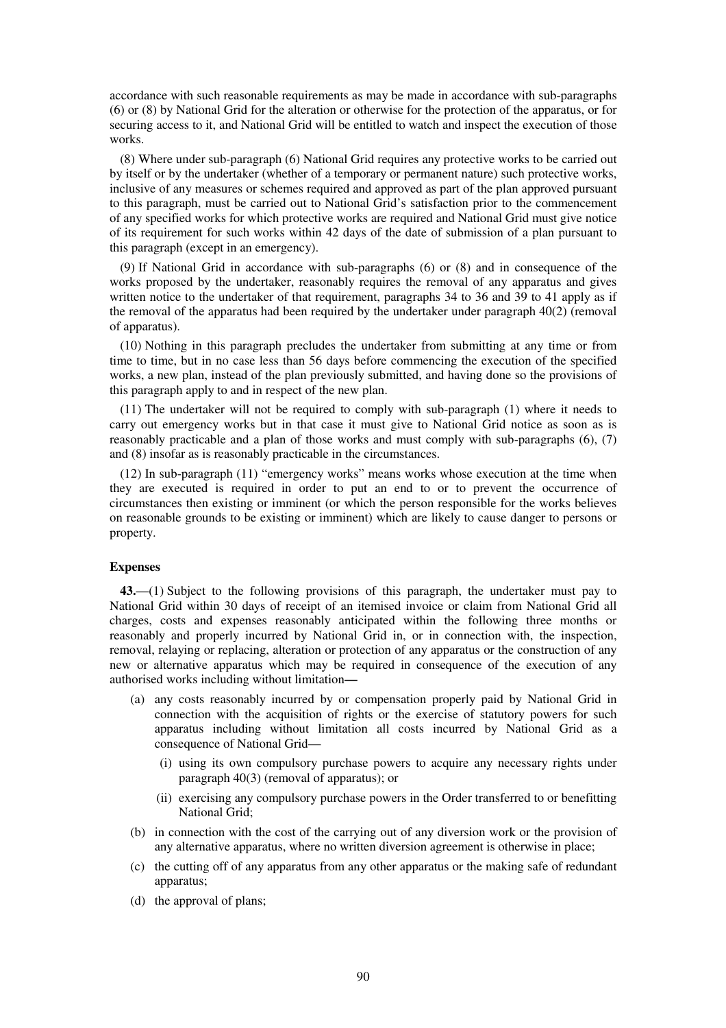accordance with such reasonable requirements as may be made in accordance with sub-paragraphs (6) or (8) by National Grid for the alteration or otherwise for the protection of the apparatus, or for securing access to it, and National Grid will be entitled to watch and inspect the execution of those works.

(8) Where under sub-paragraph (6) National Grid requires any protective works to be carried out by itself or by the undertaker (whether of a temporary or permanent nature) such protective works, inclusive of any measures or schemes required and approved as part of the plan approved pursuant to this paragraph, must be carried out to National Grid's satisfaction prior to the commencement of any specified works for which protective works are required and National Grid must give notice of its requirement for such works within 42 days of the date of submission of a plan pursuant to this paragraph (except in an emergency).

(9) If National Grid in accordance with sub-paragraphs (6) or (8) and in consequence of the works proposed by the undertaker, reasonably requires the removal of any apparatus and gives written notice to the undertaker of that requirement, paragraphs 34 to 36 and 39 to 41 apply as if the removal of the apparatus had been required by the undertaker under paragraph 40(2) (removal of apparatus).

(10) Nothing in this paragraph precludes the undertaker from submitting at any time or from time to time, but in no case less than 56 days before commencing the execution of the specified works, a new plan, instead of the plan previously submitted, and having done so the provisions of this paragraph apply to and in respect of the new plan.

(11) The undertaker will not be required to comply with sub-paragraph (1) where it needs to carry out emergency works but in that case it must give to National Grid notice as soon as is reasonably practicable and a plan of those works and must comply with sub-paragraphs (6), (7) and (8) insofar as is reasonably practicable in the circumstances.

(12) In sub-paragraph (11) "emergency works" means works whose execution at the time when they are executed is required in order to put an end to or to prevent the occurrence of circumstances then existing or imminent (or which the person responsible for the works believes on reasonable grounds to be existing or imminent) which are likely to cause danger to persons or property.

**Expenses**

**43.**—(1) Subject to the following provisions of this paragraph, the undertaker must pay to National Grid within 30 days of receipt of an itemised invoice or claim from National Grid all charges, costs and expenses reasonably anticipated within the following three months or reasonably and properly incurred by National Grid in, or in connection with, the inspection, removal, relaying or replacing, alteration or protection of any apparatus or the construction of any new or alternative apparatus which may be required in consequence of the execution of any authorised works including without limitation**—**

- (a) any costs reasonably incurred by or compensation properly paid by National Grid in connection with the acquisition of rights or the exercise of statutory powers for such apparatus including without limitation all costs incurred by National Grid as a consequence of National Grid—
  - (i) using its own compulsory purchase powers to acquire any necessary rights under paragraph 40(3) (removal of apparatus); or
  - (ii) exercising any compulsory purchase powers in the Order transferred to or benefitting National Grid;
- (b) in connection with the cost of the carrying out of any diversion work or the provision of any alternative apparatus, where no written diversion agreement is otherwise in place;
- (c) the cutting off of any apparatus from any other apparatus or the making safe of redundant apparatus;
- (d) the approval of plans;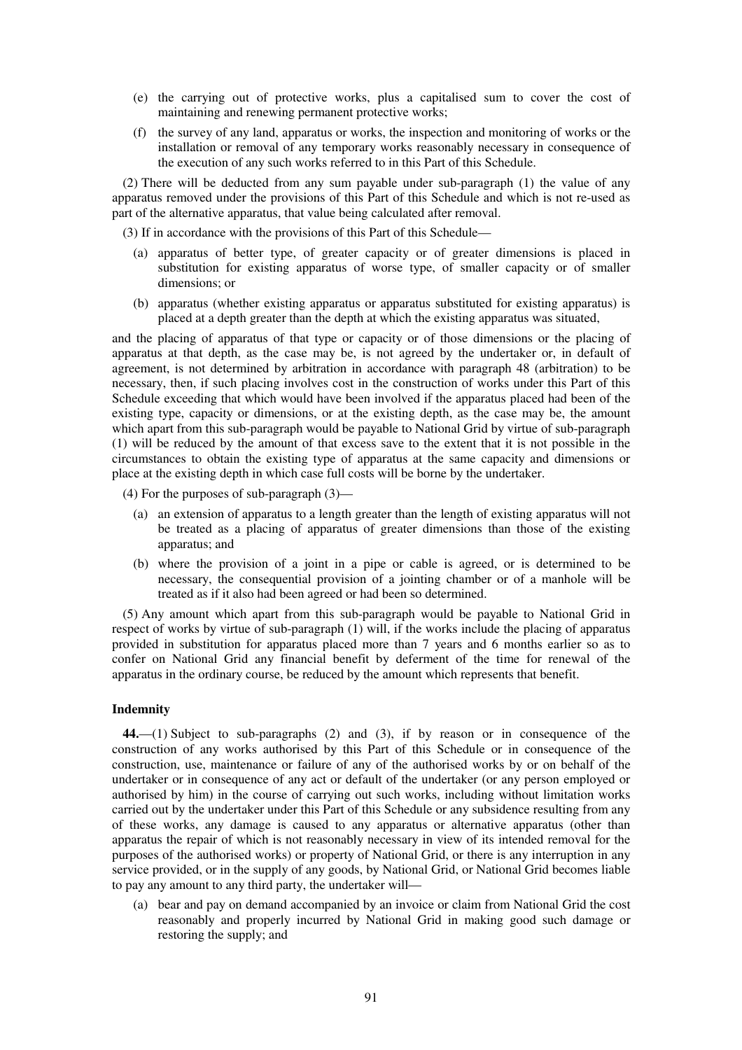(e) the carrying out of protective works, plus a capitalised sum to cover the cost of maintaining and renewing permanent protective works;

(f) the survey of any land, apparatus or works, the inspection and monitoring of works or the installation or removal of any temporary works reasonably necessary in consequence of the execution of any such works referred to in this Part of this Schedule.

(2) There will be deducted from any sum payable under sub-paragraph (1) the value of any apparatus removed under the provisions of this Part of this Schedule and which is not re-used as part of the alternative apparatus, that value being calculated after removal.

(3) If in accordance with the provisions of this Part of this Schedule—

(a) apparatus of better type, of greater capacity or of greater dimensions is placed in substitution for existing apparatus of worse type, of smaller capacity or of smaller dimensions; or

(b) apparatus (whether existing apparatus or apparatus substituted for existing apparatus) is placed at a depth greater than the depth at which the existing apparatus was situated,

and the placing of apparatus of that type or capacity or of those dimensions or the placing of apparatus at that depth, as the case may be, is not agreed by the undertaker or, in default of agreement, is not determined by arbitration in accordance with paragraph 48 (arbitration) to be necessary, then, if such placing involves cost in the construction of works under this Part of this Schedule exceeding that which would have been involved if the apparatus placed had been of the existing type, capacity or dimensions, or at the existing depth, as the case may be, the amount which apart from this sub-paragraph would be payable to National Grid by virtue of sub-paragraph (1) will be reduced by the amount of that excess save to the extent that it is not possible in the circumstances to obtain the existing type of apparatus at the same capacity and dimensions or place at the existing depth in which case full costs will be borne by the undertaker.

(4) For the purposes of sub-paragraph (3)—

(a) an extension of apparatus to a length greater than the length of existing apparatus will not be treated as a placing of apparatus of greater dimensions than those of the existing apparatus; and

(b) where the provision of a joint in a pipe or cable is agreed, or is determined to be necessary, the consequential provision of a jointing chamber or of a manhole will be treated as if it also had been agreed or had been so determined.

(5) Any amount which apart from this sub-paragraph would be payable to National Grid in respect of works by virtue of sub-paragraph (1) will, if the works include the placing of apparatus provided in substitution for apparatus placed more than 7 years and 6 months earlier so as to confer on National Grid any financial benefit by deferment of the time for renewal of the apparatus in the ordinary course, be reduced by the amount which represents that benefit.

**Indemnity**

**44.**—(1) Subject to sub-paragraphs (2) and (3), if by reason or in consequence of the construction of any works authorised by this Part of this Schedule or in consequence of the construction, use, maintenance or failure of any of the authorised works by or on behalf of the undertaker or in consequence of any act or default of the undertaker (or any person employed or authorised by him) in the course of carrying out such works, including without limitation works carried out by the undertaker under this Part of this Schedule or any subsidence resulting from any of these works, any damage is caused to any apparatus or alternative apparatus (other than apparatus the repair of which is not reasonably necessary in view of its intended removal for the purposes of the authorised works) or property of National Grid, or there is any interruption in any service provided, or in the supply of any goods, by National Grid, or National Grid becomes liable to pay any amount to any third party, the undertaker will—

(a) bear and pay on demand accompanied by an invoice or claim from National Grid the cost reasonably and properly incurred by National Grid in making good such damage or restoring the supply; and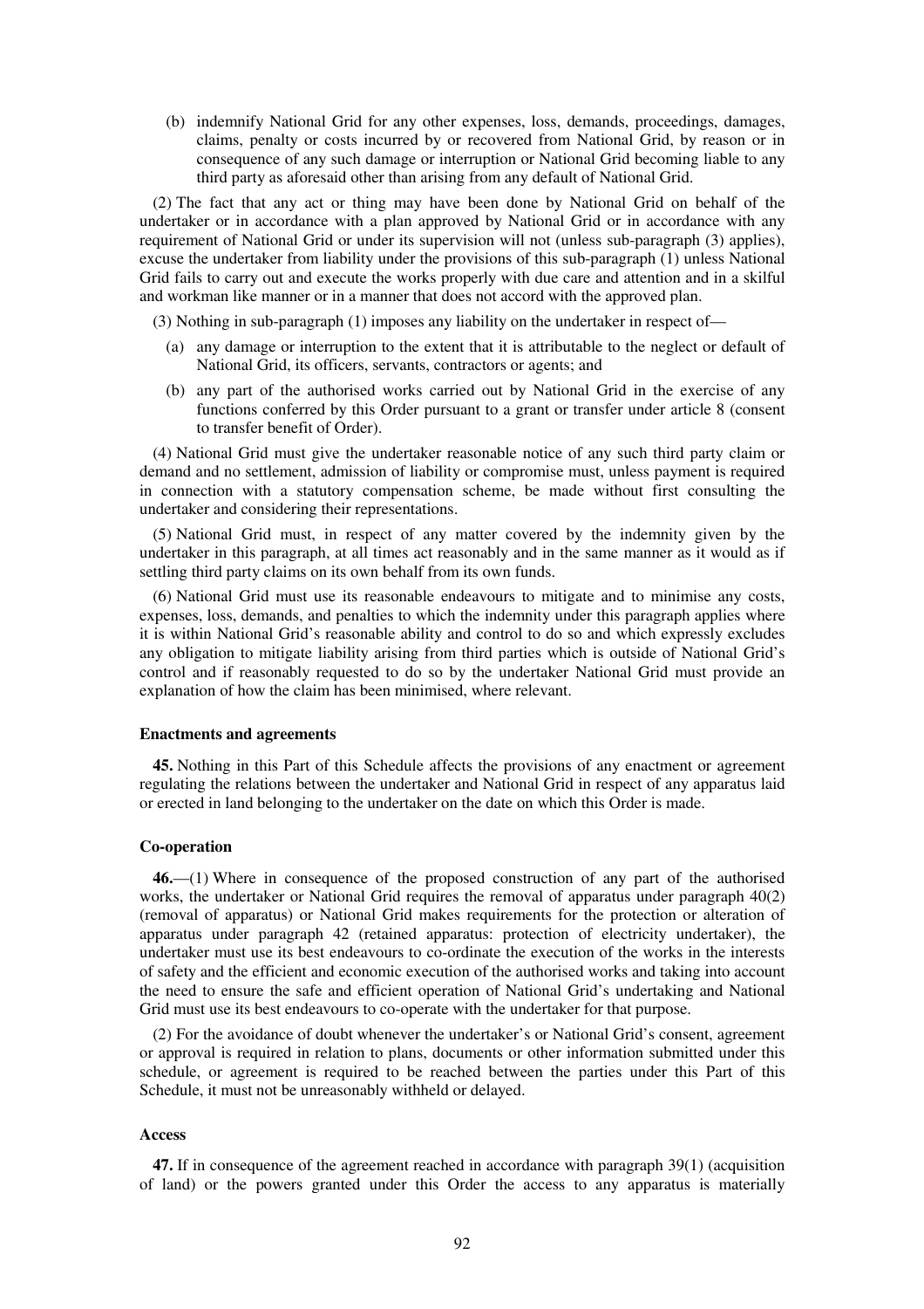(b) indemnify National Grid for any other expenses, loss, demands, proceedings, damages, claims, penalty or costs incurred by or recovered from National Grid, by reason or in consequence of any such damage or interruption or National Grid becoming liable to any third party as aforesaid other than arising from any default of National Grid.

(2) The fact that any act or thing may have been done by National Grid on behalf of the undertaker or in accordance with a plan approved by National Grid or in accordance with any requirement of National Grid or under its supervision will not (unless sub-paragraph (3) applies), excuse the undertaker from liability under the provisions of this sub-paragraph (1) unless National Grid fails to carry out and execute the works properly with due care and attention and in a skilful and workman like manner or in a manner that does not accord with the approved plan.

(3) Nothing in sub-paragraph (1) imposes any liability on the undertaker in respect of—

(a) any damage or interruption to the extent that it is attributable to the neglect or default of National Grid, its officers, servants, contractors or agents; and

(b) any part of the authorised works carried out by National Grid in the exercise of any functions conferred by this Order pursuant to a grant or transfer under article 8 (consent to transfer benefit of Order).

(4) National Grid must give the undertaker reasonable notice of any such third party claim or demand and no settlement, admission of liability or compromise must, unless payment is required in connection with a statutory compensation scheme, be made without first consulting the undertaker and considering their representations.

(5) National Grid must, in respect of any matter covered by the indemnity given by the undertaker in this paragraph, at all times act reasonably and in the same manner as it would as if settling third party claims on its own behalf from its own funds.

(6) National Grid must use its reasonable endeavours to mitigate and to minimise any costs, expenses, loss, demands, and penalties to which the indemnity under this paragraph applies where it is within National Grid's reasonable ability and control to do so and which expressly excludes any obligation to mitigate liability arising from third parties which is outside of National Grid's control and if reasonably requested to do so by the undertaker National Grid must provide an explanation of how the claim has been minimised, where relevant.

**Enactments and agreements**

**45.** Nothing in this Part of this Schedule affects the provisions of any enactment or agreement regulating the relations between the undertaker and National Grid in respect of any apparatus laid or erected in land belonging to the undertaker on the date on which this Order is made.

**Co-operation**

**46.**—(1) Where in consequence of the proposed construction of any part of the authorised works, the undertaker or National Grid requires the removal of apparatus under paragraph 40(2) (removal of apparatus) or National Grid makes requirements for the protection or alteration of apparatus under paragraph 42 (retained apparatus: protection of electricity undertaker), the undertaker must use its best endeavours to co-ordinate the execution of the works in the interests of safety and the efficient and economic execution of the authorised works and taking into account the need to ensure the safe and efficient operation of National Grid's undertaking and National Grid must use its best endeavours to co-operate with the undertaker for that purpose.

(2) For the avoidance of doubt whenever the undertaker's or National Grid's consent, agreement or approval is required in relation to plans, documents or other information submitted under this schedule, or agreement is required to be reached between the parties under this Part of this Schedule, it must not be unreasonably withheld or delayed.

**Access**

**47.** If in consequence of the agreement reached in accordance with paragraph 39(1) (acquisition of land) or the powers granted under this Order the access to any apparatus is materially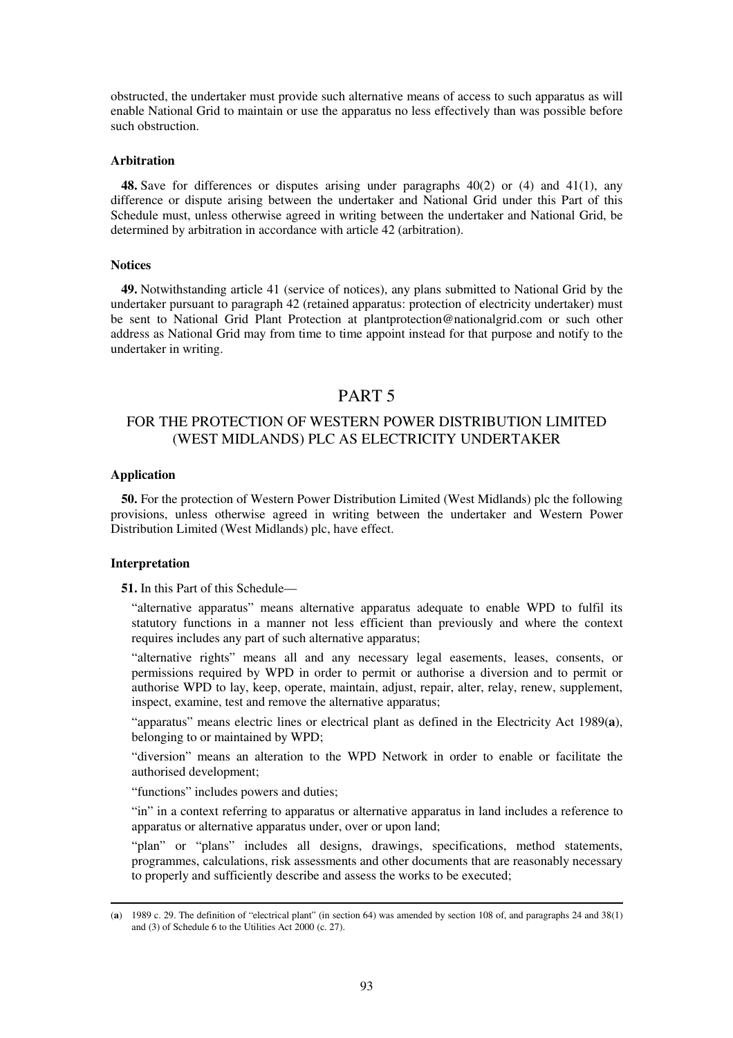obstructed, the undertaker must provide such alternative means of access to such apparatus as will enable National Grid to maintain or use the apparatus no less effectively than was possible before such obstruction.

**Arbitration**

**48.** Save for differences or disputes arising under paragraphs 40(2) or (4) and 41(1), any difference or dispute arising between the undertaker and National Grid under this Part of this Schedule must, unless otherwise agreed in writing between the undertaker and National Grid, be determined by arbitration in accordance with article 42 (arbitration).

**Notices**

**49.** Notwithstanding article 41 (service of notices), any plans submitted to National Grid by the undertaker pursuant to paragraph 42 (retained apparatus: protection of electricity undertaker) must be sent to National Grid Plant Protection at plantprotection@nationalgrid.com or such other address as National Grid may from time to time appoint instead for that purpose and notify to the undertaker in writing.

## PART 5

## FOR THE PROTECTION OF WESTERN POWER DISTRIBUTION LIMITED (WEST MIDLANDS) PLC AS ELECTRICITY UNDERTAKER

**Application**

**50.** For the protection of Western Power Distribution Limited (West Midlands) plc the following provisions, unless otherwise agreed in writing between the undertaker and Western Power Distribution Limited (West Midlands) plc, have effect.

**Interpretation**

**51.** In this Part of this Schedule—

"alternative apparatus" means alternative apparatus adequate to enable WPD to fulfil its statutory functions in a manner not less efficient than previously and where the context requires includes any part of such alternative apparatus;

"alternative rights" means all and any necessary legal easements, leases, consents, or permissions required by WPD in order to permit or authorise a diversion and to permit or authorise WPD to lay, keep, operate, maintain, adjust, repair, alter, relay, renew, supplement, inspect, examine, test and remove the alternative apparatus;

"apparatus" means electric lines or electrical plant as defined in the Electricity Act 1989(**a**), belonging to or maintained by WPD;

"diversion" means an alteration to the WPD Network in order to enable or facilitate the authorised development;

"functions" includes powers and duties;

"in" in a context referring to apparatus or alternative apparatus in land includes a reference to apparatus or alternative apparatus under, over or upon land;

"plan" or "plans" includes all designs, drawings, specifications, method statements, programmes, calculations, risk assessments and other documents that are reasonably necessary to properly and sufficiently describe and assess the works to be executed;

---

(**a**) 1989 c. 29. The definition of "electrical plant" (in section 64) was amended by section 108 of, and paragraphs 24 and 38(1) and (3) of Schedule 6 to the Utilities Act 2000 (c. 27).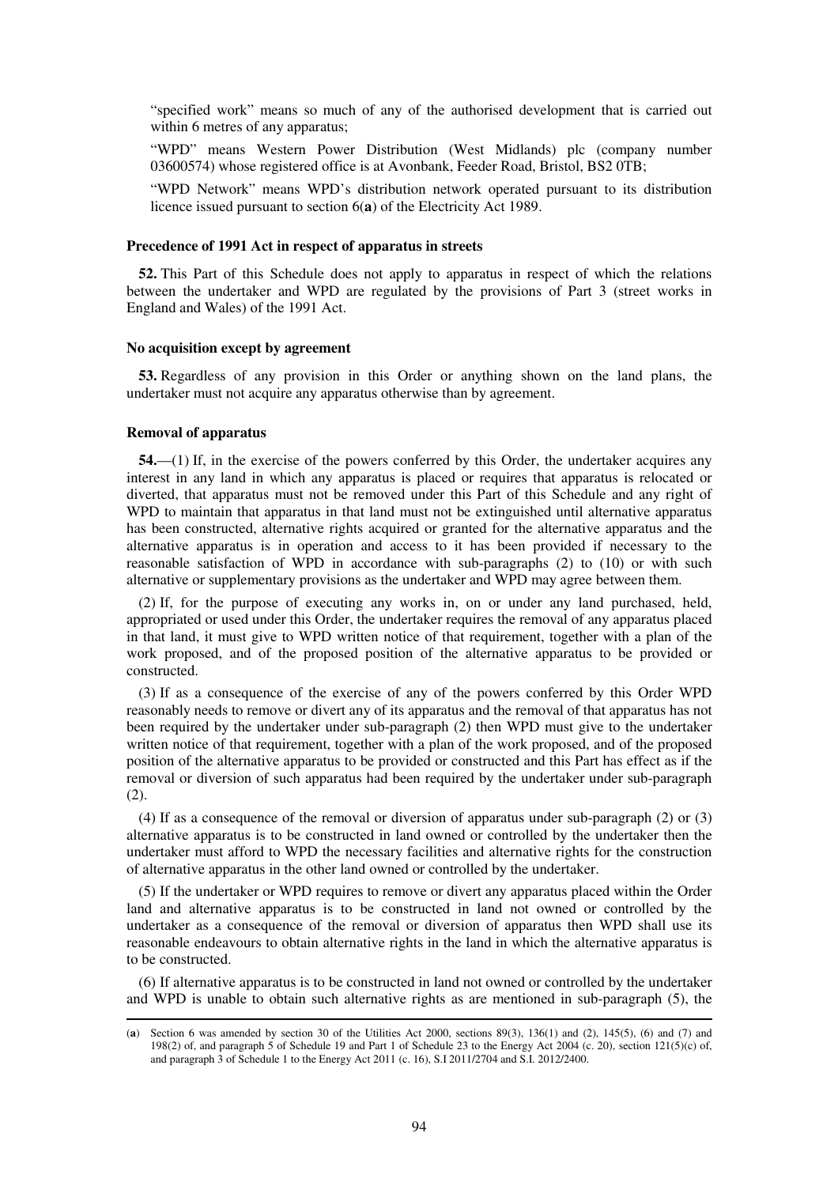"specified work" means so much of any of the authorised development that is carried out within 6 metres of any apparatus;

"WPD" means Western Power Distribution (West Midlands) plc (company number 03600574) whose registered office is at Avonbank, Feeder Road, Bristol, BS2 0TB;

"WPD Network" means WPD's distribution network operated pursuant to its distribution licence issued pursuant to section 6(**a**) of the Electricity Act 1989.

**Precedence of 1991 Act in respect of apparatus in streets**

**52.** This Part of this Schedule does not apply to apparatus in respect of which the relations between the undertaker and WPD are regulated by the provisions of Part 3 (street works in England and Wales) of the 1991 Act.

**No acquisition except by agreement**

**53.** Regardless of any provision in this Order or anything shown on the land plans, the undertaker must not acquire any apparatus otherwise than by agreement.

**Removal of apparatus**

**54.**—(1) If, in the exercise of the powers conferred by this Order, the undertaker acquires any interest in any land in which any apparatus is placed or requires that apparatus is relocated or diverted, that apparatus must not be removed under this Part of this Schedule and any right of WPD to maintain that apparatus in that land must not be extinguished until alternative apparatus has been constructed, alternative rights acquired or granted for the alternative apparatus and the alternative apparatus is in operation and access to it has been provided if necessary to the reasonable satisfaction of WPD in accordance with sub-paragraphs (2) to (10) or with such alternative or supplementary provisions as the undertaker and WPD may agree between them.

(2) If, for the purpose of executing any works in, on or under any land purchased, held, appropriated or used under this Order, the undertaker requires the removal of any apparatus placed in that land, it must give to WPD written notice of that requirement, together with a plan of the work proposed, and of the proposed position of the alternative apparatus to be provided or constructed.

(3) If as a consequence of the exercise of any of the powers conferred by this Order WPD reasonably needs to remove or divert any of its apparatus and the removal of that apparatus has not been required by the undertaker under sub-paragraph (2) then WPD must give to the undertaker written notice of that requirement, together with a plan of the work proposed, and of the proposed position of the alternative apparatus to be provided or constructed and this Part has effect as if the removal or diversion of such apparatus had been required by the undertaker under sub-paragraph (2).

(4) If as a consequence of the removal or diversion of apparatus under sub-paragraph (2) or (3) alternative apparatus is to be constructed in land owned or controlled by the undertaker then the undertaker must afford to WPD the necessary facilities and alternative rights for the construction of alternative apparatus in the other land owned or controlled by the undertaker.

(5) If the undertaker or WPD requires to remove or divert any apparatus placed within the Order land and alternative apparatus is to be constructed in land not owned or controlled by the undertaker as a consequence of the removal or diversion of apparatus then WPD shall use its reasonable endeavours to obtain alternative rights in the land in which the alternative apparatus is to be constructed.

(6) If alternative apparatus is to be constructed in land not owned or controlled by the undertaker and WPD is unable to obtain such alternative rights as are mentioned in sub-paragraph (5), the

---

(**a**) Section 6 was amended by section 30 of the Utilities Act 2000, sections 89(3), 136(1) and (2), 145(5), (6) and (7) and 198(2) of, and paragraph 5 of Schedule 19 and Part 1 of Schedule 23 to the Energy Act 2004 (c. 20), section 121(5)(c) of, and paragraph 3 of Schedule 1 to the Energy Act 2011 (c. 16), S.I 2011/2704 and S.I. 2012/2400.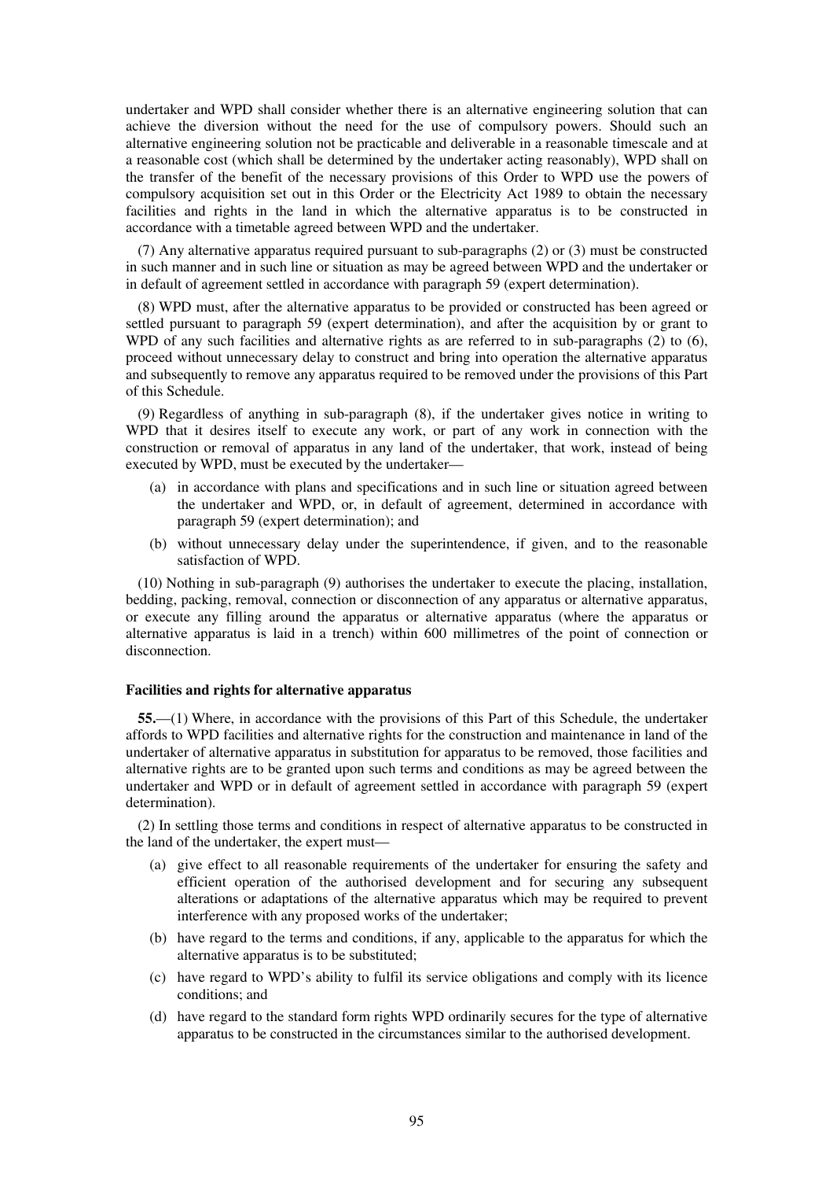undertaker and WPD shall consider whether there is an alternative engineering solution that can achieve the diversion without the need for the use of compulsory powers. Should such an alternative engineering solution not be practicable and deliverable in a reasonable timescale and at a reasonable cost (which shall be determined by the undertaker acting reasonably), WPD shall on the transfer of the benefit of the necessary provisions of this Order to WPD use the powers of compulsory acquisition set out in this Order or the Electricity Act 1989 to obtain the necessary facilities and rights in the land in which the alternative apparatus is to be constructed in accordance with a timetable agreed between WPD and the undertaker.

(7) Any alternative apparatus required pursuant to sub-paragraphs (2) or (3) must be constructed in such manner and in such line or situation as may be agreed between WPD and the undertaker or in default of agreement settled in accordance with paragraph 59 (expert determination).

(8) WPD must, after the alternative apparatus to be provided or constructed has been agreed or settled pursuant to paragraph 59 (expert determination), and after the acquisition by or grant to WPD of any such facilities and alternative rights as are referred to in sub-paragraphs (2) to (6), proceed without unnecessary delay to construct and bring into operation the alternative apparatus and subsequently to remove any apparatus required to be removed under the provisions of this Part of this Schedule.

(9) Regardless of anything in sub-paragraph (8), if the undertaker gives notice in writing to WPD that it desires itself to execute any work, or part of any work in connection with the construction or removal of apparatus in any land of the undertaker, that work, instead of being executed by WPD, must be executed by the undertaker—

(a) in accordance with plans and specifications and in such line or situation agreed between the undertaker and WPD, or, in default of agreement, determined in accordance with paragraph 59 (expert determination); and

(b) without unnecessary delay under the superintendence, if given, and to the reasonable satisfaction of WPD.

(10) Nothing in sub-paragraph (9) authorises the undertaker to execute the placing, installation, bedding, packing, removal, connection or disconnection of any apparatus or alternative apparatus, or execute any filling around the apparatus or alternative apparatus (where the apparatus or alternative apparatus is laid in a trench) within 600 millimetres of the point of connection or disconnection.

**Facilities and rights for alternative apparatus**

**55.**—(1) Where, in accordance with the provisions of this Part of this Schedule, the undertaker affords to WPD facilities and alternative rights for the construction and maintenance in land of the undertaker of alternative apparatus in substitution for apparatus to be removed, those facilities and alternative rights are to be granted upon such terms and conditions as may be agreed between the undertaker and WPD or in default of agreement settled in accordance with paragraph 59 (expert determination).

(2) In settling those terms and conditions in respect of alternative apparatus to be constructed in the land of the undertaker, the expert must—

(a) give effect to all reasonable requirements of the undertaker for ensuring the safety and efficient operation of the authorised development and for securing any subsequent alterations or adaptations of the alternative apparatus which may be required to prevent interference with any proposed works of the undertaker;

(b) have regard to the terms and conditions, if any, applicable to the apparatus for which the alternative apparatus is to be substituted;

(c) have regard to WPD's ability to fulfil its service obligations and comply with its licence conditions; and

(d) have regard to the standard form rights WPD ordinarily secures for the type of alternative apparatus to be constructed in the circumstances similar to the authorised development.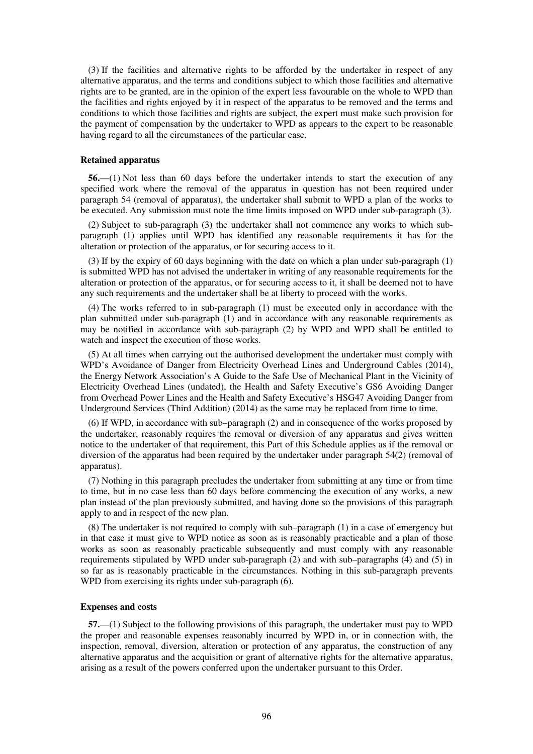(3) If the facilities and alternative rights to be afforded by the undertaker in respect of any alternative apparatus, and the terms and conditions subject to which those facilities and alternative rights are to be granted, are in the opinion of the expert less favourable on the whole to WPD than the facilities and rights enjoyed by it in respect of the apparatus to be removed and the terms and conditions to which those facilities and rights are subject, the expert must make such provision for the payment of compensation by the undertaker to WPD as appears to the expert to be reasonable having regard to all the circumstances of the particular case.

**Retained apparatus**

**56.**—(1) Not less than 60 days before the undertaker intends to start the execution of any specified work where the removal of the apparatus in question has not been required under paragraph 54 (removal of apparatus), the undertaker shall submit to WPD a plan of the works to be executed. Any submission must note the time limits imposed on WPD under sub-paragraph (3).

(2) Subject to sub-paragraph (3) the undertaker shall not commence any works to which sub-paragraph (1) applies until WPD has identified any reasonable requirements it has for the alteration or protection of the apparatus, or for securing access to it.

(3) If by the expiry of 60 days beginning with the date on which a plan under sub-paragraph (1) is submitted WPD has not advised the undertaker in writing of any reasonable requirements for the alteration or protection of the apparatus, or for securing access to it, it shall be deemed not to have any such requirements and the undertaker shall be at liberty to proceed with the works.

(4) The works referred to in sub-paragraph (1) must be executed only in accordance with the plan submitted under sub-paragraph (1) and in accordance with any reasonable requirements as may be notified in accordance with sub-paragraph (2) by WPD and WPD shall be entitled to watch and inspect the execution of those works.

(5) At all times when carrying out the authorised development the undertaker must comply with WPD's Avoidance of Danger from Electricity Overhead Lines and Underground Cables (2014), the Energy Network Association's A Guide to the Safe Use of Mechanical Plant in the Vicinity of Electricity Overhead Lines (undated), the Health and Safety Executive's GS6 Avoiding Danger from Overhead Power Lines and the Health and Safety Executive's HSG47 Avoiding Danger from Underground Services (Third Addition) (2014) as the same may be replaced from time to time.

(6) If WPD, in accordance with sub–paragraph (2) and in consequence of the works proposed by the undertaker, reasonably requires the removal or diversion of any apparatus and gives written notice to the undertaker of that requirement, this Part of this Schedule applies as if the removal or diversion of the apparatus had been required by the undertaker under paragraph 54(2) (removal of apparatus).

(7) Nothing in this paragraph precludes the undertaker from submitting at any time or from time to time, but in no case less than 60 days before commencing the execution of any works, a new plan instead of the plan previously submitted, and having done so the provisions of this paragraph apply to and in respect of the new plan.

(8) The undertaker is not required to comply with sub–paragraph (1) in a case of emergency but in that case it must give to WPD notice as soon as is reasonably practicable and a plan of those works as soon as reasonably practicable subsequently and must comply with any reasonable requirements stipulated by WPD under sub-paragraph (2) and with sub–paragraphs (4) and (5) in so far as is reasonably practicable in the circumstances. Nothing in this sub-paragraph prevents WPD from exercising its rights under sub-paragraph (6).

**Expenses and costs**

**57.**—(1) Subject to the following provisions of this paragraph, the undertaker must pay to WPD the proper and reasonable expenses reasonably incurred by WPD in, or in connection with, the inspection, removal, diversion, alteration or protection of any apparatus, the construction of any alternative apparatus and the acquisition or grant of alternative rights for the alternative apparatus, arising as a result of the powers conferred upon the undertaker pursuant to this Order.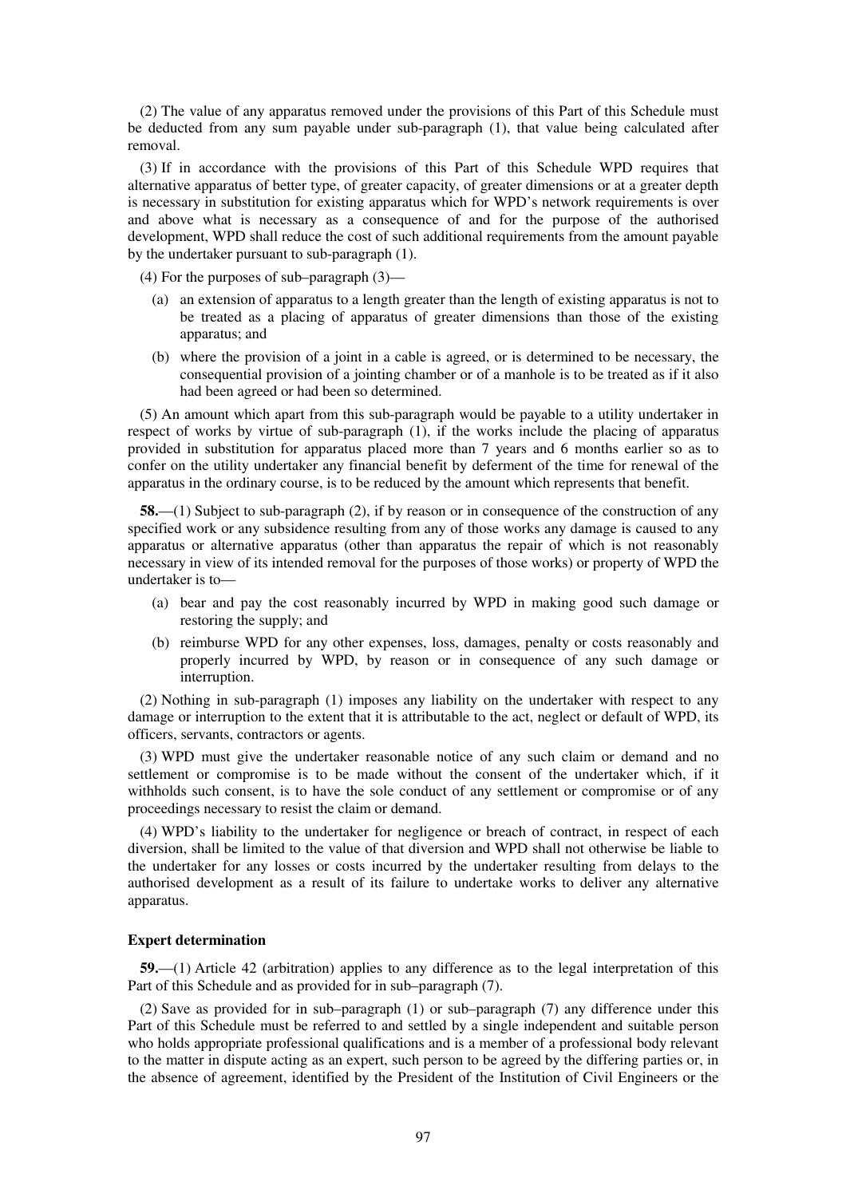(2) The value of any apparatus removed under the provisions of this Part of this Schedule must be deducted from any sum payable under sub-paragraph (1), that value being calculated after removal.

(3) If in accordance with the provisions of this Part of this Schedule WPD requires that alternative apparatus of better type, of greater capacity, of greater dimensions or at a greater depth is necessary in substitution for existing apparatus which for WPD's network requirements is over and above what is necessary as a consequence of and for the purpose of the authorised development, WPD shall reduce the cost of such additional requirements from the amount payable by the undertaker pursuant to sub-paragraph (1).

(4) For the purposes of sub–paragraph (3)—

(a) an extension of apparatus to a length greater than the length of existing apparatus is not to be treated as a placing of apparatus of greater dimensions than those of the existing apparatus; and

(b) where the provision of a joint in a cable is agreed, or is determined to be necessary, the consequential provision of a jointing chamber or of a manhole is to be treated as if it also had been agreed or had been so determined.

(5) An amount which apart from this sub-paragraph would be payable to a utility undertaker in respect of works by virtue of sub-paragraph (1), if the works include the placing of apparatus provided in substitution for apparatus placed more than 7 years and 6 months earlier so as to confer on the utility undertaker any financial benefit by deferment of the time for renewal of the apparatus in the ordinary course, is to be reduced by the amount which represents that benefit.

**58.**—(1) Subject to sub-paragraph (2), if by reason or in consequence of the construction of any specified work or any subsidence resulting from any of those works any damage is caused to any apparatus or alternative apparatus (other than apparatus the repair of which is not reasonably necessary in view of its intended removal for the purposes of those works) or property of WPD the undertaker is to—

(a) bear and pay the cost reasonably incurred by WPD in making good such damage or restoring the supply; and

(b) reimburse WPD for any other expenses, loss, damages, penalty or costs reasonably and properly incurred by WPD, by reason or in consequence of any such damage or interruption.

(2) Nothing in sub-paragraph (1) imposes any liability on the undertaker with respect to any damage or interruption to the extent that it is attributable to the act, neglect or default of WPD, its officers, servants, contractors or agents.

(3) WPD must give the undertaker reasonable notice of any such claim or demand and no settlement or compromise is to be made without the consent of the undertaker which, if it withholds such consent, is to have the sole conduct of any settlement or compromise or of any proceedings necessary to resist the claim or demand.

(4) WPD's liability to the undertaker for negligence or breach of contract, in respect of each diversion, shall be limited to the value of that diversion and WPD shall not otherwise be liable to the undertaker for any losses or costs incurred by the undertaker resulting from delays to the authorised development as a result of its failure to undertake works to deliver any alternative apparatus.

**Expert determination**

**59.**—(1) Article 42 (arbitration) applies to any difference as to the legal interpretation of this Part of this Schedule and as provided for in sub–paragraph (7).

(2) Save as provided for in sub–paragraph (1) or sub–paragraph (7) any difference under this Part of this Schedule must be referred to and settled by a single independent and suitable person who holds appropriate professional qualifications and is a member of a professional body relevant to the matter in dispute acting as an expert, such person to be agreed by the differing parties or, in the absence of agreement, identified by the President of the Institution of Civil Engineers or the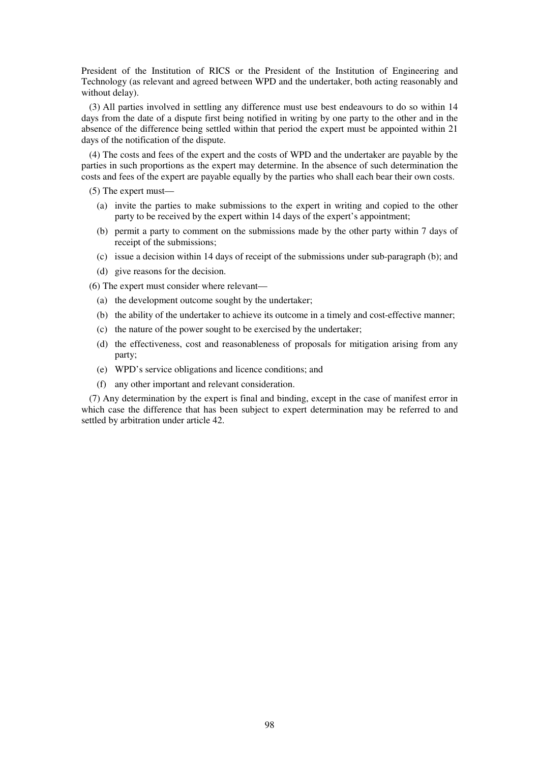President of the Institution of RICS or the President of the Institution of Engineering and Technology (as relevant and agreed between WPD and the undertaker, both acting reasonably and without delay).

(3) All parties involved in settling any difference must use best endeavours to do so within 14 days from the date of a dispute first being notified in writing by one party to the other and in the absence of the difference being settled within that period the expert must be appointed within 21 days of the notification of the dispute.

(4) The costs and fees of the expert and the costs of WPD and the undertaker are payable by the parties in such proportions as the expert may determine. In the absence of such determination the costs and fees of the expert are payable equally by the parties who shall each bear their own costs.

(5) The expert must—

- (a) invite the parties to make submissions to the expert in writing and copied to the other party to be received by the expert within 14 days of the expert's appointment;
- (b) permit a party to comment on the submissions made by the other party within 7 days of receipt of the submissions;
- (c) issue a decision within 14 days of receipt of the submissions under sub-paragraph (b); and
- (d) give reasons for the decision.

(6) The expert must consider where relevant—

- (a) the development outcome sought by the undertaker;
- (b) the ability of the undertaker to achieve its outcome in a timely and cost-effective manner;
- (c) the nature of the power sought to be exercised by the undertaker;
- (d) the effectiveness, cost and reasonableness of proposals for mitigation arising from any party;
- (e) WPD's service obligations and licence conditions; and
- (f) any other important and relevant consideration.

(7) Any determination by the expert is final and binding, except in the case of manifest error in which case the difference that has been subject to expert determination may be referred to and settled by arbitration under article 42.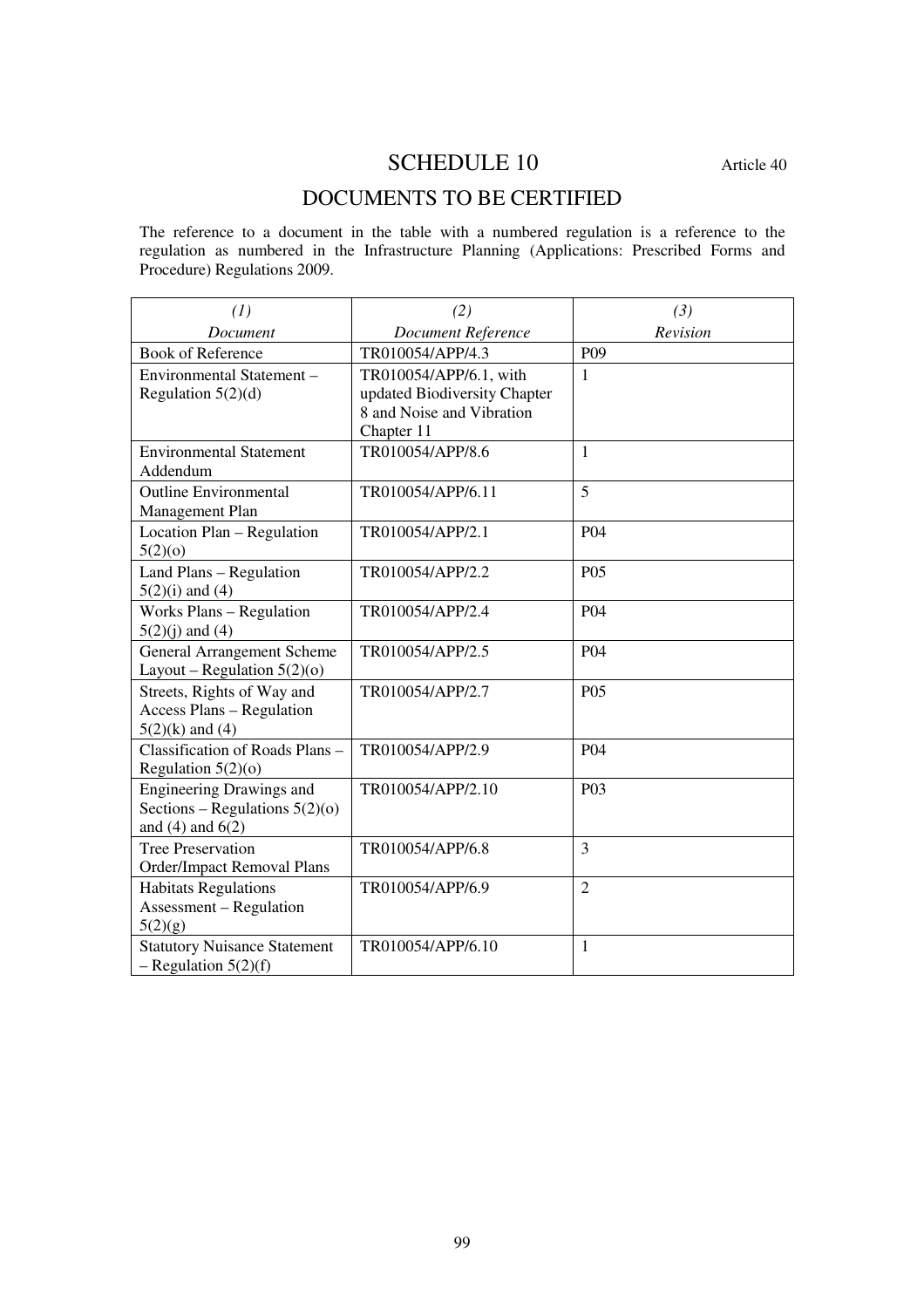# SCHEDULE 10

Article 40

## DOCUMENTS TO BE CERTIFIED

The reference to a document in the table with a numbered regulation is a reference to the regulation as numbered in the Infrastructure Planning (Applications: Prescribed Forms and Procedure) Regulations 2009.

| *(1)* *Document* | *(2)* *Document Reference* | *(3)* *Revision* |
|---|---|---|
| Book of Reference | TR010054/APP/4.3 | P09 |
| Environmental Statement – Regulation 5(2)(d) | TR010054/APP/6.1, with updated Biodiversity Chapter 8 and Noise and Vibration Chapter 11 | 1 |
| Environmental Statement Addendum | TR010054/APP/8.6 | 1 |
| Outline Environmental Management Plan | TR010054/APP/6.11 | 5 |
| Location Plan – Regulation 5(2)(o) | TR010054/APP/2.1 | P04 |
| Land Plans – Regulation 5(2)(i) and (4) | TR010054/APP/2.2 | P05 |
| Works Plans – Regulation 5(2)(j) and (4) | TR010054/APP/2.4 | P04 |
| General Arrangement Scheme Layout – Regulation 5(2)(o) | TR010054/APP/2.5 | P04 |
| Streets, Rights of Way and Access Plans – Regulation 5(2)(k) and (4) | TR010054/APP/2.7 | P05 |
| Classification of Roads Plans – Regulation 5(2)(o) | TR010054/APP/2.9 | P04 |
| Engineering Drawings and Sections – Regulations 5(2)(o) and (4) and 6(2) | TR010054/APP/2.10 | P03 |
| Tree Preservation Order/Impact Removal Plans | TR010054/APP/6.8 | 3 |
| Habitats Regulations Assessment – Regulation 5(2)(g) | TR010054/APP/6.9 | 2 |
| Statutory Nuisance Statement – Regulation 5(2)(f) | TR010054/APP/6.10 | 1 |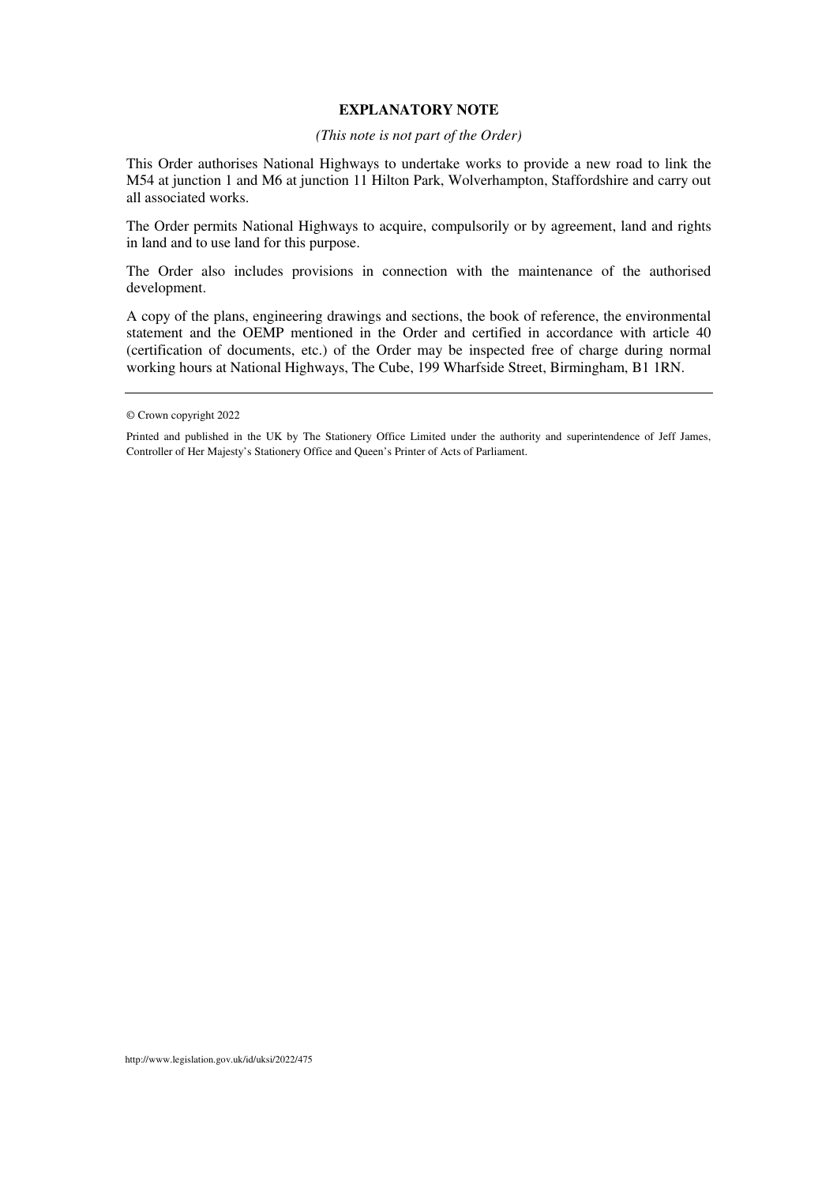**EXPLANATORY NOTE**

*(This note is not part of the Order)*

This Order authorises National Highways to undertake works to provide a new road to link the M54 at junction 1 and M6 at junction 11 Hilton Park, Wolverhampton, Staffordshire and carry out all associated works.

The Order permits National Highways to acquire, compulsorily or by agreement, land and rights in land and to use land for this purpose.

The Order also includes provisions in connection with the maintenance of the authorised development.

A copy of the plans, engineering drawings and sections, the book of reference, the environmental statement and the OEMP mentioned in the Order and certified in accordance with article 40 (certification of documents, etc.) of the Order may be inspected free of charge during normal working hours at National Highways, The Cube, 199 Wharfside Street, Birmingham, B1 1RN.

---

© Crown copyright 2022

Printed and published in the UK by The Stationery Office Limited under the authority and superintendence of Jeff James, Controller of Her Majesty's Stationery Office and Queen's Printer of Acts of Parliament.

http://www.legislation.gov.uk/id/uksi/2022/475